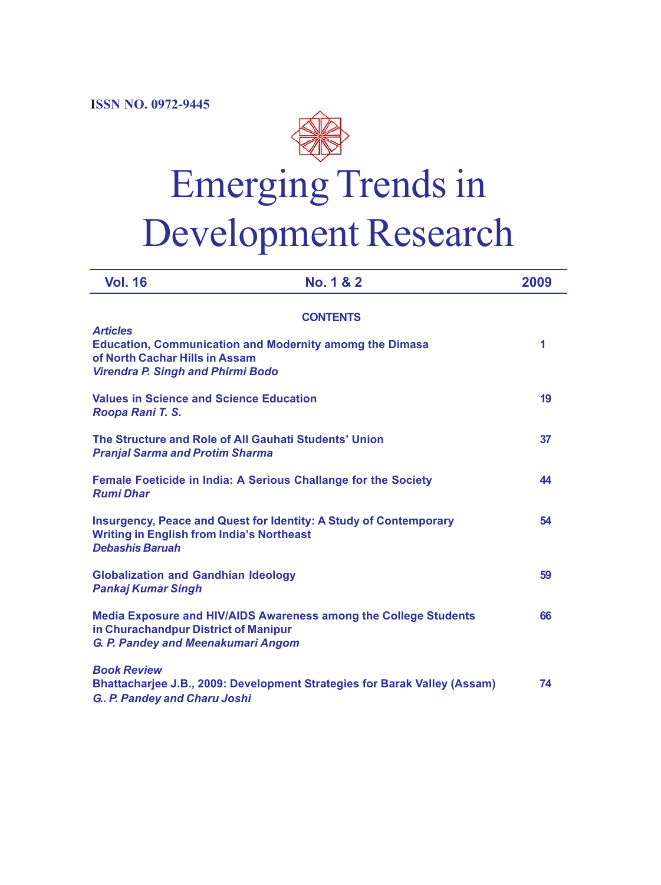ISSN NO. 0972-9445

# Emerging Trends in Development Research

**Vol. 16** | **No. 1 & 2** | **2009**

## CONTENTS

*Articles*

**Education, Communication and Modernity amomg the Dimasa of North Cachar Hills in Assam** — 1
*Virendra P. Singh and Phirmi Bodo*

**Values in Science and Science Education** — 19
*Roopa Rani T. S.*

**The Structure and Role of All Gauhati Students' Union** — 37
*Pranjal Sarma and Protim Sharma*

**Female Foeticide in India: A Serious Challange for the Society** — 44
*Rumi Dhar*

**Insurgency, Peace and Quest for Identity: A Study of Contemporary Writing in English from India's Northeast** — 54
*Debashis Baruah*

**Globalization and Gandhian Ideology** — 59
*Pankaj Kumar Singh*

**Media Exposure and HIV/AIDS Awareness among the College Students in Churachandpur District of Manipur** — 66
*G. P. Pandey and Meenakumari Angom*

*Book Review*

**Bhattacharjee J.B., 2009: Development Strategies for Barak Valley (Assam)** — 74
*G.. P. Pandey and Charu Joshi*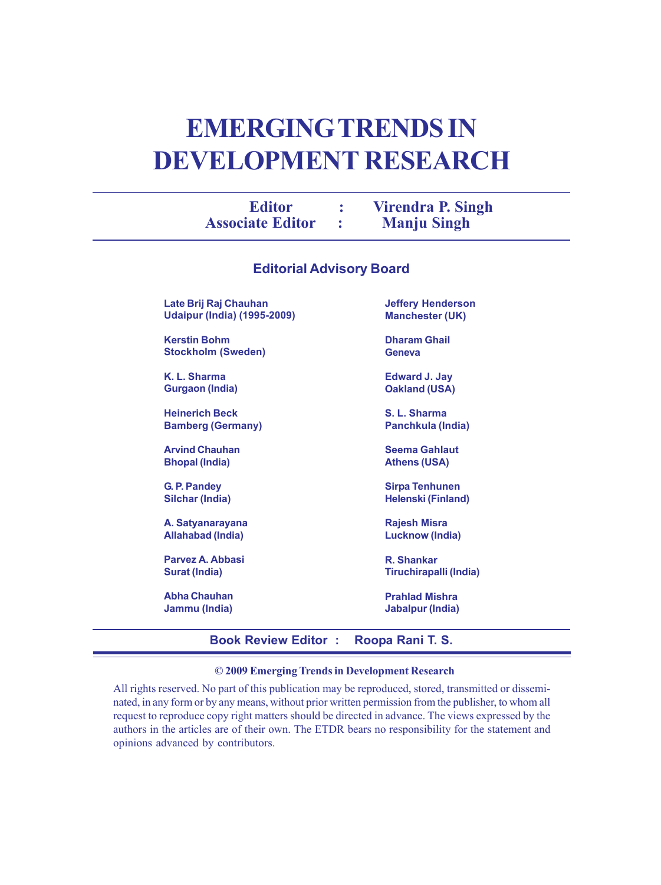# EMERGING TRENDS IN DEVELOPMENT RESEARCH

**Editor : Virendra P. Singh**
**Associate Editor : Manju Singh**

## Editorial Advisory Board

**Late Brij Raj Chauhan**
**Udaipur (India) (1995-2009)**

**Kerstin Bohm**
**Stockholm (Sweden)**

**K. L. Sharma**
**Gurgaon (India)**

**Heinerich Beck**
**Bamberg (Germany)**

**Arvind Chauhan**
**Bhopal (India)**

**G. P. Pandey**
**Silchar (India)**

**A. Satyanarayana**
**Allahabad (India)**

**Parvez A. Abbasi**
**Surat (India)**

**Abha Chauhan**
**Jammu (India)**

**Jeffery Henderson**
**Manchester (UK)**

**Dharam Ghail**
**Geneva**

**Edward J. Jay**
**Oakland (USA)**

**S. L. Sharma**
**Panchkula (India)**

**Seema Gahlaut**
**Athens (USA)**

**Sirpa Tenhunen**
**Helenski (Finland)**

**Rajesh Misra**
**Lucknow (India)**

**R. Shankar**
**Tiruchirapalli (India)**

**Prahlad Mishra**
**Jabalpur (India)**

**Book Review Editor : Roopa Rani T. S.**

**© 2009 Emerging Trends in Development Research**

All rights reserved. No part of this publication may be reproduced, stored, transmitted or disseminated, in any form or by any means, without prior written permission from the publisher, to whom all request to reproduce copy right matters should be directed in advance. The views expressed by the authors in the articles are of their own. The ETDR bears no responsibility for the statement and opinions advanced by contributors.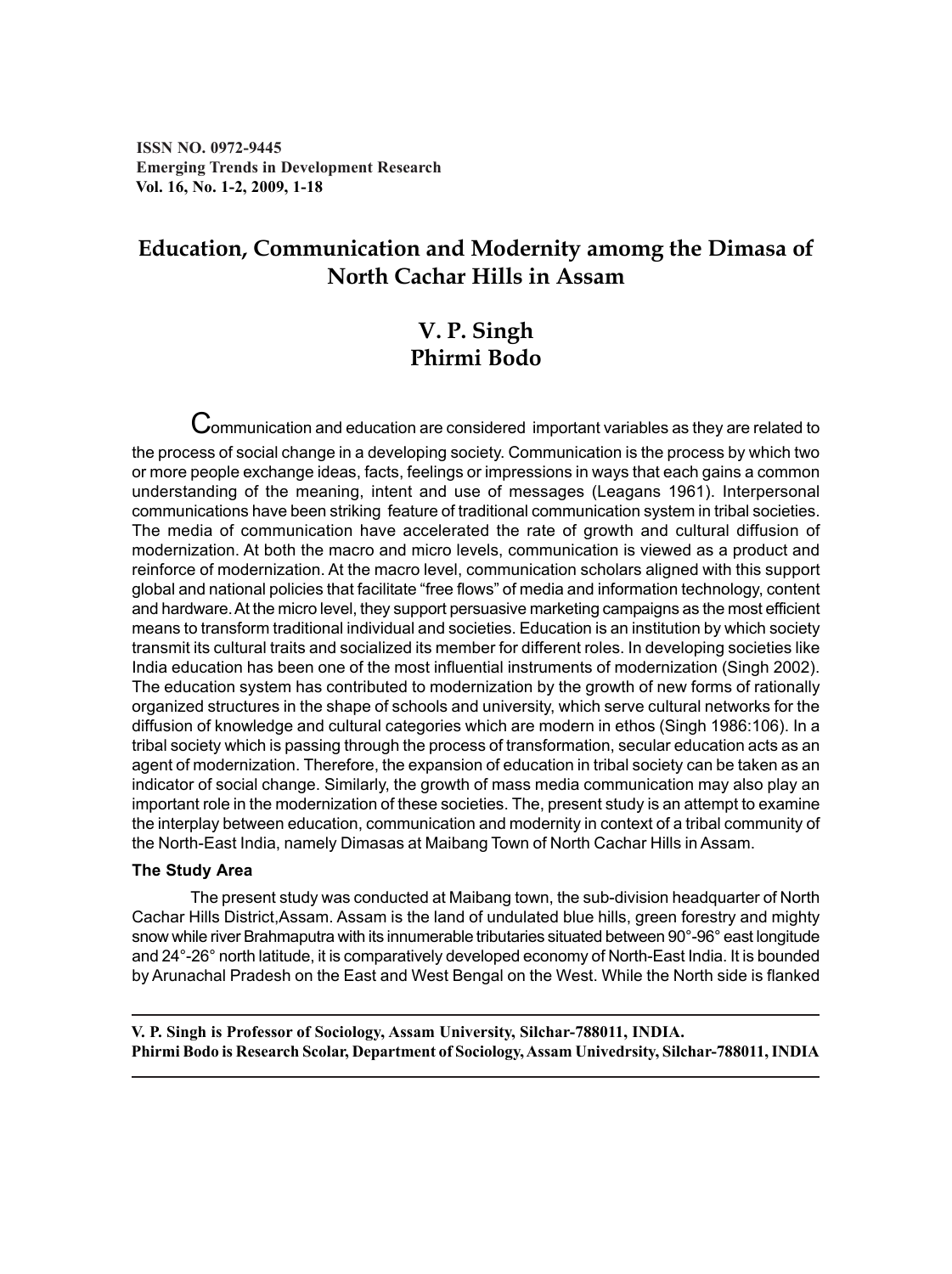ISSN NO. 0972-9445
Emerging Trends in Development Research
Vol. 16, No. 1-2, 2009, 1-18

# Education, Communication and Modernity amomg the Dimasa of North Cachar Hills in Assam

## V. P. Singh
## Phirmi Bodo

Communication and education are considered important variables as they are related to the process of social change in a developing society. Communication is the process by which two or more people exchange ideas, facts, feelings or impressions in ways that each gains a common understanding of the meaning, intent and use of messages (Leagans 1961). Interpersonal communications have been striking feature of traditional communication system in tribal societies. The media of communication have accelerated the rate of growth and cultural diffusion of modernization. At both the macro and micro levels, communication is viewed as a product and reinforce of modernization. At the macro level, communication scholars aligned with this support global and national policies that facilitate "free flows" of media and information technology, content and hardware. At the micro level, they support persuasive marketing campaigns as the most efficient means to transform traditional individual and societies. Education is an institution by which society transmit its cultural traits and socialized its member for different roles. In developing societies like India education has been one of the most influential instruments of modernization (Singh 2002). The education system has contributed to modernization by the growth of new forms of rationally organized structures in the shape of schools and university, which serve cultural networks for the diffusion of knowledge and cultural categories which are modern in ethos (Singh 1986:106). In a tribal society which is passing through the process of transformation, secular education acts as an agent of modernization. Therefore, the expansion of education in tribal society can be taken as an indicator of social change. Similarly, the growth of mass media communication may also play an important role in the modernization of these societies. The, present study is an attempt to examine the interplay between education, communication and modernity in context of a tribal community of the North-East India, namely Dimasas at Maibang Town of North Cachar Hills in Assam.

### The Study Area

The present study was conducted at Maibang town, the sub-division headquarter of North Cachar Hills District,Assam. Assam is the land of undulated blue hills, green forestry and mighty snow while river Brahmaputra with its innumerable tributaries situated between 90°-96° east longitude and 24°-26° north latitude, it is comparatively developed economy of North-East India. It is bounded by Arunachal Pradesh on the East and West Bengal on the West. While the North side is flanked

---

**V. P. Singh is Professor of Sociology, Assam University, Silchar-788011, INDIA.**
**Phirmi Bodo is Research Scolar, Department of Sociology, Assam Univedrsity, Silchar-788011, INDIA**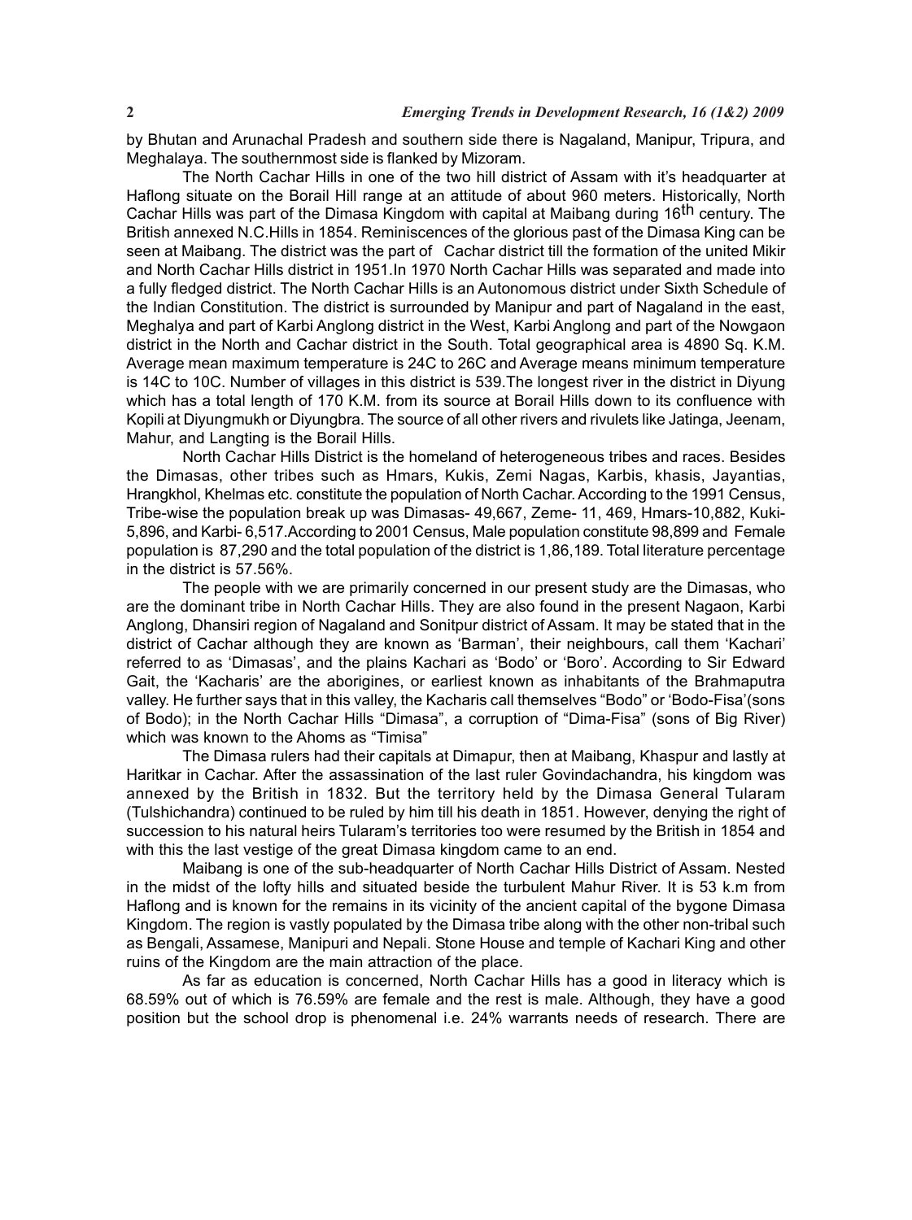by Bhutan and Arunachal Pradesh and southern side there is Nagaland, Manipur, Tripura, and Meghalaya. The southernmost side is flanked by Mizoram.

The North Cachar Hills in one of the two hill district of Assam with it's headquarter at Haflong situate on the Borail Hill range at an attitude of about 960 meters. Historically, North Cachar Hills was part of the Dimasa Kingdom with capital at Maibang during 16th century. The British annexed N.C.Hills in 1854. Reminiscences of the glorious past of the Dimasa King can be seen at Maibang. The district was the part of Cachar district till the formation of the united Mikir and North Cachar Hills district in 1951.In 1970 North Cachar Hills was separated and made into a fully fledged district. The North Cachar Hills is an Autonomous district under Sixth Schedule of the Indian Constitution. The district is surrounded by Manipur and part of Nagaland in the east, Meghalya and part of Karbi Anglong district in the West, Karbi Anglong and part of the Nowgaon district in the North and Cachar district in the South. Total geographical area is 4890 Sq. K.M. Average mean maximum temperature is 24C to 26C and Average means minimum temperature is 14C to 10C. Number of villages in this district is 539.The longest river in the district in Diyung which has a total length of 170 K.M. from its source at Borail Hills down to its confluence with Kopili at Diyungmukh or Diyungbra. The source of all other rivers and rivulets like Jatinga, Jeenam, Mahur, and Langting is the Borail Hills.

North Cachar Hills District is the homeland of heterogeneous tribes and races. Besides the Dimasas, other tribes such as Hmars, Kukis, Zemi Nagas, Karbis, khasis, Jayantias, Hrangkhol, Khelmas etc. constitute the population of North Cachar. According to the 1991 Census, Tribe-wise the population break up was Dimasas- 49,667, Zeme- 11, 469, Hmars-10,882, Kuki-5,896, and Karbi- 6,517.According to 2001 Census, Male population constitute 98,899 and Female population is 87,290 and the total population of the district is 1,86,189. Total literature percentage in the district is 57.56%.

The people with we are primarily concerned in our present study are the Dimasas, who are the dominant tribe in North Cachar Hills. They are also found in the present Nagaon, Karbi Anglong, Dhansiri region of Nagaland and Sonitpur district of Assam. It may be stated that in the district of Cachar although they are known as 'Barman', their neighbours, call them 'Kachari' referred to as 'Dimasas', and the plains Kachari as 'Bodo' or 'Boro'. According to Sir Edward Gait, the 'Kacharis' are the aborigines, or earliest known as inhabitants of the Brahmaputra valley. He further says that in this valley, the Kacharis call themselves "Bodo" or 'Bodo-Fisa'(sons of Bodo); in the North Cachar Hills "Dimasa", a corruption of "Dima-Fisa" (sons of Big River) which was known to the Ahoms as "Timisa"

The Dimasa rulers had their capitals at Dimapur, then at Maibang, Khaspur and lastly at Haritkar in Cachar. After the assassination of the last ruler Govindachandra, his kingdom was annexed by the British in 1832. But the territory held by the Dimasa General Tularam (Tulshichandra) continued to be ruled by him till his death in 1851. However, denying the right of succession to his natural heirs Tularam's territories too were resumed by the British in 1854 and with this the last vestige of the great Dimasa kingdom came to an end.

Maibang is one of the sub-headquarter of North Cachar Hills District of Assam. Nested in the midst of the lofty hills and situated beside the turbulent Mahur River. It is 53 k.m from Haflong and is known for the remains in its vicinity of the ancient capital of the bygone Dimasa Kingdom. The region is vastly populated by the Dimasa tribe along with the other non-tribal such as Bengali, Assamese, Manipuri and Nepali. Stone House and temple of Kachari King and other ruins of the Kingdom are the main attraction of the place.

As far as education is concerned, North Cachar Hills has a good in literacy which is 68.59% out of which is 76.59% are female and the rest is male. Although, they have a good position but the school drop is phenomenal i.e. 24% warrants needs of research. There are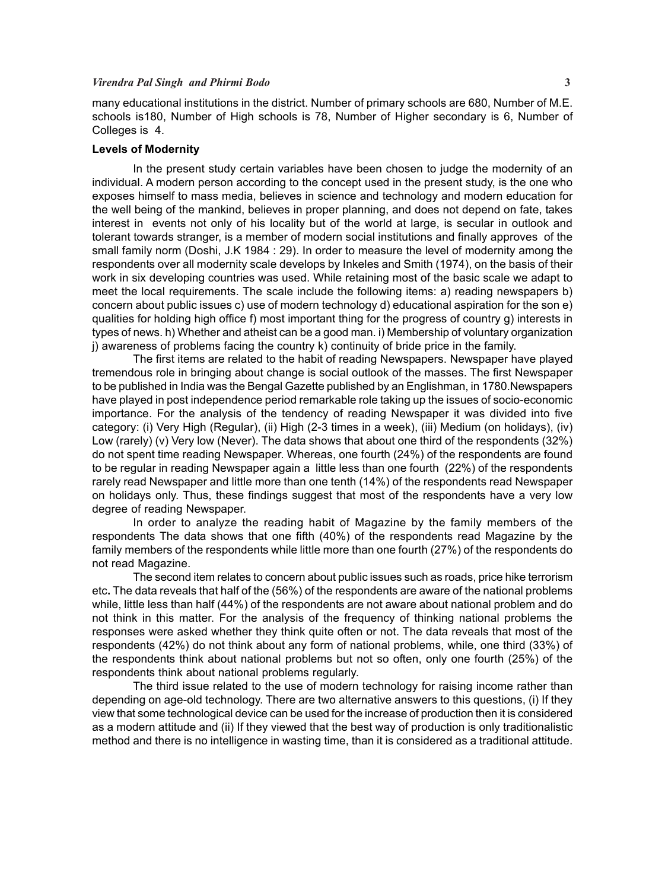many educational institutions in the district. Number of primary schools are 680, Number of M.E. schools is180, Number of High schools is 78, Number of Higher secondary is 6, Number of Colleges is 4.

**Levels of Modernity**

In the present study certain variables have been chosen to judge the modernity of an individual. A modern person according to the concept used in the present study, is the one who exposes himself to mass media, believes in science and technology and modern education for the well being of the mankind, believes in proper planning, and does not depend on fate, takes interest in events not only of his locality but of the world at large, is secular in outlook and tolerant towards stranger, is a member of modern social institutions and finally approves of the small family norm (Doshi, J.K 1984 : 29). In order to measure the level of modernity among the respondents over all modernity scale develops by Inkeles and Smith (1974), on the basis of their work in six developing countries was used. While retaining most of the basic scale we adapt to meet the local requirements. The scale include the following items: a) reading newspapers b) concern about public issues c) use of modern technology d) educational aspiration for the son e) qualities for holding high office f) most important thing for the progress of country g) interests in types of news. h) Whether and atheist can be a good man. i) Membership of voluntary organization j) awareness of problems facing the country k) continuity of bride price in the family.

The first items are related to the habit of reading Newspapers. Newspaper have played tremendous role in bringing about change is social outlook of the masses. The first Newspaper to be published in India was the Bengal Gazette published by an Englishman, in 1780.Newspapers have played in post independence period remarkable role taking up the issues of socio-economic importance. For the analysis of the tendency of reading Newspaper it was divided into five category: (i) Very High (Regular), (ii) High (2-3 times in a week), (iii) Medium (on holidays), (iv) Low (rarely) (v) Very low (Never). The data shows that about one third of the respondents (32%) do not spent time reading Newspaper. Whereas, one fourth (24%) of the respondents are found to be regular in reading Newspaper again a little less than one fourth (22%) of the respondents rarely read Newspaper and little more than one tenth (14%) of the respondents read Newspaper on holidays only. Thus, these findings suggest that most of the respondents have a very low degree of reading Newspaper.

In order to analyze the reading habit of Magazine by the family members of the respondents The data shows that one fifth (40%) of the respondents read Magazine by the family members of the respondents while little more than one fourth (27%) of the respondents do not read Magazine.

The second item relates to concern about public issues such as roads, price hike terrorism etc**.** The data reveals that half of the (56%) of the respondents are aware of the national problems while, little less than half (44%) of the respondents are not aware about national problem and do not think in this matter. For the analysis of the frequency of thinking national problems the responses were asked whether they think quite often or not. The data reveals that most of the respondents (42%) do not think about any form of national problems, while, one third (33%) of the respondents think about national problems but not so often, only one fourth (25%) of the respondents think about national problems regularly.

The third issue related to the use of modern technology for raising income rather than depending on age-old technology. There are two alternative answers to this questions, (i) If they view that some technological device can be used for the increase of production then it is considered as a modern attitude and (ii) If they viewed that the best way of production is only traditionalistic method and there is no intelligence in wasting time, than it is considered as a traditional attitude.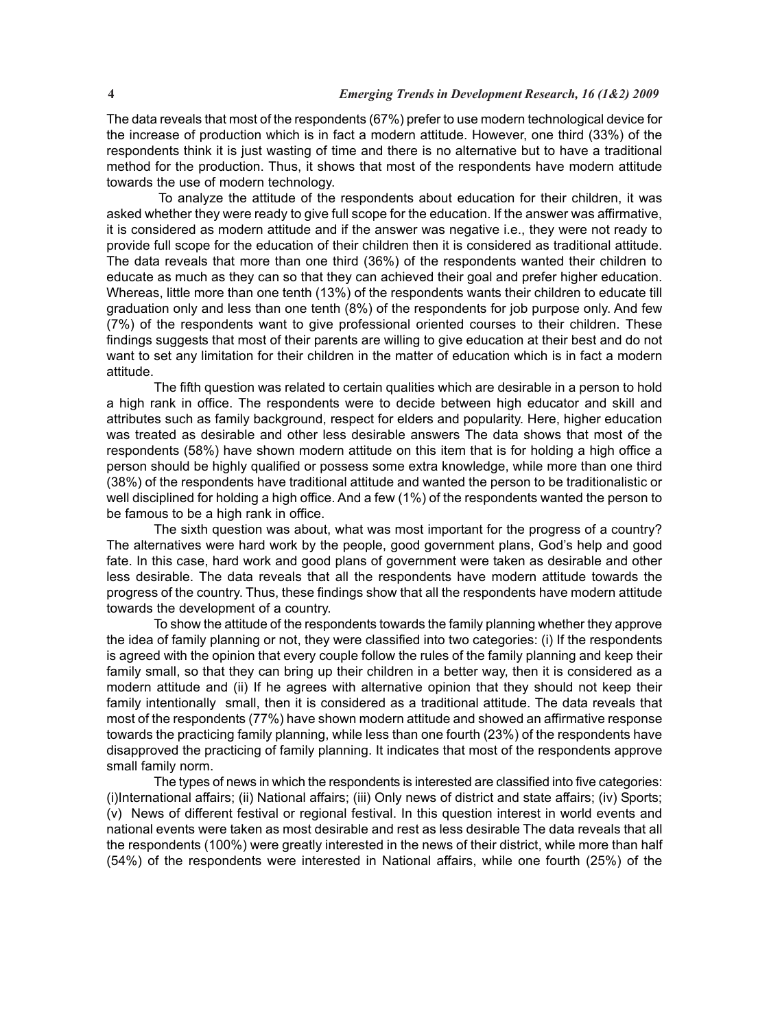The data reveals that most of the respondents (67%) prefer to use modern technological device for the increase of production which is in fact a modern attitude. However, one third (33%) of the respondents think it is just wasting of time and there is no alternative but to have a traditional method for the production. Thus, it shows that most of the respondents have modern attitude towards the use of modern technology.

To analyze the attitude of the respondents about education for their children, it was asked whether they were ready to give full scope for the education. If the answer was affirmative, it is considered as modern attitude and if the answer was negative i.e., they were not ready to provide full scope for the education of their children then it is considered as traditional attitude. The data reveals that more than one third (36%) of the respondents wanted their children to educate as much as they can so that they can achieved their goal and prefer higher education. Whereas, little more than one tenth (13%) of the respondents wants their children to educate till graduation only and less than one tenth (8%) of the respondents for job purpose only. And few (7%) of the respondents want to give professional oriented courses to their children. These findings suggests that most of their parents are willing to give education at their best and do not want to set any limitation for their children in the matter of education which is in fact a modern attitude.

The fifth question was related to certain qualities which are desirable in a person to hold a high rank in office. The respondents were to decide between high educator and skill and attributes such as family background, respect for elders and popularity. Here, higher education was treated as desirable and other less desirable answers The data shows that most of the respondents (58%) have shown modern attitude on this item that is for holding a high office a person should be highly qualified or possess some extra knowledge, while more than one third (38%) of the respondents have traditional attitude and wanted the person to be traditionalistic or well disciplined for holding a high office. And a few (1%) of the respondents wanted the person to be famous to be a high rank in office.

The sixth question was about, what was most important for the progress of a country? The alternatives were hard work by the people, good government plans, God's help and good fate. In this case, hard work and good plans of government were taken as desirable and other less desirable. The data reveals that all the respondents have modern attitude towards the progress of the country. Thus, these findings show that all the respondents have modern attitude towards the development of a country.

To show the attitude of the respondents towards the family planning whether they approve the idea of family planning or not, they were classified into two categories: (i) If the respondents is agreed with the opinion that every couple follow the rules of the family planning and keep their family small, so that they can bring up their children in a better way, then it is considered as a modern attitude and (ii) If he agrees with alternative opinion that they should not keep their family intentionally small, then it is considered as a traditional attitude. The data reveals that most of the respondents (77%) have shown modern attitude and showed an affirmative response towards the practicing family planning, while less than one fourth (23%) of the respondents have disapproved the practicing of family planning. It indicates that most of the respondents approve small family norm.

The types of news in which the respondents is interested are classified into five categories: (i)International affairs; (ii) National affairs; (iii) Only news of district and state affairs; (iv) Sports; (v) News of different festival or regional festival. In this question interest in world events and national events were taken as most desirable and rest as less desirable The data reveals that all the respondents (100%) were greatly interested in the news of their district, while more than half (54%) of the respondents were interested in National affairs, while one fourth (25%) of the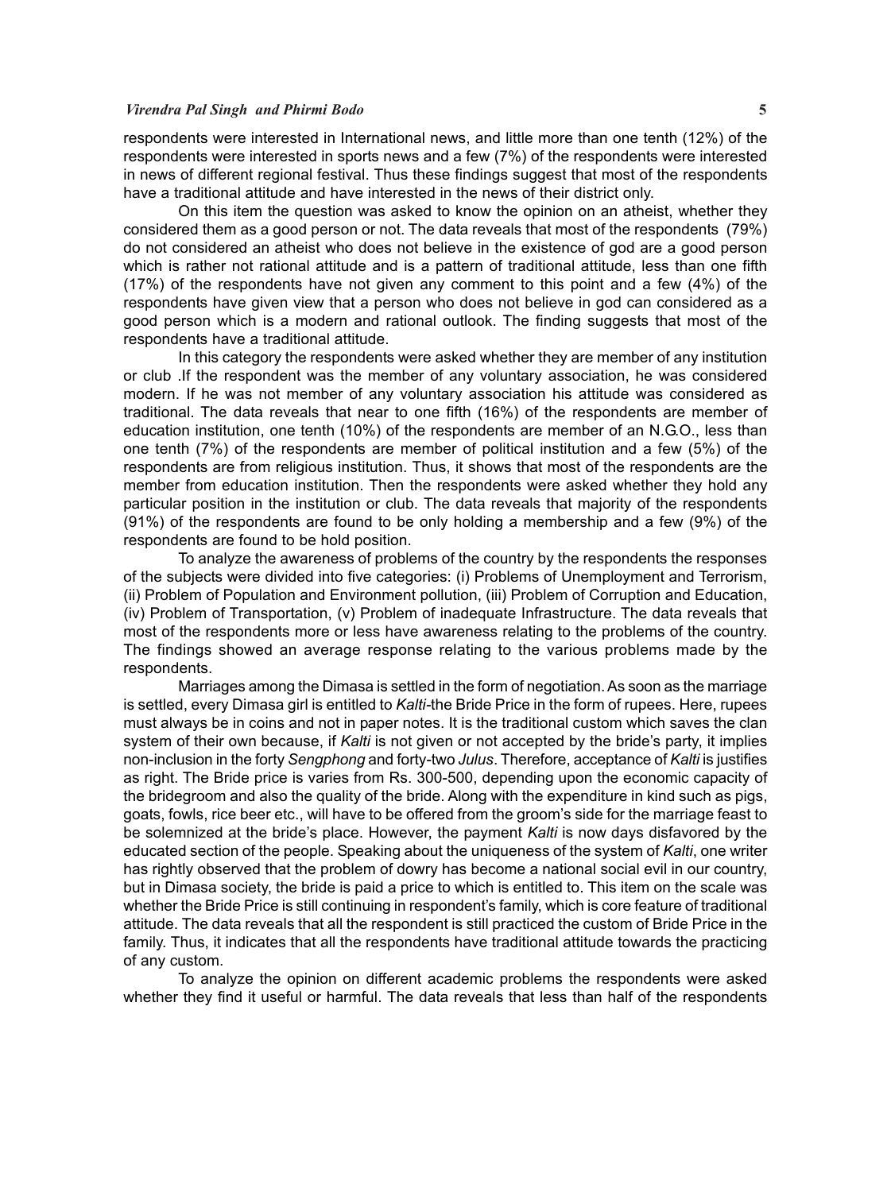respondents were interested in International news, and little more than one tenth (12%) of the respondents were interested in sports news and a few (7%) of the respondents were interested in news of different regional festival. Thus these findings suggest that most of the respondents have a traditional attitude and have interested in the news of their district only.

On this item the question was asked to know the opinion on an atheist, whether they considered them as a good person or not. The data reveals that most of the respondents (79%) do not considered an atheist who does not believe in the existence of god are a good person which is rather not rational attitude and is a pattern of traditional attitude, less than one fifth (17%) of the respondents have not given any comment to this point and a few (4%) of the respondents have given view that a person who does not believe in god can considered as a good person which is a modern and rational outlook. The finding suggests that most of the respondents have a traditional attitude.

In this category the respondents were asked whether they are member of any institution or club .If the respondent was the member of any voluntary association, he was considered modern. If he was not member of any voluntary association his attitude was considered as traditional. The data reveals that near to one fifth (16%) of the respondents are member of education institution, one tenth (10%) of the respondents are member of an N.G.O., less than one tenth (7%) of the respondents are member of political institution and a few (5%) of the respondents are from religious institution. Thus, it shows that most of the respondents are the member from education institution. Then the respondents were asked whether they hold any particular position in the institution or club. The data reveals that majority of the respondents (91%) of the respondents are found to be only holding a membership and a few (9%) of the respondents are found to be hold position.

To analyze the awareness of problems of the country by the respondents the responses of the subjects were divided into five categories: (i) Problems of Unemployment and Terrorism, (ii) Problem of Population and Environment pollution, (iii) Problem of Corruption and Education, (iv) Problem of Transportation, (v) Problem of inadequate Infrastructure. The data reveals that most of the respondents more or less have awareness relating to the problems of the country. The findings showed an average response relating to the various problems made by the respondents.

Marriages among the Dimasa is settled in the form of negotiation. As soon as the marriage is settled, every Dimasa girl is entitled to *Kalti*-the Bride Price in the form of rupees. Here, rupees must always be in coins and not in paper notes. It is the traditional custom which saves the clan system of their own because, if *Kalti* is not given or not accepted by the bride's party, it implies non-inclusion in the forty *Sengphong* and forty-two *Julus*. Therefore, acceptance of *Kalti* is justifies as right. The Bride price is varies from Rs. 300-500, depending upon the economic capacity of the bridegroom and also the quality of the bride. Along with the expenditure in kind such as pigs, goats, fowls, rice beer etc., will have to be offered from the groom's side for the marriage feast to be solemnized at the bride's place. However, the payment *Kalti* is now days disfavored by the educated section of the people. Speaking about the uniqueness of the system of *Kalti*, one writer has rightly observed that the problem of dowry has become a national social evil in our country, but in Dimasa society, the bride is paid a price to which is entitled to. This item on the scale was whether the Bride Price is still continuing in respondent's family, which is core feature of traditional attitude. The data reveals that all the respondent is still practiced the custom of Bride Price in the family. Thus, it indicates that all the respondents have traditional attitude towards the practicing of any custom.

To analyze the opinion on different academic problems the respondents were asked whether they find it useful or harmful. The data reveals that less than half of the respondents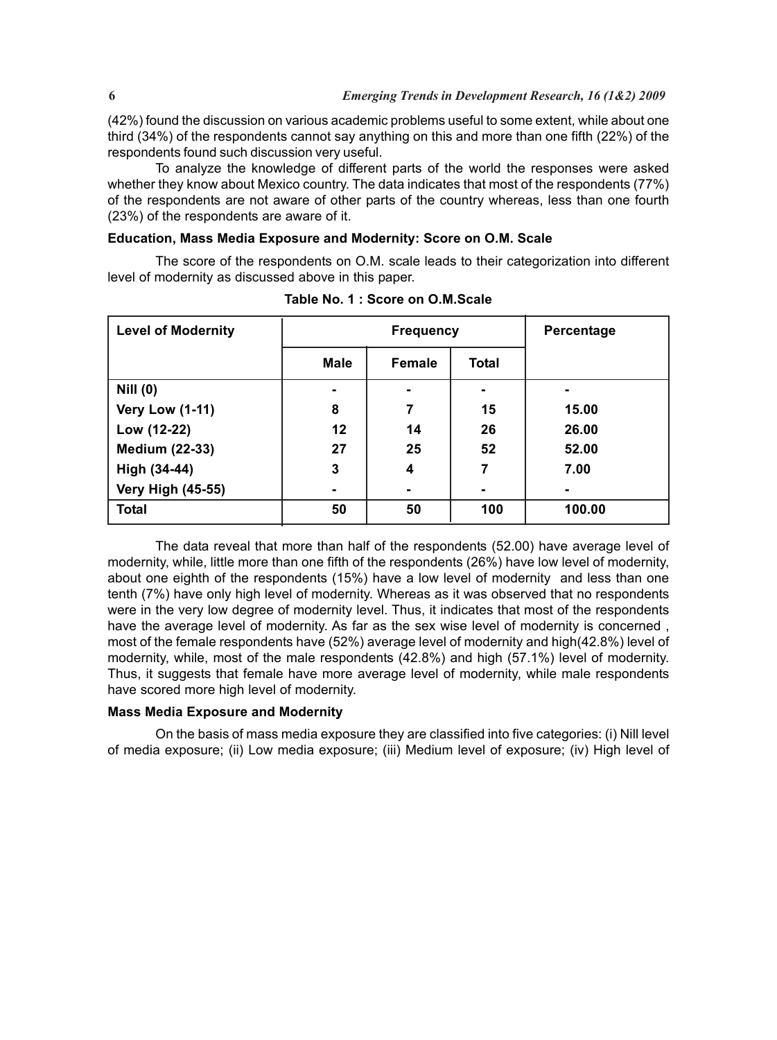(42%) found the discussion on various academic problems useful to some extent, while about one third (34%) of the respondents cannot say anything on this and more than one fifth (22%) of the respondents found such discussion very useful.

To analyze the knowledge of different parts of the world the responses were asked whether they know about Mexico country. The data indicates that most of the respondents (77%) of the respondents are not aware of other parts of the country whereas, less than one fourth (23%) of the respondents are aware of it.

**Education, Mass Media Exposure and Modernity: Score on O.M. Scale**

The score of the respondents on O.M. scale leads to their categorization into different level of modernity as discussed above in this paper.

**Table No. 1 : Score on O.M.Scale**

| Level of Modernity | Frequency | | | Percentage |
|---|---|---|---|---|
| | Male | Female | Total | |
| Nill (0) | - | - | - | - |
| Very Low (1-11) | 8 | 7 | 15 | 15.00 |
| Low (12-22) | 12 | 14 | 26 | 26.00 |
| Medium (22-33) | 27 | 25 | 52 | 52.00 |
| High (34-44) | 3 | 4 | 7 | 7.00 |
| Very High (45-55) | - | - | - | - |
| Total | 50 | 50 | 100 | 100.00 |

The data reveal that more than half of the respondents (52.00) have average level of modernity, while, little more than one fifth of the respondents (26%) have low level of modernity, about one eighth of the respondents (15%) have a low level of modernity and less than one tenth (7%) have only high level of modernity. Whereas as it was observed that no respondents were in the very low degree of modernity level. Thus, it indicates that most of the respondents have the average level of modernity. As far as the sex wise level of modernity is concerned , most of the female respondents have (52%) average level of modernity and high(42.8%) level of modernity, while, most of the male respondents (42.8%) and high (57.1%) level of modernity. Thus, it suggests that female have more average level of modernity, while male respondents have scored more high level of modernity.

**Mass Media Exposure and Modernity**

On the basis of mass media exposure they are classified into five categories: (i) Nill level of media exposure; (ii) Low media exposure; (iii) Medium level of exposure; (iv) High level of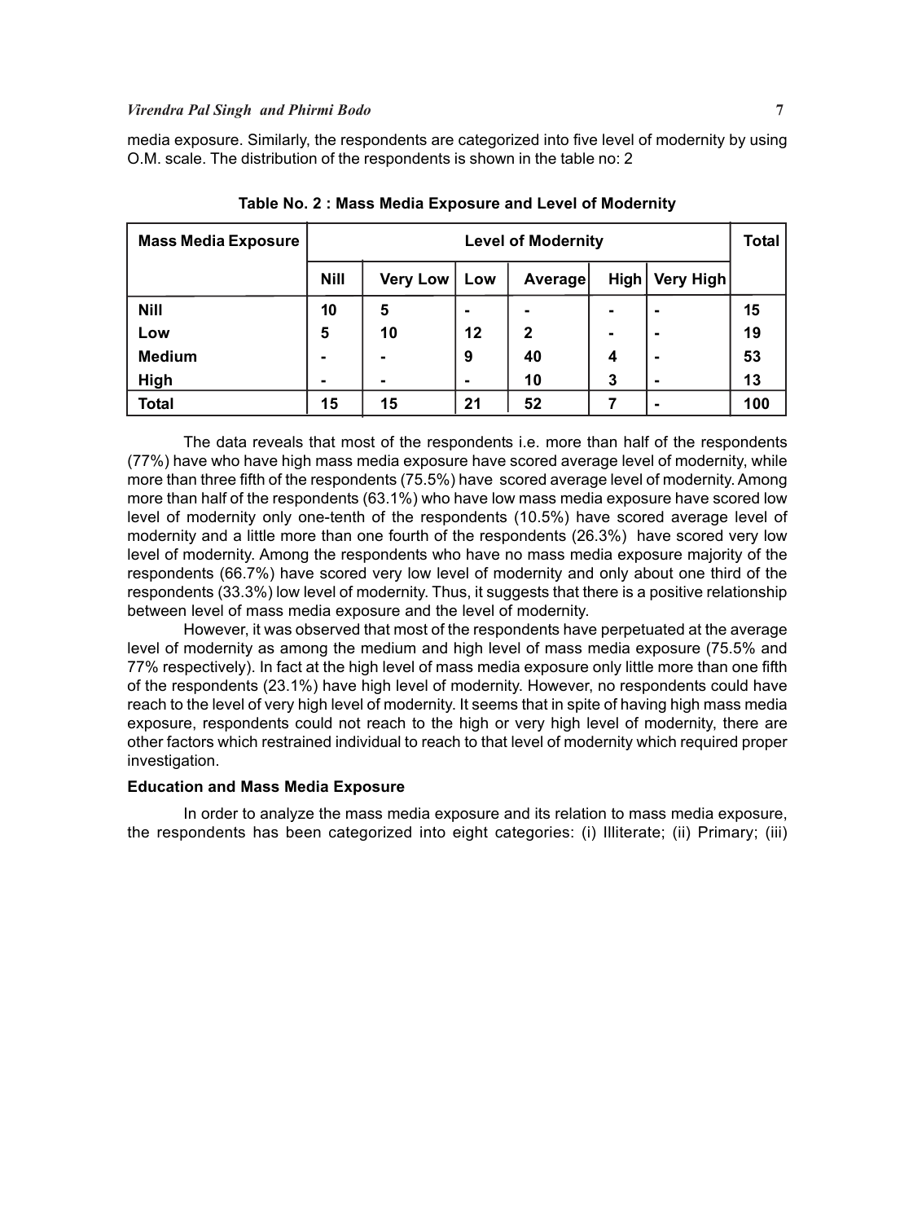media exposure. Similarly, the respondents are categorized into five level of modernity by using O.M. scale. The distribution of the respondents is shown in the table no: 2

**Table No. 2 : Mass Media Exposure and Level of Modernity**

| Mass Media Exposure | Level of Modernity | | | | | | Total |
|---|---|---|---|---|---|---|---|
| | Nill | Very Low | Low | Average | High | Very High | |
| Nill | 10 | 5 | - | - | - | - | 15 |
| Low | 5 | 10 | 12 | 2 | - | - | 19 |
| Medium | - | - | 9 | 40 | 4 | - | 53 |
| High | - | - | - | 10 | 3 | - | 13 |
| Total | 15 | 15 | 21 | 52 | 7 | - | 100 |

The data reveals that most of the respondents i.e. more than half of the respondents (77%) have who have high mass media exposure have scored average level of modernity, while more than three fifth of the respondents (75.5%) have scored average level of modernity. Among more than half of the respondents (63.1%) who have low mass media exposure have scored low level of modernity only one-tenth of the respondents (10.5%) have scored average level of modernity and a little more than one fourth of the respondents (26.3%) have scored very low level of modernity. Among the respondents who have no mass media exposure majority of the respondents (66.7%) have scored very low level of modernity and only about one third of the respondents (33.3%) low level of modernity. Thus, it suggests that there is a positive relationship between level of mass media exposure and the level of modernity.

However, it was observed that most of the respondents have perpetuated at the average level of modernity as among the medium and high level of mass media exposure (75.5% and 77% respectively). In fact at the high level of mass media exposure only little more than one fifth of the respondents (23.1%) have high level of modernity. However, no respondents could have reach to the level of very high level of modernity. It seems that in spite of having high mass media exposure, respondents could not reach to the high or very high level of modernity, there are other factors which restrained individual to reach to that level of modernity which required proper investigation.

### Education and Mass Media Exposure

In order to analyze the mass media exposure and its relation to mass media exposure, the respondents has been categorized into eight categories: (i) Illiterate; (ii) Primary; (iii)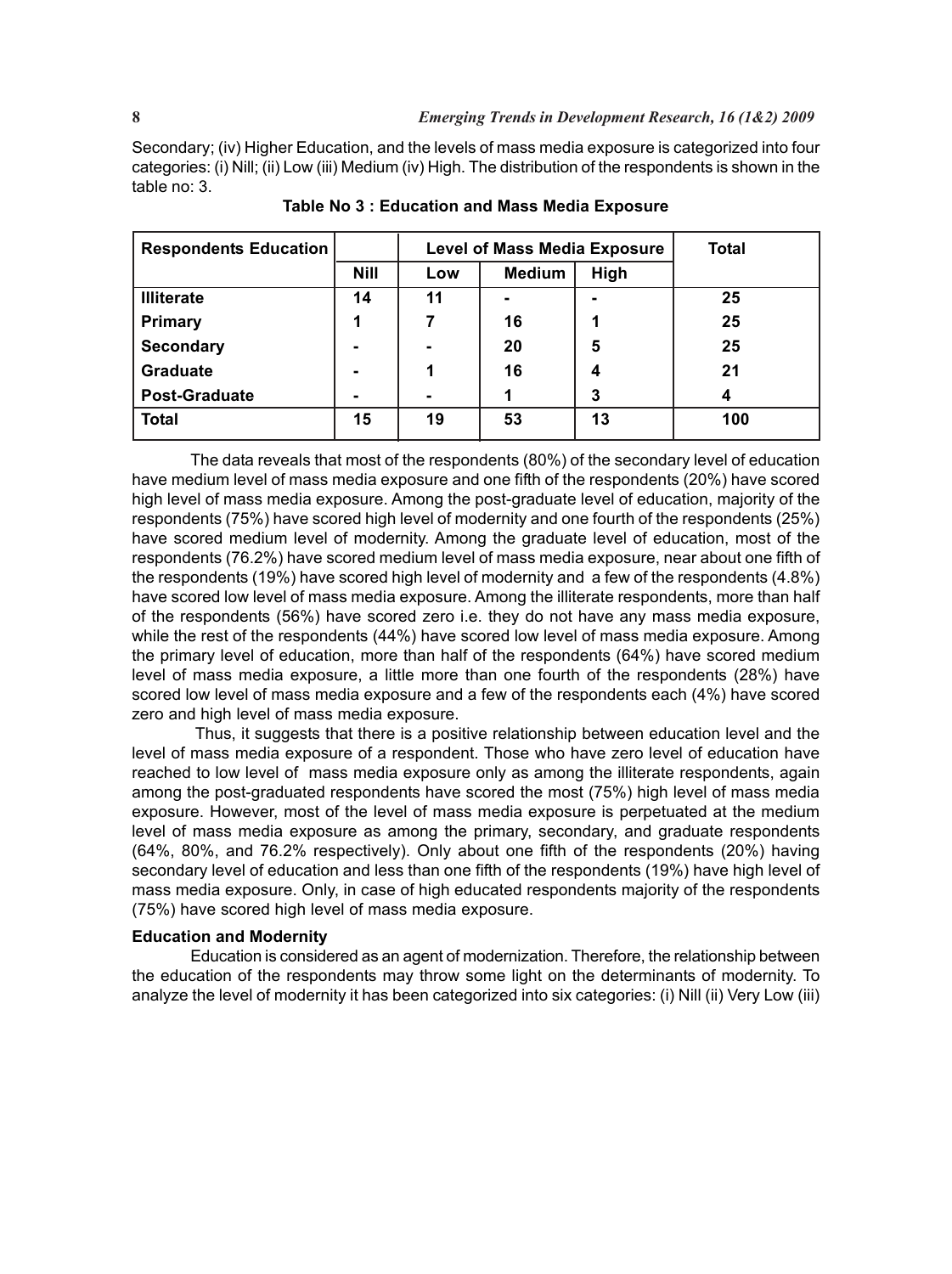Secondary; (iv) Higher Education, and the levels of mass media exposure is categorized into four categories: (i) Nill; (ii) Low (iii) Medium (iv) High. The distribution of the respondents is shown in the table no: 3.

**Table No 3 : Education and Mass Media Exposure**

| Respondents Education | Level of Mass Media Exposure | | | | Total |
|---|---|---|---|---|---|
| | Nill | Low | Medium | High | |
| **Illiterate** | 14 | 11 | - | - | 25 |
| **Primary** | 1 | 7 | 16 | 1 | 25 |
| **Secondary** | - | - | 20 | 5 | 25 |
| **Graduate** | - | 1 | 16 | 4 | 21 |
| **Post-Graduate** | - | - | 1 | 3 | 4 |
| **Total** | 15 | 19 | 53 | 13 | 100 |

The data reveals that most of the respondents (80%) of the secondary level of education have medium level of mass media exposure and one fifth of the respondents (20%) have scored high level of mass media exposure. Among the post-graduate level of education, majority of the respondents (75%) have scored high level of modernity and one fourth of the respondents (25%) have scored medium level of modernity. Among the graduate level of education, most of the respondents (76.2%) have scored medium level of mass media exposure, near about one fifth of the respondents (19%) have scored high level of modernity and a few of the respondents (4.8%) have scored low level of mass media exposure. Among the illiterate respondents, more than half of the respondents (56%) have scored zero i.e. they do not have any mass media exposure, while the rest of the respondents (44%) have scored low level of mass media exposure. Among the primary level of education, more than half of the respondents (64%) have scored medium level of mass media exposure, a little more than one fourth of the respondents (28%) have scored low level of mass media exposure and a few of the respondents each (4%) have scored zero and high level of mass media exposure.

Thus, it suggests that there is a positive relationship between education level and the level of mass media exposure of a respondent. Those who have zero level of education have reached to low level of mass media exposure only as among the illiterate respondents, again among the post-graduated respondents have scored the most (75%) high level of mass media exposure. However, most of the level of mass media exposure is perpetuated at the medium level of mass media exposure as among the primary, secondary, and graduate respondents (64%, 80%, and 76.2% respectively). Only about one fifth of the respondents (20%) having secondary level of education and less than one fifth of the respondents (19%) have high level of mass media exposure. Only, in case of high educated respondents majority of the respondents (75%) have scored high level of mass media exposure.

**Education and Modernity**

Education is considered as an agent of modernization. Therefore, the relationship between the education of the respondents may throw some light on the determinants of modernity. To analyze the level of modernity it has been categorized into six categories: (i) Nill (ii) Very Low (iii)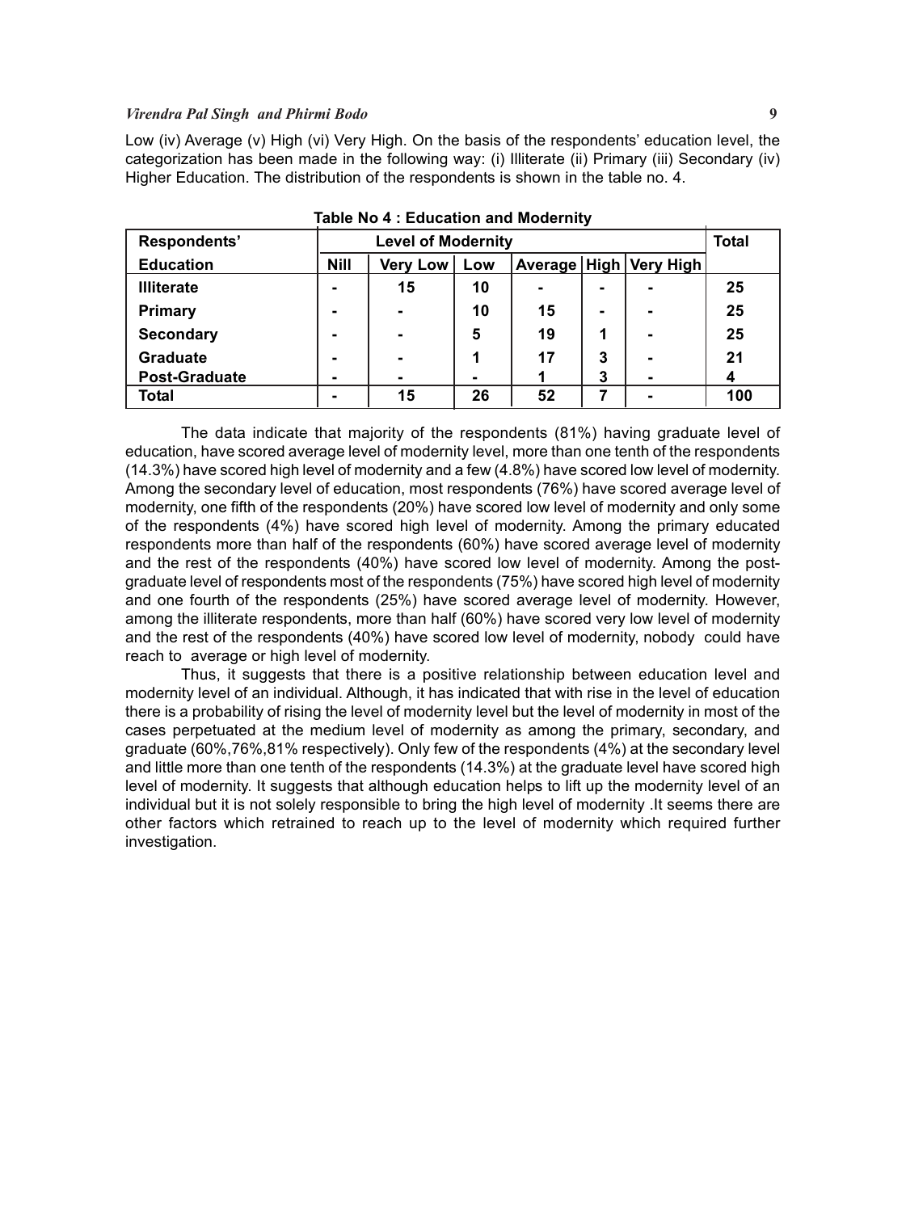Low (iv) Average (v) High (vi) Very High. On the basis of the respondents' education level, the categorization has been made in the following way: (i) Illiterate (ii) Primary (iii) Secondary (iv) Higher Education. The distribution of the respondents is shown in the table no. 4.

**Table No 4 : Education and Modernity**

| **Respondents'** | **Level of Modernity** | | | | | | **Total** |
|---|---|---|---|---|---|---|---|
| **Education** | **Nill** | **Very Low** | **Low** | **Average** | **High** | **Very High** | |
| **Illiterate** | - | 15 | 10 | - | - | - | 25 |
| **Primary** | - | - | 10 | 15 | - | - | 25 |
| **Secondary** | - | - | 5 | 19 | 1 | - | 25 |
| **Graduate** | - | - | 1 | 17 | 3 | - | 21 |
| **Post-Graduate** | - | - | - | 1 | 3 | - | 4 |
| **Total** | - | 15 | 26 | 52 | 7 | - | 100 |

The data indicate that majority of the respondents (81%) having graduate level of education, have scored average level of modernity level, more than one tenth of the respondents (14.3%) have scored high level of modernity and a few (4.8%) have scored low level of modernity. Among the secondary level of education, most respondents (76%) have scored average level of modernity, one fifth of the respondents (20%) have scored low level of modernity and only some of the respondents (4%) have scored high level of modernity. Among the primary educated respondents more than half of the respondents (60%) have scored average level of modernity and the rest of the respondents (40%) have scored low level of modernity. Among the post-graduate level of respondents most of the respondents (75%) have scored high level of modernity and one fourth of the respondents (25%) have scored average level of modernity. However, among the illiterate respondents, more than half (60%) have scored very low level of modernity and the rest of the respondents (40%) have scored low level of modernity, nobody could have reach to average or high level of modernity.

Thus, it suggests that there is a positive relationship between education level and modernity level of an individual. Although, it has indicated that with rise in the level of education there is a probability of rising the level of modernity level but the level of modernity in most of the cases perpetuated at the medium level of modernity as among the primary, secondary, and graduate (60%,76%,81% respectively). Only few of the respondents (4%) at the secondary level and little more than one tenth of the respondents (14.3%) at the graduate level have scored high level of modernity. It suggests that although education helps to lift up the modernity level of an individual but it is not solely responsible to bring the high level of modernity .It seems there are other factors which retrained to reach up to the level of modernity which required further investigation.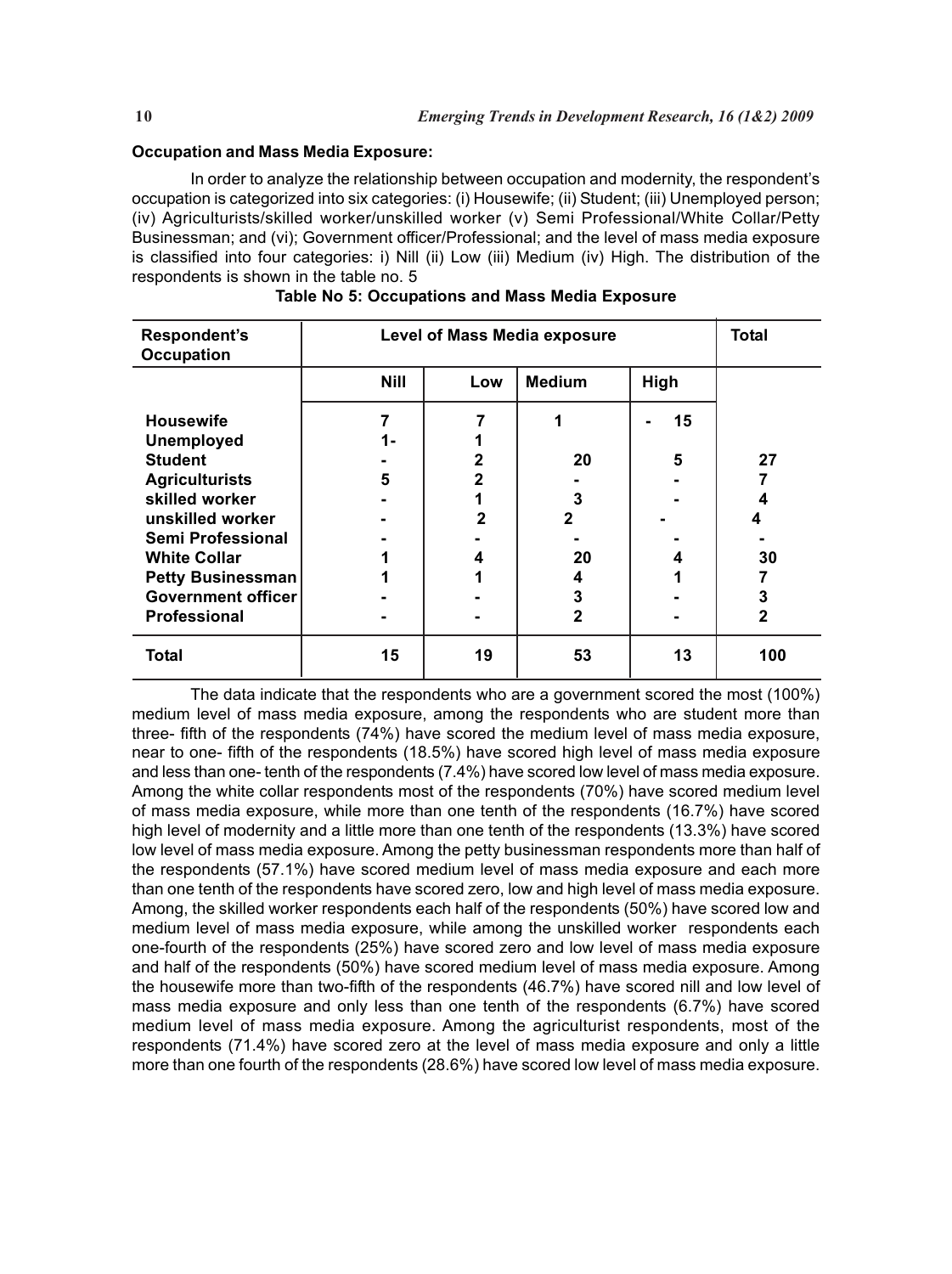### Occupation and Mass Media Exposure:

In order to analyze the relationship between occupation and modernity, the respondent's occupation is categorized into six categories: (i) Housewife; (ii) Student; (iii) Unemployed person; (iv) Agriculturists/skilled worker/unskilled worker (v) Semi Professional/White Collar/Petty Businessman; and (vi); Government officer/Professional; and the level of mass media exposure is classified into four categories: i) Nill (ii) Low (iii) Medium (iv) High. The distribution of the respondents is shown in the table no. 5

**Table No 5: Occupations and Mass Media Exposure**

| Respondent's Occupation | Level of Mass Media exposure | | | | Total |
|---|---|---|---|---|---|
| | Nill | Low | Medium | High | |
| **Housewife** | 7 | 7 | 1 | - 15 | |
| **Unemployed** | 1- | 1 | | | |
| **Student** | - | 2 | 20 | 5 | 27 |
| **Agriculturists** | 5 | 2 | - | - | 7 |
| **skilled worker** | - | 1 | 3 | - | 4 |
| **unskilled worker** | - | 2 | 2 | - | 4 |
| **Semi Professional** | - | - | - | - | - |
| **White Collar** | 1 | 4 | 20 | 4 | 30 |
| **Petty Businessman** | 1 | 1 | 4 | 1 | 7 |
| **Government officer** | - | - | 3 | - | 3 |
| **Professional** | - | - | 2 | - | 2 |
| **Total** | 15 | 19 | 53 | 13 | 100 |

The data indicate that the respondents who are a government scored the most (100%) medium level of mass media exposure, among the respondents who are student more than three- fifth of the respondents (74%) have scored the medium level of mass media exposure, near to one- fifth of the respondents (18.5%) have scored high level of mass media exposure and less than one- tenth of the respondents (7.4%) have scored low level of mass media exposure. Among the white collar respondents most of the respondents (70%) have scored medium level of mass media exposure, while more than one tenth of the respondents (16.7%) have scored high level of modernity and a little more than one tenth of the respondents (13.3%) have scored low level of mass media exposure. Among the petty businessman respondents more than half of the respondents (57.1%) have scored medium level of mass media exposure and each more than one tenth of the respondents have scored zero, low and high level of mass media exposure. Among, the skilled worker respondents each half of the respondents (50%) have scored low and medium level of mass media exposure, while among the unskilled worker respondents each one-fourth of the respondents (25%) have scored zero and low level of mass media exposure and half of the respondents (50%) have scored medium level of mass media exposure. Among the housewife more than two-fifth of the respondents (46.7%) have scored nill and low level of mass media exposure and only less than one tenth of the respondents (6.7%) have scored medium level of mass media exposure. Among the agriculturist respondents, most of the respondents (71.4%) have scored zero at the level of mass media exposure and only a little more than one fourth of the respondents (28.6%) have scored low level of mass media exposure.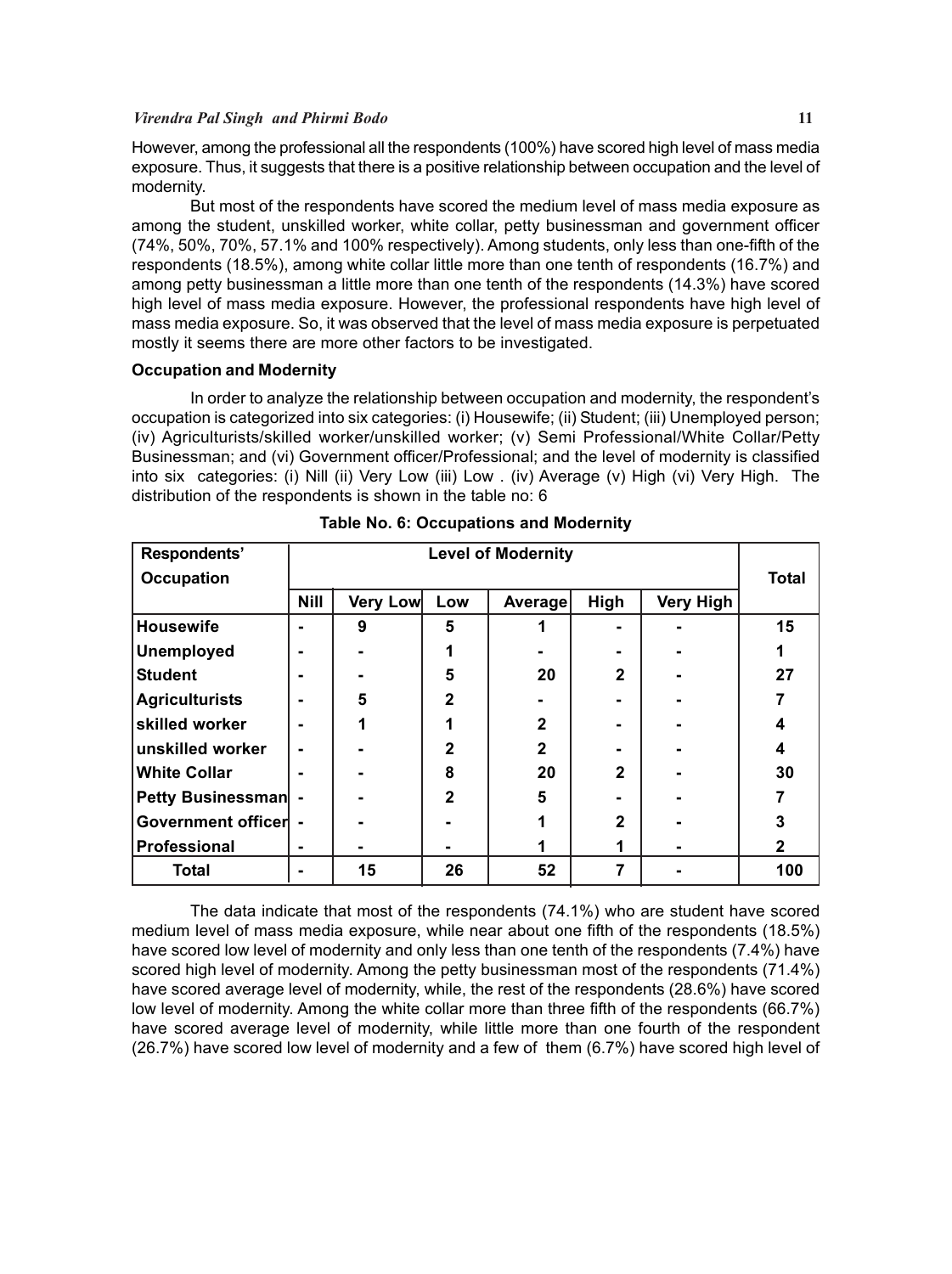However, among the professional all the respondents (100%) have scored high level of mass media exposure. Thus, it suggests that there is a positive relationship between occupation and the level of modernity.

But most of the respondents have scored the medium level of mass media exposure as among the student, unskilled worker, white collar, petty businessman and government officer (74%, 50%, 70%, 57.1% and 100% respectively). Among students, only less than one-fifth of the respondents (18.5%), among white collar little more than one tenth of respondents (16.7%) and among petty businessman a little more than one tenth of the respondents (14.3%) have scored high level of mass media exposure. However, the professional respondents have high level of mass media exposure. So, it was observed that the level of mass media exposure is perpetuated mostly it seems there are more other factors to be investigated.

**Occupation and Modernity**

In order to analyze the relationship between occupation and modernity, the respondent's occupation is categorized into six categories: (i) Housewife; (ii) Student; (iii) Unemployed person; (iv) Agriculturists/skilled worker/unskilled worker; (v) Semi Professional/White Collar/Petty Businessman; and (vi) Government officer/Professional; and the level of modernity is classified into six categories: (i) Nill (ii) Very Low (iii) Low . (iv) Average (v) High (vi) Very High. The distribution of the respondents is shown in the table no: 6

**Table No. 6: Occupations and Modernity**

| Respondents' Occupation | Level of Modernity | | | | | | Total |
|---|---|---|---|---|---|---|---|
| | Nill | Very Low | Low | Average | High | Very High | |
| **Housewife** | - | 9 | 5 | 1 | - | - | 15 |
| **Unemployed** | - | - | 1 | - | - | - | 1 |
| **Student** | - | - | 5 | 20 | 2 | - | 27 |
| **Agriculturists** | - | 5 | 2 | - | - | - | 7 |
| **skilled worker** | - | 1 | 1 | 2 | - | - | 4 |
| **unskilled worker** | - | - | 2 | 2 | - | - | 4 |
| **White Collar** | - | - | 8 | 20 | 2 | - | 30 |
| **Petty Businessman** | - | - | 2 | 5 | - | - | 7 |
| **Government officer** | - | - | - | 1 | 2 | - | 3 |
| **Professional** | - | - | - | 1 | 1 | - | 2 |
| **Total** | - | 15 | 26 | 52 | 7 | - | 100 |

The data indicate that most of the respondents (74.1%) who are student have scored medium level of mass media exposure, while near about one fifth of the respondents (18.5%) have scored low level of modernity and only less than one tenth of the respondents (7.4%) have scored high level of modernity. Among the petty businessman most of the respondents (71.4%) have scored average level of modernity, while, the rest of the respondents (28.6%) have scored low level of modernity. Among the white collar more than three fifth of the respondents (66.7%) have scored average level of modernity, while little more than one fourth of the respondent (26.7%) have scored low level of modernity and a few of them (6.7%) have scored high level of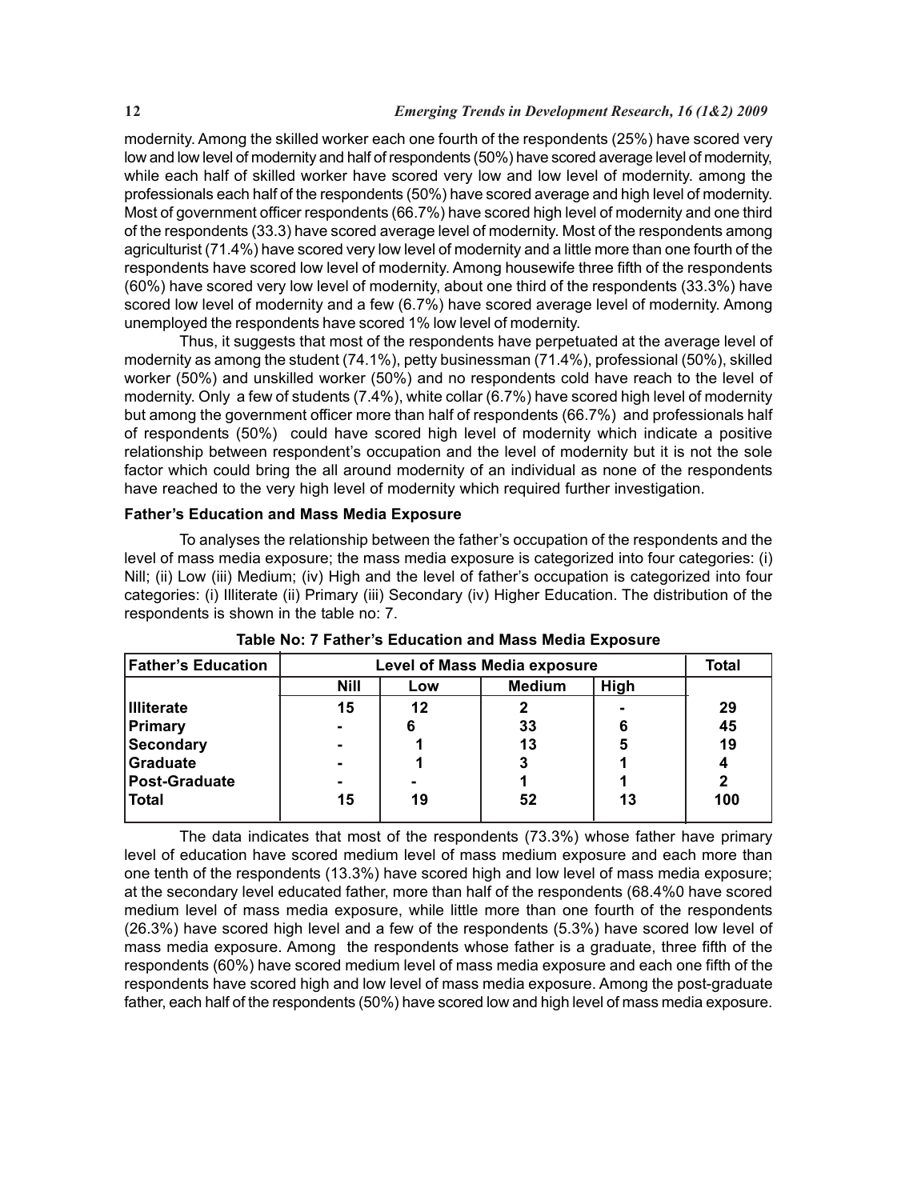modernity. Among the skilled worker each one fourth of the respondents (25%) have scored very low and low level of modernity and half of respondents (50%) have scored average level of modernity, while each half of skilled worker have scored very low and low level of modernity. among the professionals each half of the respondents (50%) have scored average and high level of modernity. Most of government officer respondents (66.7%) have scored high level of modernity and one third of the respondents (33.3) have scored average level of modernity. Most of the respondents among agriculturist (71.4%) have scored very low level of modernity and a little more than one fourth of the respondents have scored low level of modernity. Among housewife three fifth of the respondents (60%) have scored very low level of modernity, about one third of the respondents (33.3%) have scored low level of modernity and a few (6.7%) have scored average level of modernity. Among unemployed the respondents have scored 1% low level of modernity.

Thus, it suggests that most of the respondents have perpetuated at the average level of modernity as among the student (74.1%), petty businessman (71.4%), professional (50%), skilled worker (50%) and unskilled worker (50%) and no respondents cold have reach to the level of modernity. Only a few of students (7.4%), white collar (6.7%) have scored high level of modernity but among the government officer more than half of respondents (66.7%) and professionals half of respondents (50%) could have scored high level of modernity which indicate a positive relationship between respondent's occupation and the level of modernity but it is not the sole factor which could bring the all around modernity of an individual as none of the respondents have reached to the very high level of modernity which required further investigation.

**Father's Education and Mass Media Exposure**

To analyses the relationship between the father's occupation of the respondents and the level of mass media exposure; the mass media exposure is categorized into four categories: (i) Nill; (ii) Low (iii) Medium; (iv) High and the level of father's occupation is categorized into four categories: (i) Illiterate (ii) Primary (iii) Secondary (iv) Higher Education. The distribution of the respondents is shown in the table no: 7.

**Table No: 7 Father's Education and Mass Media Exposure**

| Father's Education | Level of Mass Media exposure | | | | Total |
|---|---|---|---|---|---|
| | Nill | Low | Medium | High | |
| Illiterate | 15 | 12 | 2 | - | 29 |
| Primary | - | 6 | 33 | 6 | 45 |
| Secondary | - | 1 | 13 | 5 | 19 |
| Graduate | - | 1 | 3 | 1 | 4 |
| Post-Graduate | - | - | 1 | 1 | 2 |
| Total | 15 | 19 | 52 | 13 | 100 |

The data indicates that most of the respondents (73.3%) whose father have primary level of education have scored medium level of mass medium exposure and each more than one tenth of the respondents (13.3%) have scored high and low level of mass media exposure; at the secondary level educated father, more than half of the respondents (68.4%0 have scored medium level of mass media exposure, while little more than one fourth of the respondents (26.3%) have scored high level and a few of the respondents (5.3%) have scored low level of mass media exposure. Among the respondents whose father is a graduate, three fifth of the respondents (60%) have scored medium level of mass media exposure and each one fifth of the respondents have scored high and low level of mass media exposure. Among the post-graduate father, each half of the respondents (50%) have scored low and high level of mass media exposure.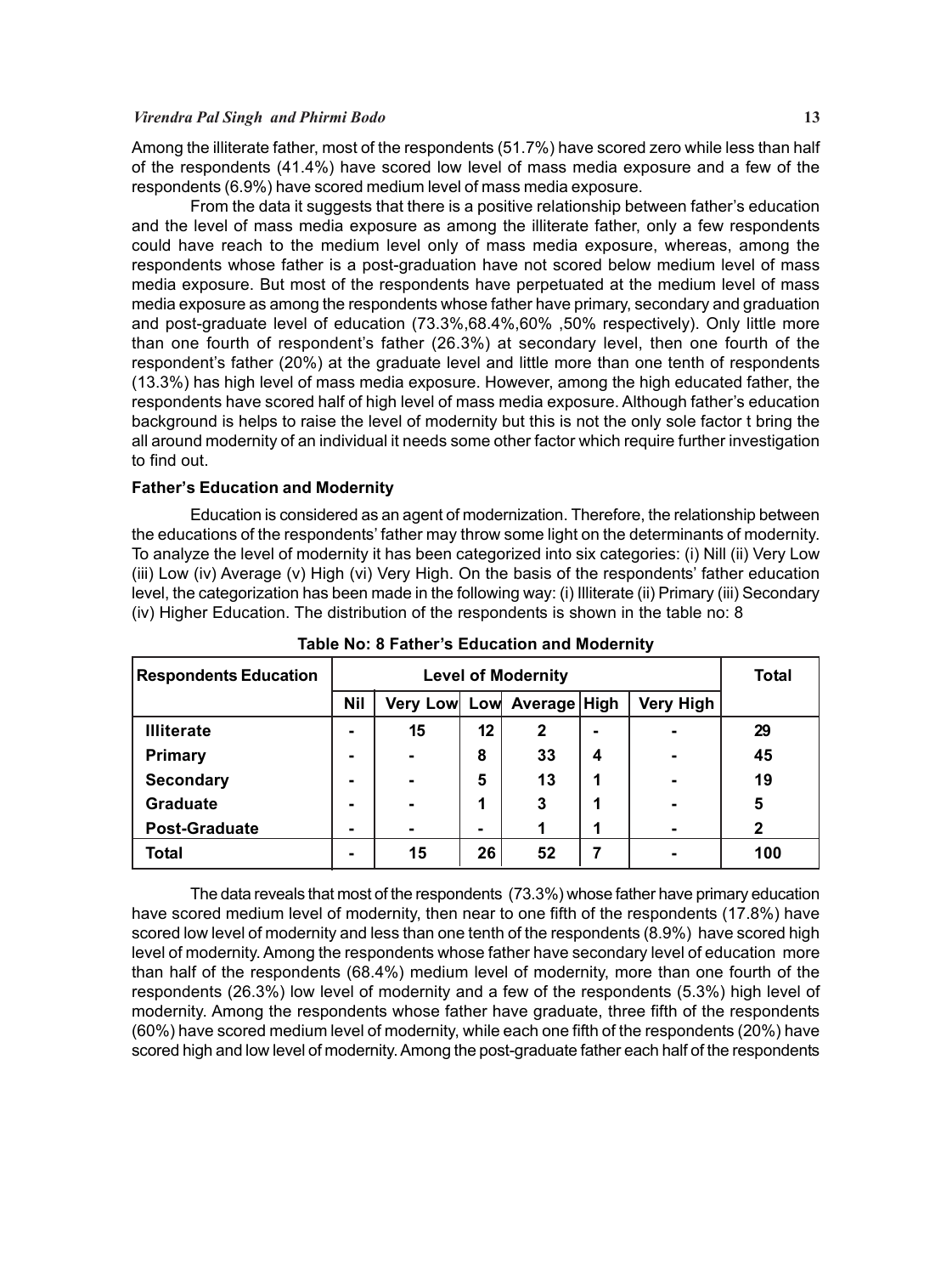Among the illiterate father, most of the respondents (51.7%) have scored zero while less than half of the respondents (41.4%) have scored low level of mass media exposure and a few of the respondents (6.9%) have scored medium level of mass media exposure.

From the data it suggests that there is a positive relationship between father's education and the level of mass media exposure as among the illiterate father, only a few respondents could have reach to the medium level only of mass media exposure, whereas, among the respondents whose father is a post-graduation have not scored below medium level of mass media exposure. But most of the respondents have perpetuated at the medium level of mass media exposure as among the respondents whose father have primary, secondary and graduation and post-graduate level of education (73.3%,68.4%,60% ,50% respectively). Only little more than one fourth of respondent's father (26.3%) at secondary level, then one fourth of the respondent's father (20%) at the graduate level and little more than one tenth of respondents (13.3%) has high level of mass media exposure. However, among the high educated father, the respondents have scored half of high level of mass media exposure. Although father's education background is helps to raise the level of modernity but this is not the only sole factor t bring the all around modernity of an individual it needs some other factor which require further investigation to find out.

**Father's Education and Modernity**

Education is considered as an agent of modernization. Therefore, the relationship between the educations of the respondents' father may throw some light on the determinants of modernity. To analyze the level of modernity it has been categorized into six categories: (i) Nill (ii) Very Low (iii) Low (iv) Average (v) High (vi) Very High. On the basis of the respondents' father education level, the categorization has been made in the following way: (i) Illiterate (ii) Primary (iii) Secondary (iv) Higher Education. The distribution of the respondents is shown in the table no: 8

**Table No: 8 Father's Education and Modernity**

| Respondents Education | Level of Modernity | | | | | | Total |
|---|---|---|---|---|---|---|---|
| | Nil | Very Low | Low | Average | High | Very High | |
| **Illiterate** | - | 15 | 12 | 2 | - | - | 29 |
| **Primary** | - | - | 8 | 33 | 4 | - | 45 |
| **Secondary** | - | - | 5 | 13 | 1 | - | 19 |
| **Graduate** | - | - | 1 | 3 | 1 | - | 5 |
| **Post-Graduate** | - | - | - | 1 | 1 | - | 2 |
| **Total** | - | 15 | 26 | 52 | 7 | - | 100 |

The data reveals that most of the respondents (73.3%) whose father have primary education have scored medium level of modernity, then near to one fifth of the respondents (17.8%) have scored low level of modernity and less than one tenth of the respondents (8.9%) have scored high level of modernity. Among the respondents whose father have secondary level of education more than half of the respondents (68.4%) medium level of modernity, more than one fourth of the respondents (26.3%) low level of modernity and a few of the respondents (5.3%) high level of modernity. Among the respondents whose father have graduate, three fifth of the respondents (60%) have scored medium level of modernity, while each one fifth of the respondents (20%) have scored high and low level of modernity. Among the post-graduate father each half of the respondents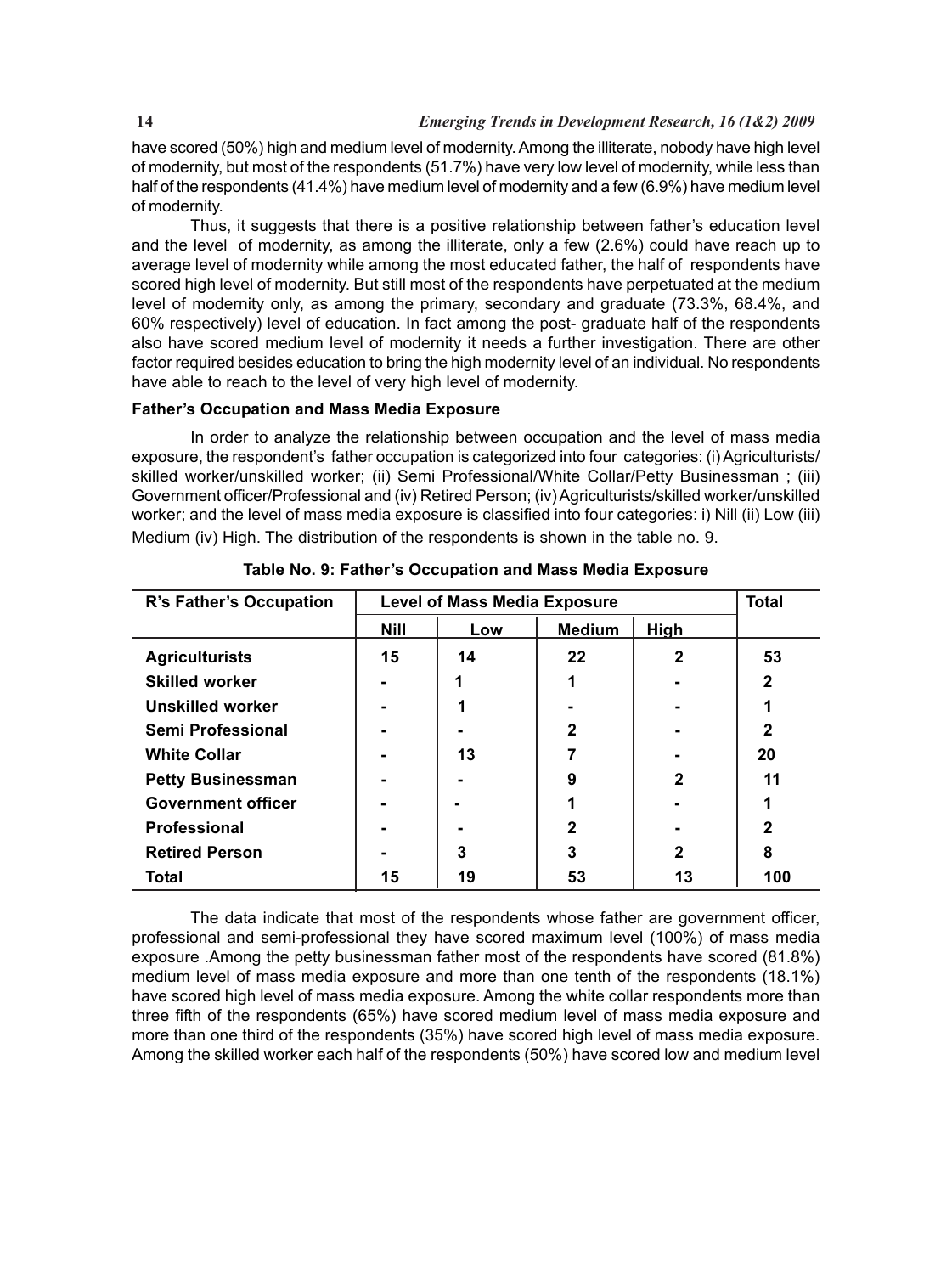have scored (50%) high and medium level of modernity. Among the illiterate, nobody have high level of modernity, but most of the respondents (51.7%) have very low level of modernity, while less than half of the respondents (41.4%) have medium level of modernity and a few (6.9%) have medium level of modernity.

Thus, it suggests that there is a positive relationship between father's education level and the level of modernity, as among the illiterate, only a few (2.6%) could have reach up to average level of modernity while among the most educated father, the half of respondents have scored high level of modernity. But still most of the respondents have perpetuated at the medium level of modernity only, as among the primary, secondary and graduate (73.3%, 68.4%, and 60% respectively) level of education. In fact among the post- graduate half of the respondents also have scored medium level of modernity it needs a further investigation. There are other factor required besides education to bring the high modernity level of an individual. No respondents have able to reach to the level of very high level of modernity.

**Father's Occupation and Mass Media Exposure**

In order to analyze the relationship between occupation and the level of mass media exposure, the respondent's father occupation is categorized into four categories: (i) Agriculturists/ skilled worker/unskilled worker; (ii) Semi Professional/White Collar/Petty Businessman ; (iii) Government officer/Professional and (iv) Retired Person; (iv) Agriculturists/skilled worker/unskilled worker; and the level of mass media exposure is classified into four categories: i) Nill (ii) Low (iii) Medium (iv) High. The distribution of the respondents is shown in the table no. 9.

**Table No. 9: Father's Occupation and Mass Media Exposure**

| R's Father's Occupation | Level of Mass Media Exposure | | | | Total |
|---|---|---|---|---|---|
| | Nill | Low | Medium | High | |
| **Agriculturists** | 15 | 14 | 22 | 2 | 53 |
| **Skilled worker** | - | 1 | 1 | - | 2 |
| **Unskilled worker** | - | 1 | - | - | 1 |
| **Semi Professional** | - | - | 2 | - | 2 |
| **White Collar** | - | 13 | 7 | - | 20 |
| **Petty Businessman** | - | - | 9 | 2 | 11 |
| **Government officer** | - | - | 1 | - | 1 |
| **Professional** | - | - | 2 | - | 2 |
| **Retired Person** | - | 3 | 3 | 2 | 8 |
| **Total** | 15 | 19 | 53 | 13 | 100 |

The data indicate that most of the respondents whose father are government officer, professional and semi-professional they have scored maximum level (100%) of mass media exposure .Among the petty businessman father most of the respondents have scored (81.8%) medium level of mass media exposure and more than one tenth of the respondents (18.1%) have scored high level of mass media exposure. Among the white collar respondents more than three fifth of the respondents (65%) have scored medium level of mass media exposure and more than one third of the respondents (35%) have scored high level of mass media exposure. Among the skilled worker each half of the respondents (50%) have scored low and medium level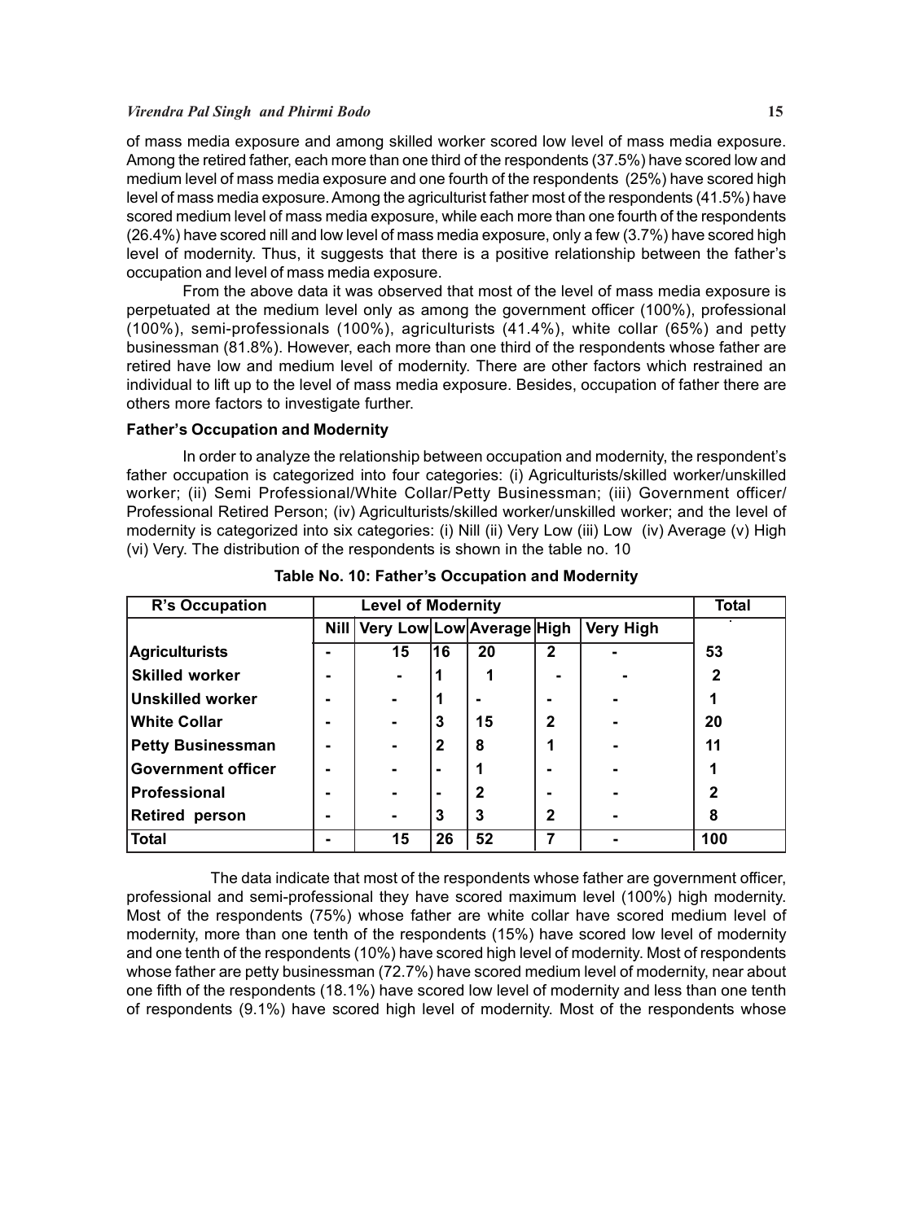of mass media exposure and among skilled worker scored low level of mass media exposure. Among the retired father, each more than one third of the respondents (37.5%) have scored low and medium level of mass media exposure and one fourth of the respondents (25%) have scored high level of mass media exposure. Among the agriculturist father most of the respondents (41.5%) have scored medium level of mass media exposure, while each more than one fourth of the respondents (26.4%) have scored nill and low level of mass media exposure, only a few (3.7%) have scored high level of modernity. Thus, it suggests that there is a positive relationship between the father's occupation and level of mass media exposure.

From the above data it was observed that most of the level of mass media exposure is perpetuated at the medium level only as among the government officer (100%), professional (100%), semi-professionals (100%), agriculturists (41.4%), white collar (65%) and petty businessman (81.8%). However, each more than one third of the respondents whose father are retired have low and medium level of modernity. There are other factors which restrained an individual to lift up to the level of mass media exposure. Besides, occupation of father there are others more factors to investigate further.

**Father's Occupation and Modernity**

In order to analyze the relationship between occupation and modernity, the respondent's father occupation is categorized into four categories: (i) Agriculturists/skilled worker/unskilled worker; (ii) Semi Professional/White Collar/Petty Businessman; (iii) Government officer/ Professional Retired Person; (iv) Agriculturists/skilled worker/unskilled worker; and the level of modernity is categorized into six categories: (i) Nill (ii) Very Low (iii) Low (iv) Average (v) High (vi) Very. The distribution of the respondents is shown in the table no. 10

**Table No. 10: Father's Occupation and Modernity**

| R's Occupation | Level of Modernity | | | | | | Total |
|---|---|---|---|---|---|---|---|
| | Nill | Very Low | Low | Average | High | Very High | |
| **Agriculturists** | - | 15 | 16 | 20 | 2 | - | 53 |
| **Skilled worker** | - | - | 1 | 1 | - | - | 2 |
| **Unskilled worker** | - | - | 1 | - | - | - | 1 |
| **White Collar** | - | - | 3 | 15 | 2 | - | 20 |
| **Petty Businessman** | - | - | 2 | 8 | 1 | - | 11 |
| **Government officer** | - | - | - | 1 | - | - | 1 |
| **Professional** | - | - | - | 2 | - | - | 2 |
| **Retired person** | - | - | 3 | 3 | 2 | - | 8 |
| **Total** | - | 15 | 26 | 52 | 7 | - | 100 |

The data indicate that most of the respondents whose father are government officer, professional and semi-professional they have scored maximum level (100%) high modernity. Most of the respondents (75%) whose father are white collar have scored medium level of modernity, more than one tenth of the respondents (15%) have scored low level of modernity and one tenth of the respondents (10%) have scored high level of modernity. Most of respondents whose father are petty businessman (72.7%) have scored medium level of modernity, near about one fifth of the respondents (18.1%) have scored low level of modernity and less than one tenth of respondents (9.1%) have scored high level of modernity. Most of the respondents whose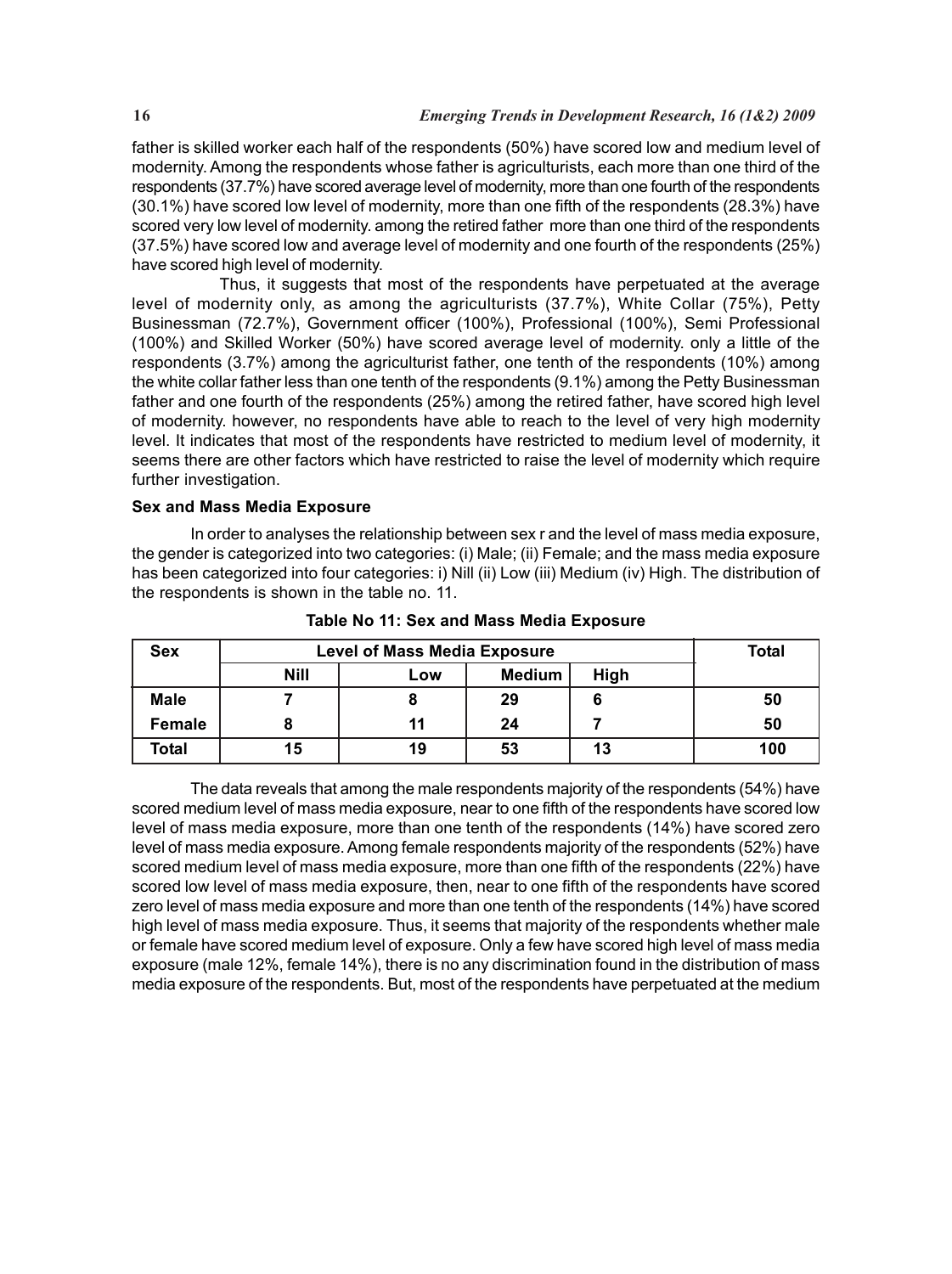father is skilled worker each half of the respondents (50%) have scored low and medium level of modernity. Among the respondents whose father is agriculturists, each more than one third of the respondents (37.7%) have scored average level of modernity, more than one fourth of the respondents (30.1%) have scored low level of modernity, more than one fifth of the respondents (28.3%) have scored very low level of modernity. among the retired father more than one third of the respondents (37.5%) have scored low and average level of modernity and one fourth of the respondents (25%) have scored high level of modernity.

Thus, it suggests that most of the respondents have perpetuated at the average level of modernity only, as among the agriculturists (37.7%), White Collar (75%), Petty Businessman (72.7%), Government officer (100%), Professional (100%), Semi Professional (100%) and Skilled Worker (50%) have scored average level of modernity. only a little of the respondents (3.7%) among the agriculturist father, one tenth of the respondents (10%) among the white collar father less than one tenth of the respondents (9.1%) among the Petty Businessman father and one fourth of the respondents (25%) among the retired father, have scored high level of modernity. however, no respondents have able to reach to the level of very high modernity level. It indicates that most of the respondents have restricted to medium level of modernity, it seems there are other factors which have restricted to raise the level of modernity which require further investigation.

**Sex and Mass Media Exposure**

In order to analyses the relationship between sex r and the level of mass media exposure, the gender is categorized into two categories: (i) Male; (ii) Female; and the mass media exposure has been categorized into four categories: i) Nill (ii) Low (iii) Medium (iv) High. The distribution of the respondents is shown in the table no. 11.

**Table No 11: Sex and Mass Media Exposure**

| Sex | Level of Mass Media Exposure | | | | Total |
|---|---|---|---|---|---|
| | Nill | Low | Medium | High | |
| **Male** | 7 | 8 | 29 | 6 | 50 |
| **Female** | 8 | 11 | 24 | 7 | 50 |
| **Total** | 15 | 19 | 53 | 13 | 100 |

The data reveals that among the male respondents majority of the respondents (54%) have scored medium level of mass media exposure, near to one fifth of the respondents have scored low level of mass media exposure, more than one tenth of the respondents (14%) have scored zero level of mass media exposure. Among female respondents majority of the respondents (52%) have scored medium level of mass media exposure, more than one fifth of the respondents (22%) have scored low level of mass media exposure, then, near to one fifth of the respondents have scored zero level of mass media exposure and more than one tenth of the respondents (14%) have scored high level of mass media exposure. Thus, it seems that majority of the respondents whether male or female have scored medium level of exposure. Only a few have scored high level of mass media exposure (male 12%, female 14%), there is no any discrimination found in the distribution of mass media exposure of the respondents. But, most of the respondents have perpetuated at the medium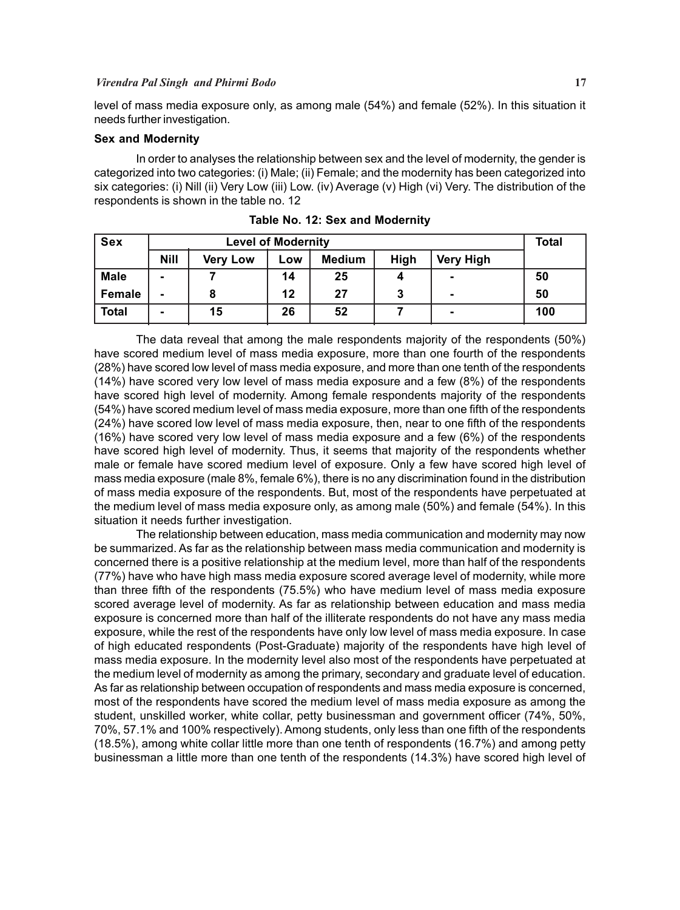level of mass media exposure only, as among male (54%) and female (52%). In this situation it needs further investigation.

**Sex and Modernity**

In order to analyses the relationship between sex and the level of modernity, the gender is categorized into two categories: (i) Male; (ii) Female; and the modernity has been categorized into six categories: (i) Nill (ii) Very Low (iii) Low. (iv) Average (v) High (vi) Very. The distribution of the respondents is shown in the table no. 12

**Table No. 12: Sex and Modernity**

| Sex | Level of Modernity | | | | | | Total |
|---|---|---|---|---|---|---|---|
| | Nill | Very Low | Low | Medium | High | Very High | |
| Male | - | 7 | 14 | 25 | 4 | - | 50 |
| Female | - | 8 | 12 | 27 | 3 | - | 50 |
| Total | - | 15 | 26 | 52 | 7 | - | 100 |

The data reveal that among the male respondents majority of the respondents (50%) have scored medium level of mass media exposure, more than one fourth of the respondents (28%) have scored low level of mass media exposure, and more than one tenth of the respondents (14%) have scored very low level of mass media exposure and a few (8%) of the respondents have scored high level of modernity. Among female respondents majority of the respondents (54%) have scored medium level of mass media exposure, more than one fifth of the respondents (24%) have scored low level of mass media exposure, then, near to one fifth of the respondents (16%) have scored very low level of mass media exposure and a few (6%) of the respondents have scored high level of modernity. Thus, it seems that majority of the respondents whether male or female have scored medium level of exposure. Only a few have scored high level of mass media exposure (male 8%, female 6%), there is no any discrimination found in the distribution of mass media exposure of the respondents. But, most of the respondents have perpetuated at the medium level of mass media exposure only, as among male (50%) and female (54%). In this situation it needs further investigation.

The relationship between education, mass media communication and modernity may now be summarized. As far as the relationship between mass media communication and modernity is concerned there is a positive relationship at the medium level, more than half of the respondents (77%) have who have high mass media exposure scored average level of modernity, while more than three fifth of the respondents (75.5%) who have medium level of mass media exposure scored average level of modernity. As far as relationship between education and mass media exposure is concerned more than half of the illiterate respondents do not have any mass media exposure, while the rest of the respondents have only low level of mass media exposure. In case of high educated respondents (Post-Graduate) majority of the respondents have high level of mass media exposure. In the modernity level also most of the respondents have perpetuated at the medium level of modernity as among the primary, secondary and graduate level of education. As far as relationship between occupation of respondents and mass media exposure is concerned, most of the respondents have scored the medium level of mass media exposure as among the student, unskilled worker, white collar, petty businessman and government officer (74%, 50%, 70%, 57.1% and 100% respectively). Among students, only less than one fifth of the respondents (18.5%), among white collar little more than one tenth of respondents (16.7%) and among petty businessman a little more than one tenth of the respondents (14.3%) have scored high level of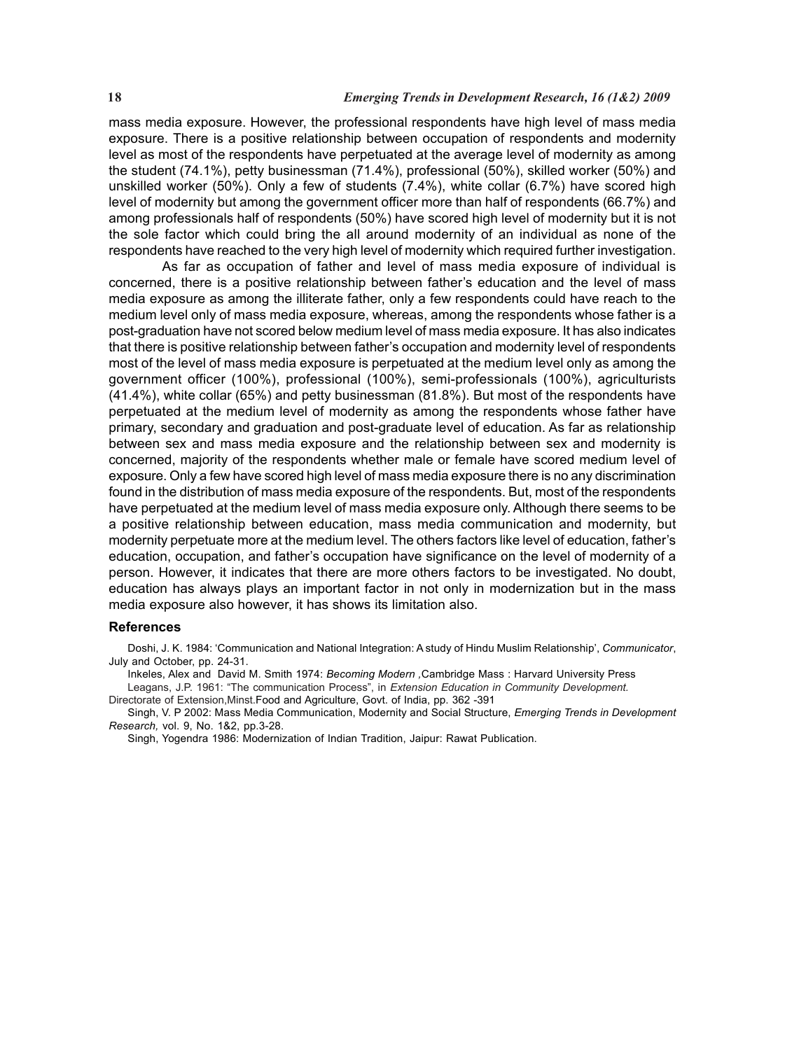mass media exposure. However, the professional respondents have high level of mass media exposure. There is a positive relationship between occupation of respondents and modernity level as most of the respondents have perpetuated at the average level of modernity as among the student (74.1%), petty businessman (71.4%), professional (50%), skilled worker (50%) and unskilled worker (50%). Only a few of students (7.4%), white collar (6.7%) have scored high level of modernity but among the government officer more than half of respondents (66.7%) and among professionals half of respondents (50%) have scored high level of modernity but it is not the sole factor which could bring the all around modernity of an individual as none of the respondents have reached to the very high level of modernity which required further investigation.

As far as occupation of father and level of mass media exposure of individual is concerned, there is a positive relationship between father's education and the level of mass media exposure as among the illiterate father, only a few respondents could have reach to the medium level only of mass media exposure, whereas, among the respondents whose father is a post-graduation have not scored below medium level of mass media exposure. It has also indicates that there is positive relationship between father's occupation and modernity level of respondents most of the level of mass media exposure is perpetuated at the medium level only as among the government officer (100%), professional (100%), semi-professionals (100%), agriculturists (41.4%), white collar (65%) and petty businessman (81.8%). But most of the respondents have perpetuated at the medium level of modernity as among the respondents whose father have primary, secondary and graduation and post-graduate level of education. As far as relationship between sex and mass media exposure and the relationship between sex and modernity is concerned, majority of the respondents whether male or female have scored medium level of exposure. Only a few have scored high level of mass media exposure there is no any discrimination found in the distribution of mass media exposure of the respondents. But, most of the respondents have perpetuated at the medium level of mass media exposure only. Although there seems to be a positive relationship between education, mass media communication and modernity, but modernity perpetuate more at the medium level. The others factors like level of education, father's education, occupation, and father's occupation have significance on the level of modernity of a person. However, it indicates that there are more others factors to be investigated. No doubt, education has always plays an important factor in not only in modernization but in the mass media exposure also however, it has shows its limitation also.

## References

Doshi, J. K. 1984: 'Communication and National Integration: A study of Hindu Muslim Relationship', *Communicator*, July and October, pp. 24-31.

Inkeles, Alex and David M. Smith 1974: *Becoming Modern* ,Cambridge Mass : Harvard University Press

Leagans, J.P. 1961: "The communication Process", in *Extension Education in Community Development.* Directorate of Extension,Minst.Food and Agriculture, Govt. of India, pp. 362 -391

Singh, V. P 2002: Mass Media Communication, Modernity and Social Structure, *Emerging Trends in Development Research,* vol. 9, No. 1&2, pp.3-28.

Singh, Yogendra 1986: Modernization of Indian Tradition, Jaipur: Rawat Publication.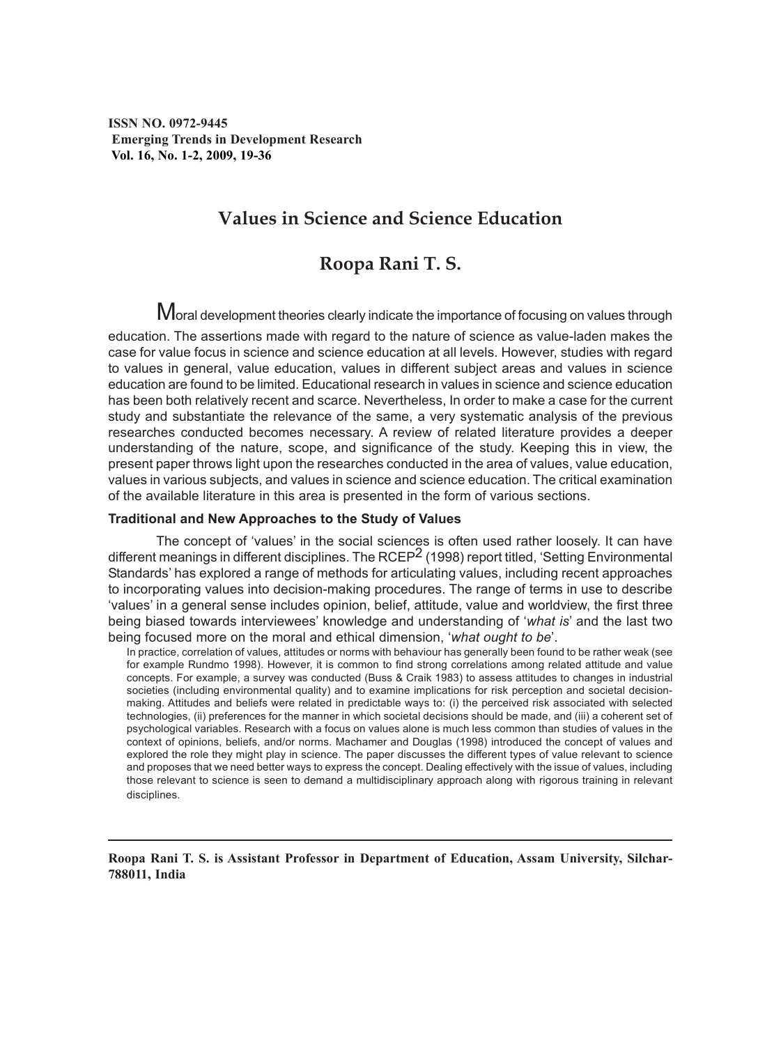# Values in Science and Science Education

## Roopa Rani T. S.

Moral development theories clearly indicate the importance of focusing on values through education. The assertions made with regard to the nature of science as value-laden makes the case for value focus in science and science education at all levels. However, studies with regard to values in general, value education, values in different subject areas and values in science education are found to be limited. Educational research in values in science and science education has been both relatively recent and scarce. Nevertheless, In order to make a case for the current study and substantiate the relevance of the same, a very systematic analysis of the previous researches conducted becomes necessary. A review of related literature provides a deeper understanding of the nature, scope, and significance of the study. Keeping this in view, the present paper throws light upon the researches conducted in the area of values, value education, values in various subjects, and values in science and science education. The critical examination of the available literature in this area is presented in the form of various sections.

### Traditional and New Approaches to the Study of Values

The concept of 'values' in the social sciences is often used rather loosely. It can have different meanings in different disciplines. The RCEP[2] (1998) report titled, 'Setting Environmental Standards' has explored a range of methods for articulating values, including recent approaches to incorporating values into decision-making procedures. The range of terms in use to describe 'values' in a general sense includes opinion, belief, attitude, value and worldview, the first three being biased towards interviewees' knowledge and understanding of '*what is*' and the last two being focused more on the moral and ethical dimension, '*what ought to be*'.

> In practice, correlation of values, attitudes or norms with behaviour has generally been found to be rather weak (see for example Rundmo 1998). However, it is common to find strong correlations among related attitude and value concepts. For example, a survey was conducted (Buss & Craik 1983) to assess attitudes to changes in industrial societies (including environmental quality) and to examine implications for risk perception and societal decision-making. Attitudes and beliefs were related in predictable ways to: (i) the perceived risk associated with selected technologies, (ii) preferences for the manner in which societal decisions should be made, and (iii) a coherent set of psychological variables. Research with a focus on values alone is much less common than studies of values in the context of opinions, beliefs, and/or norms. Machamer and Douglas (1998) introduced the concept of values and explored the role they might play in science. The paper discusses the different types of value relevant to science and proposes that we need better ways to express the concept. Dealing effectively with the issue of values, including those relevant to science is seen to demand a multidisciplinary approach along with rigorous training in relevant disciplines.

---

**Roopa Rani T. S. is Assistant Professor in Department of Education, Assam University, Silchar-788011, India**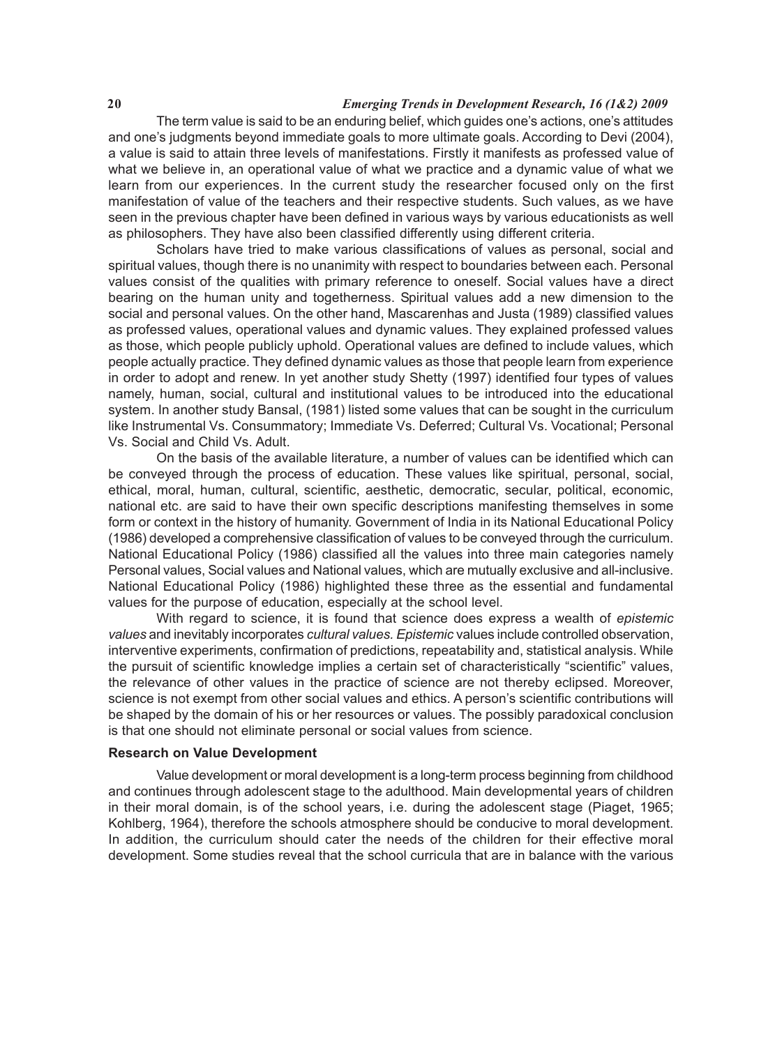The term value is said to be an enduring belief, which guides one's actions, one's attitudes and one's judgments beyond immediate goals to more ultimate goals. According to Devi (2004), a value is said to attain three levels of manifestations. Firstly it manifests as professed value of what we believe in, an operational value of what we practice and a dynamic value of what we learn from our experiences. In the current study the researcher focused only on the first manifestation of value of the teachers and their respective students. Such values, as we have seen in the previous chapter have been defined in various ways by various educationists as well as philosophers. They have also been classified differently using different criteria.

Scholars have tried to make various classifications of values as personal, social and spiritual values, though there is no unanimity with respect to boundaries between each. Personal values consist of the qualities with primary reference to oneself. Social values have a direct bearing on the human unity and togetherness. Spiritual values add a new dimension to the social and personal values. On the other hand, Mascarenhas and Justa (1989) classified values as professed values, operational values and dynamic values. They explained professed values as those, which people publicly uphold. Operational values are defined to include values, which people actually practice. They defined dynamic values as those that people learn from experience in order to adopt and renew. In yet another study Shetty (1997) identified four types of values namely, human, social, cultural and institutional values to be introduced into the educational system. In another study Bansal, (1981) listed some values that can be sought in the curriculum like Instrumental Vs. Consummatory; Immediate Vs. Deferred; Cultural Vs. Vocational; Personal Vs. Social and Child Vs. Adult.

On the basis of the available literature, a number of values can be identified which can be conveyed through the process of education. These values like spiritual, personal, social, ethical, moral, human, cultural, scientific, aesthetic, democratic, secular, political, economic, national etc. are said to have their own specific descriptions manifesting themselves in some form or context in the history of humanity. Government of India in its National Educational Policy (1986) developed a comprehensive classification of values to be conveyed through the curriculum. National Educational Policy (1986) classified all the values into three main categories namely Personal values, Social values and National values, which are mutually exclusive and all-inclusive. National Educational Policy (1986) highlighted these three as the essential and fundamental values for the purpose of education, especially at the school level.

With regard to science, it is found that science does express a wealth of *epistemic values* and inevitably incorporates *cultural values. Epistemic* values include controlled observation, interventive experiments, confirmation of predictions, repeatability and, statistical analysis. While the pursuit of scientific knowledge implies a certain set of characteristically "scientific" values, the relevance of other values in the practice of science are not thereby eclipsed. Moreover, science is not exempt from other social values and ethics. A person's scientific contributions will be shaped by the domain of his or her resources or values. The possibly paradoxical conclusion is that one should not eliminate personal or social values from science.

#### Research on Value Development

Value development or moral development is a long-term process beginning from childhood and continues through adolescent stage to the adulthood. Main developmental years of children in their moral domain, is of the school years, i.e. during the adolescent stage (Piaget, 1965; Kohlberg, 1964), therefore the schools atmosphere should be conducive to moral development. In addition, the curriculum should cater the needs of the children for their effective moral development. Some studies reveal that the school curricula that are in balance with the various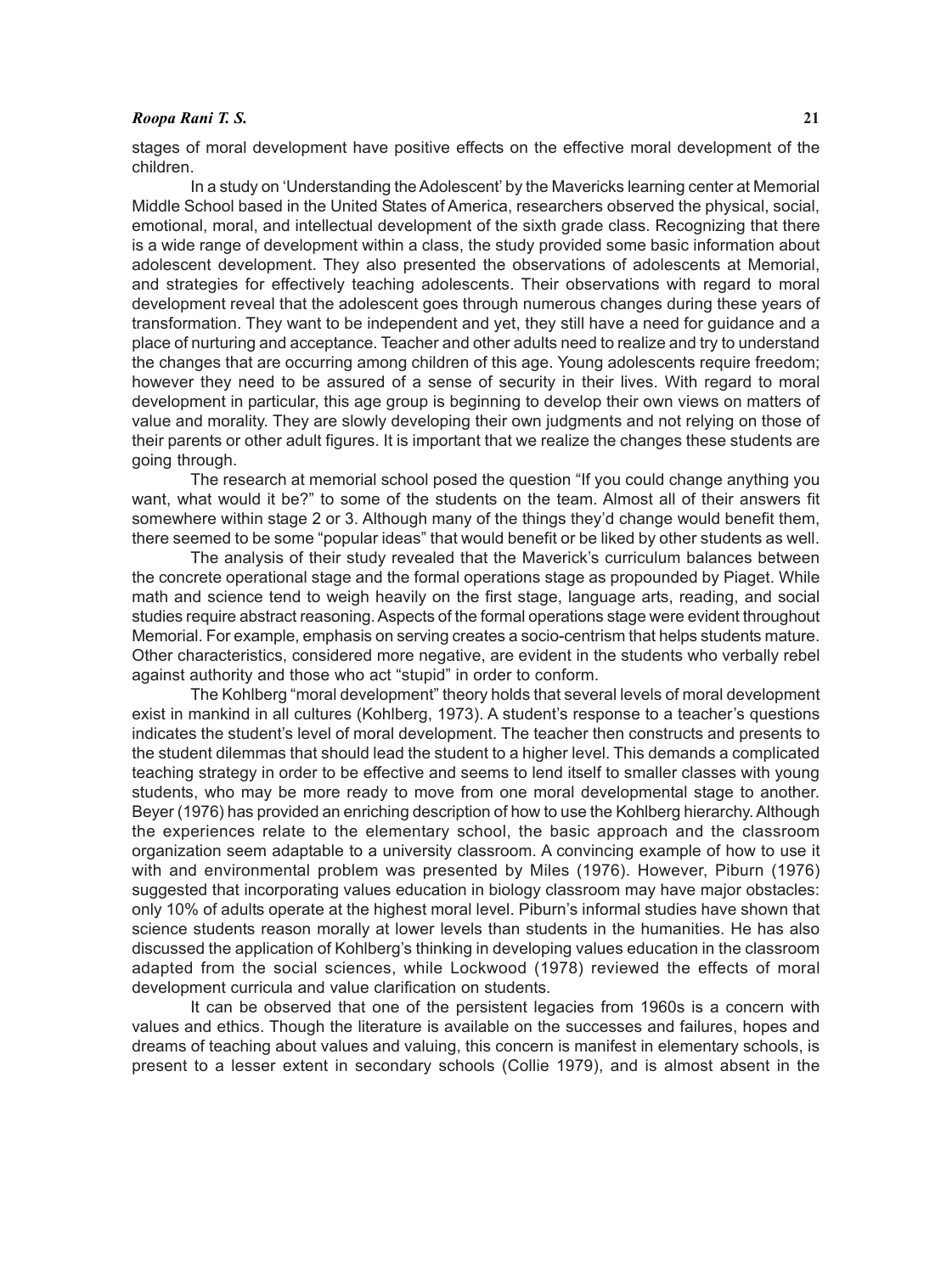stages of moral development have positive effects on the effective moral development of the children.

In a study on 'Understanding the Adolescent' by the Mavericks learning center at Memorial Middle School based in the United States of America, researchers observed the physical, social, emotional, moral, and intellectual development of the sixth grade class. Recognizing that there is a wide range of development within a class, the study provided some basic information about adolescent development. They also presented the observations of adolescents at Memorial, and strategies for effectively teaching adolescents. Their observations with regard to moral development reveal that the adolescent goes through numerous changes during these years of transformation. They want to be independent and yet, they still have a need for guidance and a place of nurturing and acceptance. Teacher and other adults need to realize and try to understand the changes that are occurring among children of this age. Young adolescents require freedom; however they need to be assured of a sense of security in their lives. With regard to moral development in particular, this age group is beginning to develop their own views on matters of value and morality. They are slowly developing their own judgments and not relying on those of their parents or other adult figures. It is important that we realize the changes these students are going through.

The research at memorial school posed the question "If you could change anything you want, what would it be?" to some of the students on the team. Almost all of their answers fit somewhere within stage 2 or 3. Although many of the things they'd change would benefit them, there seemed to be some "popular ideas" that would benefit or be liked by other students as well.

The analysis of their study revealed that the Maverick's curriculum balances between the concrete operational stage and the formal operations stage as propounded by Piaget. While math and science tend to weigh heavily on the first stage, language arts, reading, and social studies require abstract reasoning. Aspects of the formal operations stage were evident throughout Memorial. For example, emphasis on serving creates a socio-centrism that helps students mature. Other characteristics, considered more negative, are evident in the students who verbally rebel against authority and those who act "stupid" in order to conform.

The Kohlberg "moral development" theory holds that several levels of moral development exist in mankind in all cultures (Kohlberg, 1973). A student's response to a teacher's questions indicates the student's level of moral development. The teacher then constructs and presents to the student dilemmas that should lead the student to a higher level. This demands a complicated teaching strategy in order to be effective and seems to lend itself to smaller classes with young students, who may be more ready to move from one moral developmental stage to another. Beyer (1976) has provided an enriching description of how to use the Kohlberg hierarchy. Although the experiences relate to the elementary school, the basic approach and the classroom organization seem adaptable to a university classroom. A convincing example of how to use it with and environmental problem was presented by Miles (1976). However, Piburn (1976) suggested that incorporating values education in biology classroom may have major obstacles: only 10% of adults operate at the highest moral level. Piburn's informal studies have shown that science students reason morally at lower levels than students in the humanities. He has also discussed the application of Kohlberg's thinking in developing values education in the classroom adapted from the social sciences, while Lockwood (1978) reviewed the effects of moral development curricula and value clarification on students.

It can be observed that one of the persistent legacies from 1960s is a concern with values and ethics. Though the literature is available on the successes and failures, hopes and dreams of teaching about values and valuing, this concern is manifest in elementary schools, is present to a lesser extent in secondary schools (Collie 1979), and is almost absent in the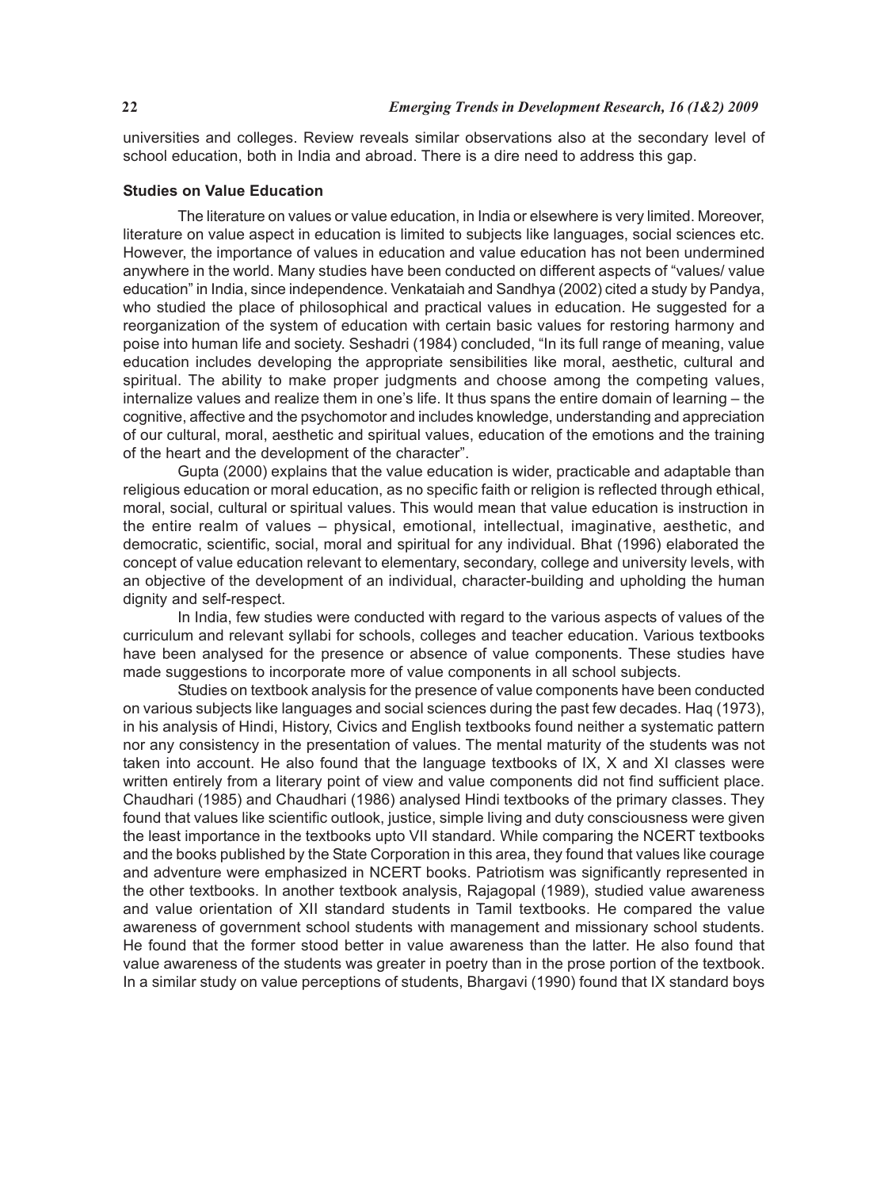universities and colleges. Review reveals similar observations also at the secondary level of school education, both in India and abroad. There is a dire need to address this gap.

**Studies on Value Education**

The literature on values or value education, in India or elsewhere is very limited. Moreover, literature on value aspect in education is limited to subjects like languages, social sciences etc. However, the importance of values in education and value education has not been undermined anywhere in the world. Many studies have been conducted on different aspects of "values/ value education" in India, since independence. Venkataiah and Sandhya (2002) cited a study by Pandya, who studied the place of philosophical and practical values in education. He suggested for a reorganization of the system of education with certain basic values for restoring harmony and poise into human life and society. Seshadri (1984) concluded, "In its full range of meaning, value education includes developing the appropriate sensibilities like moral, aesthetic, cultural and spiritual. The ability to make proper judgments and choose among the competing values, internalize values and realize them in one's life. It thus spans the entire domain of learning – the cognitive, affective and the psychomotor and includes knowledge, understanding and appreciation of our cultural, moral, aesthetic and spiritual values, education of the emotions and the training of the heart and the development of the character".

Gupta (2000) explains that the value education is wider, practicable and adaptable than religious education or moral education, as no specific faith or religion is reflected through ethical, moral, social, cultural or spiritual values. This would mean that value education is instruction in the entire realm of values – physical, emotional, intellectual, imaginative, aesthetic, and democratic, scientific, social, moral and spiritual for any individual. Bhat (1996) elaborated the concept of value education relevant to elementary, secondary, college and university levels, with an objective of the development of an individual, character-building and upholding the human dignity and self-respect.

In India, few studies were conducted with regard to the various aspects of values of the curriculum and relevant syllabi for schools, colleges and teacher education. Various textbooks have been analysed for the presence or absence of value components. These studies have made suggestions to incorporate more of value components in all school subjects.

Studies on textbook analysis for the presence of value components have been conducted on various subjects like languages and social sciences during the past few decades. Haq (1973), in his analysis of Hindi, History, Civics and English textbooks found neither a systematic pattern nor any consistency in the presentation of values. The mental maturity of the students was not taken into account. He also found that the language textbooks of IX, X and XI classes were written entirely from a literary point of view and value components did not find sufficient place. Chaudhari (1985) and Chaudhari (1986) analysed Hindi textbooks of the primary classes. They found that values like scientific outlook, justice, simple living and duty consciousness were given the least importance in the textbooks upto VII standard. While comparing the NCERT textbooks and the books published by the State Corporation in this area, they found that values like courage and adventure were emphasized in NCERT books. Patriotism was significantly represented in the other textbooks. In another textbook analysis, Rajagopal (1989), studied value awareness and value orientation of XII standard students in Tamil textbooks. He compared the value awareness of government school students with management and missionary school students. He found that the former stood better in value awareness than the latter. He also found that value awareness of the students was greater in poetry than in the prose portion of the textbook. In a similar study on value perceptions of students, Bhargavi (1990) found that IX standard boys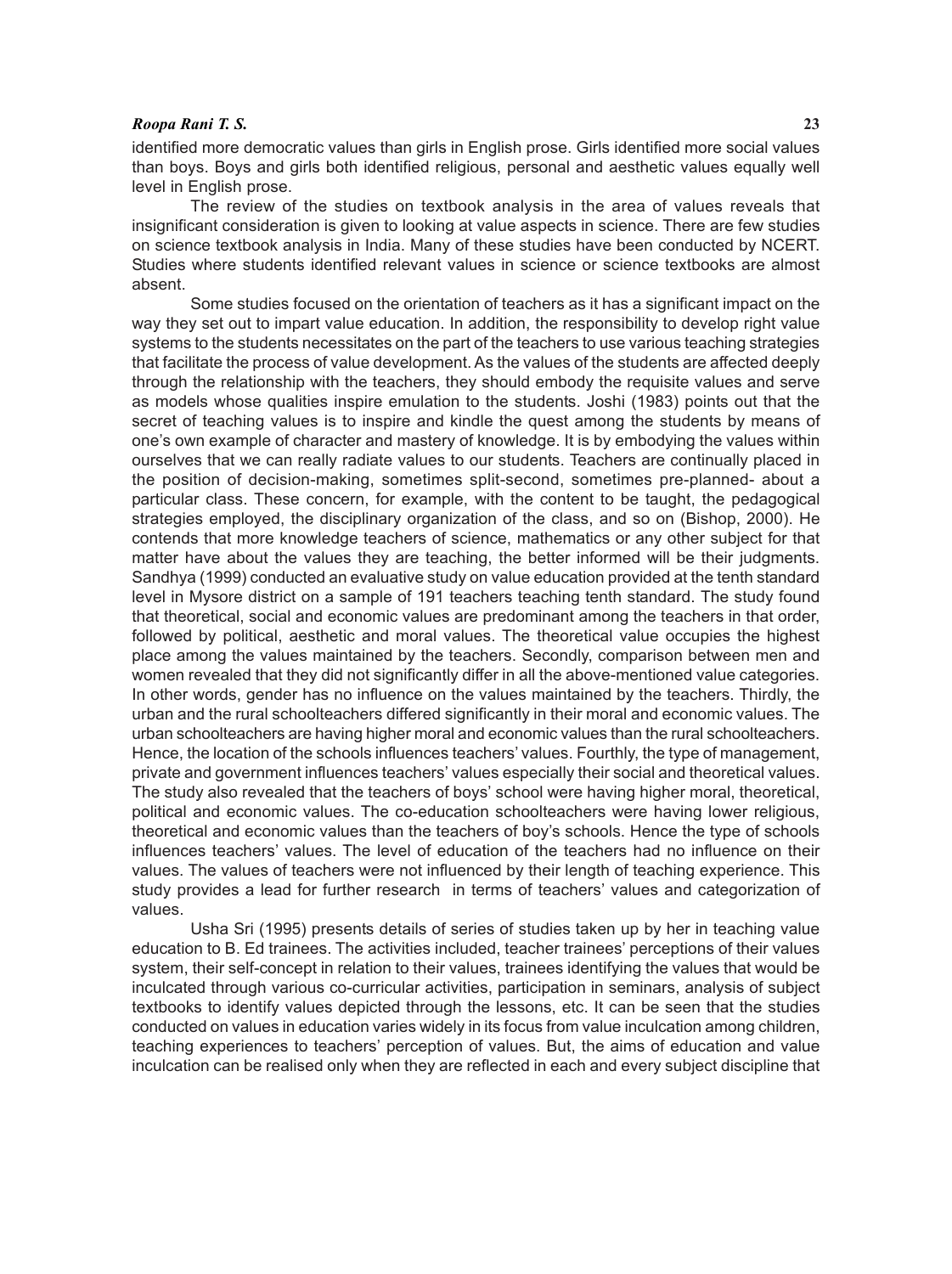identified more democratic values than girls in English prose. Girls identified more social values than boys. Boys and girls both identified religious, personal and aesthetic values equally well level in English prose.

The review of the studies on textbook analysis in the area of values reveals that insignificant consideration is given to looking at value aspects in science. There are few studies on science textbook analysis in India. Many of these studies have been conducted by NCERT. Studies where students identified relevant values in science or science textbooks are almost absent.

Some studies focused on the orientation of teachers as it has a significant impact on the way they set out to impart value education. In addition, the responsibility to develop right value systems to the students necessitates on the part of the teachers to use various teaching strategies that facilitate the process of value development. As the values of the students are affected deeply through the relationship with the teachers, they should embody the requisite values and serve as models whose qualities inspire emulation to the students. Joshi (1983) points out that the secret of teaching values is to inspire and kindle the quest among the students by means of one's own example of character and mastery of knowledge. It is by embodying the values within ourselves that we can really radiate values to our students. Teachers are continually placed in the position of decision-making, sometimes split-second, sometimes pre-planned- about a particular class. These concern, for example, with the content to be taught, the pedagogical strategies employed, the disciplinary organization of the class, and so on (Bishop, 2000). He contends that more knowledge teachers of science, mathematics or any other subject for that matter have about the values they are teaching, the better informed will be their judgments. Sandhya (1999) conducted an evaluative study on value education provided at the tenth standard level in Mysore district on a sample of 191 teachers teaching tenth standard. The study found that theoretical, social and economic values are predominant among the teachers in that order, followed by political, aesthetic and moral values. The theoretical value occupies the highest place among the values maintained by the teachers. Secondly, comparison between men and women revealed that they did not significantly differ in all the above-mentioned value categories. In other words, gender has no influence on the values maintained by the teachers. Thirdly, the urban and the rural schoolteachers differed significantly in their moral and economic values. The urban schoolteachers are having higher moral and economic values than the rural schoolteachers. Hence, the location of the schools influences teachers' values. Fourthly, the type of management, private and government influences teachers' values especially their social and theoretical values. The study also revealed that the teachers of boys' school were having higher moral, theoretical, political and economic values. The co-education schoolteachers were having lower religious, theoretical and economic values than the teachers of boy's schools. Hence the type of schools influences teachers' values. The level of education of the teachers had no influence on their values. The values of teachers were not influenced by their length of teaching experience. This study provides a lead for further research in terms of teachers' values and categorization of values.

Usha Sri (1995) presents details of series of studies taken up by her in teaching value education to B. Ed trainees. The activities included, teacher trainees' perceptions of their values system, their self-concept in relation to their values, trainees identifying the values that would be inculcated through various co-curricular activities, participation in seminars, analysis of subject textbooks to identify values depicted through the lessons, etc. It can be seen that the studies conducted on values in education varies widely in its focus from value inculcation among children, teaching experiences to teachers' perception of values. But, the aims of education and value inculcation can be realised only when they are reflected in each and every subject discipline that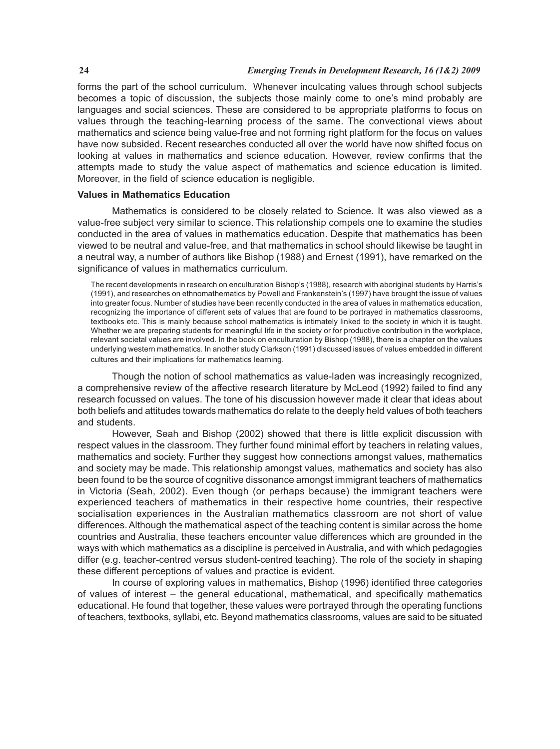forms the part of the school curriculum. Whenever inculcating values through school subjects becomes a topic of discussion, the subjects those mainly come to one's mind probably are languages and social sciences. These are considered to be appropriate platforms to focus on values through the teaching-learning process of the same. The convectional views about mathematics and science being value-free and not forming right platform for the focus on values have now subsided. Recent researches conducted all over the world have now shifted focus on looking at values in mathematics and science education. However, review confirms that the attempts made to study the value aspect of mathematics and science education is limited. Moreover, in the field of science education is negligible.

**Values in Mathematics Education**

Mathematics is considered to be closely related to Science. It was also viewed as a value-free subject very similar to science. This relationship compels one to examine the studies conducted in the area of values in mathematics education. Despite that mathematics has been viewed to be neutral and value-free, and that mathematics in school should likewise be taught in a neutral way, a number of authors like Bishop (1988) and Ernest (1991), have remarked on the significance of values in mathematics curriculum.

> The recent developments in research on enculturation Bishop's (1988), research with aboriginal students by Harris's (1991), and researches on ethnomathematics by Powell and Frankenstein's (1997) have brought the issue of values into greater focus. Number of studies have been recently conducted in the area of values in mathematics education, recognizing the importance of different sets of values that are found to be portrayed in mathematics classrooms, textbooks etc. This is mainly because school mathematics is intimately linked to the society in which it is taught. Whether we are preparing students for meaningful life in the society or for productive contribution in the workplace, relevant societal values are involved. In the book on enculturation by Bishop (1988), there is a chapter on the values underlying western mathematics. In another study Clarkson (1991) discussed issues of values embedded in different cultures and their implications for mathematics learning.

Though the notion of school mathematics as value-laden was increasingly recognized, a comprehensive review of the affective research literature by McLeod (1992) failed to find any research focussed on values. The tone of his discussion however made it clear that ideas about both beliefs and attitudes towards mathematics do relate to the deeply held values of both teachers and students.

However, Seah and Bishop (2002) showed that there is little explicit discussion with respect values in the classroom. They further found minimal effort by teachers in relating values, mathematics and society. Further they suggest how connections amongst values, mathematics and society may be made. This relationship amongst values, mathematics and society has also been found to be the source of cognitive dissonance amongst immigrant teachers of mathematics in Victoria (Seah, 2002). Even though (or perhaps because) the immigrant teachers were experienced teachers of mathematics in their respective home countries, their respective socialisation experiences in the Australian mathematics classroom are not short of value differences. Although the mathematical aspect of the teaching content is similar across the home countries and Australia, these teachers encounter value differences which are grounded in the ways with which mathematics as a discipline is perceived in Australia, and with which pedagogies differ (e.g. teacher-centred versus student-centred teaching). The role of the society in shaping these different perceptions of values and practice is evident.

In course of exploring values in mathematics, Bishop (1996) identified three categories of values of interest – the general educational, mathematical, and specifically mathematics educational. He found that together, these values were portrayed through the operating functions of teachers, textbooks, syllabi, etc. Beyond mathematics classrooms, values are said to be situated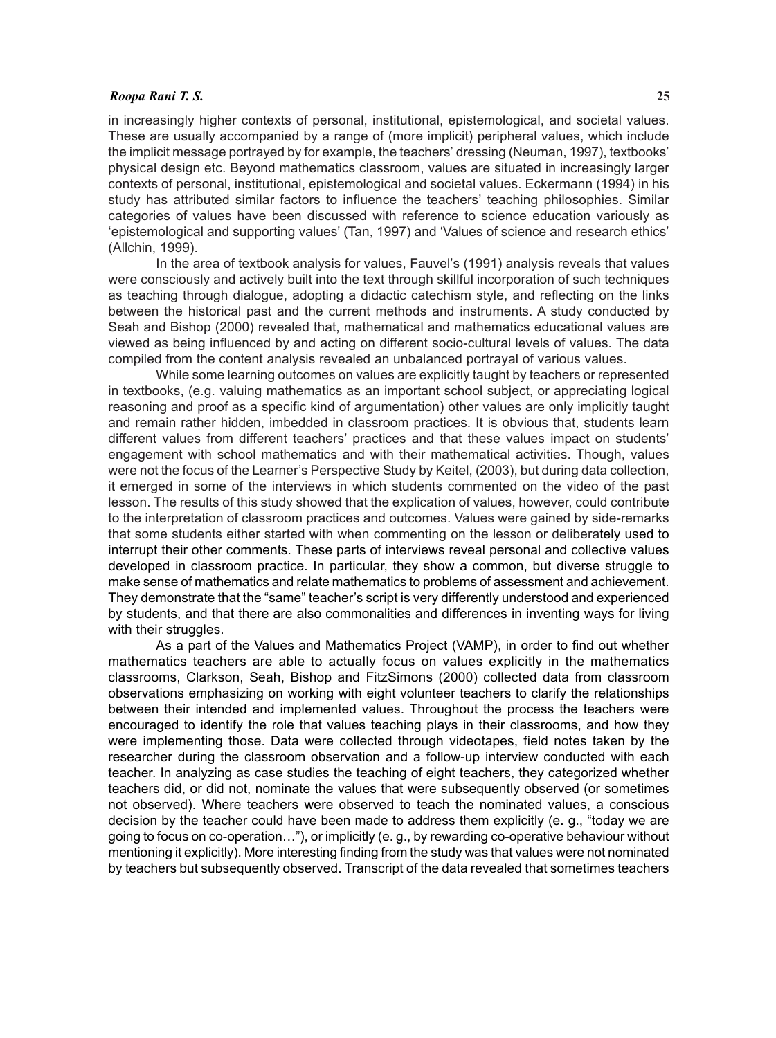in increasingly higher contexts of personal, institutional, epistemological, and societal values. These are usually accompanied by a range of (more implicit) peripheral values, which include the implicit message portrayed by for example, the teachers' dressing (Neuman, 1997), textbooks' physical design etc. Beyond mathematics classroom, values are situated in increasingly larger contexts of personal, institutional, epistemological and societal values. Eckermann (1994) in his study has attributed similar factors to influence the teachers' teaching philosophies. Similar categories of values have been discussed with reference to science education variously as 'epistemological and supporting values' (Tan, 1997) and 'Values of science and research ethics' (Allchin, 1999).

In the area of textbook analysis for values, Fauvel's (1991) analysis reveals that values were consciously and actively built into the text through skillful incorporation of such techniques as teaching through dialogue, adopting a didactic catechism style, and reflecting on the links between the historical past and the current methods and instruments. A study conducted by Seah and Bishop (2000) revealed that, mathematical and mathematics educational values are viewed as being influenced by and acting on different socio-cultural levels of values. The data compiled from the content analysis revealed an unbalanced portrayal of various values.

While some learning outcomes on values are explicitly taught by teachers or represented in textbooks, (e.g. valuing mathematics as an important school subject, or appreciating logical reasoning and proof as a specific kind of argumentation) other values are only implicitly taught and remain rather hidden, imbedded in classroom practices. It is obvious that, students learn different values from different teachers' practices and that these values impact on students' engagement with school mathematics and with their mathematical activities. Though, values were not the focus of the Learner's Perspective Study by Keitel, (2003), but during data collection, it emerged in some of the interviews in which students commented on the video of the past lesson. The results of this study showed that the explication of values, however, could contribute to the interpretation of classroom practices and outcomes. Values were gained by side-remarks that some students either started with when commenting on the lesson or deliberately used to interrupt their other comments. These parts of interviews reveal personal and collective values developed in classroom practice. In particular, they show a common, but diverse struggle to make sense of mathematics and relate mathematics to problems of assessment and achievement. They demonstrate that the "same" teacher's script is very differently understood and experienced by students, and that there are also commonalities and differences in inventing ways for living with their struggles.

As a part of the Values and Mathematics Project (VAMP), in order to find out whether mathematics teachers are able to actually focus on values explicitly in the mathematics classrooms, Clarkson, Seah, Bishop and FitzSimons (2000) collected data from classroom observations emphasizing on working with eight volunteer teachers to clarify the relationships between their intended and implemented values. Throughout the process the teachers were encouraged to identify the role that values teaching plays in their classrooms, and how they were implementing those. Data were collected through videotapes, field notes taken by the researcher during the classroom observation and a follow-up interview conducted with each teacher. In analyzing as case studies the teaching of eight teachers, they categorized whether teachers did, or did not, nominate the values that were subsequently observed (or sometimes not observed). Where teachers were observed to teach the nominated values, a conscious decision by the teacher could have been made to address them explicitly (e. g., "today we are going to focus on co-operation…"), or implicitly (e. g., by rewarding co-operative behaviour without mentioning it explicitly). More interesting finding from the study was that values were not nominated by teachers but subsequently observed. Transcript of the data revealed that sometimes teachers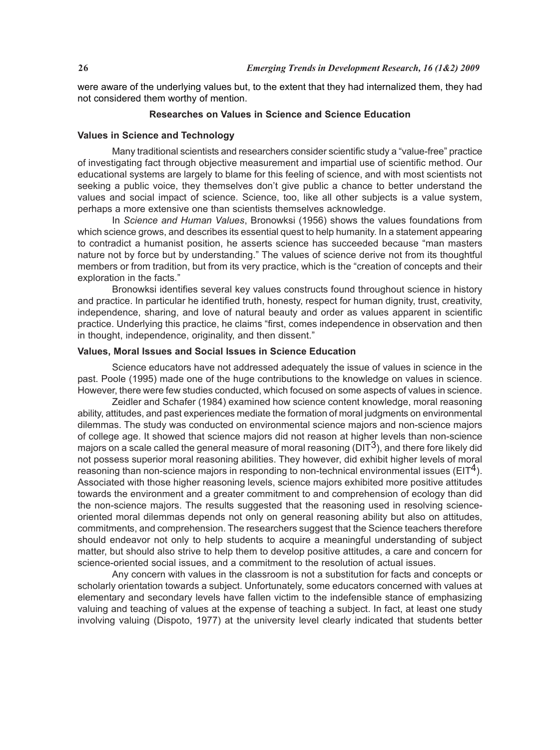were aware of the underlying values but, to the extent that they had internalized them, they had not considered them worthy of mention.

## Researches on Values in Science and Science Education

### Values in Science and Technology

Many traditional scientists and researchers consider scientific study a "value-free" practice of investigating fact through objective measurement and impartial use of scientific method. Our educational systems are largely to blame for this feeling of science, and with most scientists not seeking a public voice, they themselves don't give public a chance to better understand the values and social impact of science. Science, too, like all other subjects is a value system, perhaps a more extensive one than scientists themselves acknowledge.

In *Science and Human Values*, Bronowksi (1956) shows the values foundations from which science grows, and describes its essential quest to help humanity. In a statement appearing to contradict a humanist position, he asserts science has succeeded because "man masters nature not by force but by understanding." The values of science derive not from its thoughtful members or from tradition, but from its very practice, which is the "creation of concepts and their exploration in the facts."

Bronowksi identifies several key values constructs found throughout science in history and practice. In particular he identified truth, honesty, respect for human dignity, trust, creativity, independence, sharing, and love of natural beauty and order as values apparent in scientific practice. Underlying this practice, he claims "first, comes independence in observation and then in thought, independence, originality, and then dissent."

### Values, Moral Issues and Social Issues in Science Education

Science educators have not addressed adequately the issue of values in science in the past. Poole (1995) made one of the huge contributions to the knowledge on values in science. However, there were few studies conducted, which focused on some aspects of values in science.

Zeidler and Schafer (1984) examined how science content knowledge, moral reasoning ability, attitudes, and past experiences mediate the formation of moral judgments on environmental dilemmas. The study was conducted on environmental science majors and non-science majors of college age. It showed that science majors did not reason at higher levels than non-science majors on a scale called the general measure of moral reasoning (DIT[3]), and there fore likely did not possess superior moral reasoning abilities. They however, did exhibit higher levels of moral reasoning than non-science majors in responding to non-technical environmental issues (EIT[4]). Associated with those higher reasoning levels, science majors exhibited more positive attitudes towards the environment and a greater commitment to and comprehension of ecology than did the non-science majors. The results suggested that the reasoning used in resolving science-oriented moral dilemmas depends not only on general reasoning ability but also on attitudes, commitments, and comprehension. The researchers suggest that the Science teachers therefore should endeavor not only to help students to acquire a meaningful understanding of subject matter, but should also strive to help them to develop positive attitudes, a care and concern for science-oriented social issues, and a commitment to the resolution of actual issues.

Any concern with values in the classroom is not a substitution for facts and concepts or scholarly orientation towards a subject. Unfortunately, some educators concerned with values at elementary and secondary levels have fallen victim to the indefensible stance of emphasizing valuing and teaching of values at the expense of teaching a subject. In fact, at least one study involving valuing (Dispoto, 1977) at the university level clearly indicated that students better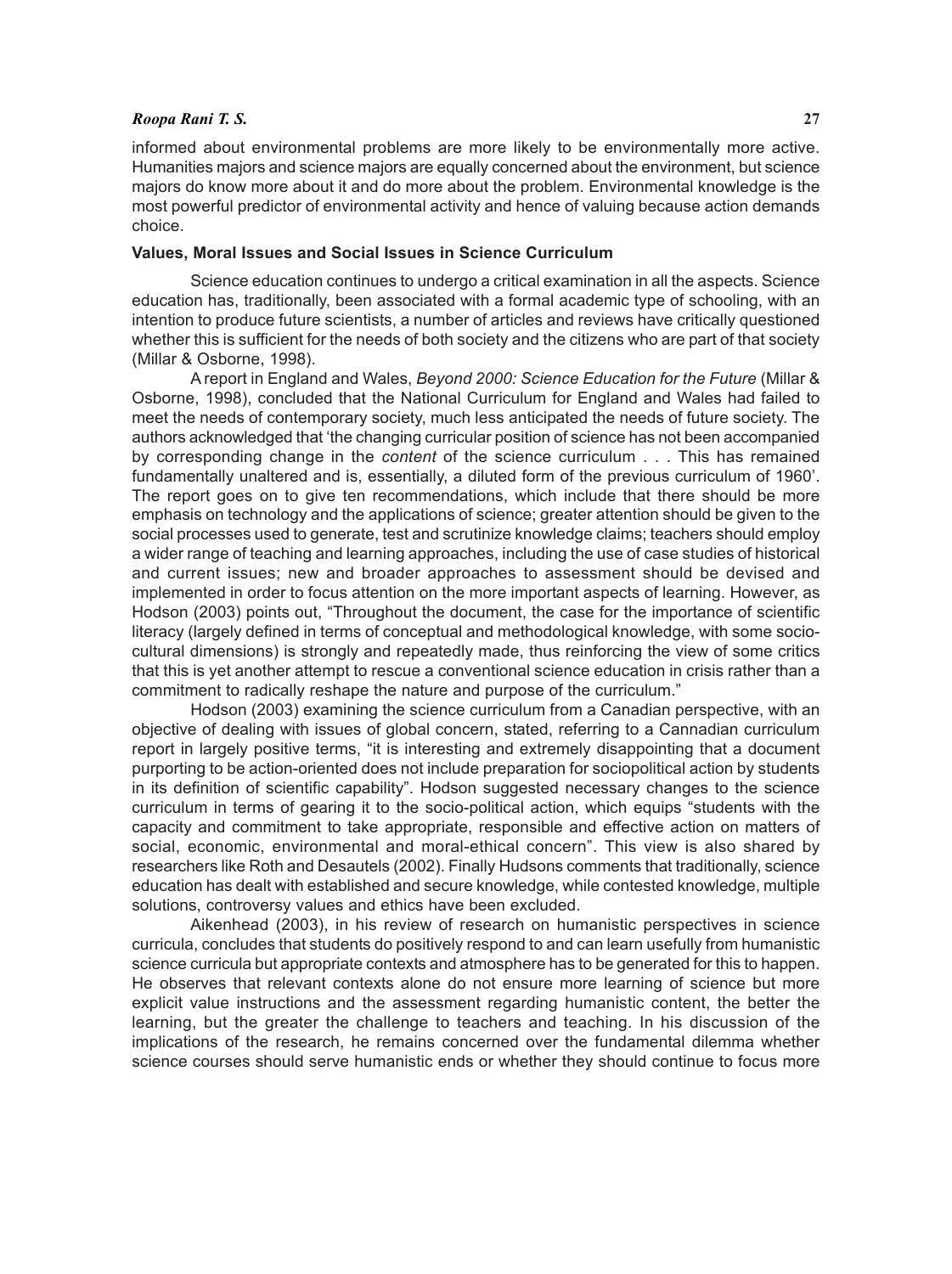informed about environmental problems are more likely to be environmentally more active. Humanities majors and science majors are equally concerned about the environment, but science majors do know more about it and do more about the problem. Environmental knowledge is the most powerful predictor of environmental activity and hence of valuing because action demands choice.

**Values, Moral Issues and Social Issues in Science Curriculum**

Science education continues to undergo a critical examination in all the aspects. Science education has, traditionally, been associated with a formal academic type of schooling, with an intention to produce future scientists, a number of articles and reviews have critically questioned whether this is sufficient for the needs of both society and the citizens who are part of that society (Millar & Osborne, 1998).

A report in England and Wales, *Beyond 2000: Science Education for the Future* (Millar & Osborne, 1998), concluded that the National Curriculum for England and Wales had failed to meet the needs of contemporary society, much less anticipated the needs of future society. The authors acknowledged that 'the changing curricular position of science has not been accompanied by corresponding change in the *content* of the science curriculum . . . This has remained fundamentally unaltered and is, essentially, a diluted form of the previous curriculum of 1960'. The report goes on to give ten recommendations, which include that there should be more emphasis on technology and the applications of science; greater attention should be given to the social processes used to generate, test and scrutinize knowledge claims; teachers should employ a wider range of teaching and learning approaches, including the use of case studies of historical and current issues; new and broader approaches to assessment should be devised and implemented in order to focus attention on the more important aspects of learning. However, as Hodson (2003) points out, "Throughout the document, the case for the importance of scientific literacy (largely defined in terms of conceptual and methodological knowledge, with some socio-cultural dimensions) is strongly and repeatedly made, thus reinforcing the view of some critics that this is yet another attempt to rescue a conventional science education in crisis rather than a commitment to radically reshape the nature and purpose of the curriculum."

Hodson (2003) examining the science curriculum from a Canadian perspective, with an objective of dealing with issues of global concern, stated, referring to a Cannadian curriculum report in largely positive terms, "it is interesting and extremely disappointing that a document purporting to be action-oriented does not include preparation for sociopolitical action by students in its definition of scientific capability". Hodson suggested necessary changes to the science curriculum in terms of gearing it to the socio-political action, which equips "students with the capacity and commitment to take appropriate, responsible and effective action on matters of social, economic, environmental and moral-ethical concern". This view is also shared by researchers like Roth and Desautels (2002). Finally Hudsons comments that traditionally, science education has dealt with established and secure knowledge, while contested knowledge, multiple solutions, controversy values and ethics have been excluded.

Aikenhead (2003), in his review of research on humanistic perspectives in science curricula, concludes that students do positively respond to and can learn usefully from humanistic science curricula but appropriate contexts and atmosphere has to be generated for this to happen. He observes that relevant contexts alone do not ensure more learning of science but more explicit value instructions and the assessment regarding humanistic content, the better the learning, but the greater the challenge to teachers and teaching. In his discussion of the implications of the research, he remains concerned over the fundamental dilemma whether science courses should serve humanistic ends or whether they should continue to focus more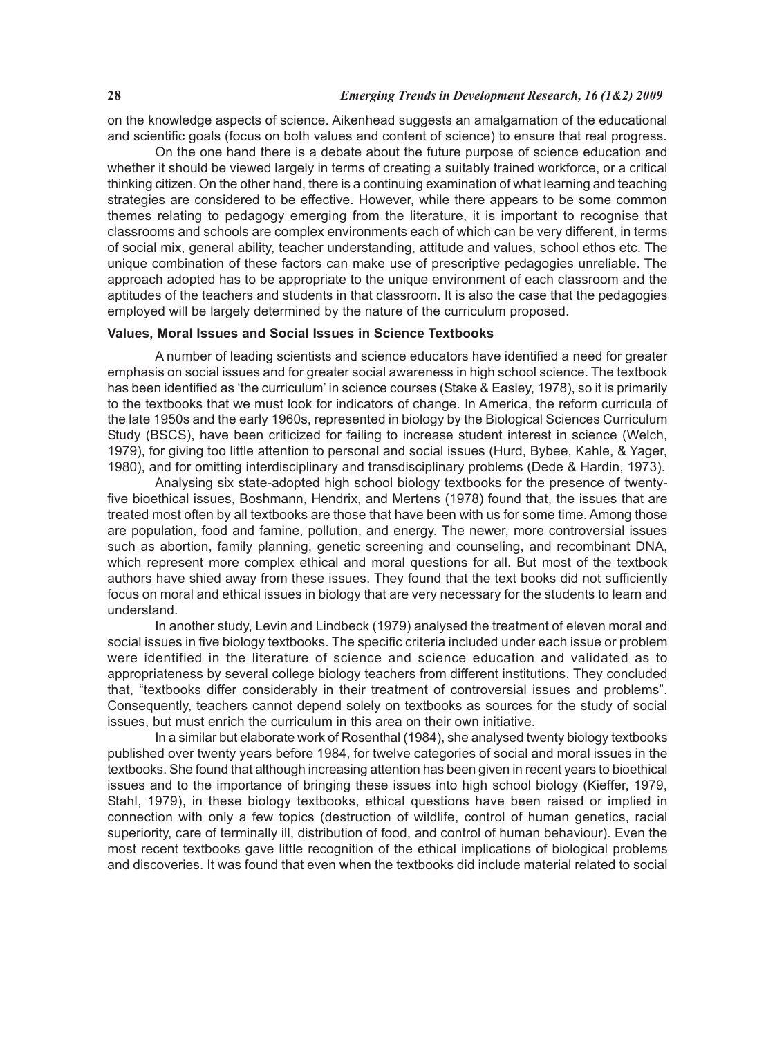on the knowledge aspects of science. Aikenhead suggests an amalgamation of the educational and scientific goals (focus on both values and content of science) to ensure that real progress.

On the one hand there is a debate about the future purpose of science education and whether it should be viewed largely in terms of creating a suitably trained workforce, or a critical thinking citizen. On the other hand, there is a continuing examination of what learning and teaching strategies are considered to be effective. However, while there appears to be some common themes relating to pedagogy emerging from the literature, it is important to recognise that classrooms and schools are complex environments each of which can be very different, in terms of social mix, general ability, teacher understanding, attitude and values, school ethos etc. The unique combination of these factors can make use of prescriptive pedagogies unreliable. The approach adopted has to be appropriate to the unique environment of each classroom and the aptitudes of the teachers and students in that classroom. It is also the case that the pedagogies employed will be largely determined by the nature of the curriculum proposed.

### Values, Moral Issues and Social Issues in Science Textbooks

A number of leading scientists and science educators have identified a need for greater emphasis on social issues and for greater social awareness in high school science. The textbook has been identified as 'the curriculum' in science courses (Stake & Easley, 1978), so it is primarily to the textbooks that we must look for indicators of change. In America, the reform curricula of the late 1950s and the early 1960s, represented in biology by the Biological Sciences Curriculum Study (BSCS), have been criticized for failing to increase student interest in science (Welch, 1979), for giving too little attention to personal and social issues (Hurd, Bybee, Kahle, & Yager, 1980), and for omitting interdisciplinary and transdisciplinary problems (Dede & Hardin, 1973).

Analysing six state-adopted high school biology textbooks for the presence of twenty-five bioethical issues, Boshmann, Hendrix, and Mertens (1978) found that, the issues that are treated most often by all textbooks are those that have been with us for some time. Among those are population, food and famine, pollution, and energy. The newer, more controversial issues such as abortion, family planning, genetic screening and counseling, and recombinant DNA, which represent more complex ethical and moral questions for all. But most of the textbook authors have shied away from these issues. They found that the text books did not sufficiently focus on moral and ethical issues in biology that are very necessary for the students to learn and understand.

In another study, Levin and Lindbeck (1979) analysed the treatment of eleven moral and social issues in five biology textbooks. The specific criteria included under each issue or problem were identified in the literature of science and science education and validated as to appropriateness by several college biology teachers from different institutions. They concluded that, "textbooks differ considerably in their treatment of controversial issues and problems". Consequently, teachers cannot depend solely on textbooks as sources for the study of social issues, but must enrich the curriculum in this area on their own initiative.

In a similar but elaborate work of Rosenthal (1984), she analysed twenty biology textbooks published over twenty years before 1984, for twelve categories of social and moral issues in the textbooks. She found that although increasing attention has been given in recent years to bioethical issues and to the importance of bringing these issues into high school biology (Kieffer, 1979, Stahl, 1979), in these biology textbooks, ethical questions have been raised or implied in connection with only a few topics (destruction of wildlife, control of human genetics, racial superiority, care of terminally ill, distribution of food, and control of human behaviour). Even the most recent textbooks gave little recognition of the ethical implications of biological problems and discoveries. It was found that even when the textbooks did include material related to social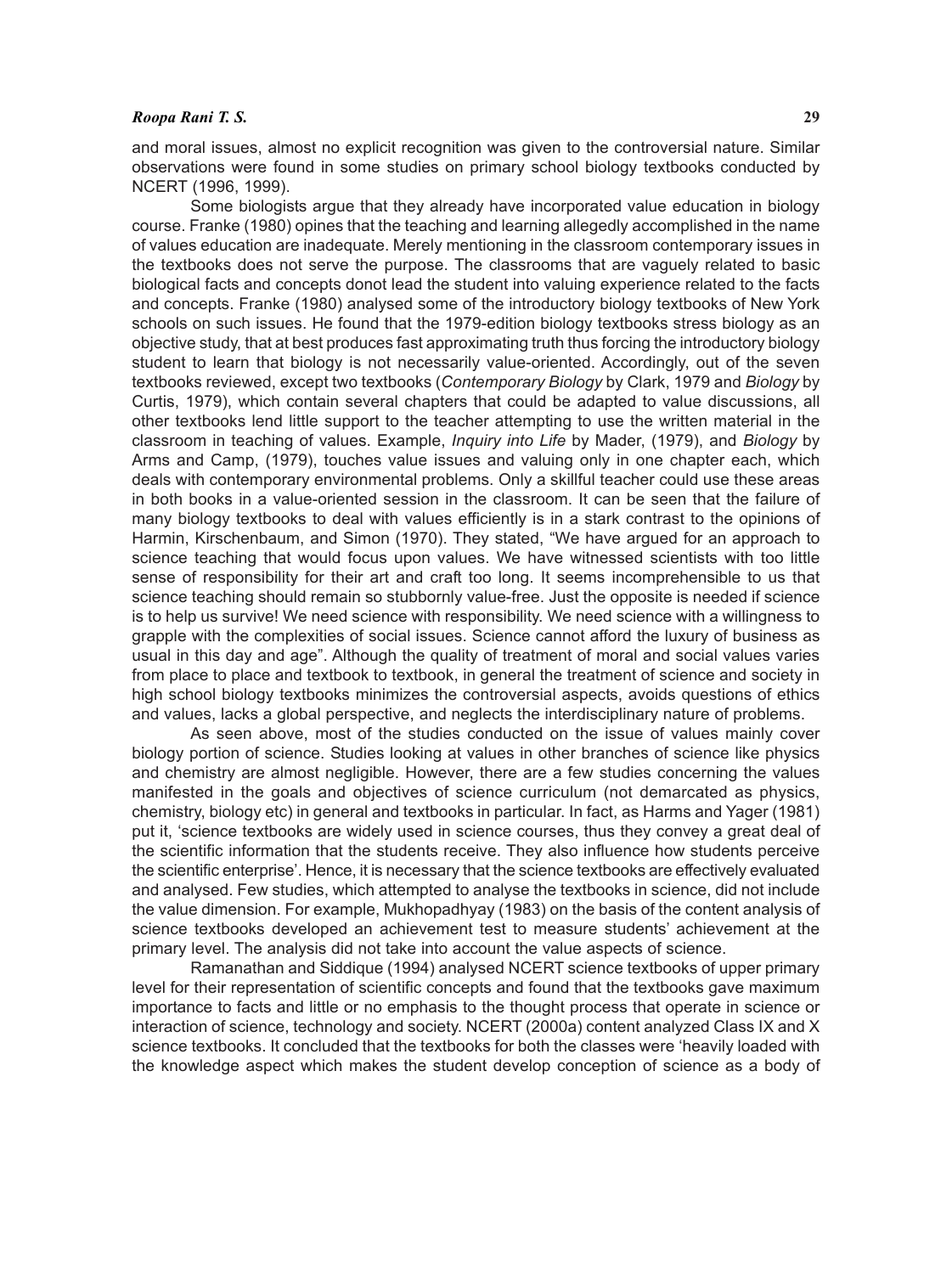and moral issues, almost no explicit recognition was given to the controversial nature. Similar observations were found in some studies on primary school biology textbooks conducted by NCERT (1996, 1999).

Some biologists argue that they already have incorporated value education in biology course. Franke (1980) opines that the teaching and learning allegedly accomplished in the name of values education are inadequate. Merely mentioning in the classroom contemporary issues in the textbooks does not serve the purpose. The classrooms that are vaguely related to basic biological facts and concepts donot lead the student into valuing experience related to the facts and concepts. Franke (1980) analysed some of the introductory biology textbooks of New York schools on such issues. He found that the 1979-edition biology textbooks stress biology as an objective study, that at best produces fast approximating truth thus forcing the introductory biology student to learn that biology is not necessarily value-oriented. Accordingly, out of the seven textbooks reviewed, except two textbooks (*Contemporary Biology* by Clark, 1979 and *Biology* by Curtis, 1979), which contain several chapters that could be adapted to value discussions, all other textbooks lend little support to the teacher attempting to use the written material in the classroom in teaching of values. Example, *Inquiry into Life* by Mader, (1979), and *Biology* by Arms and Camp, (1979), touches value issues and valuing only in one chapter each, which deals with contemporary environmental problems. Only a skillful teacher could use these areas in both books in a value-oriented session in the classroom. It can be seen that the failure of many biology textbooks to deal with values efficiently is in a stark contrast to the opinions of Harmin, Kirschenbaum, and Simon (1970). They stated, "We have argued for an approach to science teaching that would focus upon values. We have witnessed scientists with too little sense of responsibility for their art and craft too long. It seems incomprehensible to us that science teaching should remain so stubbornly value-free. Just the opposite is needed if science is to help us survive! We need science with responsibility. We need science with a willingness to grapple with the complexities of social issues. Science cannot afford the luxury of business as usual in this day and age". Although the quality of treatment of moral and social values varies from place to place and textbook to textbook, in general the treatment of science and society in high school biology textbooks minimizes the controversial aspects, avoids questions of ethics and values, lacks a global perspective, and neglects the interdisciplinary nature of problems.

As seen above, most of the studies conducted on the issue of values mainly cover biology portion of science. Studies looking at values in other branches of science like physics and chemistry are almost negligible. However, there are a few studies concerning the values manifested in the goals and objectives of science curriculum (not demarcated as physics, chemistry, biology etc) in general and textbooks in particular. In fact, as Harms and Yager (1981) put it, 'science textbooks are widely used in science courses, thus they convey a great deal of the scientific information that the students receive. They also influence how students perceive the scientific enterprise'. Hence, it is necessary that the science textbooks are effectively evaluated and analysed. Few studies, which attempted to analyse the textbooks in science, did not include the value dimension. For example, Mukhopadhyay (1983) on the basis of the content analysis of science textbooks developed an achievement test to measure students' achievement at the primary level. The analysis did not take into account the value aspects of science.

Ramanathan and Siddique (1994) analysed NCERT science textbooks of upper primary level for their representation of scientific concepts and found that the textbooks gave maximum importance to facts and little or no emphasis to the thought process that operate in science or interaction of science, technology and society. NCERT (2000a) content analyzed Class IX and X science textbooks. It concluded that the textbooks for both the classes were 'heavily loaded with the knowledge aspect which makes the student develop conception of science as a body of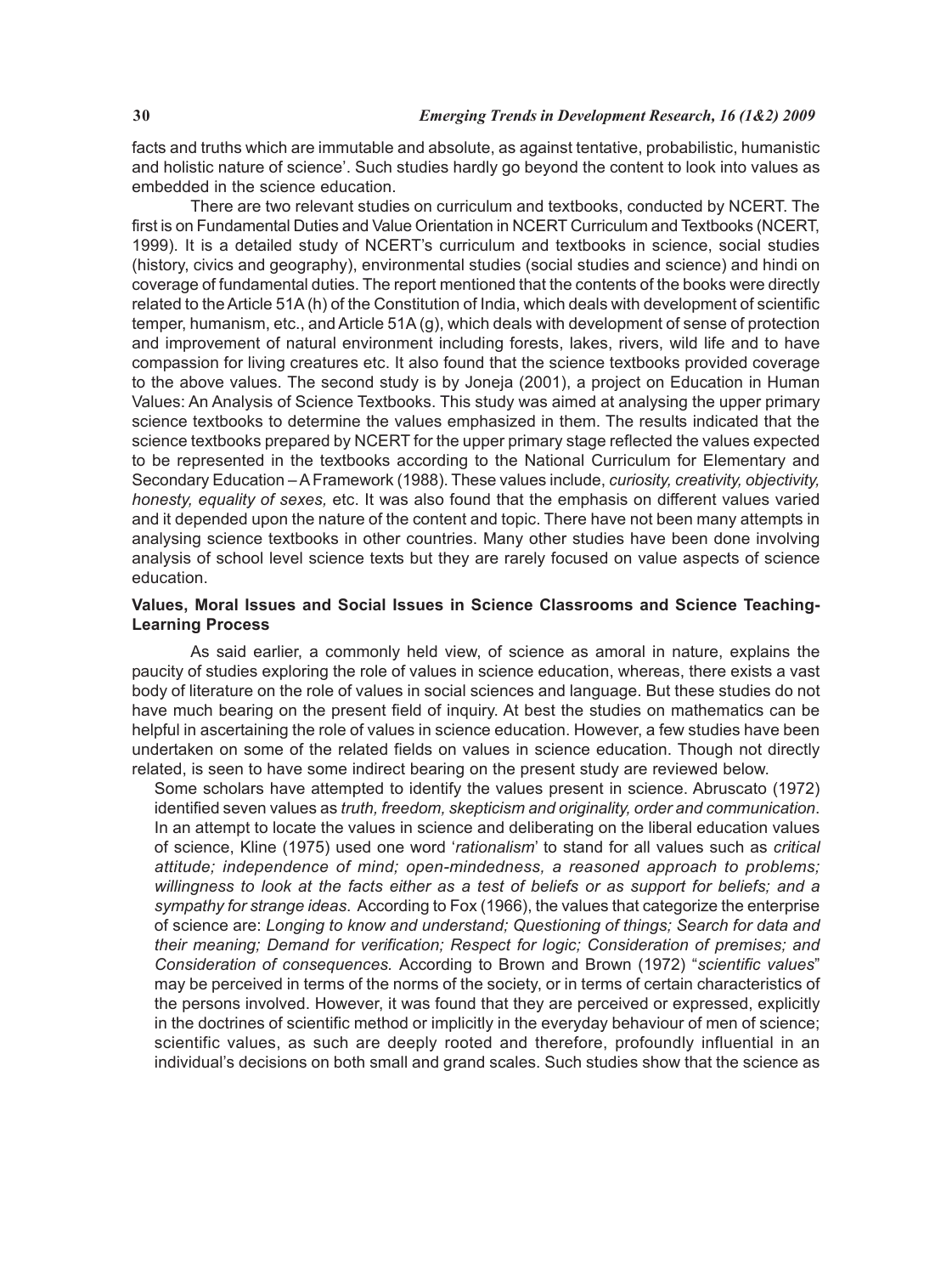facts and truths which are immutable and absolute, as against tentative, probabilistic, humanistic and holistic nature of science'. Such studies hardly go beyond the content to look into values as embedded in the science education.

There are two relevant studies on curriculum and textbooks, conducted by NCERT. The first is on Fundamental Duties and Value Orientation in NCERT Curriculum and Textbooks (NCERT, 1999). It is a detailed study of NCERT's curriculum and textbooks in science, social studies (history, civics and geography), environmental studies (social studies and science) and hindi on coverage of fundamental duties. The report mentioned that the contents of the books were directly related to the Article 51A (h) of the Constitution of India, which deals with development of scientific temper, humanism, etc., and Article 51A (g), which deals with development of sense of protection and improvement of natural environment including forests, lakes, rivers, wild life and to have compassion for living creatures etc. It also found that the science textbooks provided coverage to the above values. The second study is by Joneja (2001), a project on Education in Human Values: An Analysis of Science Textbooks. This study was aimed at analysing the upper primary science textbooks to determine the values emphasized in them. The results indicated that the science textbooks prepared by NCERT for the upper primary stage reflected the values expected to be represented in the textbooks according to the National Curriculum for Elementary and Secondary Education – A Framework (1988). These values include, *curiosity, creativity, objectivity, honesty, equality of sexes,* etc. It was also found that the emphasis on different values varied and it depended upon the nature of the content and topic. There have not been many attempts in analysing science textbooks in other countries. Many other studies have been done involving analysis of school level science texts but they are rarely focused on value aspects of science education.

**Values, Moral Issues and Social Issues in Science Classrooms and Science Teaching-Learning Process**

As said earlier, a commonly held view, of science as amoral in nature, explains the paucity of studies exploring the role of values in science education, whereas, there exists a vast body of literature on the role of values in social sciences and language. But these studies do not have much bearing on the present field of inquiry. At best the studies on mathematics can be helpful in ascertaining the role of values in science education. However, a few studies have been undertaken on some of the related fields on values in science education. Though not directly related, is seen to have some indirect bearing on the present study are reviewed below.

Some scholars have attempted to identify the values present in science. Abruscato (1972) identified seven values as *truth, freedom, skepticism and originality, order and communication*. In an attempt to locate the values in science and deliberating on the liberal education values of science, Kline (1975) used one word '*rationalism*' to stand for all values such as *critical attitude; independence of mind; open-mindedness, a reasoned approach to problems; willingness to look at the facts either as a test of beliefs or as support for beliefs; and a sympathy for strange ideas.* According to Fox (1966), the values that categorize the enterprise of science are: *Longing to know and understand; Questioning of things; Search for data and their meaning; Demand for verification; Respect for logic; Consideration of premises; and Consideration of consequences.* According to Brown and Brown (1972) "*scientific values*" may be perceived in terms of the norms of the society, or in terms of certain characteristics of the persons involved. However, it was found that they are perceived or expressed, explicitly in the doctrines of scientific method or implicitly in the everyday behaviour of men of science; scientific values, as such are deeply rooted and therefore, profoundly influential in an individual's decisions on both small and grand scales. Such studies show that the science as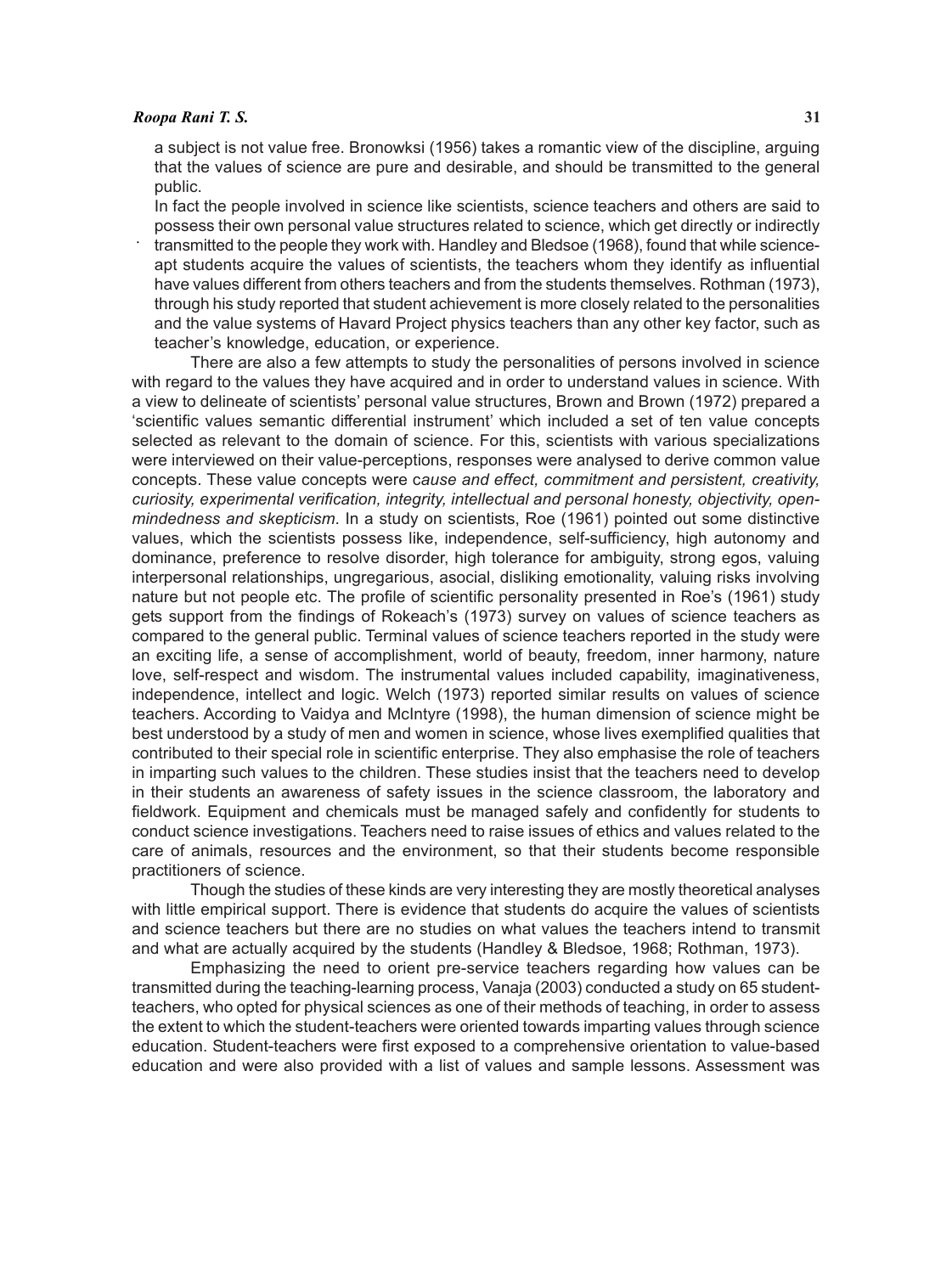a subject is not value free. Bronowksi (1956) takes a romantic view of the discipline, arguing that the values of science are pure and desirable, and should be transmitted to the general public.

In fact the people involved in science like scientists, science teachers and others are said to possess their own personal value structures related to science, which get directly or indirectly transmitted to the people they work with. Handley and Bledsoe (1968), found that while science-apt students acquire the values of scientists, the teachers whom they identify as influential have values different from others teachers and from the students themselves. Rothman (1973), through his study reported that student achievement is more closely related to the personalities and the value systems of Havard Project physics teachers than any other key factor, such as teacher's knowledge, education, or experience.

There are also a few attempts to study the personalities of persons involved in science with regard to the values they have acquired and in order to understand values in science. With a view to delineate of scientists' personal value structures, Brown and Brown (1972) prepared a 'scientific values semantic differential instrument' which included a set of ten value concepts selected as relevant to the domain of science. For this, scientists with various specializations were interviewed on their value-perceptions, responses were analysed to derive common value concepts. These value concepts were *cause and effect, commitment and persistent, creativity, curiosity, experimental verification, integrity, intellectual and personal honesty, objectivity, open-mindedness and skepticism*. In a study on scientists, Roe (1961) pointed out some distinctive values, which the scientists possess like, independence, self-sufficiency, high autonomy and dominance, preference to resolve disorder, high tolerance for ambiguity, strong egos, valuing interpersonal relationships, ungregarious, asocial, disliking emotionality, valuing risks involving nature but not people etc. The profile of scientific personality presented in Roe's (1961) study gets support from the findings of Rokeach's (1973) survey on values of science teachers as compared to the general public. Terminal values of science teachers reported in the study were an exciting life, a sense of accomplishment, world of beauty, freedom, inner harmony, nature love, self-respect and wisdom. The instrumental values included capability, imaginativeness, independence, intellect and logic. Welch (1973) reported similar results on values of science teachers. According to Vaidya and McIntyre (1998), the human dimension of science might be best understood by a study of men and women in science, whose lives exemplified qualities that contributed to their special role in scientific enterprise. They also emphasise the role of teachers in imparting such values to the children. These studies insist that the teachers need to develop in their students an awareness of safety issues in the science classroom, the laboratory and fieldwork. Equipment and chemicals must be managed safely and confidently for students to conduct science investigations. Teachers need to raise issues of ethics and values related to the care of animals, resources and the environment, so that their students become responsible practitioners of science.

Though the studies of these kinds are very interesting they are mostly theoretical analyses with little empirical support. There is evidence that students do acquire the values of scientists and science teachers but there are no studies on what values the teachers intend to transmit and what are actually acquired by the students (Handley & Bledsoe, 1968; Rothman, 1973).

Emphasizing the need to orient pre-service teachers regarding how values can be transmitted during the teaching-learning process, Vanaja (2003) conducted a study on 65 student-teachers, who opted for physical sciences as one of their methods of teaching, in order to assess the extent to which the student-teachers were oriented towards imparting values through science education. Student-teachers were first exposed to a comprehensive orientation to value-based education and were also provided with a list of values and sample lessons. Assessment was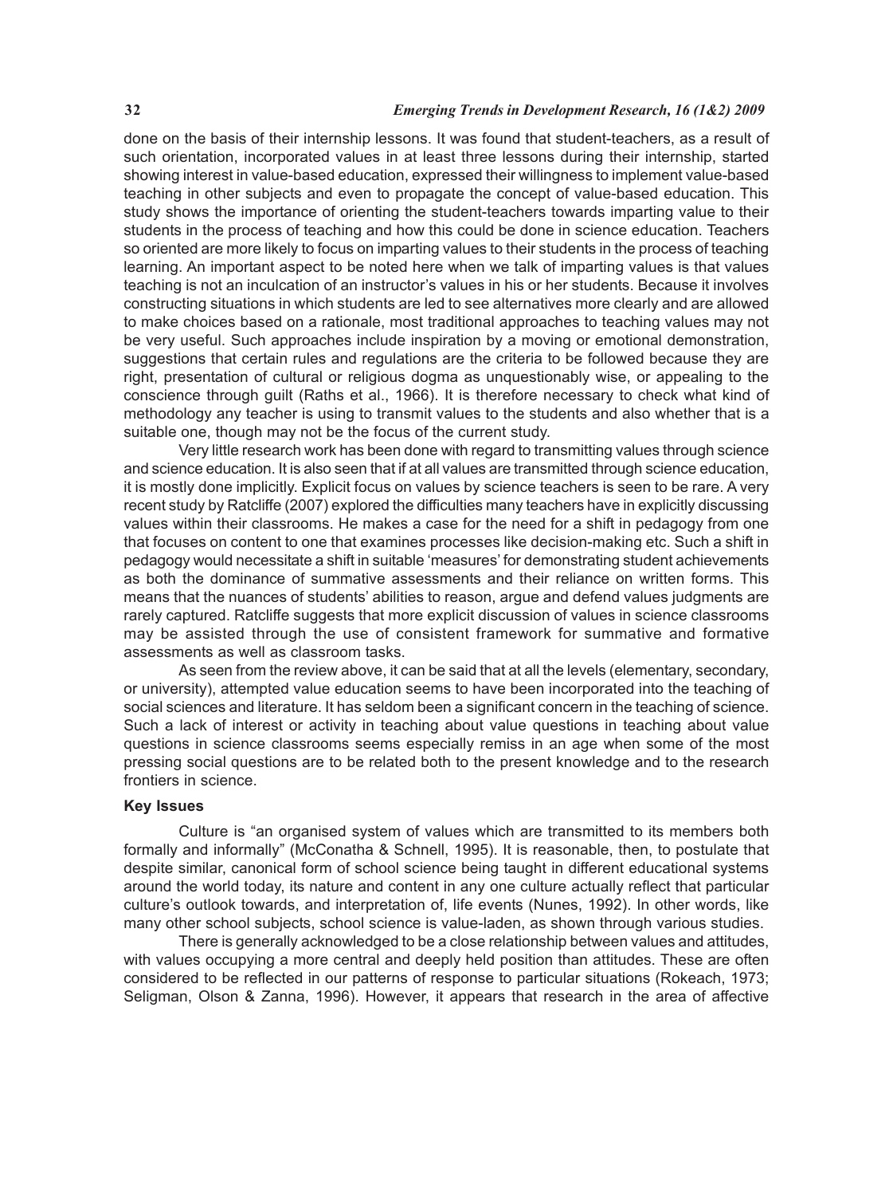done on the basis of their internship lessons. It was found that student-teachers, as a result of such orientation, incorporated values in at least three lessons during their internship, started showing interest in value-based education, expressed their willingness to implement value-based teaching in other subjects and even to propagate the concept of value-based education. This study shows the importance of orienting the student-teachers towards imparting value to their students in the process of teaching and how this could be done in science education. Teachers so oriented are more likely to focus on imparting values to their students in the process of teaching learning. An important aspect to be noted here when we talk of imparting values is that values teaching is not an inculcation of an instructor's values in his or her students. Because it involves constructing situations in which students are led to see alternatives more clearly and are allowed to make choices based on a rationale, most traditional approaches to teaching values may not be very useful. Such approaches include inspiration by a moving or emotional demonstration, suggestions that certain rules and regulations are the criteria to be followed because they are right, presentation of cultural or religious dogma as unquestionably wise, or appealing to the conscience through guilt (Raths et al., 1966). It is therefore necessary to check what kind of methodology any teacher is using to transmit values to the students and also whether that is a suitable one, though may not be the focus of the current study.

Very little research work has been done with regard to transmitting values through science and science education. It is also seen that if at all values are transmitted through science education, it is mostly done implicitly. Explicit focus on values by science teachers is seen to be rare. A very recent study by Ratcliffe (2007) explored the difficulties many teachers have in explicitly discussing values within their classrooms. He makes a case for the need for a shift in pedagogy from one that focuses on content to one that examines processes like decision-making etc. Such a shift in pedagogy would necessitate a shift in suitable 'measures' for demonstrating student achievements as both the dominance of summative assessments and their reliance on written forms. This means that the nuances of students' abilities to reason, argue and defend values judgments are rarely captured. Ratcliffe suggests that more explicit discussion of values in science classrooms may be assisted through the use of consistent framework for summative and formative assessments as well as classroom tasks.

As seen from the review above, it can be said that at all the levels (elementary, secondary, or university), attempted value education seems to have been incorporated into the teaching of social sciences and literature. It has seldom been a significant concern in the teaching of science. Such a lack of interest or activity in teaching about value questions in teaching about value questions in science classrooms seems especially remiss in an age when some of the most pressing social questions are to be related both to the present knowledge and to the research frontiers in science.

### Key Issues

Culture is "an organised system of values which are transmitted to its members both formally and informally" (McConatha & Schnell, 1995). It is reasonable, then, to postulate that despite similar, canonical form of school science being taught in different educational systems around the world today, its nature and content in any one culture actually reflect that particular culture's outlook towards, and interpretation of, life events (Nunes, 1992). In other words, like many other school subjects, school science is value-laden, as shown through various studies.

There is generally acknowledged to be a close relationship between values and attitudes, with values occupying a more central and deeply held position than attitudes. These are often considered to be reflected in our patterns of response to particular situations (Rokeach, 1973; Seligman, Olson & Zanna, 1996). However, it appears that research in the area of affective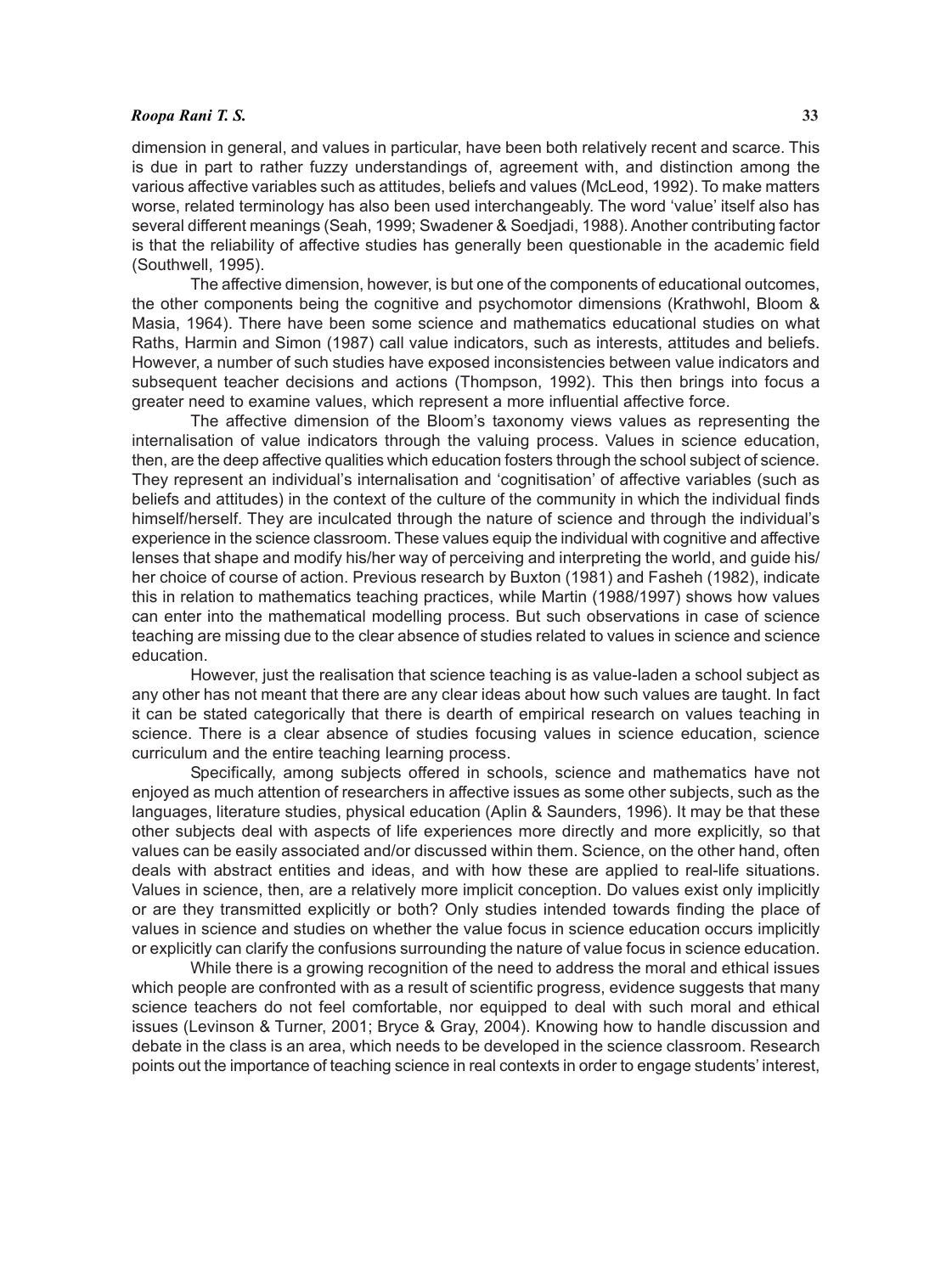dimension in general, and values in particular, have been both relatively recent and scarce. This is due in part to rather fuzzy understandings of, agreement with, and distinction among the various affective variables such as attitudes, beliefs and values (McLeod, 1992). To make matters worse, related terminology has also been used interchangeably. The word 'value' itself also has several different meanings (Seah, 1999; Swadener & Soedjadi, 1988). Another contributing factor is that the reliability of affective studies has generally been questionable in the academic field (Southwell, 1995).

The affective dimension, however, is but one of the components of educational outcomes, the other components being the cognitive and psychomotor dimensions (Krathwohl, Bloom & Masia, 1964). There have been some science and mathematics educational studies on what Raths, Harmin and Simon (1987) call value indicators, such as interests, attitudes and beliefs. However, a number of such studies have exposed inconsistencies between value indicators and subsequent teacher decisions and actions (Thompson, 1992). This then brings into focus a greater need to examine values, which represent a more influential affective force.

The affective dimension of the Bloom's taxonomy views values as representing the internalisation of value indicators through the valuing process. Values in science education, then, are the deep affective qualities which education fosters through the school subject of science. They represent an individual's internalisation and 'cognitisation' of affective variables (such as beliefs and attitudes) in the context of the culture of the community in which the individual finds himself/herself. They are inculcated through the nature of science and through the individual's experience in the science classroom. These values equip the individual with cognitive and affective lenses that shape and modify his/her way of perceiving and interpreting the world, and guide his/her choice of course of action. Previous research by Buxton (1981) and Fasheh (1982), indicate this in relation to mathematics teaching practices, while Martin (1988/1997) shows how values can enter into the mathematical modelling process. But such observations in case of science teaching are missing due to the clear absence of studies related to values in science and science education.

However, just the realisation that science teaching is as value-laden a school subject as any other has not meant that there are any clear ideas about how such values are taught. In fact it can be stated categorically that there is dearth of empirical research on values teaching in science. There is a clear absence of studies focusing values in science education, science curriculum and the entire teaching learning process.

Specifically, among subjects offered in schools, science and mathematics have not enjoyed as much attention of researchers in affective issues as some other subjects, such as the languages, literature studies, physical education (Aplin & Saunders, 1996). It may be that these other subjects deal with aspects of life experiences more directly and more explicitly, so that values can be easily associated and/or discussed within them. Science, on the other hand, often deals with abstract entities and ideas, and with how these are applied to real-life situations. Values in science, then, are a relatively more implicit conception. Do values exist only implicitly or are they transmitted explicitly or both? Only studies intended towards finding the place of values in science and studies on whether the value focus in science education occurs implicitly or explicitly can clarify the confusions surrounding the nature of value focus in science education.

While there is a growing recognition of the need to address the moral and ethical issues which people are confronted with as a result of scientific progress, evidence suggests that many science teachers do not feel comfortable, nor equipped to deal with such moral and ethical issues (Levinson & Turner, 2001; Bryce & Gray, 2004). Knowing how to handle discussion and debate in the class is an area, which needs to be developed in the science classroom. Research points out the importance of teaching science in real contexts in order to engage students' interest,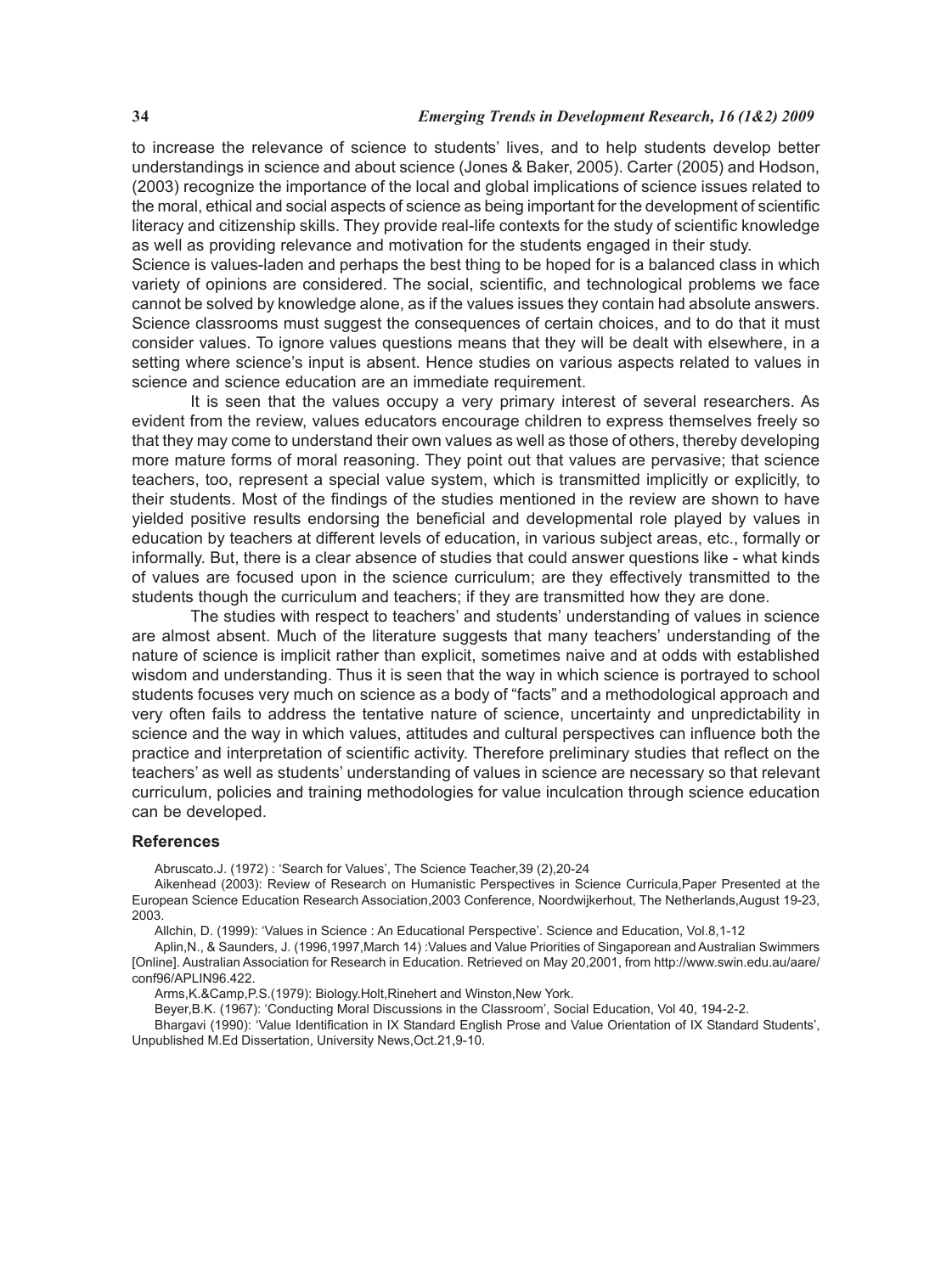to increase the relevance of science to students' lives, and to help students develop better understandings in science and about science (Jones & Baker, 2005). Carter (2005) and Hodson, (2003) recognize the importance of the local and global implications of science issues related to the moral, ethical and social aspects of science as being important for the development of scientific literacy and citizenship skills. They provide real-life contexts for the study of scientific knowledge as well as providing relevance and motivation for the students engaged in their study.

Science is values-laden and perhaps the best thing to be hoped for is a balanced class in which variety of opinions are considered. The social, scientific, and technological problems we face cannot be solved by knowledge alone, as if the values issues they contain had absolute answers. Science classrooms must suggest the consequences of certain choices, and to do that it must consider values. To ignore values questions means that they will be dealt with elsewhere, in a setting where science's input is absent. Hence studies on various aspects related to values in science and science education are an immediate requirement.

It is seen that the values occupy a very primary interest of several researchers. As evident from the review, values educators encourage children to express themselves freely so that they may come to understand their own values as well as those of others, thereby developing more mature forms of moral reasoning. They point out that values are pervasive; that science teachers, too, represent a special value system, which is transmitted implicitly or explicitly, to their students. Most of the findings of the studies mentioned in the review are shown to have yielded positive results endorsing the beneficial and developmental role played by values in education by teachers at different levels of education, in various subject areas, etc., formally or informally. But, there is a clear absence of studies that could answer questions like - what kinds of values are focused upon in the science curriculum; are they effectively transmitted to the students though the curriculum and teachers; if they are transmitted how they are done.

The studies with respect to teachers' and students' understanding of values in science are almost absent. Much of the literature suggests that many teachers' understanding of the nature of science is implicit rather than explicit, sometimes naive and at odds with established wisdom and understanding. Thus it is seen that the way in which science is portrayed to school students focuses very much on science as a body of "facts" and a methodological approach and very often fails to address the tentative nature of science, uncertainty and unpredictability in science and the way in which values, attitudes and cultural perspectives can influence both the practice and interpretation of scientific activity. Therefore preliminary studies that reflect on the teachers' as well as students' understanding of values in science are necessary so that relevant curriculum, policies and training methodologies for value inculcation through science education can be developed.

## References

Abruscato.J. (1972) : 'Search for Values', The Science Teacher,39 (2),20-24

Aikenhead (2003): Review of Research on Humanistic Perspectives in Science Curricula,Paper Presented at the European Science Education Research Association,2003 Conference, Noordwijkerhout, The Netherlands,August 19-23, 2003.

Allchin, D. (1999): 'Values in Science : An Educational Perspective'. Science and Education, Vol.8,1-12

Aplin,N., & Saunders, J. (1996,1997,March 14) :Values and Value Priorities of Singaporean and Australian Swimmers [Online]. Australian Association for Research in Education. Retrieved on May 20,2001, from http://www.swin.edu.au/aare/conf96/APLIN96.422.

Arms,K.&Camp,P.S.(1979): Biology.Holt,Rinehert and Winston,New York.

Beyer,B.K. (1967): 'Conducting Moral Discussions in the Classroom', Social Education, Vol 40, 194-2-2.

Bhargavi (1990): 'Value Identification in IX Standard English Prose and Value Orientation of IX Standard Students', Unpublished M.Ed Dissertation, University News,Oct.21,9-10.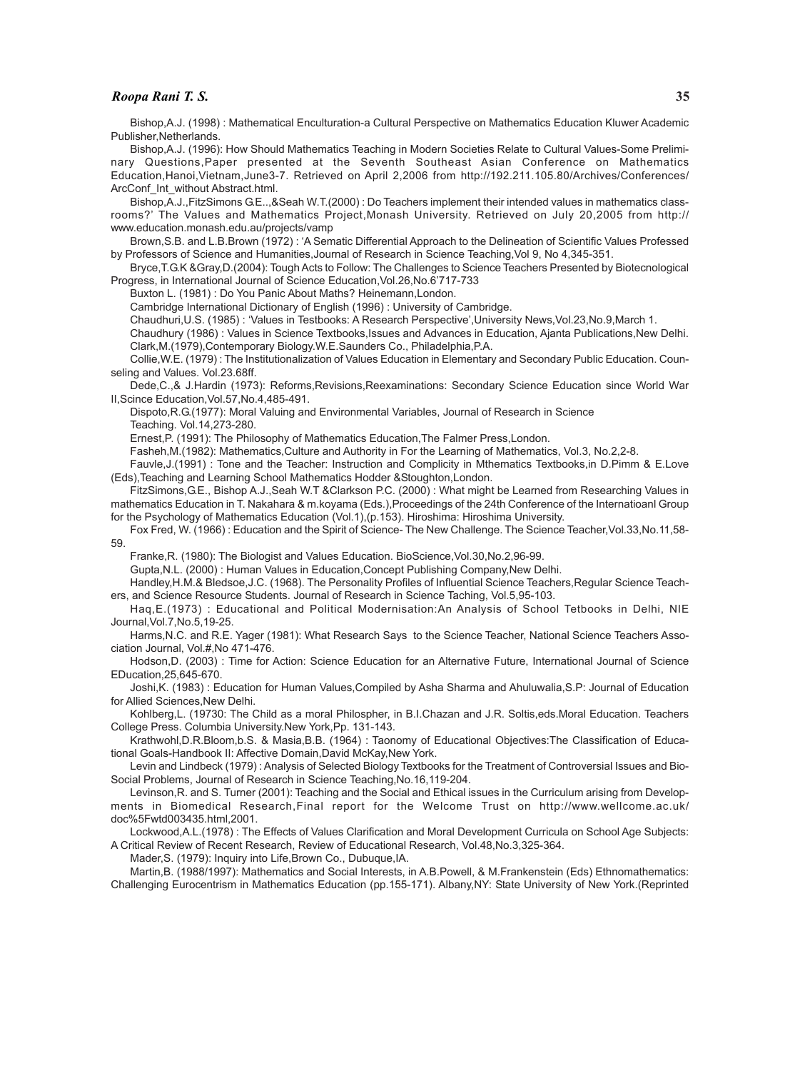Bishop,A.J. (1998) : Mathematical Enculturation-a Cultural Perspective on Mathematics Education Kluwer Academic Publisher,Netherlands.

Bishop,A.J. (1996): How Should Mathematics Teaching in Modern Societies Relate to Cultural Values-Some Preliminary Questions,Paper presented at the Seventh Southeast Asian Conference on Mathematics Education,Hanoi,Vietnam,June3-7. Retrieved on April 2,2006 from http://192.211.105.80/Archives/Conferences/ArcConf_Int_without Abstract.html.

Bishop,A.J.,FitzSimons G.E..,&Seah W.T.(2000) : Do Teachers implement their intended values in mathematics classrooms?' The Values and Mathematics Project,Monash University. Retrieved on July 20,2005 from http://www.education.monash.edu.au/projects/vamp

Brown,S.B. and L.B.Brown (1972) : 'A Sematic Differential Approach to the Delineation of Scientific Values Professed by Professors of Science and Humanities,Journal of Research in Science Teaching,Vol 9, No 4,345-351.

Bryce,T.G.K &Gray,D.(2004): Tough Acts to Follow: The Challenges to Science Teachers Presented by Biotecnological Progress, in International Journal of Science Education,Vol.26,No.6'717-733

Buxton L. (1981) : Do You Panic About Maths? Heinemann,London.

Cambridge International Dictionary of English (1996) : University of Cambridge.

Chaudhuri,U.S. (1985) : 'Values in Testbooks: A Research Perspective',University News,Vol.23,No.9,March 1.

Chaudhury (1986) : Values in Science Textbooks,Issues and Advances in Education, Ajanta Publications,New Delhi.

Clark,M.(1979),Contemporary Biology.W.E.Saunders Co., Philadelphia,P.A.

Collie,W.E. (1979) : The Institutionalization of Values Education in Elementary and Secondary Public Education. Counseling and Values. Vol.23.68ff.

Dede,C.,& J.Hardin (1973): Reforms,Revisions,Reexaminations: Secondary Science Education since World War II,Scince Education,Vol.57,No.4,485-491.

Dispoto,R.G.(1977): Moral Valuing and Environmental Variables, Journal of Research in Science Teaching. Vol.14,273-280.

Ernest,P. (1991): The Philosophy of Mathematics Education,The Falmer Press,London.

Fasheh,M.(1982): Mathematics,Culture and Authority in For the Learning of Mathematics, Vol.3, No.2,2-8.

Fauvle,J.(1991) : Tone and the Teacher: Instruction and Complicity in Mthematics Textbooks,in D.Pimm & E.Love (Eds),Teaching and Learning School Mathematics Hodder &Stoughton,London.

FitzSimons,G.E., Bishop A.J.,Seah W.T &Clarkson P.C. (2000) : What might be Learned from Researching Values in mathematics Education in T. Nakahara & m.koyama (Eds.),Proceedings of the 24th Conference of the Internatioanl Group for the Psychology of Mathematics Education (Vol.1),(p.153). Hiroshima: Hiroshima University.

Fox Fred, W. (1966) : Education and the Spirit of Science- The New Challenge. The Science Teacher,Vol.33,No.11,58-59.

Franke,R. (1980): The Biologist and Values Education. BioScience,Vol.30,No.2,96-99.

Gupta,N.L. (2000) : Human Values in Education,Concept Publishing Company,New Delhi.

Handley,H.M.& Bledsoe,J.C. (1968). The Personality Profiles of Influential Science Teachers,Regular Science Teachers, and Science Resource Students. Journal of Research in Science Taching, Vol.5,95-103.

Haq,E.(1973) : Educational and Political Modernisation:An Analysis of School Tetbooks in Delhi, NIE Journal,Vol.7,No.5,19-25.

Harms,N.C. and R.E. Yager (1981): What Research Says to the Science Teacher, National Science Teachers Association Journal, Vol.#,No 471-476.

Hodson,D. (2003) : Time for Action: Science Education for an Alternative Future, International Journal of Science EDucation,25,645-670.

Joshi,K. (1983) : Education for Human Values,Compiled by Asha Sharma and Ahuluwalia,S.P: Journal of Education for Allied Sciences,New Delhi.

Kohlberg,L. (19730: The Child as a moral Philospher, in B.I.Chazan and J.R. Soltis,eds.Moral Education. Teachers College Press. Columbia University.New York,Pp. 131-143.

Krathwohl,D.R.Bloom,b.S. & Masia,B.B. (1964) : Taonomy of Educational Objectives:The Classification of Educational Goals-Handbook II: Affective Domain,David McKay,New York.

Levin and Lindbeck (1979) : Analysis of Selected Biology Textbooks for the Treatment of Controversial Issues and Bio-Social Problems, Journal of Research in Science Teaching,No.16,119-204.

Levinson,R. and S. Turner (2001): Teaching and the Social and Ethical issues in the Curriculum arising from Developments in Biomedical Research,Final report for the Welcome Trust on http://www.wellcome.ac.uk/doc%5Fwtd003435.html,2001.

Lockwood,A.L.(1978) : The Effects of Values Clarification and Moral Development Curricula on School Age Subjects: A Critical Review of Recent Research, Review of Educational Research, Vol.48,No.3,325-364.

Mader,S. (1979): Inquiry into Life,Brown Co., Dubuque,IA.

Martin,B. (1988/1997): Mathematics and Social Interests, in A.B.Powell, & M.Frankenstein (Eds) Ethnomathematics: Challenging Eurocentrism in Mathematics Education (pp.155-171). Albany,NY: State University of New York.(Reprinted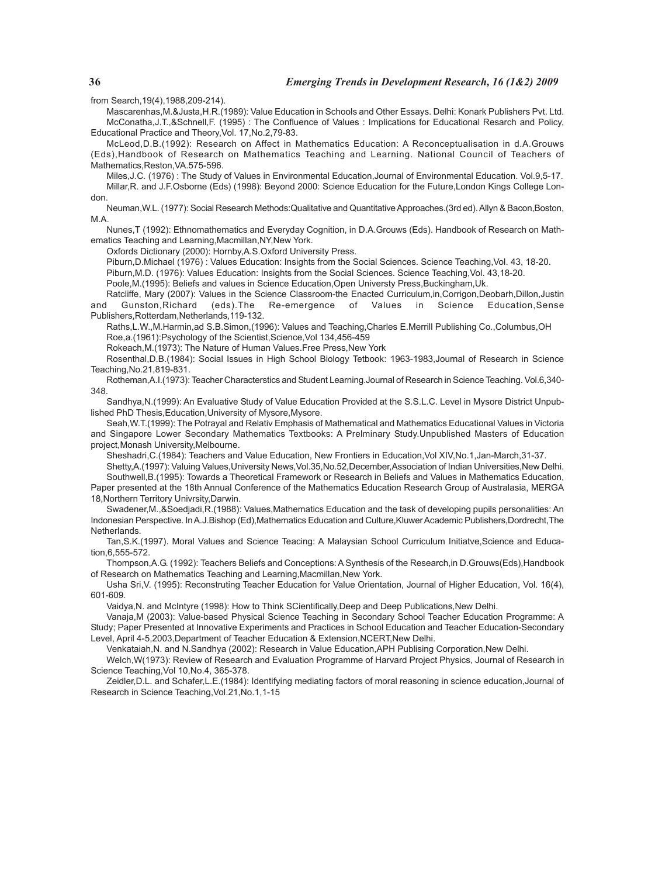from Search,19(4),1988,209-214).

Mascarenhas,M.&Justa,H.R.(1989): Value Education in Schools and Other Essays. Delhi: Konark Publishers Pvt. Ltd.

McConatha,J.T.,&Schnell,F. (1995) : The Confluence of Values : Implications for Educational Resarch and Policy, Educational Practice and Theory,Vol. 17,No.2,79-83.

McLeod,D.B.(1992): Research on Affect in Mathematics Education: A Reconceptualisation in d.A.Grouws (Eds),Handbook of Research on Mathematics Teaching and Learning. National Council of Teachers of Mathematics,Reston,VA.575-596.

Miles,J.C. (1976) : The Study of Values in Environmental Education,Journal of Environmental Education. Vol.9,5-17.

Millar,R. and J.F.Osborne (Eds) (1998): Beyond 2000: Science Education for the Future,London Kings College London.

Neuman,W.L. (1977): Social Research Methods:Qualitative and Quantitative Approaches.(3rd ed). Allyn & Bacon,Boston, M.A.

Nunes,T (1992): Ethnomathematics and Everyday Cognition, in D.A.Grouws (Eds). Handbook of Research on Mathematics Teaching and Learning,Macmillan,NY,New York.

Oxfords Dictionary (2000): Hornby,A.S.Oxford University Press.

Piburn,D.Michael (1976) : Values Education: Insights from the Social Sciences. Science Teaching,Vol. 43, 18-20.

Piburn,M.D. (1976): Values Education: Insights from the Social Sciences. Science Teaching,Vol. 43,18-20.

Poole,M.(1995): Beliefs and values in Science Education,Open Universty Press,Buckingham,Uk.

Ratcliffe, Mary (2007): Values in the Science Classroom-the Enacted Curriculum,in,Corrigon,Deobarh,Dillon,Justin and Gunston,Richard (eds).The Re-emergence of Values in Science Education,Sense Publishers,Rotterdam,Netherlands,119-132.

Raths,L.W.,M.Harmin,ad S.B.Simon,(1996): Values and Teaching,Charles E.Merrill Publishing Co.,Columbus,OH

Roe,a.(1961):Psychology of the Scientist,Science,Vol 134,456-459

Rokeach,M.(1973): The Nature of Human Values.Free Press,New York

Rosenthal,D.B.(1984): Social Issues in High School Biology Tetbook: 1963-1983,Journal of Research in Science Teaching,No.21,819-831.

Rotheman,A.I.(1973): Teacher Characterstics and Student Learning.Journal of Research in Science Teaching. Vol.6,340-348.

Sandhya,N.(1999): An Evaluative Study of Value Education Provided at the S.S.L.C. Level in Mysore District Unpublished PhD Thesis,Education,University of Mysore,Mysore.

Seah,W.T.(1999): The Potrayal and Relativ Emphasis of Mathematical and Mathematics Educational Values in Victoria and Singapore Lower Secondary Mathematics Textbooks: A Prelminary Study.Unpublished Masters of Education project,Monash University,Melbourne.

Sheshadri,C.(1984): Teachers and Value Education, New Frontiers in Education,Vol XIV,No.1,Jan-March,31-37.

Shetty,A.(1997): Valuing Values,University News,Vol.35,No.52,December,Association of Indian Universities,New Delhi.

Southwell,B.(1995): Towards a Theoretical Framework or Research in Beliefs and Values in Mathematics Education, Paper presented at the 18th Annual Conference of the Mathematics Education Research Group of Australasia, MERGA 18,Northern Territory Univrsity,Darwin.

Swadener,M.,&Soedjadi,R.(1988): Values,Mathematics Education and the task of developing pupils personalities: An Indonesian Perspective. In A.J.Bishop (Ed),Mathematics Education and Culture,Kluwer Academic Publishers,Dordrecht,The Netherlands.

Tan,S.K.(1997). Moral Values and Science Teacing: A Malaysian School Curriculum Initiatve,Science and Education,6,555-572.

Thompson,A.G. (1992): Teachers Beliefs and Conceptions: A Synthesis of the Research,in D.Grouws(Eds),Handbook of Research on Mathematics Teaching and Learning,Macmillan,New York.

Usha Sri,V. (1995): Reconstruting Teacher Education for Value Orientation, Journal of Higher Education, Vol. 16(4), 601-609.

Vaidya,N. and McIntyre (1998): How to Think SCientifically,Deep and Deep Publications,New Delhi.

Vanaja,M (2003): Value-based Physical Science Teaching in Secondary School Teacher Education Programme: A Study; Paper Presented at Innovative Experiments and Practices in School Education and Teacher Education-Secondary Level, April 4-5,2003,Department of Teacher Education & Extension,NCERT,New Delhi.

Venkataiah,N. and N.Sandhya (2002): Research in Value Education,APH Publising Corporation,New Delhi.

Welch,W(1973): Review of Research and Evaluation Programme of Harvard Project Physics, Journal of Research in Science Teaching,Vol 10,No.4, 365-378.

Zeidler,D.L. and Schafer,L.E.(1984): Identifying mediating factors of moral reasoning in science education,Journal of Research in Science Teaching,Vol.21,No.1,1-15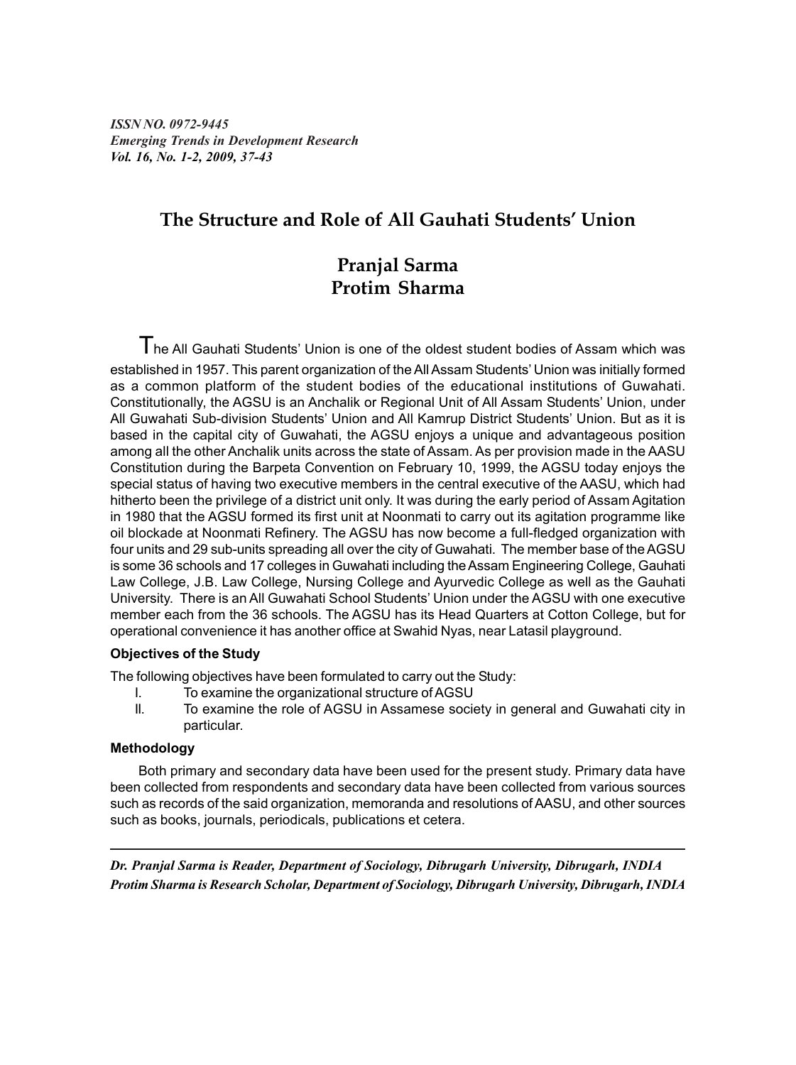# The Structure and Role of All Gauhati Students' Union

**Pranjal Sarma**
**Protim Sharma**

The All Gauhati Students' Union is one of the oldest student bodies of Assam which was established in 1957. This parent organization of the All Assam Students' Union was initially formed as a common platform of the student bodies of the educational institutions of Guwahati. Constitutionally, the AGSU is an Anchalik or Regional Unit of All Assam Students' Union, under All Guwahati Sub-division Students' Union and All Kamrup District Students' Union. But as it is based in the capital city of Guwahati, the AGSU enjoys a unique and advantageous position among all the other Anchalik units across the state of Assam. As per provision made in the AASU Constitution during the Barpeta Convention on February 10, 1999, the AGSU today enjoys the special status of having two executive members in the central executive of the AASU, which had hitherto been the privilege of a district unit only. It was during the early period of Assam Agitation in 1980 that the AGSU formed its first unit at Noonmati to carry out its agitation programme like oil blockade at Noonmati Refinery. The AGSU has now become a full-fledged organization with four units and 29 sub-units spreading all over the city of Guwahati. The member base of the AGSU is some 36 schools and 17 colleges in Guwahati including the Assam Engineering College, Gauhati Law College, J.B. Law College, Nursing College and Ayurvedic College as well as the Gauhati University. There is an All Guwahati School Students' Union under the AGSU with one executive member each from the 36 schools. The AGSU has its Head Quarters at Cotton College, but for operational convenience it has another office at Swahid Nyas, near Latasil playground.

### Objectives of the Study

The following objectives have been formulated to carry out the Study:

I. To examine the organizational structure of AGSU
II. To examine the role of AGSU in Assamese society in general and Guwahati city in particular.

### Methodology

Both primary and secondary data have been used for the present study. Primary data have been collected from respondents and secondary data have been collected from various sources such as records of the said organization, memoranda and resolutions of AASU, and other sources such as books, journals, periodicals, publications et cetera.

---

*Dr. Pranjal Sarma is Reader, Department of Sociology, Dibrugarh University, Dibrugarh, INDIA*
*Protim Sharma is Research Scholar, Department of Sociology, Dibrugarh University, Dibrugarh, INDIA*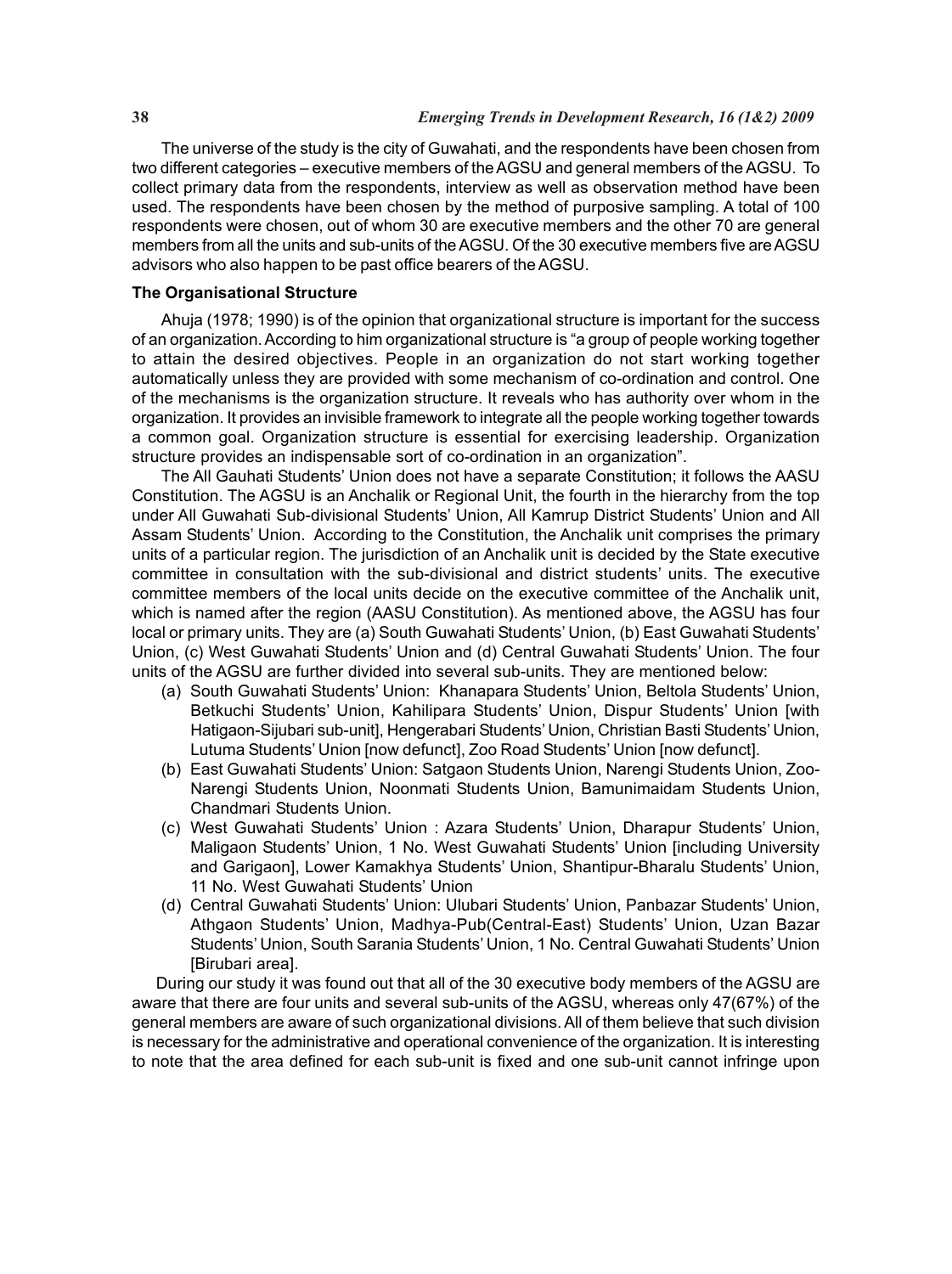The universe of the study is the city of Guwahati, and the respondents have been chosen from two different categories – executive members of the AGSU and general members of the AGSU. To collect primary data from the respondents, interview as well as observation method have been used. The respondents have been chosen by the method of purposive sampling. A total of 100 respondents were chosen, out of whom 30 are executive members and the other 70 are general members from all the units and sub-units of the AGSU. Of the 30 executive members five are AGSU advisors who also happen to be past office bearers of the AGSU.

### The Organisational Structure

Ahuja (1978; 1990) is of the opinion that organizational structure is important for the success of an organization. According to him organizational structure is "a group of people working together to attain the desired objectives. People in an organization do not start working together automatically unless they are provided with some mechanism of co-ordination and control. One of the mechanisms is the organization structure. It reveals who has authority over whom in the organization. It provides an invisible framework to integrate all the people working together towards a common goal. Organization structure is essential for exercising leadership. Organization structure provides an indispensable sort of co-ordination in an organization".

The All Gauhati Students' Union does not have a separate Constitution; it follows the AASU Constitution. The AGSU is an Anchalik or Regional Unit, the fourth in the hierarchy from the top under All Guwahati Sub-divisional Students' Union, All Kamrup District Students' Union and All Assam Students' Union. According to the Constitution, the Anchalik unit comprises the primary units of a particular region. The jurisdiction of an Anchalik unit is decided by the State executive committee in consultation with the sub-divisional and district students' units. The executive committee members of the local units decide on the executive committee of the Anchalik unit, which is named after the region (AASU Constitution). As mentioned above, the AGSU has four local or primary units. They are (a) South Guwahati Students' Union, (b) East Guwahati Students' Union, (c) West Guwahati Students' Union and (d) Central Guwahati Students' Union. The four units of the AGSU are further divided into several sub-units. They are mentioned below:

(a) South Guwahati Students' Union: Khanapara Students' Union, Beltola Students' Union, Betkuchi Students' Union, Kahilipara Students' Union, Dispur Students' Union [with Hatigaon-Sijubari sub-unit], Hengerabari Students' Union, Christian Basti Students' Union, Lutuma Students' Union [now defunct], Zoo Road Students' Union [now defunct].

(b) East Guwahati Students' Union: Satgaon Students Union, Narengi Students Union, Zoo-Narengi Students Union, Noonmati Students Union, Bamunimaidam Students Union, Chandmari Students Union.

(c) West Guwahati Students' Union : Azara Students' Union, Dharapur Students' Union, Maligaon Students' Union, 1 No. West Guwahati Students' Union [including University and Garigaon], Lower Kamakhya Students' Union, Shantipur-Bharalu Students' Union, 11 No. West Guwahati Students' Union

(d) Central Guwahati Students' Union: Ulubari Students' Union, Panbazar Students' Union, Athgaon Students' Union, Madhya-Pub(Central-East) Students' Union, Uzan Bazar Students' Union, South Sarania Students' Union, 1 No. Central Guwahati Students' Union [Birubari area].

During our study it was found out that all of the 30 executive body members of the AGSU are aware that there are four units and several sub-units of the AGSU, whereas only 47(67%) of the general members are aware of such organizational divisions. All of them believe that such division is necessary for the administrative and operational convenience of the organization. It is interesting to note that the area defined for each sub-unit is fixed and one sub-unit cannot infringe upon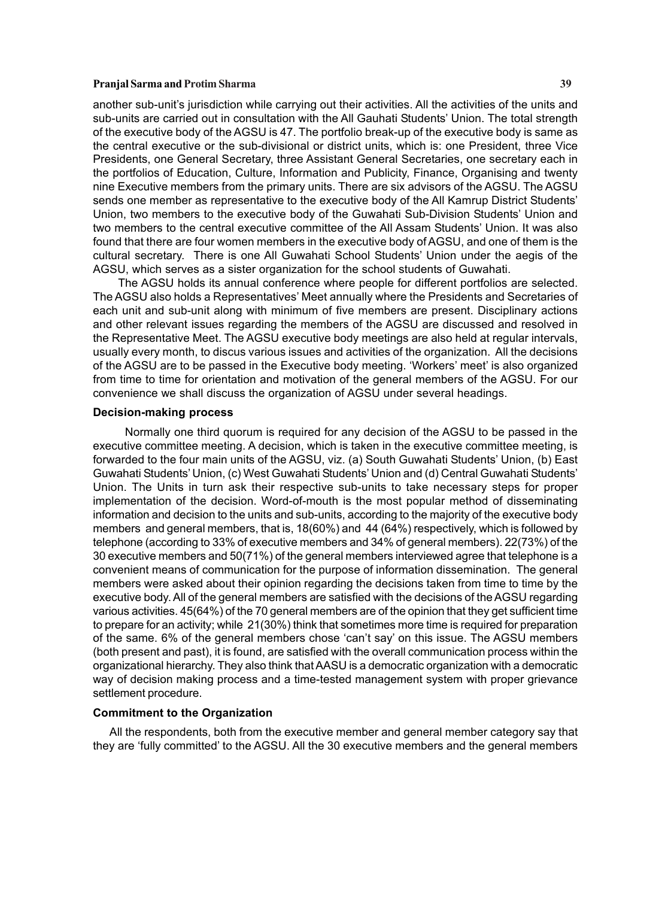another sub-unit's jurisdiction while carrying out their activities. All the activities of the units and sub-units are carried out in consultation with the All Gauhati Students' Union. The total strength of the executive body of the AGSU is 47. The portfolio break-up of the executive body is same as the central executive or the sub-divisional or district units, which is: one President, three Vice Presidents, one General Secretary, three Assistant General Secretaries, one secretary each in the portfolios of Education, Culture, Information and Publicity, Finance, Organising and twenty nine Executive members from the primary units. There are six advisors of the AGSU. The AGSU sends one member as representative to the executive body of the All Kamrup District Students' Union, two members to the executive body of the Guwahati Sub-Division Students' Union and two members to the central executive committee of the All Assam Students' Union. It was also found that there are four women members in the executive body of AGSU, and one of them is the cultural secretary. There is one All Guwahati School Students' Union under the aegis of the AGSU, which serves as a sister organization for the school students of Guwahati.

The AGSU holds its annual conference where people for different portfolios are selected. The AGSU also holds a Representatives' Meet annually where the Presidents and Secretaries of each unit and sub-unit along with minimum of five members are present. Disciplinary actions and other relevant issues regarding the members of the AGSU are discussed and resolved in the Representative Meet. The AGSU executive body meetings are also held at regular intervals, usually every month, to discus various issues and activities of the organization. All the decisions of the AGSU are to be passed in the Executive body meeting. 'Workers' meet' is also organized from time to time for orientation and motivation of the general members of the AGSU. For our convenience we shall discuss the organization of AGSU under several headings.

**Decision-making process**

Normally one third quorum is required for any decision of the AGSU to be passed in the executive committee meeting. A decision, which is taken in the executive committee meeting, is forwarded to the four main units of the AGSU, viz. (a) South Guwahati Students' Union, (b) East Guwahati Students' Union, (c) West Guwahati Students' Union and (d) Central Guwahati Students' Union. The Units in turn ask their respective sub-units to take necessary steps for proper implementation of the decision. Word-of-mouth is the most popular method of disseminating information and decision to the units and sub-units, according to the majority of the executive body members and general members, that is, 18(60%) and 44 (64%) respectively, which is followed by telephone (according to 33% of executive members and 34% of general members). 22(73%) of the 30 executive members and 50(71%) of the general members interviewed agree that telephone is a convenient means of communication for the purpose of information dissemination. The general members were asked about their opinion regarding the decisions taken from time to time by the executive body. All of the general members are satisfied with the decisions of the AGSU regarding various activities. 45(64%) of the 70 general members are of the opinion that they get sufficient time to prepare for an activity; while 21(30%) think that sometimes more time is required for preparation of the same. 6% of the general members chose 'can't say' on this issue. The AGSU members (both present and past), it is found, are satisfied with the overall communication process within the organizational hierarchy. They also think that AASU is a democratic organization with a democratic way of decision making process and a time-tested management system with proper grievance settlement procedure.

**Commitment to the Organization**

All the respondents, both from the executive member and general member category say that they are 'fully committed' to the AGSU. All the 30 executive members and the general members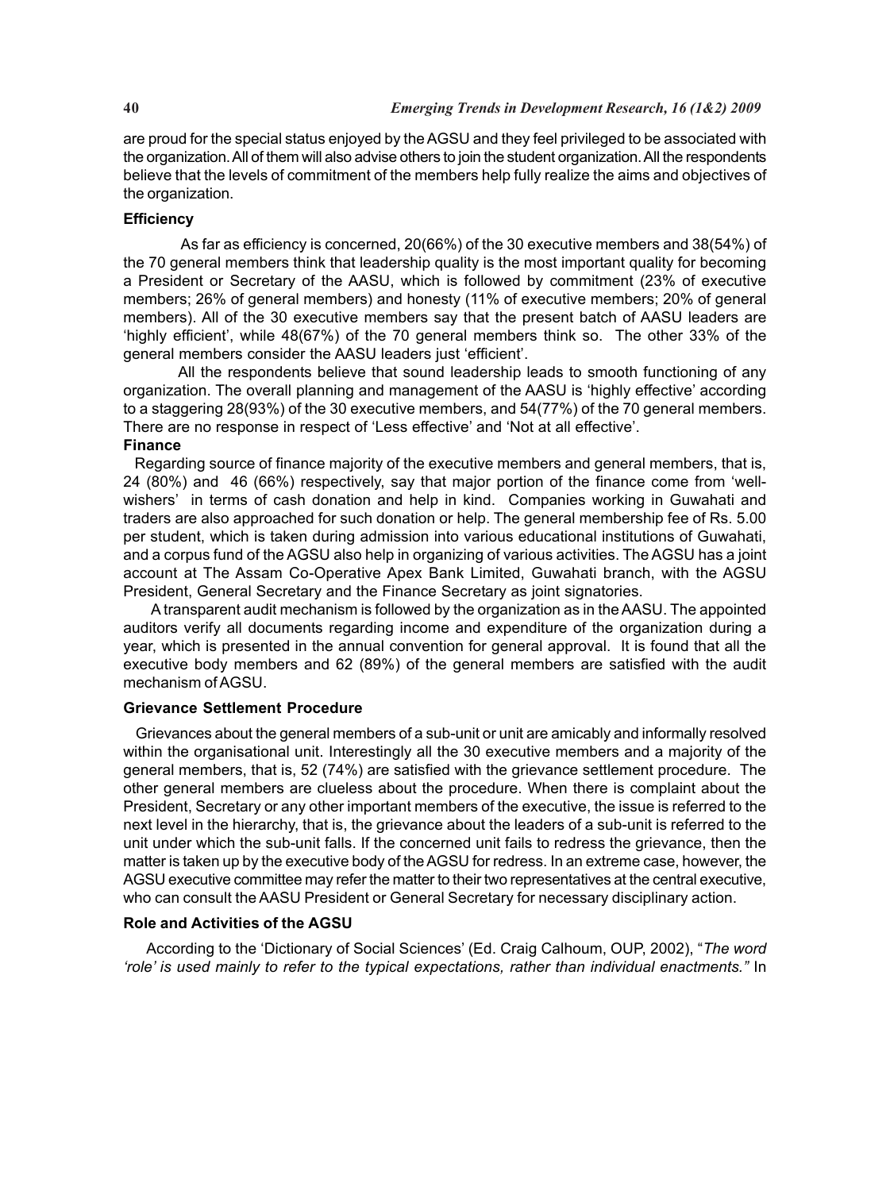are proud for the special status enjoyed by the AGSU and they feel privileged to be associated with the organization. All of them will also advise others to join the student organization. All the respondents believe that the levels of commitment of the members help fully realize the aims and objectives of the organization.

### Efficiency

As far as efficiency is concerned, 20(66%) of the 30 executive members and 38(54%) of the 70 general members think that leadership quality is the most important quality for becoming a President or Secretary of the AASU, which is followed by commitment (23% of executive members; 26% of general members) and honesty (11% of executive members; 20% of general members). All of the 30 executive members say that the present batch of AASU leaders are 'highly efficient', while 48(67%) of the 70 general members think so. The other 33% of the general members consider the AASU leaders just 'efficient'.

All the respondents believe that sound leadership leads to smooth functioning of any organization. The overall planning and management of the AASU is 'highly effective' according to a staggering 28(93%) of the 30 executive members, and 54(77%) of the 70 general members. There are no response in respect of 'Less effective' and 'Not at all effective'.

### Finance

Regarding source of finance majority of the executive members and general members, that is, 24 (80%) and 46 (66%) respectively, say that major portion of the finance come from 'well-wishers' in terms of cash donation and help in kind. Companies working in Guwahati and traders are also approached for such donation or help. The general membership fee of Rs. 5.00 per student, which is taken during admission into various educational institutions of Guwahati, and a corpus fund of the AGSU also help in organizing of various activities. The AGSU has a joint account at The Assam Co-Operative Apex Bank Limited, Guwahati branch, with the AGSU President, General Secretary and the Finance Secretary as joint signatories.

A transparent audit mechanism is followed by the organization as in the AASU. The appointed auditors verify all documents regarding income and expenditure of the organization during a year, which is presented in the annual convention for general approval. It is found that all the executive body members and 62 (89%) of the general members are satisfied with the audit mechanism of AGSU.

### Grievance Settlement Procedure

Grievances about the general members of a sub-unit or unit are amicably and informally resolved within the organisational unit. Interestingly all the 30 executive members and a majority of the general members, that is, 52 (74%) are satisfied with the grievance settlement procedure. The other general members are clueless about the procedure. When there is complaint about the President, Secretary or any other important members of the executive, the issue is referred to the next level in the hierarchy, that is, the grievance about the leaders of a sub-unit is referred to the unit under which the sub-unit falls. If the concerned unit fails to redress the grievance, then the matter is taken up by the executive body of the AGSU for redress. In an extreme case, however, the AGSU executive committee may refer the matter to their two representatives at the central executive, who can consult the AASU President or General Secretary for necessary disciplinary action.

### Role and Activities of the AGSU

According to the 'Dictionary of Social Sciences' (Ed. Craig Calhoum, OUP, 2002), "*The word 'role' is used mainly to refer to the typical expectations, rather than individual enactments."* In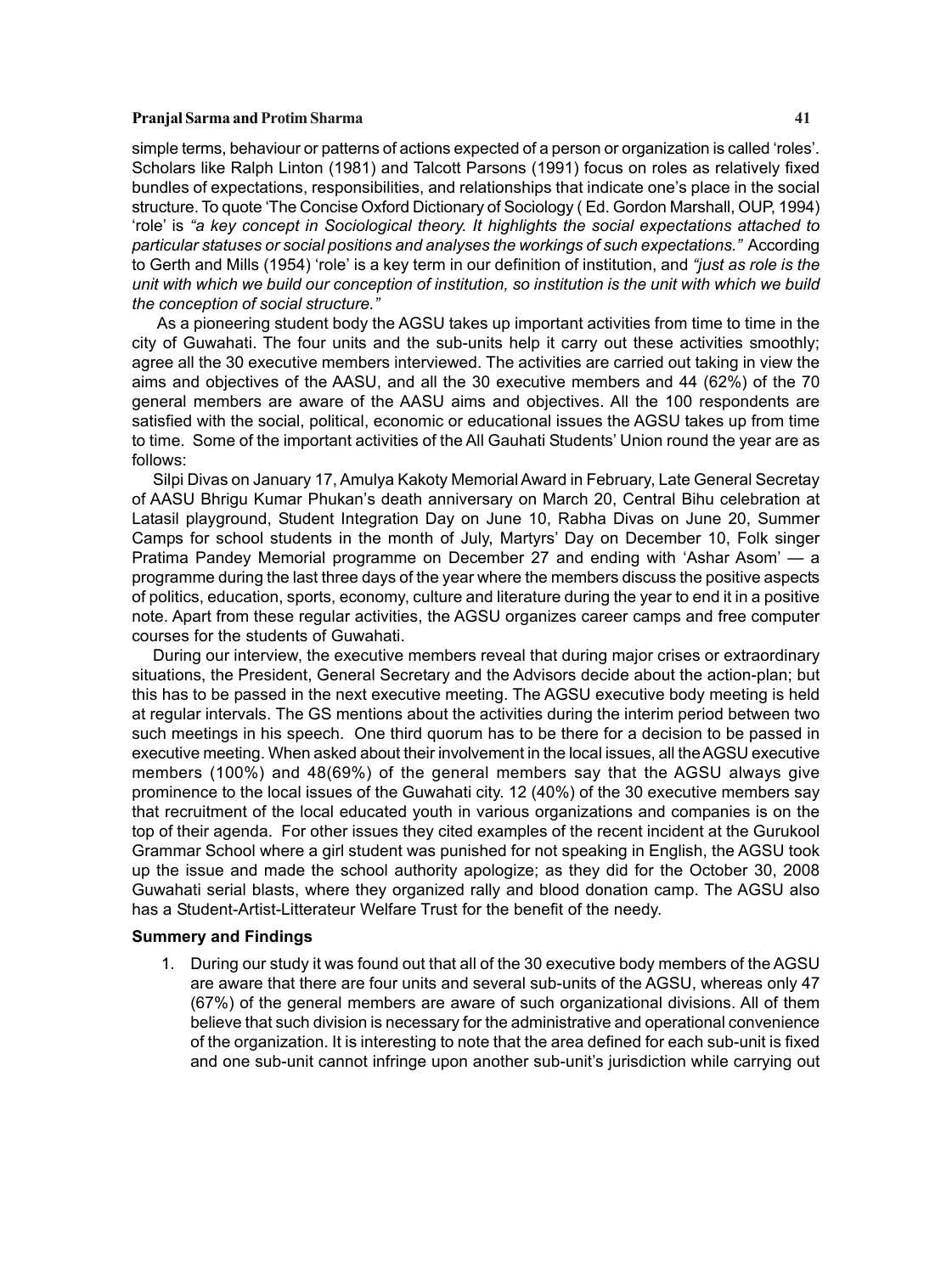simple terms, behaviour or patterns of actions expected of a person or organization is called 'roles'. Scholars like Ralph Linton (1981) and Talcott Parsons (1991) focus on roles as relatively fixed bundles of expectations, responsibilities, and relationships that indicate one's place in the social structure. To quote 'The Concise Oxford Dictionary of Sociology ( Ed. Gordon Marshall, OUP, 1994) 'role' is *"a key concept in Sociological theory. It highlights the social expectations attached to particular statuses or social positions and analyses the workings of such expectations."* According to Gerth and Mills (1954) 'role' is a key term in our definition of institution, and *"just as role is the unit with which we build our conception of institution, so institution is the unit with which we build the conception of social structure."*

As a pioneering student body the AGSU takes up important activities from time to time in the city of Guwahati. The four units and the sub-units help it carry out these activities smoothly; agree all the 30 executive members interviewed. The activities are carried out taking in view the aims and objectives of the AASU, and all the 30 executive members and 44 (62%) of the 70 general members are aware of the AASU aims and objectives. All the 100 respondents are satisfied with the social, political, economic or educational issues the AGSU takes up from time to time. Some of the important activities of the All Gauhati Students' Union round the year are as follows:

Silpi Divas on January 17, Amulya Kakoty Memorial Award in February, Late General Secretay of AASU Bhrigu Kumar Phukan's death anniversary on March 20, Central Bihu celebration at Latasil playground, Student Integration Day on June 10, Rabha Divas on June 20, Summer Camps for school students in the month of July, Martyrs' Day on December 10, Folk singer Pratima Pandey Memorial programme on December 27 and ending with 'Ashar Asom' — a programme during the last three days of the year where the members discuss the positive aspects of politics, education, sports, economy, culture and literature during the year to end it in a positive note. Apart from these regular activities, the AGSU organizes career camps and free computer courses for the students of Guwahati.

During our interview, the executive members reveal that during major crises or extraordinary situations, the President, General Secretary and the Advisors decide about the action-plan; but this has to be passed in the next executive meeting. The AGSU executive body meeting is held at regular intervals. The GS mentions about the activities during the interim period between two such meetings in his speech. One third quorum has to be there for a decision to be passed in executive meeting. When asked about their involvement in the local issues, all the AGSU executive members (100%) and 48(69%) of the general members say that the AGSU always give prominence to the local issues of the Guwahati city. 12 (40%) of the 30 executive members say that recruitment of the local educated youth in various organizations and companies is on the top of their agenda. For other issues they cited examples of the recent incident at the Gurukool Grammar School where a girl student was punished for not speaking in English, the AGSU took up the issue and made the school authority apologize; as they did for the October 30, 2008 Guwahati serial blasts, where they organized rally and blood donation camp. The AGSU also has a Student-Artist-Litterateur Welfare Trust for the benefit of the needy.

**Summery and Findings**

1. During our study it was found out that all of the 30 executive body members of the AGSU are aware that there are four units and several sub-units of the AGSU, whereas only 47 (67%) of the general members are aware of such organizational divisions. All of them believe that such division is necessary for the administrative and operational convenience of the organization. It is interesting to note that the area defined for each sub-unit is fixed and one sub-unit cannot infringe upon another sub-unit's jurisdiction while carrying out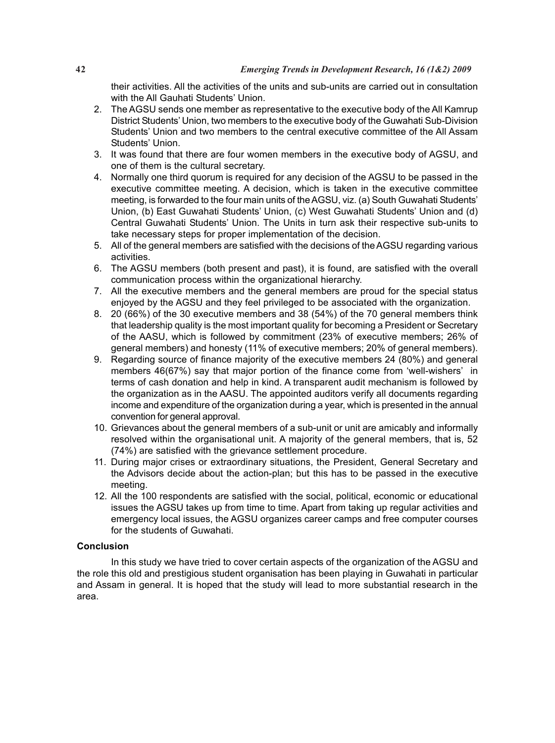their activities. All the activities of the units and sub-units are carried out in consultation with the All Gauhati Students' Union.

2. The AGSU sends one member as representative to the executive body of the All Kamrup District Students' Union, two members to the executive body of the Guwahati Sub-Division Students' Union and two members to the central executive committee of the All Assam Students' Union.
3. It was found that there are four women members in the executive body of AGSU, and one of them is the cultural secretary.
4. Normally one third quorum is required for any decision of the AGSU to be passed in the executive committee meeting. A decision, which is taken in the executive committee meeting, is forwarded to the four main units of the AGSU, viz. (a) South Guwahati Students' Union, (b) East Guwahati Students' Union, (c) West Guwahati Students' Union and (d) Central Guwahati Students' Union. The Units in turn ask their respective sub-units to take necessary steps for proper implementation of the decision.
5. All of the general members are satisfied with the decisions of the AGSU regarding various activities.
6. The AGSU members (both present and past), it is found, are satisfied with the overall communication process within the organizational hierarchy.
7. All the executive members and the general members are proud for the special status enjoyed by the AGSU and they feel privileged to be associated with the organization.
8. 20 (66%) of the 30 executive members and 38 (54%) of the 70 general members think that leadership quality is the most important quality for becoming a President or Secretary of the AASU, which is followed by commitment (23% of executive members; 26% of general members) and honesty (11% of executive members; 20% of general members).
9. Regarding source of finance majority of the executive members 24 (80%) and general members 46(67%) say that major portion of the finance come from 'well-wishers' in terms of cash donation and help in kind. A transparent audit mechanism is followed by the organization as in the AASU. The appointed auditors verify all documents regarding income and expenditure of the organization during a year, which is presented in the annual convention for general approval.
10. Grievances about the general members of a sub-unit or unit are amicably and informally resolved within the organisational unit. A majority of the general members, that is, 52 (74%) are satisfied with the grievance settlement procedure.
11. During major crises or extraordinary situations, the President, General Secretary and the Advisors decide about the action-plan; but this has to be passed in the executive meeting.
12. All the 100 respondents are satisfied with the social, political, economic or educational issues the AGSU takes up from time to time. Apart from taking up regular activities and emergency local issues, the AGSU organizes career camps and free computer courses for the students of Guwahati.

## Conclusion

In this study we have tried to cover certain aspects of the organization of the AGSU and the role this old and prestigious student organisation has been playing in Guwahati in particular and Assam in general. It is hoped that the study will lead to more substantial research in the area.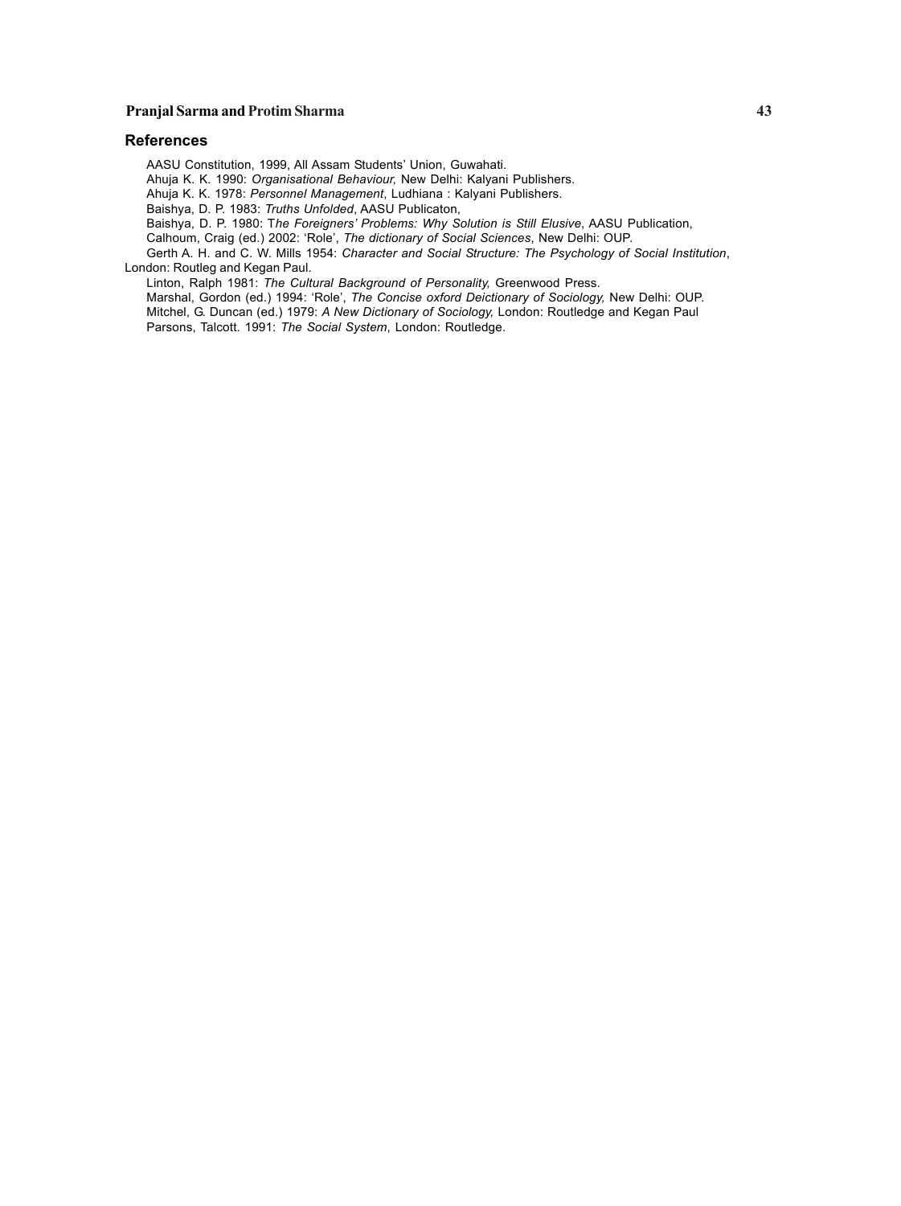## References

AASU Constitution, 1999, All Assam Students' Union, Guwahati.

Ahuja K. K. 1990: *Organisational Behaviour,* New Delhi: Kalyani Publishers.

Ahuja K. K. 1978: *Personnel Management*, Ludhiana : Kalyani Publishers.

Baishya, D. P. 1983: *Truths Unfolded*, AASU Publicaton,

Baishya, D. P. 1980: T*he Foreigners' Problems: Why Solution is Still Elusive*, AASU Publication,

Calhoum, Craig (ed.) 2002: 'Role', *The dictionary of Social Sciences*, New Delhi: OUP.

Gerth A. H. and C. W. Mills 1954: *Character and Social Structure: The Psychology of Social Institution*, London: Routleg and Kegan Paul.

Linton, Ralph 1981: *The Cultural Background of Personality,* Greenwood Press.

Marshal, Gordon (ed.) 1994: 'Role', *The Concise oxford Deictionary of Sociology,* New Delhi: OUP.

Mitchel, G. Duncan (ed.) 1979: *A New Dictionary of Sociology,* London: Routledge and Kegan Paul

Parsons, Talcott. 1991: *The Social System*, London: Routledge.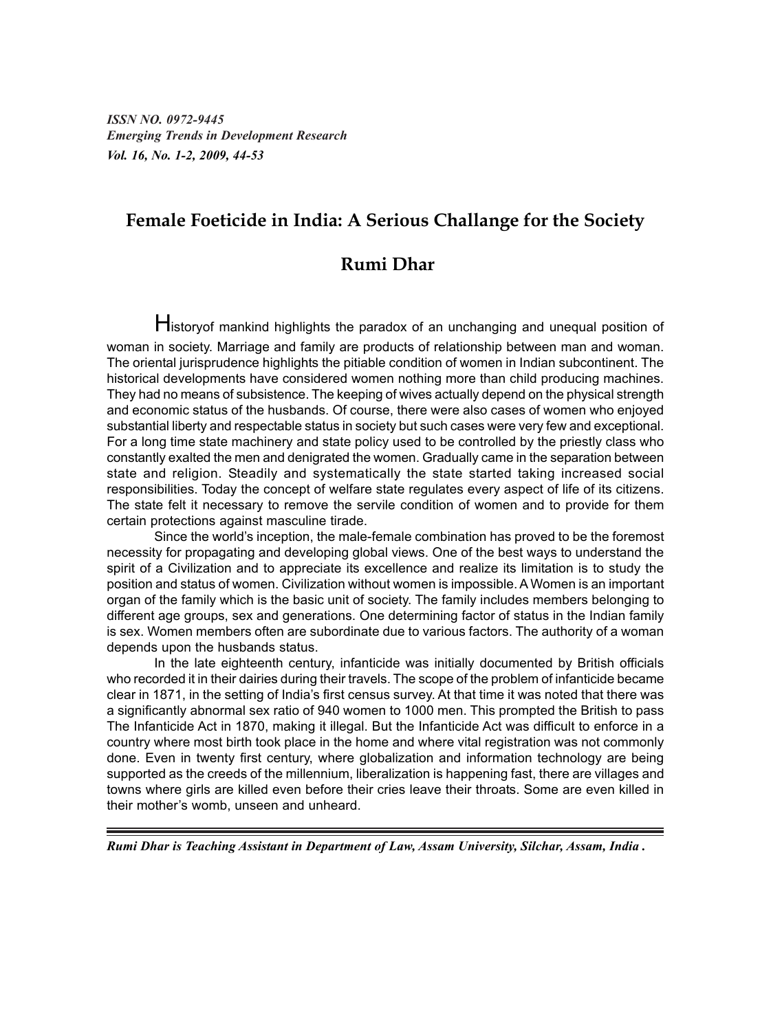ISSN NO. 0972-9445
*Emerging Trends in Development Research*
*Vol. 16, No. 1-2, 2009, 44-53*

# Female Foeticide in India: A Serious Challange for the Society

## Rumi Dhar

Historyof mankind highlights the paradox of an unchanging and unequal position of woman in society. Marriage and family are products of relationship between man and woman. The oriental jurisprudence highlights the pitiable condition of women in Indian subcontinent. The historical developments have considered women nothing more than child producing machines. They had no means of subsistence. The keeping of wives actually depend on the physical strength and economic status of the husbands. Of course, there were also cases of women who enjoyed substantial liberty and respectable status in society but such cases were very few and exceptional. For a long time state machinery and state policy used to be controlled by the priestly class who constantly exalted the men and denigrated the women. Gradually came in the separation between state and religion. Steadily and systematically the state started taking increased social responsibilities. Today the concept of welfare state regulates every aspect of life of its citizens. The state felt it necessary to remove the servile condition of women and to provide for them certain protections against masculine tirade.

Since the world's inception, the male-female combination has proved to be the foremost necessity for propagating and developing global views. One of the best ways to understand the spirit of a Civilization and to appreciate its excellence and realize its limitation is to study the position and status of women. Civilization without women is impossible. A Women is an important organ of the family which is the basic unit of society. The family includes members belonging to different age groups, sex and generations. One determining factor of status in the Indian family is sex. Women members often are subordinate due to various factors. The authority of a woman depends upon the husbands status.

In the late eighteenth century, infanticide was initially documented by British officials who recorded it in their dairies during their travels. The scope of the problem of infanticide became clear in 1871, in the setting of India's first census survey. At that time it was noted that there was a significantly abnormal sex ratio of 940 women to 1000 men. This prompted the British to pass The Infanticide Act in 1870, making it illegal. But the Infanticide Act was difficult to enforce in a country where most birth took place in the home and where vital registration was not commonly done. Even in twenty first century, where globalization and information technology are being supported as the creeds of the millennium, liberalization is happening fast, there are villages and towns where girls are killed even before their cries leave their throats. Some are even killed in their mother's womb, unseen and unheard.

---

*Rumi Dhar is Teaching Assistant in Department of Law, Assam University, Silchar, Assam, India .*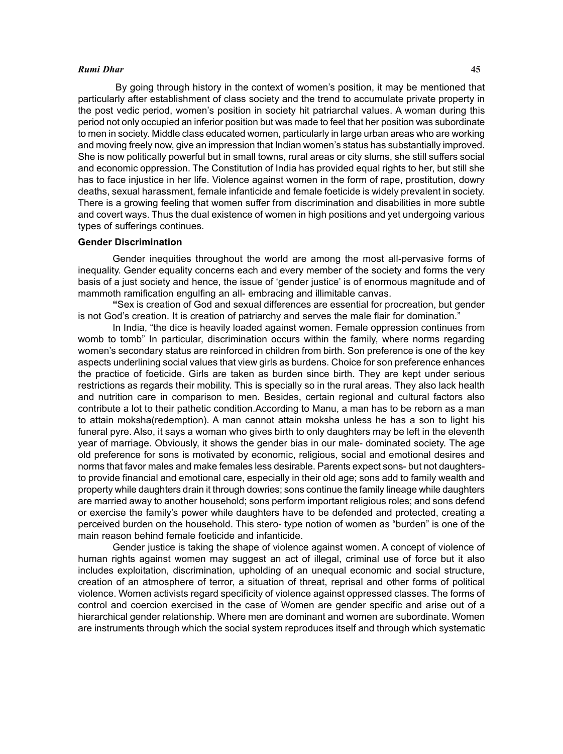By going through history in the context of women's position, it may be mentioned that particularly after establishment of class society and the trend to accumulate private property in the post vedic period, women's position in society hit patriarchal values. A woman during this period not only occupied an inferior position but was made to feel that her position was subordinate to men in society. Middle class educated women, particularly in large urban areas who are working and moving freely now, give an impression that Indian women's status has substantially improved. She is now politically powerful but in small towns, rural areas or city slums, she still suffers social and economic oppression. The Constitution of India has provided equal rights to her, but still she has to face injustice in her life. Violence against women in the form of rape, prostitution, dowry deaths, sexual harassment, female infanticide and female foeticide is widely prevalent in society. There is a growing feeling that women suffer from discrimination and disabilities in more subtle and covert ways. Thus the dual existence of women in high positions and yet undergoing various types of sufferings continues.

**Gender Discrimination**

Gender inequities throughout the world are among the most all-pervasive forms of inequality. Gender equality concerns each and every member of the society and forms the very basis of a just society and hence, the issue of 'gender justice' is of enormous magnitude and of mammoth ramification engulfing an all- embracing and illimitable canvas.

"Sex is creation of God and sexual differences are essential for procreation, but gender is not God's creation. It is creation of patriarchy and serves the male flair for domination."

In India, "the dice is heavily loaded against women. Female oppression continues from womb to tomb" In particular, discrimination occurs within the family, where norms regarding women's secondary status are reinforced in children from birth. Son preference is one of the key aspects underlining social values that view girls as burdens. Choice for son preference enhances the practice of foeticide. Girls are taken as burden since birth. They are kept under serious restrictions as regards their mobility. This is specially so in the rural areas. They also lack health and nutrition care in comparison to men. Besides, certain regional and cultural factors also contribute a lot to their pathetic condition.According to Manu, a man has to be reborn as a man to attain moksha(redemption). A man cannot attain moksha unless he has a son to light his funeral pyre. Also, it says a woman who gives birth to only daughters may be left in the eleventh year of marriage. Obviously, it shows the gender bias in our male- dominated society. The age old preference for sons is motivated by economic, religious, social and emotional desires and norms that favor males and make females less desirable. Parents expect sons- but not daughters- to provide financial and emotional care, especially in their old age; sons add to family wealth and property while daughters drain it through dowries; sons continue the family lineage while daughters are married away to another household; sons perform important religious roles; and sons defend or exercise the family's power while daughters have to be defended and protected, creating a perceived burden on the household. This stero- type notion of women as "burden" is one of the main reason behind female foeticide and infanticide.

Gender justice is taking the shape of violence against women. A concept of violence of human rights against women may suggest an act of illegal, criminal use of force but it also includes exploitation, discrimination, upholding of an unequal economic and social structure, creation of an atmosphere of terror, a situation of threat, reprisal and other forms of political violence. Women activists regard specificity of violence against oppressed classes. The forms of control and coercion exercised in the case of Women are gender specific and arise out of a hierarchical gender relationship. Where men are dominant and women are subordinate. Women are instruments through which the social system reproduces itself and through which systematic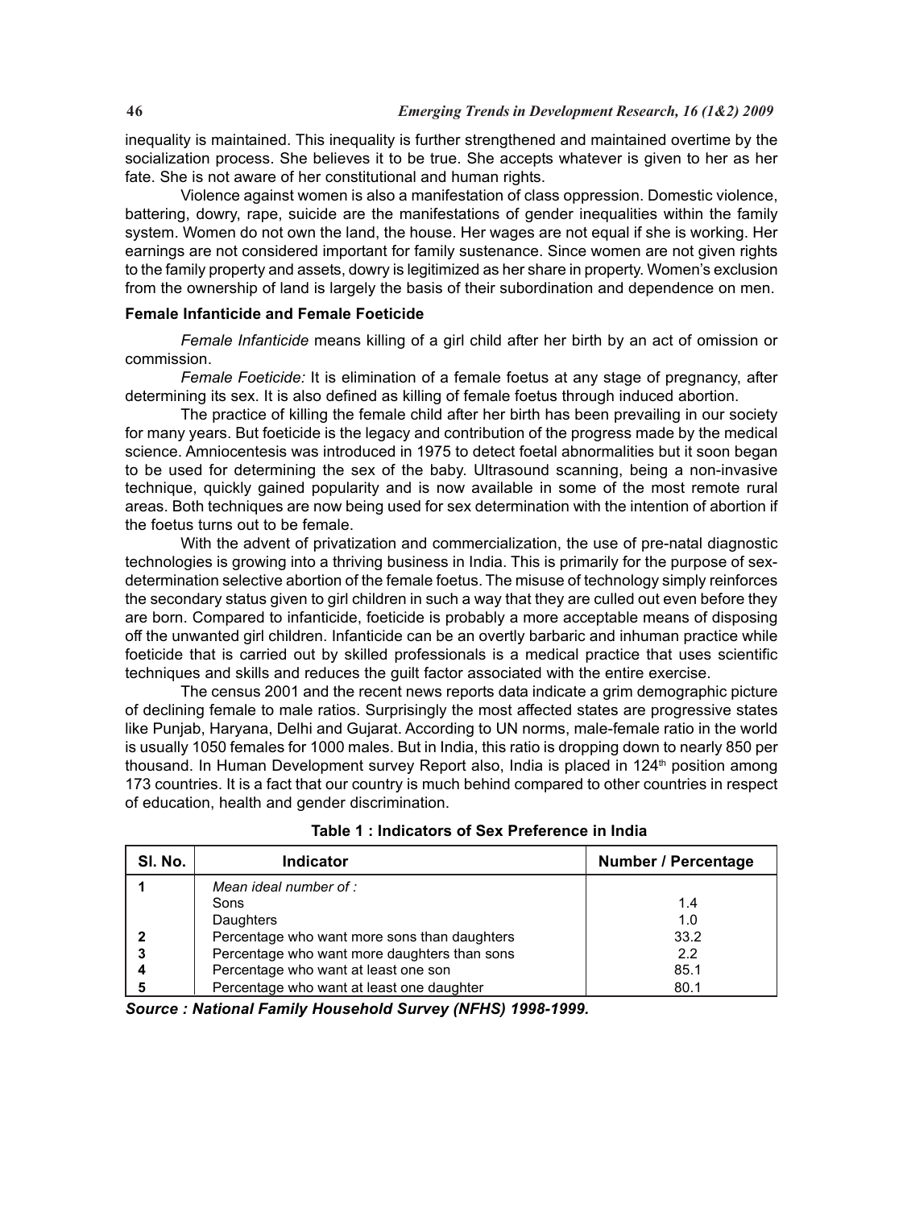inequality is maintained. This inequality is further strengthened and maintained overtime by the socialization process. She believes it to be true. She accepts whatever is given to her as her fate. She is not aware of her constitutional and human rights.

Violence against women is also a manifestation of class oppression. Domestic violence, battering, dowry, rape, suicide are the manifestations of gender inequalities within the family system. Women do not own the land, the house. Her wages are not equal if she is working. Her earnings are not considered important for family sustenance. Since women are not given rights to the family property and assets, dowry is legitimized as her share in property. Women's exclusion from the ownership of land is largely the basis of their subordination and dependence on men.

### Female Infanticide and Female Foeticide

*Female Infanticide* means killing of a girl child after her birth by an act of omission or commission.

*Female Foeticide:* It is elimination of a female foetus at any stage of pregnancy, after determining its sex. It is also defined as killing of female foetus through induced abortion.

The practice of killing the female child after her birth has been prevailing in our society for many years. But foeticide is the legacy and contribution of the progress made by the medical science. Amniocentesis was introduced in 1975 to detect foetal abnormalities but it soon began to be used for determining the sex of the baby. Ultrasound scanning, being a non-invasive technique, quickly gained popularity and is now available in some of the most remote rural areas. Both techniques are now being used for sex determination with the intention of abortion if the foetus turns out to be female.

With the advent of privatization and commercialization, the use of pre-natal diagnostic technologies is growing into a thriving business in India. This is primarily for the purpose of sex-determination selective abortion of the female foetus. The misuse of technology simply reinforces the secondary status given to girl children in such a way that they are culled out even before they are born. Compared to infanticide, foeticide is probably a more acceptable means of disposing off the unwanted girl children. Infanticide can be an overtly barbaric and inhuman practice while foeticide that is carried out by skilled professionals is a medical practice that uses scientific techniques and skills and reduces the guilt factor associated with the entire exercise.

The census 2001 and the recent news reports data indicate a grim demographic picture of declining female to male ratios. Surprisingly the most affected states are progressive states like Punjab, Haryana, Delhi and Gujarat. According to UN norms, male-female ratio in the world is usually 1050 females for 1000 males. But in India, this ratio is dropping down to nearly 850 per thousand. In Human Development survey Report also, India is placed in 124th position among 173 countries. It is a fact that our country is much behind compared to other countries in respect of education, health and gender discrimination.

**Table 1 : Indicators of Sex Preference in India**

| Sl. No. | Indicator | Number / Percentage |
|---|---|---|
| 1 | *Mean ideal number of :* | |
| | Sons | 1.4 |
| | Daughters | 1.0 |
| 2 | Percentage who want more sons than daughters | 33.2 |
| 3 | Percentage who want more daughters than sons | 2.2 |
| 4 | Percentage who want at least one son | 85.1 |
| 5 | Percentage who want at least one daughter | 80.1 |

***Source : National Family Household Survey (NFHS) 1998-1999.***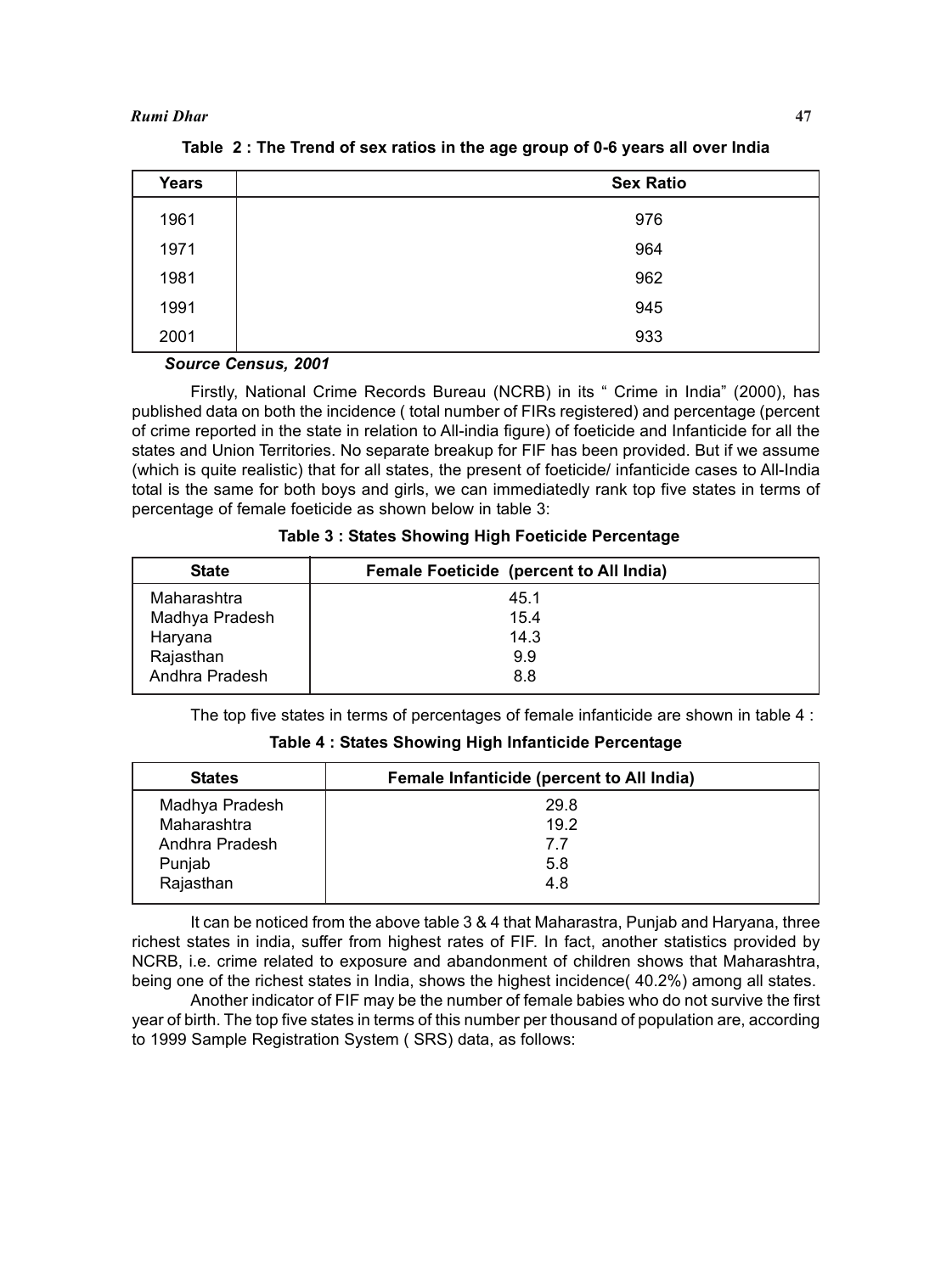**Table 2 : The Trend of sex ratios in the age group of 0-6 years all over India**

| Years | Sex Ratio |
|---|---|
| 1961 | 976 |
| 1971 | 964 |
| 1981 | 962 |
| 1991 | 945 |
| 2001 | 933 |

***Source Census, 2001***

Firstly, National Crime Records Bureau (NCRB) in its " Crime in India" (2000), has published data on both the incidence ( total number of FIRs registered) and percentage (percent of crime reported in the state in relation to All-india figure) of foeticide and Infanticide for all the states and Union Territories. No separate breakup for FIF has been provided. But if we assume (which is quite realistic) that for all states, the present of foeticide/ infanticide cases to All-India total is the same for both boys and girls, we can immediatedly rank top five states in terms of percentage of female foeticide as shown below in table 3:

**Table 3 : States Showing High Foeticide Percentage**

| State | Female Foeticide (percent to All India) |
|---|---|
| Maharashtra | 45.1 |
| Madhya Pradesh | 15.4 |
| Haryana | 14.3 |
| Rajasthan | 9.9 |
| Andhra Pradesh | 8.8 |

The top five states in terms of percentages of female infanticide are shown in table 4 :

**Table 4 : States Showing High Infanticide Percentage**

| States | Female Infanticide (percent to All India) |
|---|---|
| Madhya Pradesh | 29.8 |
| Maharashtra | 19.2 |
| Andhra Pradesh | 7.7 |
| Punjab | 5.8 |
| Rajasthan | 4.8 |

It can be noticed from the above table 3 & 4 that Maharastra, Punjab and Haryana, three richest states in india, suffer from highest rates of FIF. In fact, another statistics provided by NCRB, i.e. crime related to exposure and abandonment of children shows that Maharashtra, being one of the richest states in India, shows the highest incidence( 40.2%) among all states.

Another indicator of FIF may be the number of female babies who do not survive the first year of birth. The top five states in terms of this number per thousand of population are, according to 1999 Sample Registration System ( SRS) data, as follows: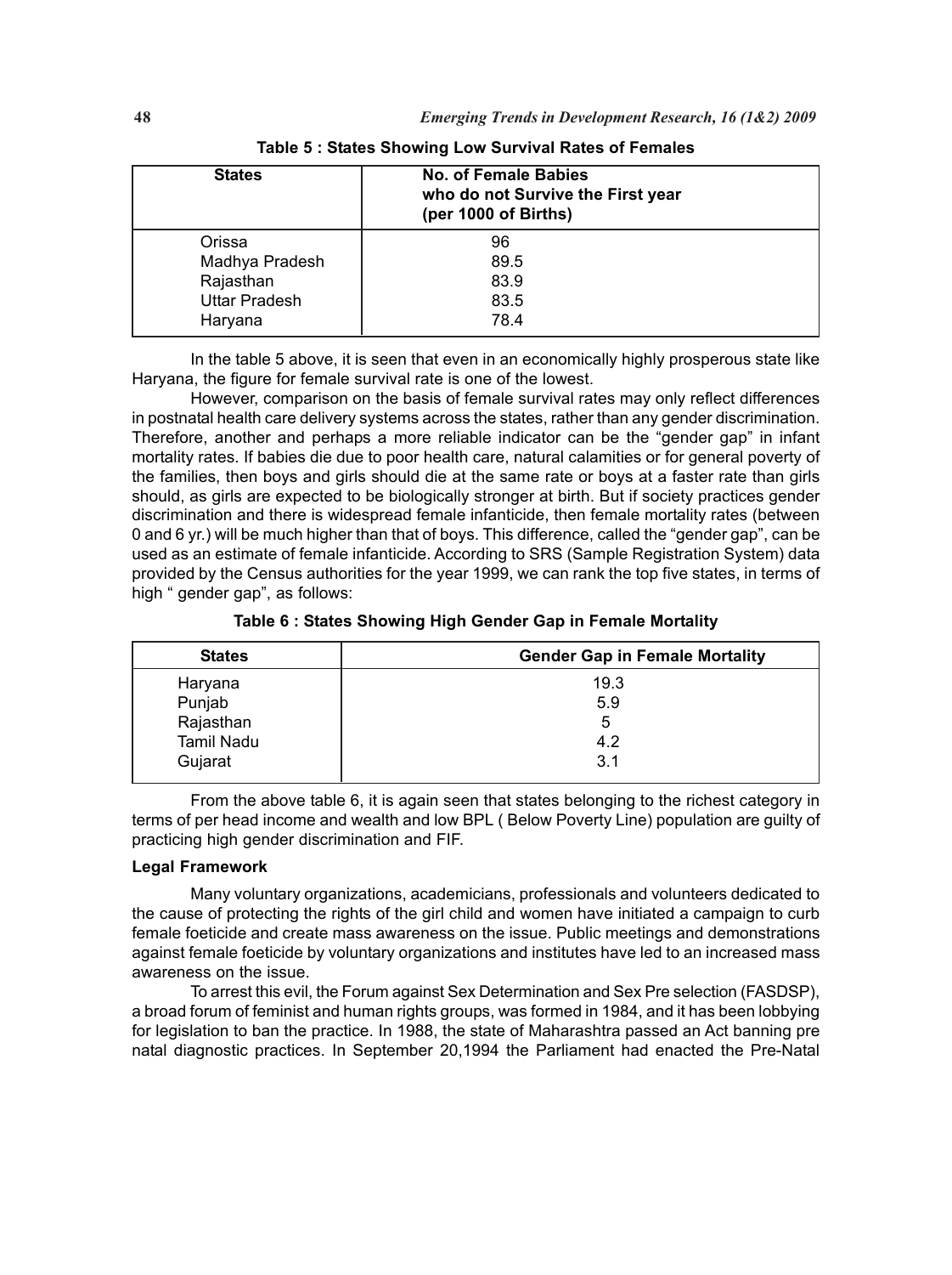**Table 5 : States Showing Low Survival Rates of Females**

| States | No. of Female Babies who do not Survive the First year (per 1000 of Births) |
|---|---|
| Orissa | 96 |
| Madhya Pradesh | 89.5 |
| Rajasthan | 83.9 |
| Uttar Pradesh | 83.5 |
| Haryana | 78.4 |

In the table 5 above, it is seen that even in an economically highly prosperous state like Haryana, the figure for female survival rate is one of the lowest.

However, comparison on the basis of female survival rates may only reflect differences in postnatal health care delivery systems across the states, rather than any gender discrimination. Therefore, another and perhaps a more reliable indicator can be the "gender gap" in infant mortality rates. If babies die due to poor health care, natural calamities or for general poverty of the families, then boys and girls should die at the same rate or boys at a faster rate than girls should, as girls are expected to be biologically stronger at birth. But if society practices gender discrimination and there is widespread female infanticide, then female mortality rates (between 0 and 6 yr.) will be much higher than that of boys. This difference, called the "gender gap", can be used as an estimate of female infanticide. According to SRS (Sample Registration System) data provided by the Census authorities for the year 1999, we can rank the top five states, in terms of high " gender gap", as follows:

**Table 6 : States Showing High Gender Gap in Female Mortality**

| States | Gender Gap in Female Mortality |
|---|---|
| Haryana | 19.3 |
| Punjab | 5.9 |
| Rajasthan | 5 |
| Tamil Nadu | 4.2 |
| Gujarat | 3.1 |

From the above table 6, it is again seen that states belonging to the richest category in terms of per head income and wealth and low BPL ( Below Poverty Line) population are guilty of practicing high gender discrimination and FIF.

**Legal Framework**

Many voluntary organizations, academicians, professionals and volunteers dedicated to the cause of protecting the rights of the girl child and women have initiated a campaign to curb female foeticide and create mass awareness on the issue. Public meetings and demonstrations against female foeticide by voluntary organizations and institutes have led to an increased mass awareness on the issue.

To arrest this evil, the Forum against Sex Determination and Sex Pre selection (FASDSP), a broad forum of feminist and human rights groups, was formed in 1984, and it has been lobbying for legislation to ban the practice. In 1988, the state of Maharashtra passed an Act banning pre natal diagnostic practices. In September 20,1994 the Parliament had enacted the Pre-Natal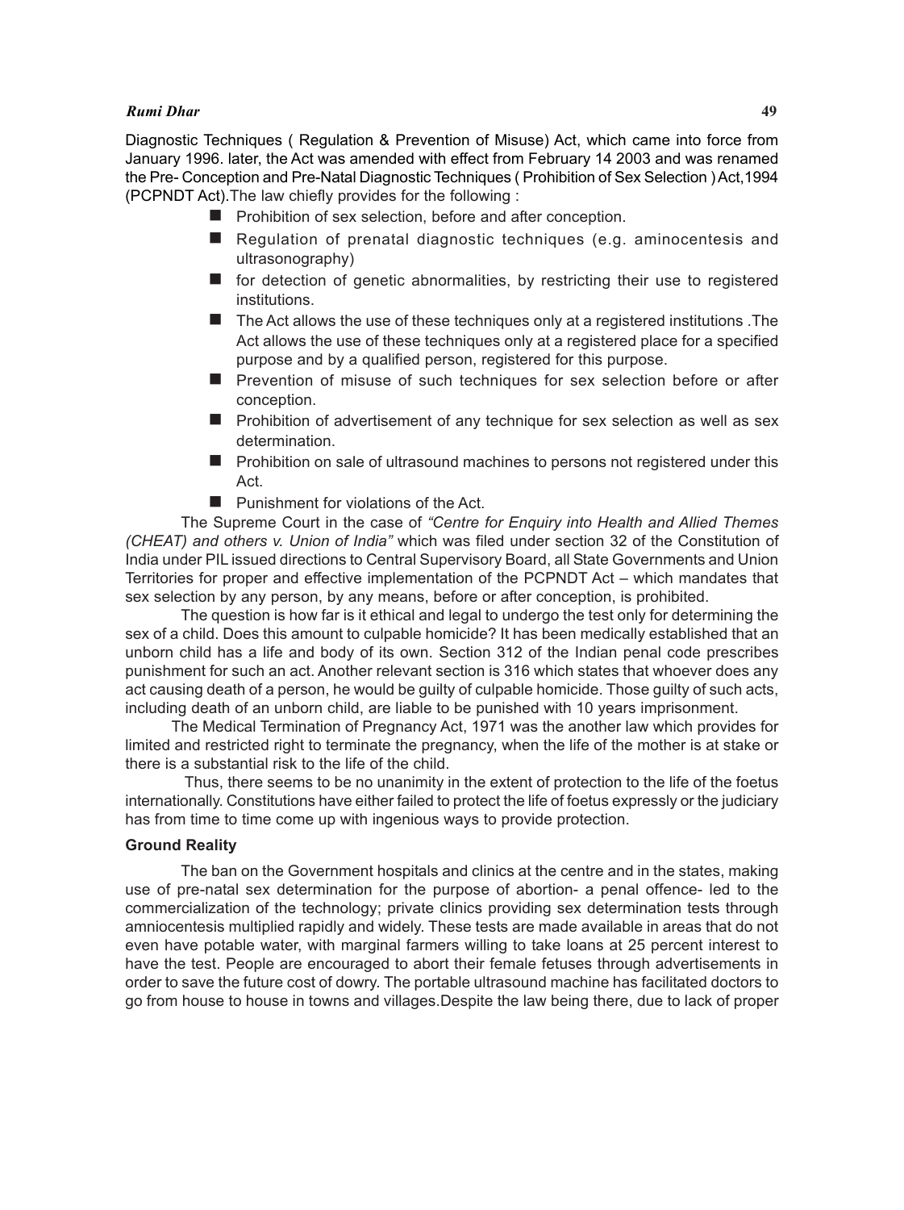Diagnostic Techniques ( Regulation & Prevention of Misuse) Act, which came into force from January 1996. later, the Act was amended with effect from February 14 2003 and was renamed the Pre- Conception and Pre-Natal Diagnostic Techniques ( Prohibition of Sex Selection ) Act,1994 (PCPNDT Act).The law chiefly provides for the following :

- Prohibition of sex selection, before and after conception.
- Regulation of prenatal diagnostic techniques (e.g. aminocentesis and ultrasonography)
- for detection of genetic abnormalities, by restricting their use to registered institutions.
- The Act allows the use of these techniques only at a registered institutions .The Act allows the use of these techniques only at a registered place for a specified purpose and by a qualified person, registered for this purpose.
- Prevention of misuse of such techniques for sex selection before or after conception.
- Prohibition of advertisement of any technique for sex selection as well as sex determination.
- Prohibition on sale of ultrasound machines to persons not registered under this Act.
- Punishment for violations of the Act.

The Supreme Court in the case of *"Centre for Enquiry into Health and Allied Themes (CHEAT) and others v. Union of India"* which was filed under section 32 of the Constitution of India under PIL issued directions to Central Supervisory Board, all State Governments and Union Territories for proper and effective implementation of the PCPNDT Act – which mandates that sex selection by any person, by any means, before or after conception, is prohibited.

The question is how far is it ethical and legal to undergo the test only for determining the sex of a child. Does this amount to culpable homicide? It has been medically established that an unborn child has a life and body of its own. Section 312 of the Indian penal code prescribes punishment for such an act. Another relevant section is 316 which states that whoever does any act causing death of a person, he would be guilty of culpable homicide. Those guilty of such acts, including death of an unborn child, are liable to be punished with 10 years imprisonment.

The Medical Termination of Pregnancy Act, 1971 was the another law which provides for limited and restricted right to terminate the pregnancy, when the life of the mother is at stake or there is a substantial risk to the life of the child.

Thus, there seems to be no unanimity in the extent of protection to the life of the foetus internationally. Constitutions have either failed to protect the life of foetus expressly or the judiciary has from time to time come up with ingenious ways to provide protection.

**Ground Reality**

The ban on the Government hospitals and clinics at the centre and in the states, making use of pre-natal sex determination for the purpose of abortion- a penal offence- led to the commercialization of the technology; private clinics providing sex determination tests through amniocentesis multiplied rapidly and widely. These tests are made available in areas that do not even have potable water, with marginal farmers willing to take loans at 25 percent interest to have the test. People are encouraged to abort their female fetuses through advertisements in order to save the future cost of dowry. The portable ultrasound machine has facilitated doctors to go from house to house in towns and villages.Despite the law being there, due to lack of proper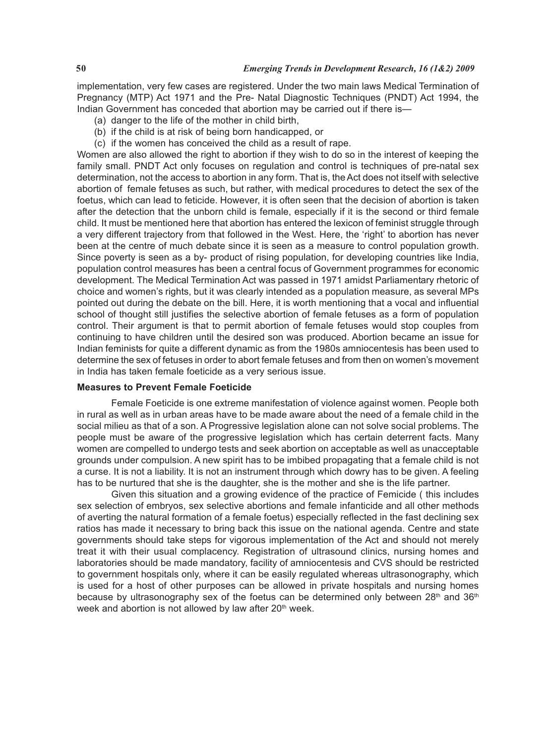implementation, very few cases are registered. Under the two main laws Medical Termination of Pregnancy (MTP) Act 1971 and the Pre- Natal Diagnostic Techniques (PNDT) Act 1994, the Indian Government has conceded that abortion may be carried out if there is—

(a) danger to the life of the mother in child birth,

(b) if the child is at risk of being born handicapped, or

(c) if the women has conceived the child as a result of rape.

Women are also allowed the right to abortion if they wish to do so in the interest of keeping the family small. PNDT Act only focuses on regulation and control is techniques of pre-natal sex determination, not the access to abortion in any form. That is, the Act does not itself with selective abortion of female fetuses as such, but rather, with medical procedures to detect the sex of the foetus, which can lead to feticide. However, it is often seen that the decision of abortion is taken after the detection that the unborn child is female, especially if it is the second or third female child. It must be mentioned here that abortion has entered the lexicon of feminist struggle through a very different trajectory from that followed in the West. Here, the 'right' to abortion has never been at the centre of much debate since it is seen as a measure to control population growth. Since poverty is seen as a by- product of rising population, for developing countries like India, population control measures has been a central focus of Government programmes for economic development. The Medical Termination Act was passed in 1971 amidst Parliamentary rhetoric of choice and women's rights, but it was clearly intended as a population measure, as several MPs pointed out during the debate on the bill. Here, it is worth mentioning that a vocal and influential school of thought still justifies the selective abortion of female fetuses as a form of population control. Their argument is that to permit abortion of female fetuses would stop couples from continuing to have children until the desired son was produced. Abortion became an issue for Indian feminists for quite a different dynamic as from the 1980s amniocentesis has been used to determine the sex of fetuses in order to abort female fetuses and from then on women's movement in India has taken female foeticide as a very serious issue.

**Measures to Prevent Female Foeticide**

Female Foeticide is one extreme manifestation of violence against women. People both in rural as well as in urban areas have to be made aware about the need of a female child in the social milieu as that of a son. A Progressive legislation alone can not solve social problems. The people must be aware of the progressive legislation which has certain deterrent facts. Many women are compelled to undergo tests and seek abortion on acceptable as well as unacceptable grounds under compulsion. A new spirit has to be imbibed propagating that a female child is not a curse. It is not a liability. It is not an instrument through which dowry has to be given. A feeling has to be nurtured that she is the daughter, she is the mother and she is the life partner.

Given this situation and a growing evidence of the practice of Femicide ( this includes sex selection of embryos, sex selective abortions and female infanticide and all other methods of averting the natural formation of a female foetus) especially reflected in the fast declining sex ratios has made it necessary to bring back this issue on the national agenda. Centre and state governments should take steps for vigorous implementation of the Act and should not merely treat it with their usual complacency. Registration of ultrasound clinics, nursing homes and laboratories should be made mandatory, facility of amniocentesis and CVS should be restricted to government hospitals only, where it can be easily regulated whereas ultrasonography, which is used for a host of other purposes can be allowed in private hospitals and nursing homes because by ultrasonography sex of the foetus can be determined only between 28th and 36th week and abortion is not allowed by law after 20th week.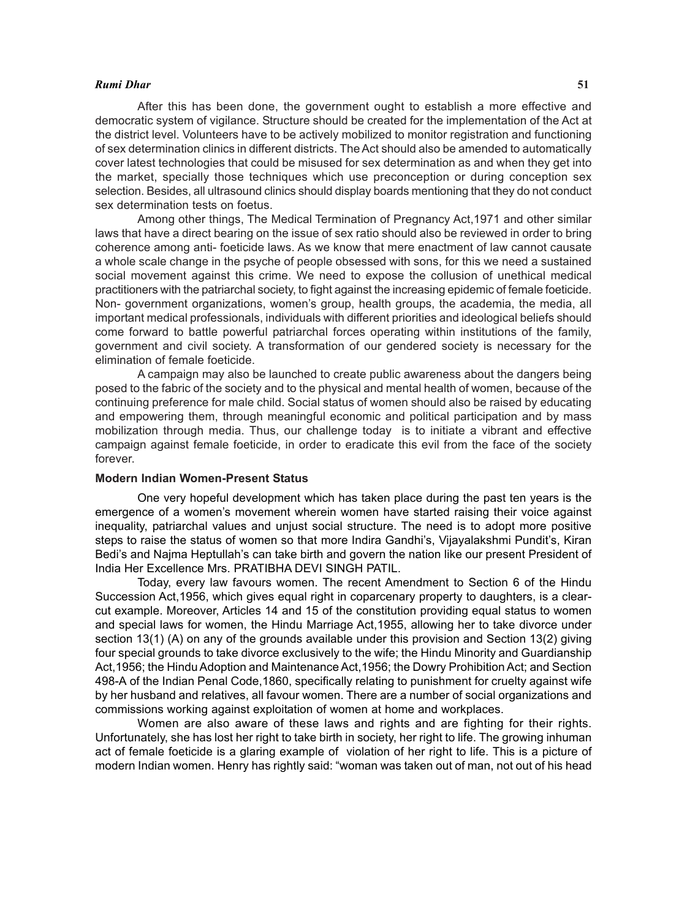After this has been done, the government ought to establish a more effective and democratic system of vigilance. Structure should be created for the implementation of the Act at the district level. Volunteers have to be actively mobilized to monitor registration and functioning of sex determination clinics in different districts. The Act should also be amended to automatically cover latest technologies that could be misused for sex determination as and when they get into the market, specially those techniques which use preconception or during conception sex selection. Besides, all ultrasound clinics should display boards mentioning that they do not conduct sex determination tests on foetus.

Among other things, The Medical Termination of Pregnancy Act,1971 and other similar laws that have a direct bearing on the issue of sex ratio should also be reviewed in order to bring coherence among anti- foeticide laws. As we know that mere enactment of law cannot causate a whole scale change in the psyche of people obsessed with sons, for this we need a sustained social movement against this crime. We need to expose the collusion of unethical medical practitioners with the patriarchal society, to fight against the increasing epidemic of female foeticide. Non- government organizations, women's group, health groups, the academia, the media, all important medical professionals, individuals with different priorities and ideological beliefs should come forward to battle powerful patriarchal forces operating within institutions of the family, government and civil society. A transformation of our gendered society is necessary for the elimination of female foeticide.

A campaign may also be launched to create public awareness about the dangers being posed to the fabric of the society and to the physical and mental health of women, because of the continuing preference for male child. Social status of women should also be raised by educating and empowering them, through meaningful economic and political participation and by mass mobilization through media. Thus, our challenge today is to initiate a vibrant and effective campaign against female foeticide, in order to eradicate this evil from the face of the society forever.

**Modern Indian Women-Present Status**

One very hopeful development which has taken place during the past ten years is the emergence of a women's movement wherein women have started raising their voice against inequality, patriarchal values and unjust social structure. The need is to adopt more positive steps to raise the status of women so that more Indira Gandhi's, Vijayalakshmi Pundit's, Kiran Bedi's and Najma Heptullah's can take birth and govern the nation like our present President of India Her Excellence Mrs. PRATIBHA DEVI SINGH PATIL.

Today, every law favours women. The recent Amendment to Section 6 of the Hindu Succession Act,1956, which gives equal right in coparcenary property to daughters, is a clear-cut example. Moreover, Articles 14 and 15 of the constitution providing equal status to women and special laws for women, the Hindu Marriage Act,1955, allowing her to take divorce under section 13(1) (A) on any of the grounds available under this provision and Section 13(2) giving four special grounds to take divorce exclusively to the wife; the Hindu Minority and Guardianship Act,1956; the Hindu Adoption and Maintenance Act,1956; the Dowry Prohibition Act; and Section 498-A of the Indian Penal Code,1860, specifically relating to punishment for cruelty against wife by her husband and relatives, all favour women. There are a number of social organizations and commissions working against exploitation of women at home and workplaces.

Women are also aware of these laws and rights and are fighting for their rights. Unfortunately, she has lost her right to take birth in society, her right to life. The growing inhuman act of female foeticide is a glaring example of violation of her right to life. This is a picture of modern Indian women. Henry has rightly said: "woman was taken out of man, not out of his head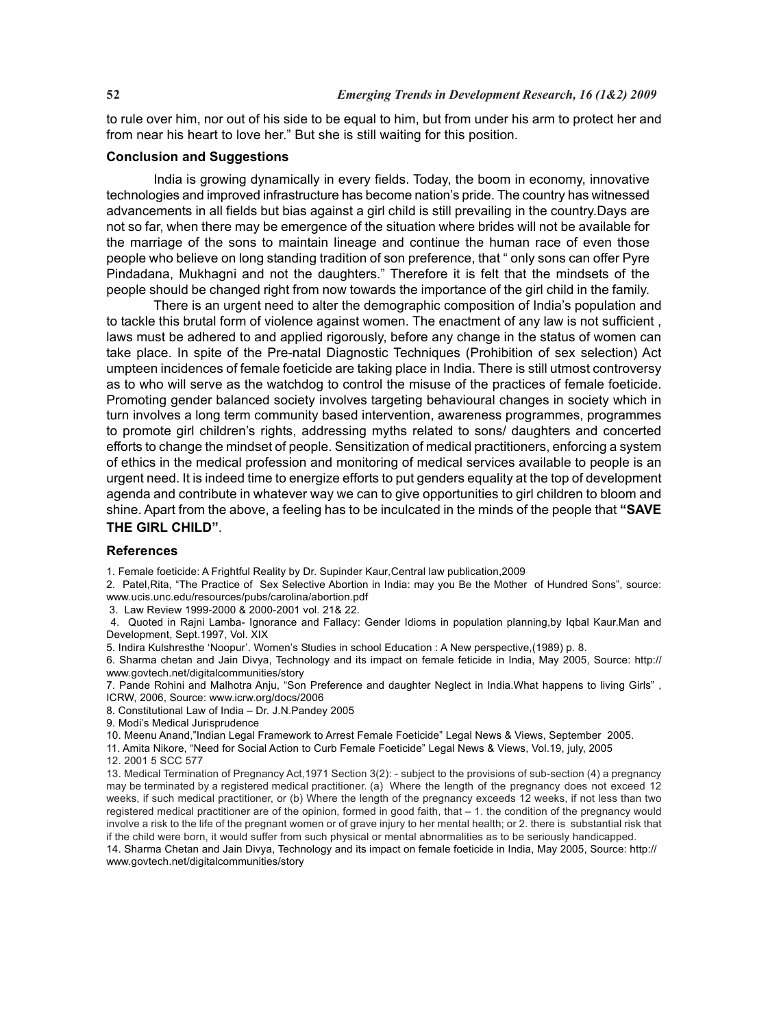to rule over him, nor out of his side to be equal to him, but from under his arm to protect her and from near his heart to love her." But she is still waiting for this position.

### Conclusion and Suggestions

India is growing dynamically in every fields. Today, the boom in economy, innovative technologies and improved infrastructure has become nation's pride. The country has witnessed advancements in all fields but bias against a girl child is still prevailing in the country.Days are not so far, when there may be emergence of the situation where brides will not be available for the marriage of the sons to maintain lineage and continue the human race of even those people who believe on long standing tradition of son preference, that " only sons can offer Pyre Pindadana, Mukhagni and not the daughters." Therefore it is felt that the mindsets of the people should be changed right from now towards the importance of the girl child in the family.

There is an urgent need to alter the demographic composition of India's population and to tackle this brutal form of violence against women. The enactment of any law is not sufficient , laws must be adhered to and applied rigorously, before any change in the status of women can take place. In spite of the Pre-natal Diagnostic Techniques (Prohibition of sex selection) Act umpteen incidences of female foeticide are taking place in India. There is still utmost controversy as to who will serve as the watchdog to control the misuse of the practices of female foeticide. Promoting gender balanced society involves targeting behavioural changes in society which in turn involves a long term community based intervention, awareness programmes, programmes to promote girl children's rights, addressing myths related to sons/ daughters and concerted efforts to change the mindset of people. Sensitization of medical practitioners, enforcing a system of ethics in the medical profession and monitoring of medical services available to people is an urgent need. It is indeed time to energize efforts to put genders equality at the top of development agenda and contribute in whatever way we can to give opportunities to girl children to bloom and shine. Apart from the above, a feeling has to be inculcated in the minds of the people that **"SAVE THE GIRL CHILD"**.

### References

1. Female foeticide: A Frightful Reality by Dr. Supinder Kaur,Central law publication,2009
2. Patel,Rita, "The Practice of Sex Selective Abortion in India: may you Be the Mother of Hundred Sons", source: www.ucis.unc.edu/resources/pubs/carolina/abortion.pdf
3. Law Review 1999-2000 & 2000-2001 vol. 21& 22.
4. Quoted in Rajni Lamba- Ignorance and Fallacy: Gender Idioms in population planning,by Iqbal Kaur.Man and Development, Sept.1997, Vol. XIX
5. Indira Kulshresthe 'Noopur'. Women's Studies in school Education : A New perspective,(1989) p. 8.
6. Sharma chetan and Jain Divya, Technology and its impact on female feticide in India, May 2005, Source: http://www.govtech.net/digitalcommunities/story
7. Pande Rohini and Malhotra Anju, "Son Preference and daughter Neglect in India.What happens to living Girls" , ICRW, 2006, Source: www.icrw.org/docs/2006
8. Constitutional Law of India – Dr. J.N.Pandey 2005
9. Modi's Medical Jurisprudence
10. Meenu Anand,"Indian Legal Framework to Arrest Female Foeticide" Legal News & Views, September 2005.
11. Amita Nikore, "Need for Social Action to Curb Female Foeticide" Legal News & Views, Vol.19, july, 2005
12. 2001 5 SCC 577
13. Medical Termination of Pregnancy Act,1971 Section 3(2): - subject to the provisions of sub-section (4) a pregnancy may be terminated by a registered medical practitioner. (a) Where the length of the pregnancy does not exceed 12 weeks, if such medical practitioner, or (b) Where the length of the pregnancy exceeds 12 weeks, if not less than two registered medical practitioner are of the opinion, formed in good faith, that – 1. the condition of the pregnancy would involve a risk to the life of the pregnant women or of grave injury to her mental health; or 2. there is substantial risk that if the child were born, it would suffer from such physical or mental abnormalities as to be seriously handicapped.
14. Sharma Chetan and Jain Divya, Technology and its impact on female foeticide in India, May 2005, Source: http://www.govtech.net/digitalcommunities/story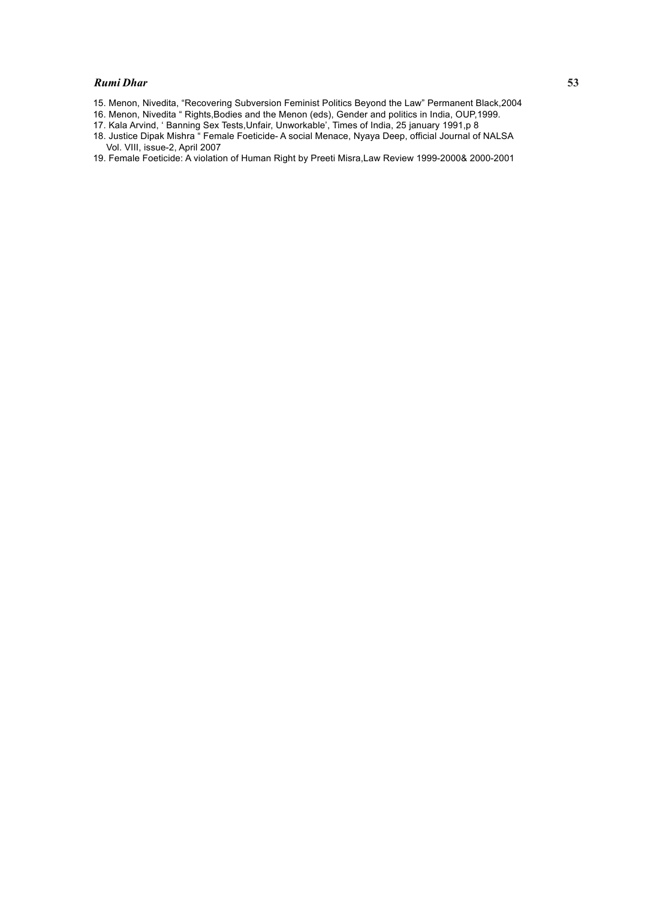15. Menon, Nivedita, "Recovering Subversion Feminist Politics Beyond the Law" Permanent Black,2004
16. Menon, Nivedita " Rights,Bodies and the Menon (eds), Gender and politics in India, OUP,1999.
17. Kala Arvind, ' Banning Sex Tests,Unfair, Unworkable', Times of India, 25 january 1991,p 8
18. Justice Dipak Mishra " Female Foeticide- A social Menace, Nyaya Deep, official Journal of NALSA Vol. VIII, issue-2, April 2007
19. Female Foeticide: A violation of Human Right by Preeti Misra,Law Review 1999-2000& 2000-2001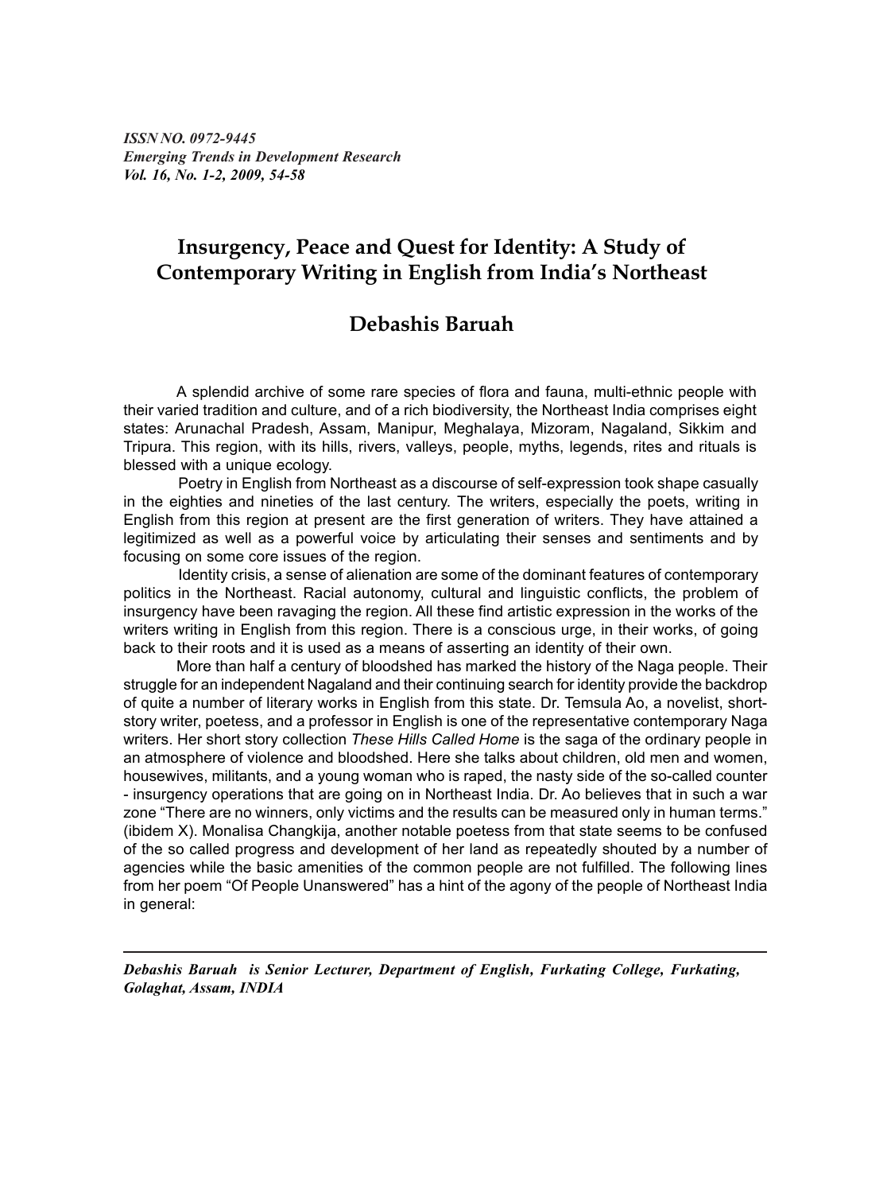# Insurgency, Peace and Quest for Identity: A Study of Contemporary Writing in English from India's Northeast

## Debashis Baruah

A splendid archive of some rare species of flora and fauna, multi-ethnic people with their varied tradition and culture, and of a rich biodiversity, the Northeast India comprises eight states: Arunachal Pradesh, Assam, Manipur, Meghalaya, Mizoram, Nagaland, Sikkim and Tripura. This region, with its hills, rivers, valleys, people, myths, legends, rites and rituals is blessed with a unique ecology.

Poetry in English from Northeast as a discourse of self-expression took shape casually in the eighties and nineties of the last century. The writers, especially the poets, writing in English from this region at present are the first generation of writers. They have attained a legitimized as well as a powerful voice by articulating their senses and sentiments and by focusing on some core issues of the region.

Identity crisis, a sense of alienation are some of the dominant features of contemporary politics in the Northeast. Racial autonomy, cultural and linguistic conflicts, the problem of insurgency have been ravaging the region. All these find artistic expression in the works of the writers writing in English from this region. There is a conscious urge, in their works, of going back to their roots and it is used as a means of asserting an identity of their own.

More than half a century of bloodshed has marked the history of the Naga people. Their struggle for an independent Nagaland and their continuing search for identity provide the backdrop of quite a number of literary works in English from this state. Dr. Temsula Ao, a novelist, short-story writer, poetess, and a professor in English is one of the representative contemporary Naga writers. Her short story collection *These Hills Called Home* is the saga of the ordinary people in an atmosphere of violence and bloodshed. Here she talks about children, old men and women, housewives, militants, and a young woman who is raped, the nasty side of the so-called counter - insurgency operations that are going on in Northeast India. Dr. Ao believes that in such a war zone "There are no winners, only victims and the results can be measured only in human terms." (ibidem X). Monalisa Changkija, another notable poetess from that state seems to be confused of the so called progress and development of her land as repeatedly shouted by a number of agencies while the basic amenities of the common people are not fulfilled. The following lines from her poem "Of People Unanswered" has a hint of the agony of the people of Northeast India in general:

---

***Debashis Baruah is Senior Lecturer, Department of English, Furkating College, Furkating, Golaghat, Assam, INDIA***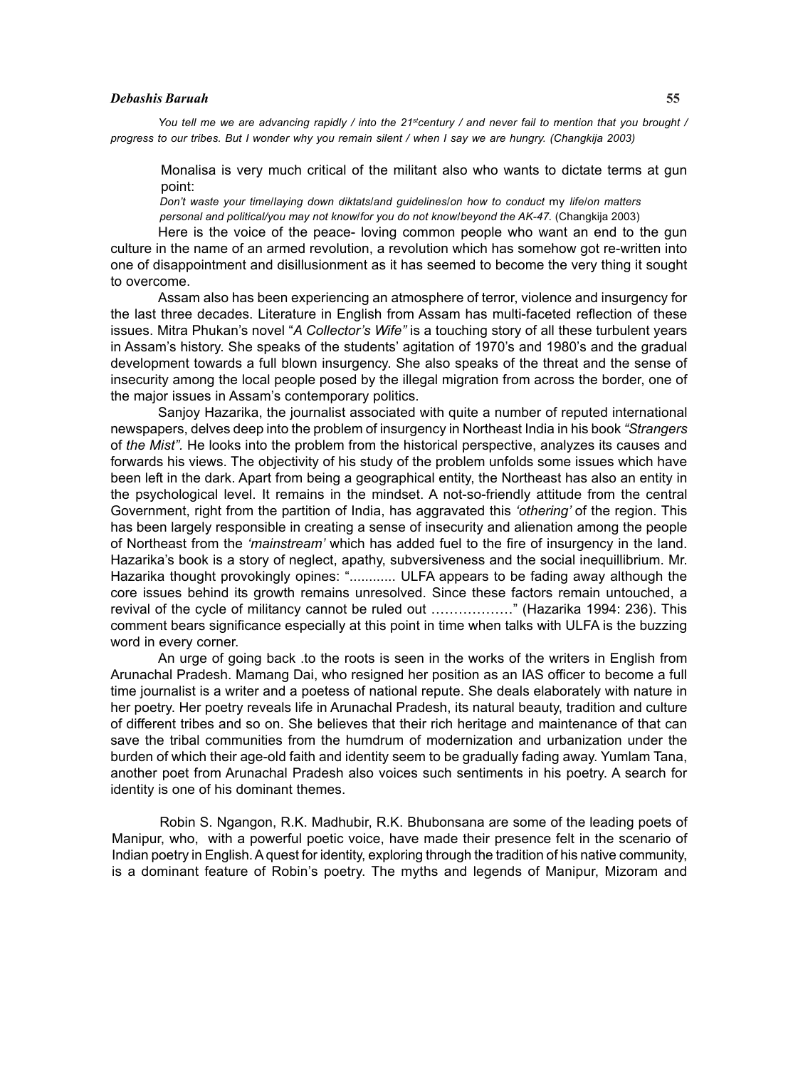*You tell me we are advancing rapidly / into the 21st century / and never fail to mention that you brought / progress to our tribes. But I wonder why you remain silent / when I say we are hungry. (Changkija 2003)*

Monalisa is very much critical of the militant also who wants to dictate terms at gun point:

*Don't waste your time/laying down diktats/and guidelines/on how to conduct* my *life/on matters personal and political/you may not know/for you do not know/beyond the AK-47.* (Changkija 2003)

Here is the voice of the peace- loving common people who want an end to the gun culture in the name of an armed revolution, a revolution which has somehow got re-written into one of disappointment and disillusionment as it has seemed to become the very thing it sought to overcome.

Assam also has been experiencing an atmosphere of terror, violence and insurgency for the last three decades. Literature in English from Assam has multi-faceted reflection of these issues. Mitra Phukan's novel "*A Collector's Wife"* is a touching story of all these turbulent years in Assam's history. She speaks of the students' agitation of 1970's and 1980's and the gradual development towards a full blown insurgency. She also speaks of the threat and the sense of insecurity among the local people posed by the illegal migration from across the border, one of the major issues in Assam's contemporary politics.

Sanjoy Hazarika, the journalist associated with quite a number of reputed international newspapers, delves deep into the problem of insurgency in Northeast India in his book *"Strangers* of *the Mist".* He looks into the problem from the historical perspective, analyzes its causes and forwards his views. The objectivity of his study of the problem unfolds some issues which have been left in the dark. Apart from being a geographical entity, the Northeast has also an entity in the psychological level. It remains in the mindset. A not-so-friendly attitude from the central Government, right from the partition of India, has aggravated this *'othering'* of the region. This has been largely responsible in creating a sense of insecurity and alienation among the people of Northeast from the *'mainstream'* which has added fuel to the fire of insurgency in the land. Hazarika's book is a story of neglect, apathy, subversiveness and the social inequillibrium. Mr. Hazarika thought provokingly opines: "............ ULFA appears to be fading away although the core issues behind its growth remains unresolved. Since these factors remain untouched, a revival of the cycle of militancy cannot be ruled out ………………" (Hazarika 1994: 236). This comment bears significance especially at this point in time when talks with ULFA is the buzzing word in every corner.

An urge of going back .to the roots is seen in the works of the writers in English from Arunachal Pradesh. Mamang Dai, who resigned her position as an IAS officer to become a full time journalist is a writer and a poetess of national repute. She deals elaborately with nature in her poetry. Her poetry reveals life in Arunachal Pradesh, its natural beauty, tradition and culture of different tribes and so on. She believes that their rich heritage and maintenance of that can save the tribal communities from the humdrum of modernization and urbanization under the burden of which their age-old faith and identity seem to be gradually fading away. Yumlam Tana, another poet from Arunachal Pradesh also voices such sentiments in his poetry. A search for identity is one of his dominant themes.

Robin S. Ngangon, R.K. Madhubir, R.K. Bhubonsana are some of the leading poets of Manipur, who, with a powerful poetic voice, have made their presence felt in the scenario of Indian poetry in English. A quest for identity, exploring through the tradition of his native community, is a dominant feature of Robin's poetry. The myths and legends of Manipur, Mizoram and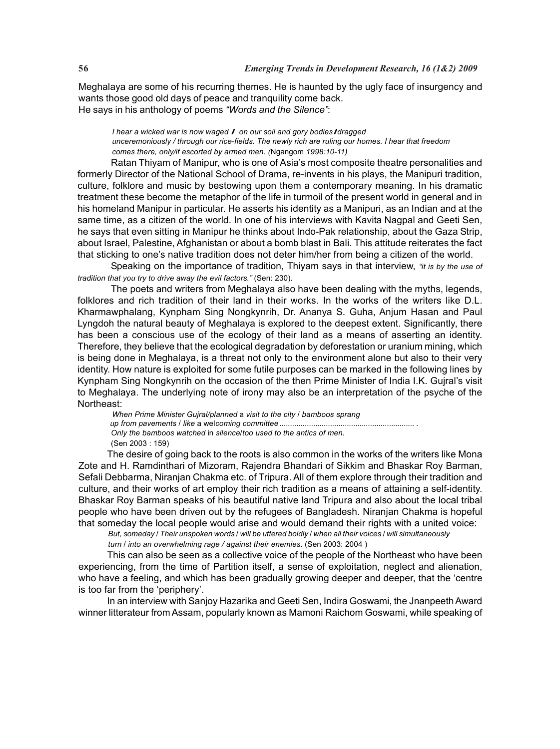Meghalaya are some of his recurring themes. He is haunted by the ugly face of insurgency and wants those good old days of peace and tranquility come back.
He says in his anthology of poems *"Words and the Silence"*:

> *I hear a wicked war is now waged / on our soil and gory bodies/dragged unceremoniously / through our rice-fields. The newly rich are ruling our homes. I hear that freedom comes there, only/if escorted by armed men. (*Ngangom *1998:10-11)*

Ratan Thiyam of Manipur, who is one of Asia's most composite theatre personalities and formerly Director of the National School of Drama, re-invents in his plays, the Manipuri tradition, culture, folklore and music by bestowing upon them a contemporary meaning. In his dramatic treatment these become the metaphor of the life in turmoil of the present world in general and in his homeland Manipur in particular. He asserts his identity as a Manipuri, as an Indian and at the same time, as a citizen of the world. In one of his interviews with Kavita Nagpal and Geeti Sen, he says that even sitting in Manipur he thinks about Indo-Pak relationship, about the Gaza Strip, about Israel, Palestine, Afghanistan or about a bomb blast in Bali. This attitude reiterates the fact that sticking to one's native tradition does not deter him/her from being a citizen of the world.

Speaking on the importance of tradition, Thiyam says in that interview, *"it is by the use of tradition that you try to drive away the evil factors."* (Sen: 230).

The poets and writers from Meghalaya also have been dealing with the myths, legends, folklores and rich tradition of their land in their works. In the works of the writers like D.L. Kharmawphalang, Kynpham Sing Nongkynrih, Dr. Ananya S. Guha, Anjum Hasan and Paul Lyngdoh the natural beauty of Meghalaya is explored to the deepest extent. Significantly, there has been a conscious use of the ecology of their land as a means of asserting an identity. Therefore, they believe that the ecological degradation by deforestation or uranium mining, which is being done in Meghalaya, is a threat not only to the environment alone but also to their very identity. How nature is exploited for some futile purposes can be marked in the following lines by Kynpham Sing Nongkynrih on the occasion of the then Prime Minister of India I.K. Gujral's visit to Meghalaya. The underlying note of irony may also be an interpretation of the psyche of the Northeast:

> *When Prime Minister Gujral/planned* a *visit to the city* / *bamboos sprang up from pavements* / *like* a wel*coming committee* ............................................................... .
> *Only the bamboos watched* in *silence/too used to the antics of men.*
> (Sen 2003 : 159)

The desire of going back to the roots is also common in the works of the writers like Mona Zote and H. Ramdinthari of Mizoram, Rajendra Bhandari of Sikkim and Bhaskar Roy Barman, Sefali Debbarma, Niranjan Chakma etc. of Tripura. All of them explore through their tradition and culture, and their works of art employ their rich tradition as a means of attaining a self-identity. Bhaskar Roy Barman speaks of his beautiful native land Tripura and also about the local tribal people who have been driven out by the refugees of Bangladesh. Niranjan Chakma is hopeful that someday the local people would arise and would demand their rights with a united voice:

> *But, someday* / *Their unspoken words* / *will be uttered boldly* / *when all their voices* / *will simultaneously turn* / *into an overwhelming rage / against their enemies.* (Sen 2003: 2004 )

This can also be seen as a collective voice of the people of the Northeast who have been experiencing, from the time of Partition itself, a sense of exploitation, neglect and alienation, who have a feeling, and which has been gradually growing deeper and deeper, that the 'centre is too far from the 'periphery'.

In an interview with Sanjoy Hazarika and Geeti Sen, Indira Goswami, the Jnanpeeth Award winner litterateur from Assam, popularly known as Mamoni Raichom Goswami, while speaking of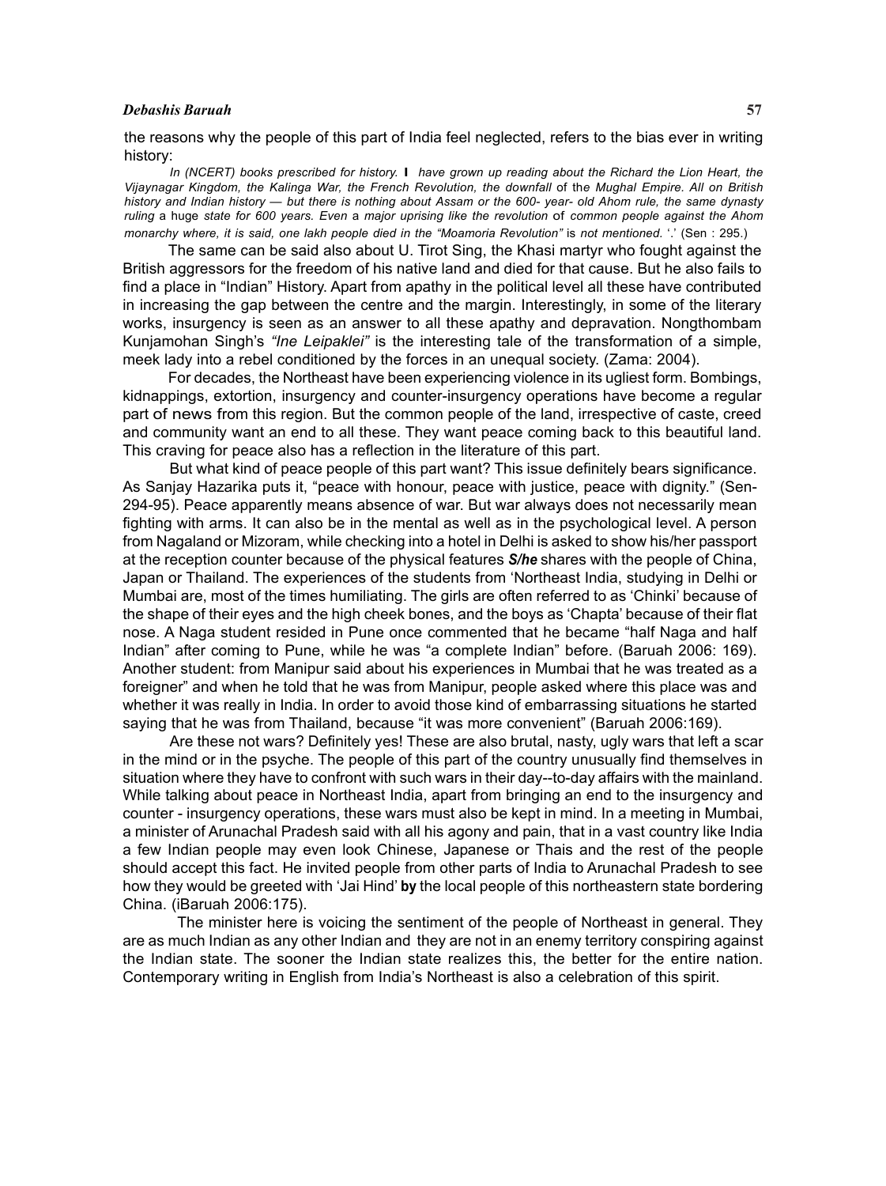the reasons why the people of this part of India feel neglected, refers to the bias ever in writing history:

> *In (NCERT) books prescribed for history.* **I** *have grown up reading about the Richard the Lion Heart, the Vijaynagar Kingdom, the Kalinga War, the French Revolution, the downfall* of th*e Mughal Empire. All on British history and Indian history — but there is nothing about Assam or the 600- year- old Ahom rule, the same dynasty ruling* a huge *state for 600 years. Even* a *major uprising like the revolution* of *common people against the Ahom monarchy where, it is said, one lakh people died in the "Moamoria Revolution"* is *not mentioned.* '.' (Sen : 295.)

The same can be said also about U. Tirot Sing, the Khasi martyr who fought against the British aggressors for the freedom of his native land and died for that cause. But he also fails to find a place in "Indian" History. Apart from apathy in the political level all these have contributed in increasing the gap between the centre and the margin. Interestingly, in some of the literary works, insurgency is seen as an answer to all these apathy and depravation. Nongthombam Kunjamohan Singh's *"Ine Leipaklei"* is the interesting tale of the transformation of a simple, meek lady into a rebel conditioned by the forces in an unequal society. (Zama: 2004).

For decades, the Northeast have been experiencing violence in its ugliest form. Bombings, kidnappings, extortion, insurgency and counter-insurgency operations have become a regular part of news from this region. But the common people of the land, irrespective of caste, creed and community want an end to all these. They want peace coming back to this beautiful land. This craving for peace also has a reflection in the literature of this part.

But what kind of peace people of this part want? This issue definitely bears significance. As Sanjay Hazarika puts it, "peace with honour, peace with justice, peace with dignity." (Sen-294-95). Peace apparently means absence of war. But war always does not necessarily mean fighting with arms. It can also be in the mental as well as in the psychological level. A person from Nagaland or Mizoram, while checking into a hotel in Delhi is asked to show his/her passport at the reception counter because of the physical features ***S/he*** shares with the people of China, Japan or Thailand. The experiences of the students from 'Northeast India, studying in Delhi or Mumbai are, most of the times humiliating. The girls are often referred to as 'Chinki' because of the shape of their eyes and the high cheek bones, and the boys as 'Chapta' because of their flat nose. A Naga student resided in Pune once commented that he became "half Naga and half Indian" after coming to Pune, while he was "a complete Indian" before. (Baruah 2006: 169). Another student: from Manipur said about his experiences in Mumbai that he was treated as a foreigner" and when he told that he was from Manipur, people asked where this place was and whether it was really in India. In order to avoid those kind of embarrassing situations he started saying that he was from Thailand, because "it was more convenient" (Baruah 2006:169).

Are these not wars? Definitely yes! These are also brutal, nasty, ugly wars that left a scar in the mind or in the psyche. The people of this part of the country unusually find themselves in situation where they have to confront with such wars in their day--to-day affairs with the mainland. While talking about peace in Northeast India, apart from bringing an end to the insurgency and counter - insurgency operations, these wars must also be kept in mind. In a meeting in Mumbai, a minister of Arunachal Pradesh said with all his agony and pain, that in a vast country like India a few Indian people may even look Chinese, Japanese or Thais and the rest of the people should accept this fact. He invited people from other parts of India to Arunachal Pradesh to see how they would be greeted with 'Jai Hind' **by** the local people of this northeastern state bordering China. (iBaruah 2006:175).

The minister here is voicing the sentiment of the people of Northeast in general. They are as much Indian as any other Indian and they are not in an enemy territory conspiring against the Indian state. The sooner the Indian state realizes this, the better for the entire nation. Contemporary writing in English from India's Northeast is also a celebration of this spirit.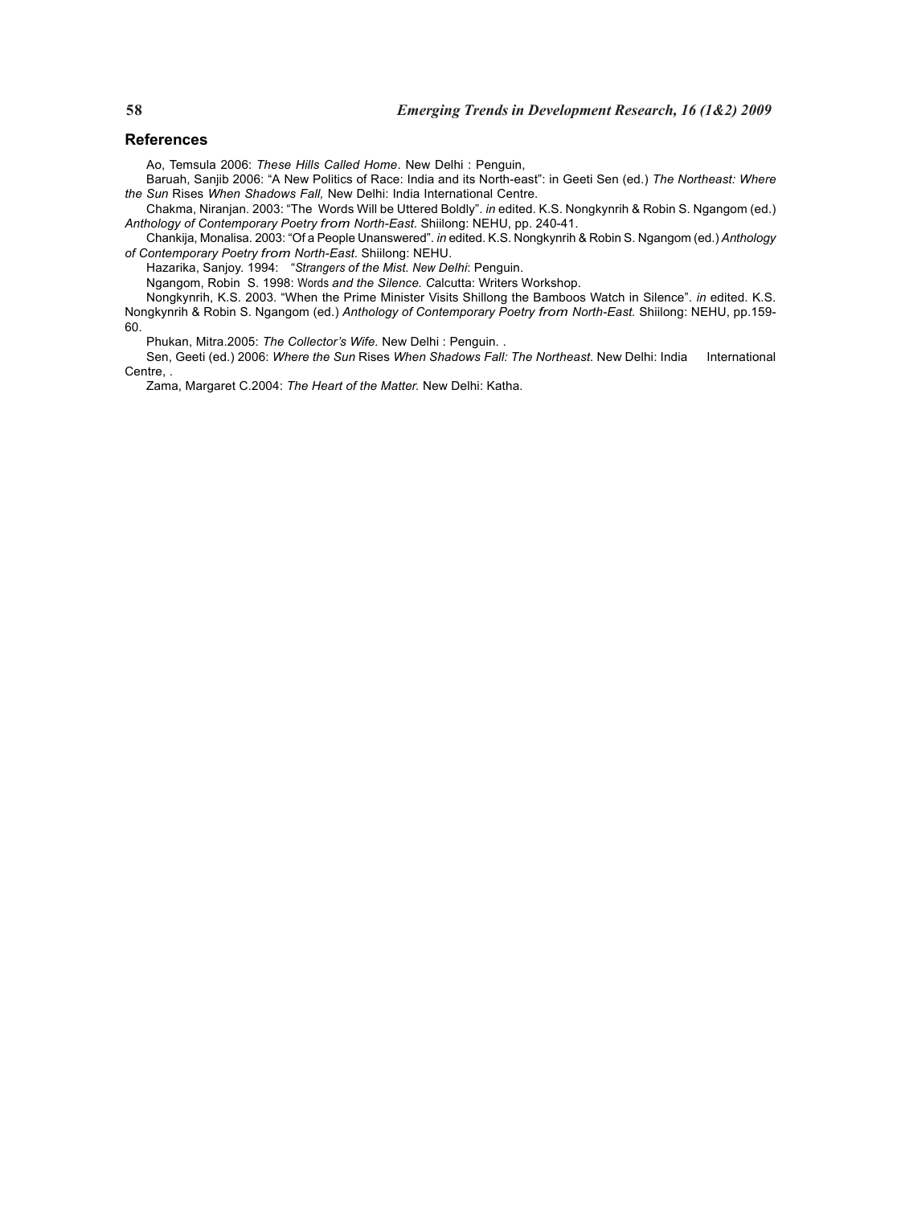## References

Ao, Temsula 2006: *These Hills Called Home*. New Delhi : Penguin,

Baruah, Sanjib 2006: "A New Politics of Race: India and its North-east": in Geeti Sen (ed.) *The Northeast: Where the Sun* Rises *When Shadows Fall,* New Delhi: India International Centre.

Chakma, Niranjan. 2003: "The Words Will be Uttered Boldly". *in* edited. K.S. Nongkynrih & Robin S. Ngangom (ed.) *Anthology of Contemporary Poetry from North-East.* Shiilong: NEHU, pp. 240-41.

Chankija, Monalisa. 2003: "Of a People Unanswered". *in* edited. K.S. Nongkynrih & Robin S. Ngangom (ed.) *Anthology of Contemporary Poetry from North-East.* Shiilong: NEHU.

Hazarika, Sanjoy. 1994: "*Strangers of the Mist. New Delhi*: Penguin.

Ngangom, Robin S. 1998: Words *and the Silence.* Calcutta: Writers Workshop.

Nongkynrih, K.S. 2003. "When the Prime Minister Visits Shillong the Bamboos Watch in Silence". *in* edited. K.S. Nongkynrih & Robin S. Ngangom (ed.) *Anthology of Contemporary Poetry from North-East.* Shiilong: NEHU, pp.159-60.

Phukan, Mitra.2005: *The Collector's Wife.* New Delhi : Penguin. .

Sen, Geeti (ed.) 2006: *Where the Sun* Rises *When Shadows Fall: The Northeast.* New Delhi: India International Centre, .

Zama, Margaret C.2004: *The Heart of the Matter.* New Delhi: Katha.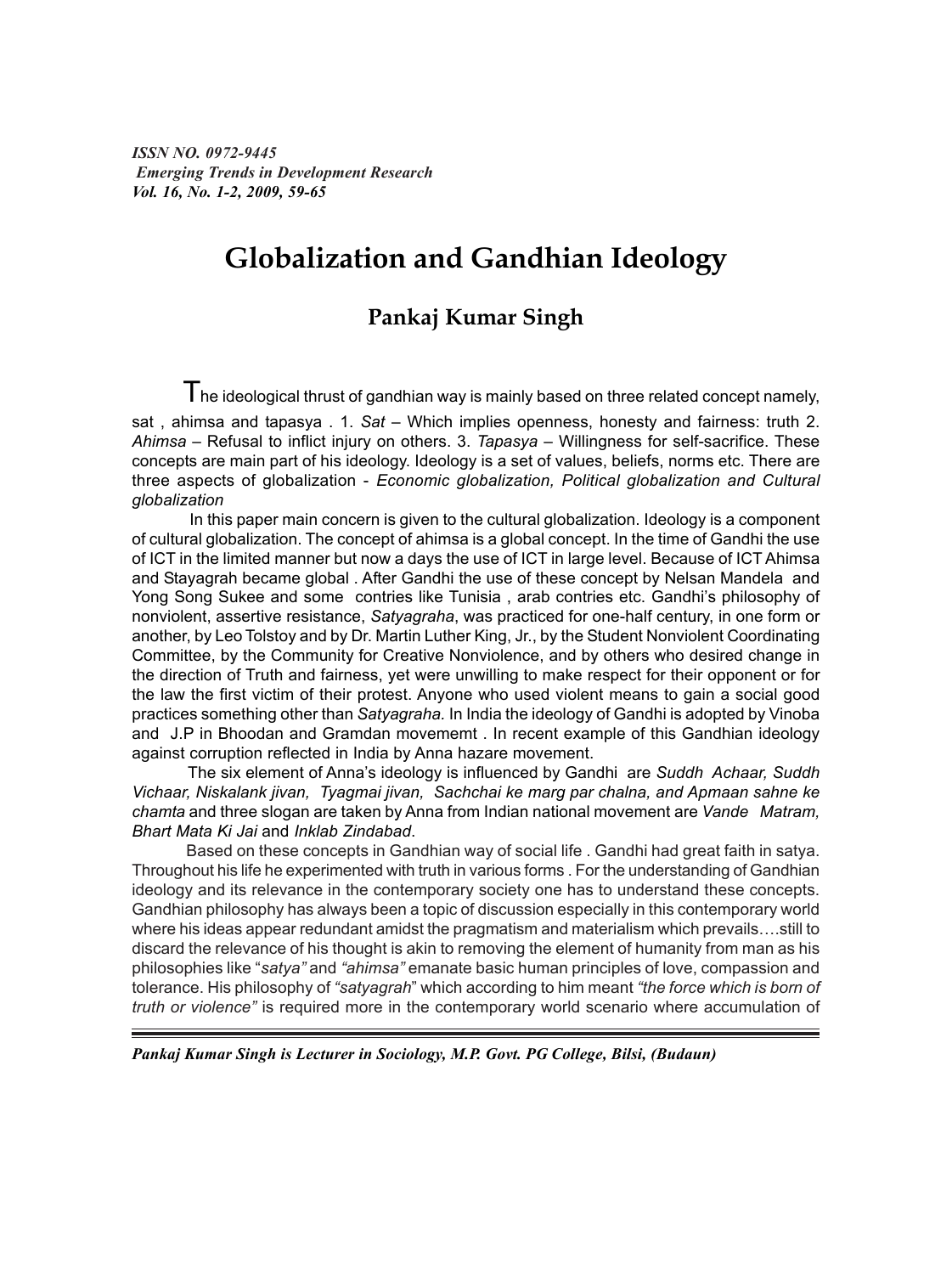*ISSN NO. 0972-9445*
*Emerging Trends in Development Research*
*Vol. 16, No. 1-2, 2009, 59-65*

# Globalization and Gandhian Ideology

## Pankaj Kumar Singh

The ideological thrust of gandhian way is mainly based on three related concept namely, sat , ahimsa and tapasya . 1. *Sat* – Which implies openness, honesty and fairness: truth 2. *Ahimsa* – Refusal to inflict injury on others. 3. *Tapasya* – Willingness for self-sacrifice. These concepts are main part of his ideology. Ideology is a set of values, beliefs, norms etc. There are three aspects of globalization - *Economic globalization, Political globalization and Cultural globalization*

In this paper main concern is given to the cultural globalization. Ideology is a component of cultural globalization. The concept of ahimsa is a global concept. In the time of Gandhi the use of ICT in the limited manner but now a days the use of ICT in large level. Because of ICT Ahimsa and Stayagrah became global . After Gandhi the use of these concept by Nelsan Mandela and Yong Song Sukee and some contries like Tunisia , arab contries etc. Gandhi's philosophy of nonviolent, assertive resistance, *Satyagraha*, was practiced for one-half century, in one form or another, by Leo Tolstoy and by Dr. Martin Luther King, Jr., by the Student Nonviolent Coordinating Committee, by the Community for Creative Nonviolence, and by others who desired change in the direction of Truth and fairness, yet were unwilling to make respect for their opponent or for the law the first victim of their protest. Anyone who used violent means to gain a social good practices something other than *Satyagraha.* In India the ideology of Gandhi is adopted by Vinoba and J.P in Bhoodan and Gramdan movememt . In recent example of this Gandhian ideology against corruption reflected in India by Anna hazare movement.

The six element of Anna's ideology is influenced by Gandhi are *Suddh Achaar, Suddh Vichaar, Niskalank jivan, Tyagmai jivan, Sachchai ke marg par chalna, and Apmaan sahne ke chamta* and three slogan are taken by Anna from Indian national movement are *Vande Matram, Bhart Mata Ki Jai* and *Inklab Zindabad*.

Based on these concepts in Gandhian way of social life . Gandhi had great faith in satya. Throughout his life he experimented with truth in various forms . For the understanding of Gandhian ideology and its relevance in the contemporary society one has to understand these concepts. Gandhian philosophy has always been a topic of discussion especially in this contemporary world where his ideas appear redundant amidst the pragmatism and materialism which prevails….still to discard the relevance of his thought is akin to removing the element of humanity from man as his philosophies like "*satya"* and *"ahimsa"* emanate basic human principles of love, compassion and tolerance. His philosophy of *"satyagrah*" which according to him meant *"the force which is born of truth or violence"* is required more in the contemporary world scenario where accumulation of

---

*Pankaj Kumar Singh is Lecturer in Sociology, M.P. Govt. PG College, Bilsi, (Budaun)*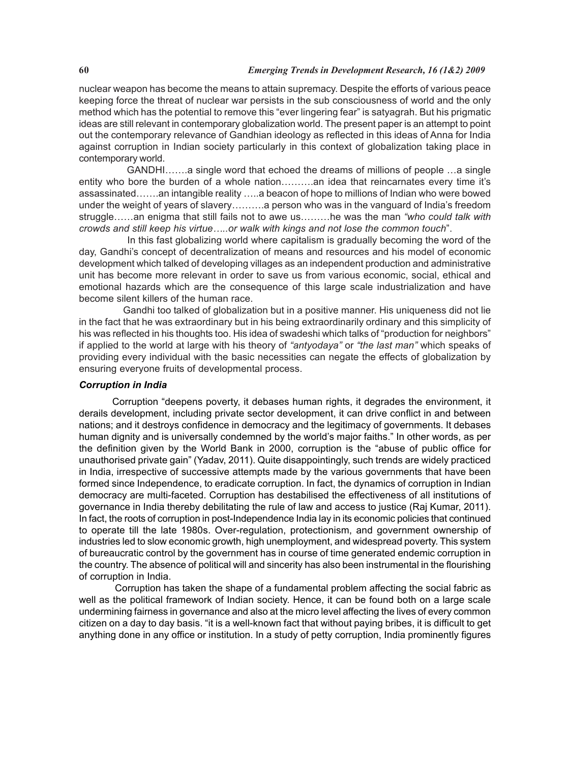nuclear weapon has become the means to attain supremacy. Despite the efforts of various peace keeping force the threat of nuclear war persists in the sub consciousness of world and the only method which has the potential to remove this "ever lingering fear" is satyagrah. But his prigmatic ideas are still relevant in contemporary globalization world. The present paper is an attempt to point out the contemporary relevance of Gandhian ideology as reflected in this ideas of Anna for India against corruption in Indian society particularly in this context of globalization taking place in contemporary world.

GANDHI…….a single word that echoed the dreams of millions of people …a single entity who bore the burden of a whole nation……….an idea that reincarnates every time it's assassinated…….an intangible reality …..a beacon of hope to millions of Indian who were bowed under the weight of years of slavery……….a person who was in the vanguard of India's freedom struggle……an enigma that still fails not to awe us………he was the man *"who could talk with crowds and still keep his virtue…..or walk with kings and not lose the common touch*".

In this fast globalizing world where capitalism is gradually becoming the word of the day, Gandhi's concept of decentralization of means and resources and his model of economic development which talked of developing villages as an independent production and administrative unit has become more relevant in order to save us from various economic, social, ethical and emotional hazards which are the consequence of this large scale industrialization and have become silent killers of the human race.

Gandhi too talked of globalization but in a positive manner. His uniqueness did not lie in the fact that he was extraordinary but in his being extraordinarily ordinary and this simplicity of his was reflected in his thoughts too. His idea of swadeshi which talks of "production for neighbors" if applied to the world at large with his theory of *"antyodaya"* or *"the last man"* which speaks of providing every individual with the basic necessities can negate the effects of globalization by ensuring everyone fruits of developmental process.

### *Corruption in India*

Corruption "deepens poverty, it debases human rights, it degrades the environment, it derails development, including private sector development, it can drive conflict in and between nations; and it destroys confidence in democracy and the legitimacy of governments. It debases human dignity and is universally condemned by the world's major faiths." In other words, as per the definition given by the World Bank in 2000, corruption is the "abuse of public office for unauthorised private gain" (Yadav, 2011). Quite disappointingly, such trends are widely practiced in India, irrespective of successive attempts made by the various governments that have been formed since Independence, to eradicate corruption. In fact, the dynamics of corruption in Indian democracy are multi-faceted. Corruption has destabilised the effectiveness of all institutions of governance in India thereby debilitating the rule of law and access to justice (Raj Kumar, 2011). In fact, the roots of corruption in post-Independence India lay in its economic policies that continued to operate till the late 1980s. Over-regulation, protectionism, and government ownership of industries led to slow economic growth, high unemployment, and widespread poverty. This system of bureaucratic control by the government has in course of time generated endemic corruption in the country. The absence of political will and sincerity has also been instrumental in the flourishing of corruption in India.

Corruption has taken the shape of a fundamental problem affecting the social fabric as well as the political framework of Indian society. Hence, it can be found both on a large scale undermining fairness in governance and also at the micro level affecting the lives of every common citizen on a day to day basis. "it is a well-known fact that without paying bribes, it is difficult to get anything done in any office or institution. In a study of petty corruption, India prominently figures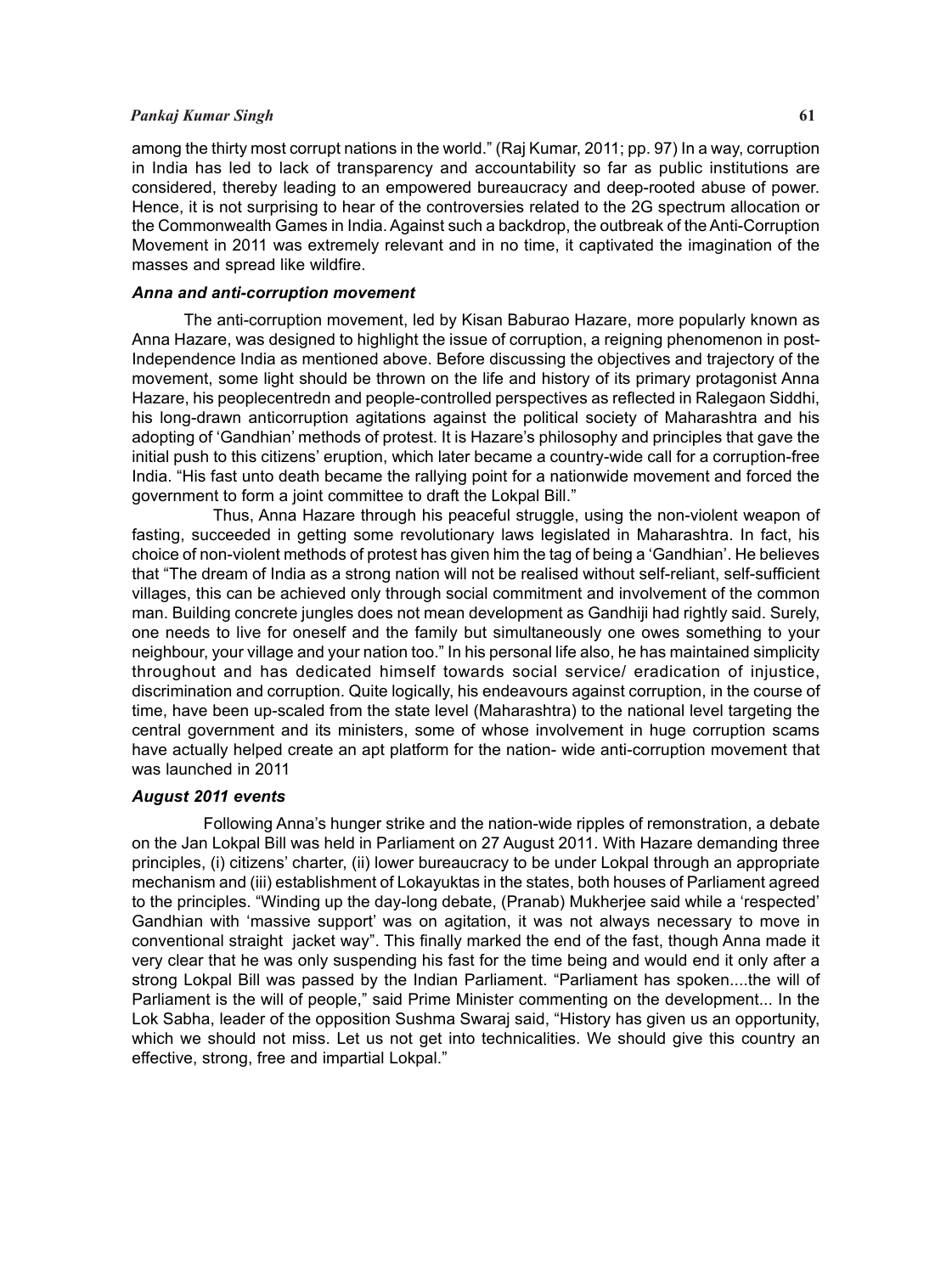among the thirty most corrupt nations in the world." (Raj Kumar, 2011; pp. 97) In a way, corruption in India has led to lack of transparency and accountability so far as public institutions are considered, thereby leading to an empowered bureaucracy and deep-rooted abuse of power. Hence, it is not surprising to hear of the controversies related to the 2G spectrum allocation or the Commonwealth Games in India. Against such a backdrop, the outbreak of the Anti-Corruption Movement in 2011 was extremely relevant and in no time, it captivated the imagination of the masses and spread like wildfire.

### *Anna and anti-corruption movement*

The anti-corruption movement, led by Kisan Baburao Hazare, more popularly known as Anna Hazare, was designed to highlight the issue of corruption, a reigning phenomenon in post-Independence India as mentioned above. Before discussing the objectives and trajectory of the movement, some light should be thrown on the life and history of its primary protagonist Anna Hazare, his peoplecentredn and people-controlled perspectives as reflected in Ralegaon Siddhi, his long-drawn anticorruption agitations against the political society of Maharashtra and his adopting of 'Gandhian' methods of protest. It is Hazare's philosophy and principles that gave the initial push to this citizens' eruption, which later became a country-wide call for a corruption-free India. "His fast unto death became the rallying point for a nationwide movement and forced the government to form a joint committee to draft the Lokpal Bill."

Thus, Anna Hazare through his peaceful struggle, using the non-violent weapon of fasting, succeeded in getting some revolutionary laws legislated in Maharashtra. In fact, his choice of non-violent methods of protest has given him the tag of being a 'Gandhian'. He believes that "The dream of India as a strong nation will not be realised without self-reliant, self-sufficient villages, this can be achieved only through social commitment and involvement of the common man. Building concrete jungles does not mean development as Gandhiji had rightly said. Surely, one needs to live for oneself and the family but simultaneously one owes something to your neighbour, your village and your nation too." In his personal life also, he has maintained simplicity throughout and has dedicated himself towards social service/ eradication of injustice, discrimination and corruption. Quite logically, his endeavours against corruption, in the course of time, have been up-scaled from the state level (Maharashtra) to the national level targeting the central government and its ministers, some of whose involvement in huge corruption scams have actually helped create an apt platform for the nation- wide anti-corruption movement that was launched in 2011

### *August 2011 events*

Following Anna's hunger strike and the nation-wide ripples of remonstration, a debate on the Jan Lokpal Bill was held in Parliament on 27 August 2011. With Hazare demanding three principles, (i) citizens' charter, (ii) lower bureaucracy to be under Lokpal through an appropriate mechanism and (iii) establishment of Lokayuktas in the states, both houses of Parliament agreed to the principles. "Winding up the day-long debate, (Pranab) Mukherjee said while a 'respected' Gandhian with 'massive support' was on agitation, it was not always necessary to move in conventional straight jacket way". This finally marked the end of the fast, though Anna made it very clear that he was only suspending his fast for the time being and would end it only after a strong Lokpal Bill was passed by the Indian Parliament. "Parliament has spoken....the will of Parliament is the will of people," said Prime Minister commenting on the development... In the Lok Sabha, leader of the opposition Sushma Swaraj said, "History has given us an opportunity, which we should not miss. Let us not get into technicalities. We should give this country an effective, strong, free and impartial Lokpal."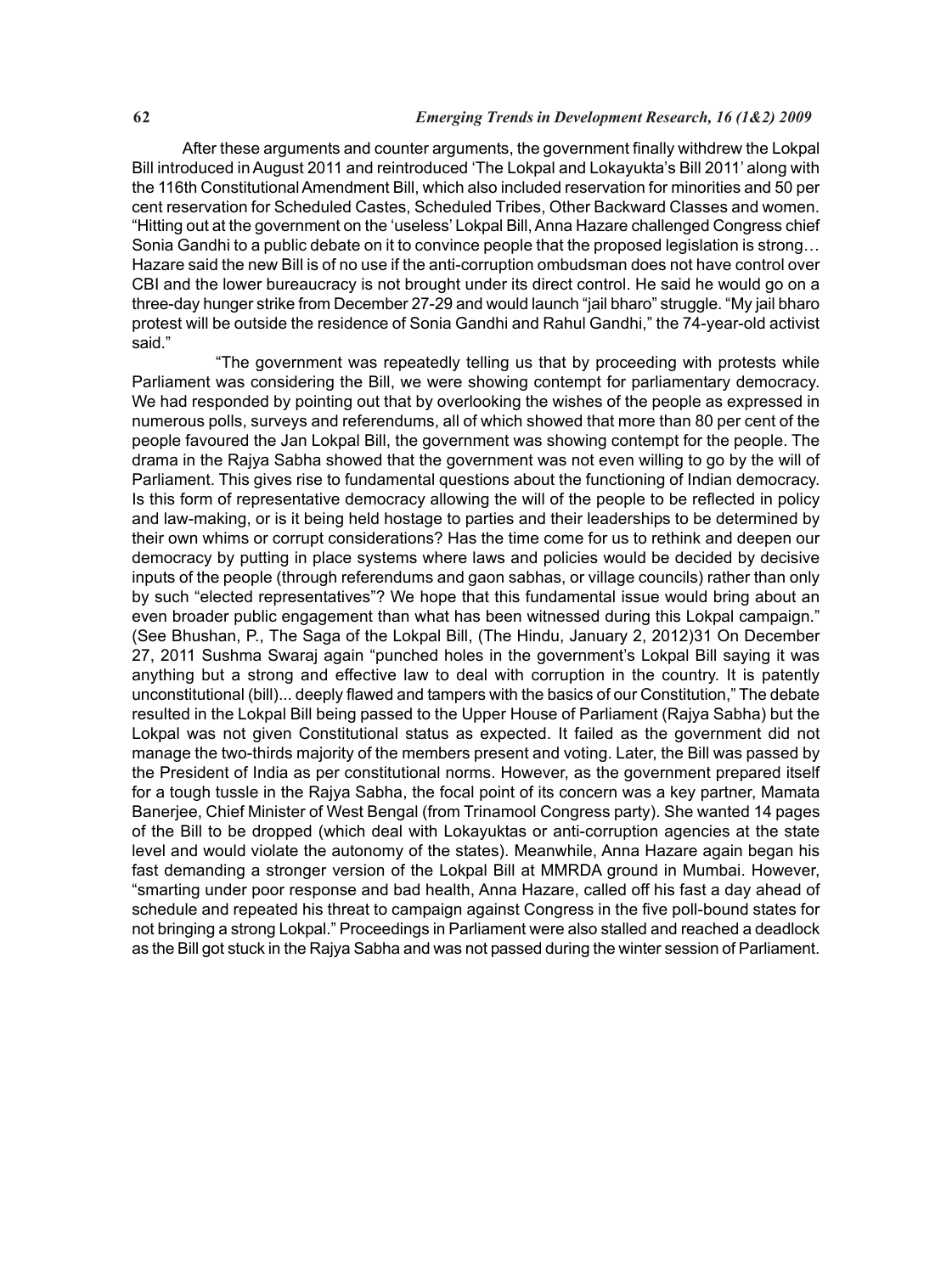After these arguments and counter arguments, the government finally withdrew the Lokpal Bill introduced in August 2011 and reintroduced 'The Lokpal and Lokayukta's Bill 2011' along with the 116th Constitutional Amendment Bill, which also included reservation for minorities and 50 per cent reservation for Scheduled Castes, Scheduled Tribes, Other Backward Classes and women. "Hitting out at the government on the 'useless' Lokpal Bill, Anna Hazare challenged Congress chief Sonia Gandhi to a public debate on it to convince people that the proposed legislation is strong… Hazare said the new Bill is of no use if the anti-corruption ombudsman does not have control over CBI and the lower bureaucracy is not brought under its direct control. He said he would go on a three-day hunger strike from December 27-29 and would launch "jail bharo" struggle. "My jail bharo protest will be outside the residence of Sonia Gandhi and Rahul Gandhi," the 74-year-old activist said."

"The government was repeatedly telling us that by proceeding with protests while Parliament was considering the Bill, we were showing contempt for parliamentary democracy. We had responded by pointing out that by overlooking the wishes of the people as expressed in numerous polls, surveys and referendums, all of which showed that more than 80 per cent of the people favoured the Jan Lokpal Bill, the government was showing contempt for the people. The drama in the Rajya Sabha showed that the government was not even willing to go by the will of Parliament. This gives rise to fundamental questions about the functioning of Indian democracy. Is this form of representative democracy allowing the will of the people to be reflected in policy and law-making, or is it being held hostage to parties and their leaderships to be determined by their own whims or corrupt considerations? Has the time come for us to rethink and deepen our democracy by putting in place systems where laws and policies would be decided by decisive inputs of the people (through referendums and gaon sabhas, or village councils) rather than only by such "elected representatives"? We hope that this fundamental issue would bring about an even broader public engagement than what has been witnessed during this Lokpal campaign." (See Bhushan, P., The Saga of the Lokpal Bill, (The Hindu, January 2, 2012)31 On December 27, 2011 Sushma Swaraj again "punched holes in the government's Lokpal Bill saying it was anything but a strong and effective law to deal with corruption in the country. It is patently unconstitutional (bill)... deeply flawed and tampers with the basics of our Constitution," The debate resulted in the Lokpal Bill being passed to the Upper House of Parliament (Rajya Sabha) but the Lokpal was not given Constitutional status as expected. It failed as the government did not manage the two-thirds majority of the members present and voting. Later, the Bill was passed by the President of India as per constitutional norms. However, as the government prepared itself for a tough tussle in the Rajya Sabha, the focal point of its concern was a key partner, Mamata Banerjee, Chief Minister of West Bengal (from Trinamool Congress party). She wanted 14 pages of the Bill to be dropped (which deal with Lokayuktas or anti-corruption agencies at the state level and would violate the autonomy of the states). Meanwhile, Anna Hazare again began his fast demanding a stronger version of the Lokpal Bill at MMRDA ground in Mumbai. However, "smarting under poor response and bad health, Anna Hazare, called off his fast a day ahead of schedule and repeated his threat to campaign against Congress in the five poll-bound states for not bringing a strong Lokpal." Proceedings in Parliament were also stalled and reached a deadlock as the Bill got stuck in the Rajya Sabha and was not passed during the winter session of Parliament.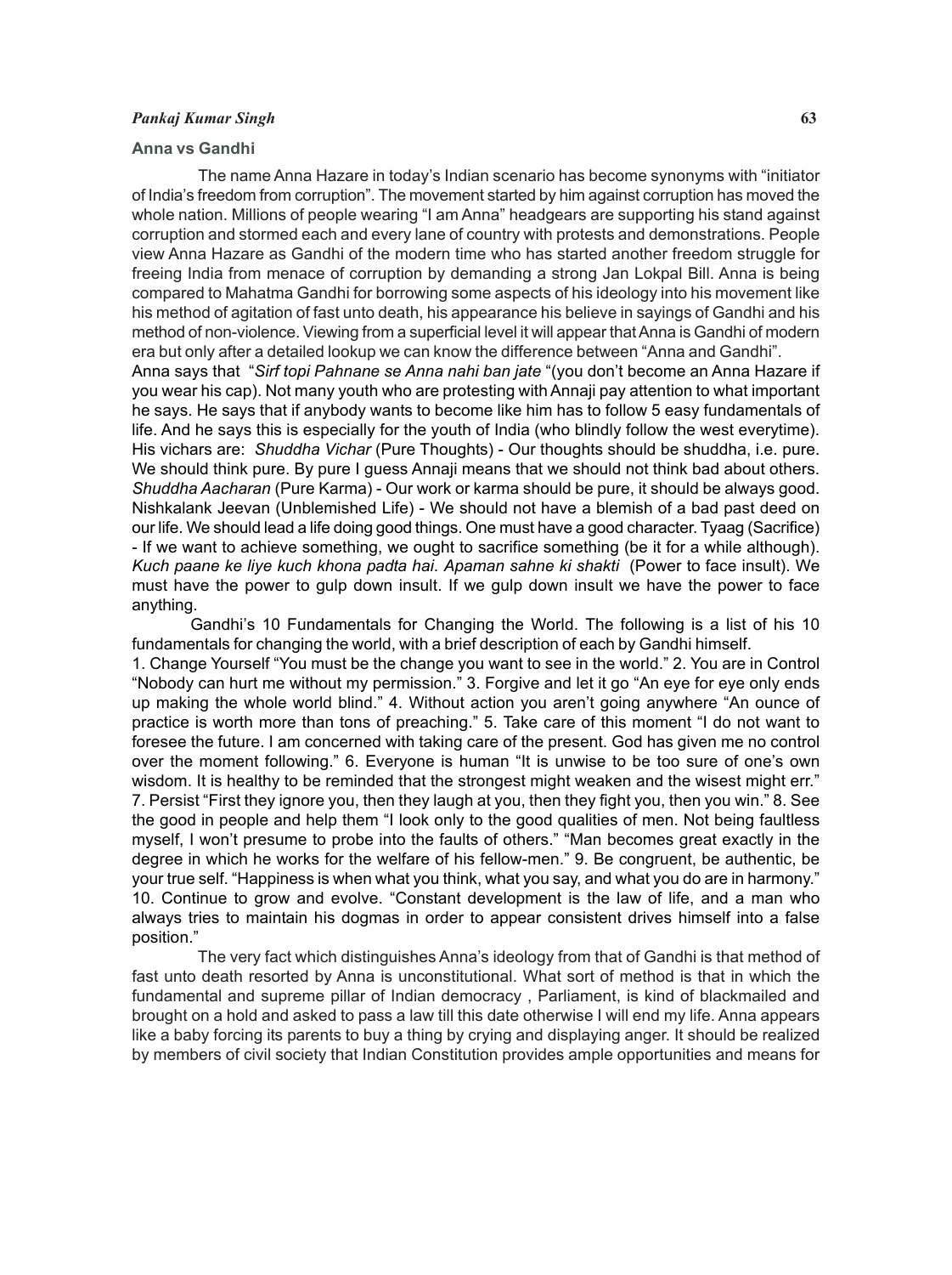### Anna vs Gandhi

The name Anna Hazare in today's Indian scenario has become synonyms with "initiator of India's freedom from corruption". The movement started by him against corruption has moved the whole nation. Millions of people wearing "I am Anna" headgears are supporting his stand against corruption and stormed each and every lane of country with protests and demonstrations. People view Anna Hazare as Gandhi of the modern time who has started another freedom struggle for freeing India from menace of corruption by demanding a strong Jan Lokpal Bill. Anna is being compared to Mahatma Gandhi for borrowing some aspects of his ideology into his movement like his method of agitation of fast unto death, his appearance his believe in sayings of Gandhi and his method of non-violence. Viewing from a superficial level it will appear that Anna is Gandhi of modern era but only after a detailed lookup we can know the difference between "Anna and Gandhi".

Anna says that "*Sirf topi Pahnane se Anna nahi ban jate* "(you don't become an Anna Hazare if you wear his cap). Not many youth who are protesting with Annaji pay attention to what important he says. He says that if anybody wants to become like him has to follow 5 easy fundamentals of life. And he says this is especially for the youth of India (who blindly follow the west everytime). His vichars are: *Shuddha Vichar* (Pure Thoughts) - Our thoughts should be shuddha, i.e. pure. We should think pure. By pure I guess Annaji means that we should not think bad about others. *Shuddha Aacharan* (Pure Karma) - Our work or karma should be pure, it should be always good. Nishkalank Jeevan (Unblemished Life) - We should not have a blemish of a bad past deed on our life. We should lead a life doing good things. One must have a good character. Tyaag (Sacrifice) - If we want to achieve something, we ought to sacrifice something (be it for a while although). *Kuch paane ke liye kuch khona padta hai*. *Apaman sahne ki shakti* (Power to face insult). We must have the power to gulp down insult. If we gulp down insult we have the power to face anything.

Gandhi's 10 Fundamentals for Changing the World. The following is a list of his 10 fundamentals for changing the world, with a brief description of each by Gandhi himself.

1. Change Yourself "You must be the change you want to see in the world." 2. You are in Control "Nobody can hurt me without my permission." 3. Forgive and let it go "An eye for eye only ends up making the whole world blind." 4. Without action you aren't going anywhere "An ounce of practice is worth more than tons of preaching." 5. Take care of this moment "I do not want to foresee the future. I am concerned with taking care of the present. God has given me no control over the moment following." 6. Everyone is human "It is unwise to be too sure of one's own wisdom. It is healthy to be reminded that the strongest might weaken and the wisest might err." 7. Persist "First they ignore you, then they laugh at you, then they fight you, then you win." 8. See the good in people and help them "I look only to the good qualities of men. Not being faultless myself, I won't presume to probe into the faults of others." "Man becomes great exactly in the degree in which he works for the welfare of his fellow-men." 9. Be congruent, be authentic, be your true self. "Happiness is when what you think, what you say, and what you do are in harmony." 10. Continue to grow and evolve. "Constant development is the law of life, and a man who always tries to maintain his dogmas in order to appear consistent drives himself into a false position."

The very fact which distinguishes Anna's ideology from that of Gandhi is that method of fast unto death resorted by Anna is unconstitutional. What sort of method is that in which the fundamental and supreme pillar of Indian democracy , Parliament, is kind of blackmailed and brought on a hold and asked to pass a law till this date otherwise I will end my life. Anna appears like a baby forcing its parents to buy a thing by crying and displaying anger. It should be realized by members of civil society that Indian Constitution provides ample opportunities and means for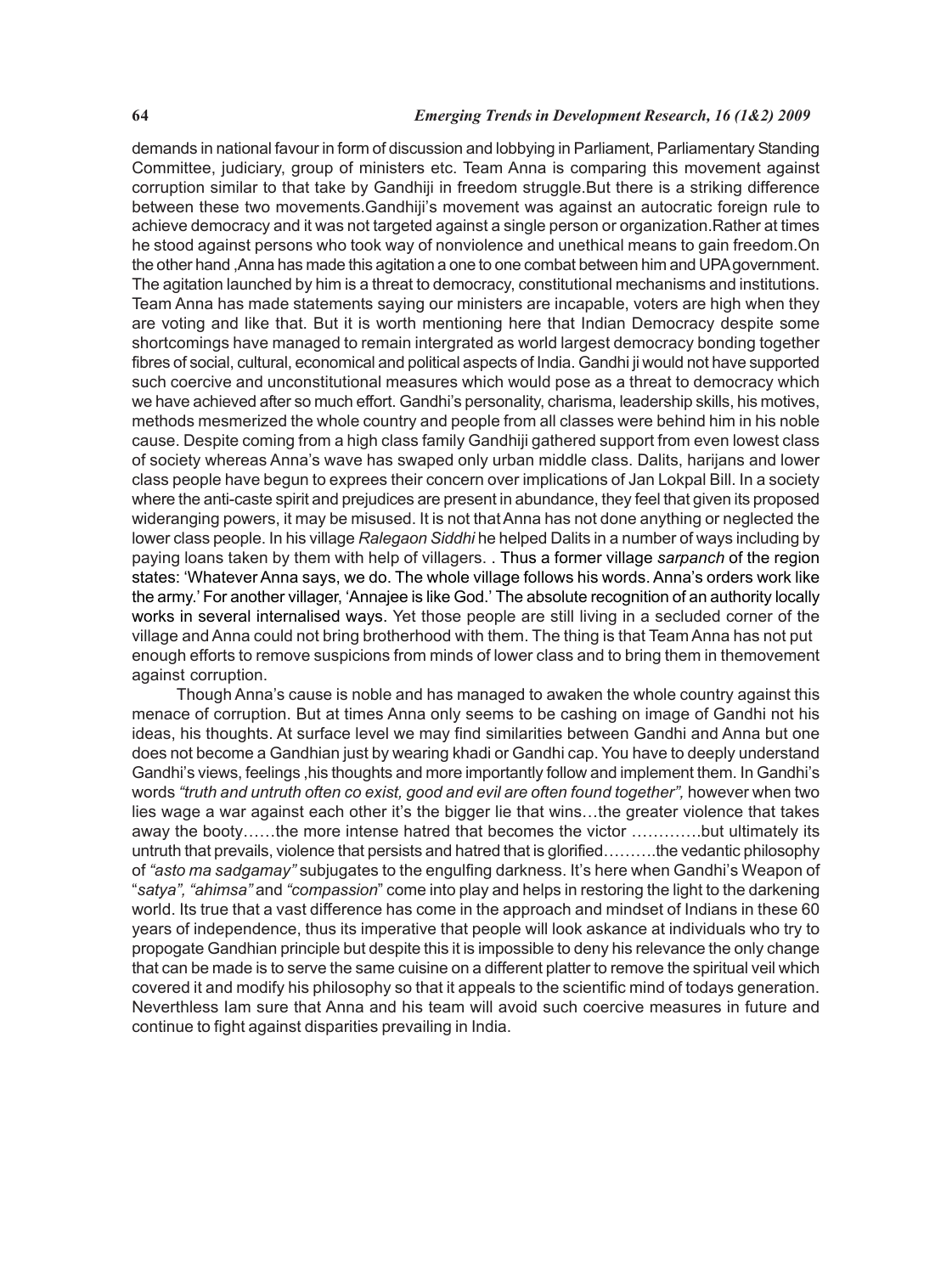demands in national favour in form of discussion and lobbying in Parliament, Parliamentary Standing Committee, judiciary, group of ministers etc. Team Anna is comparing this movement against corruption similar to that take by Gandhiji in freedom struggle.But there is a striking difference between these two movements.Gandhiji's movement was against an autocratic foreign rule to achieve democracy and it was not targeted against a single person or organization.Rather at times he stood against persons who took way of nonviolence and unethical means to gain freedom.On the other hand ,Anna has made this agitation a one to one combat between him and UPA government. The agitation launched by him is a threat to democracy, constitutional mechanisms and institutions. Team Anna has made statements saying our ministers are incapable, voters are high when they are voting and like that. But it is worth mentioning here that Indian Democracy despite some shortcomings have managed to remain intergrated as world largest democracy bonding together fibres of social, cultural, economical and political aspects of India. Gandhi ji would not have supported such coercive and unconstitutional measures which would pose as a threat to democracy which we have achieved after so much effort. Gandhi's personality, charisma, leadership skills, his motives, methods mesmerized the whole country and people from all classes were behind him in his noble cause. Despite coming from a high class family Gandhiji gathered support from even lowest class of society whereas Anna's wave has swaped only urban middle class. Dalits, harijans and lower class people have begun to exprees their concern over implications of Jan Lokpal Bill. In a society where the anti-caste spirit and prejudices are present in abundance, they feel that given its proposed wideranging powers, it may be misused. It is not that Anna has not done anything or neglected the lower class people. In his village *Ralegaon Siddhi* he helped Dalits in a number of ways including by paying loans taken by them with help of villagers. . Thus a former village *sarpanch* of the region states: 'Whatever Anna says, we do. The whole village follows his words. Anna's orders work like the army.' For another villager, 'Annajee is like God.' The absolute recognition of an authority locally works in several internalised ways. Yet those people are still living in a secluded corner of the village and Anna could not bring brotherhood with them. The thing is that Team Anna has not put enough efforts to remove suspicions from minds of lower class and to bring them in themovement against corruption.

Though Anna's cause is noble and has managed to awaken the whole country against this menace of corruption. But at times Anna only seems to be cashing on image of Gandhi not his ideas, his thoughts. At surface level we may find similarities between Gandhi and Anna but one does not become a Gandhian just by wearing khadi or Gandhi cap. You have to deeply understand Gandhi's views, feelings ,his thoughts and more importantly follow and implement them. In Gandhi's words *"truth and untruth often co exist, good and evil are often found together",* however when two lies wage a war against each other it's the bigger lie that wins…the greater violence that takes away the booty……the more intense hatred that becomes the victor ………….but ultimately its untruth that prevails, violence that persists and hatred that is glorified……….the vedantic philosophy of *"asto ma sadgamay"* subjugates to the engulfing darkness. It's here when Gandhi's Weapon of "*satya", "ahimsa"* and *"compassion*" come into play and helps in restoring the light to the darkening world. Its true that a vast difference has come in the approach and mindset of Indians in these 60 years of independence, thus its imperative that people will look askance at individuals who try to propogate Gandhian principle but despite this it is impossible to deny his relevance the only change that can be made is to serve the same cuisine on a different platter to remove the spiritual veil which covered it and modify his philosophy so that it appeals to the scientific mind of todays generation. Neverthless Iam sure that Anna and his team will avoid such coercive measures in future and continue to fight against disparities prevailing in India.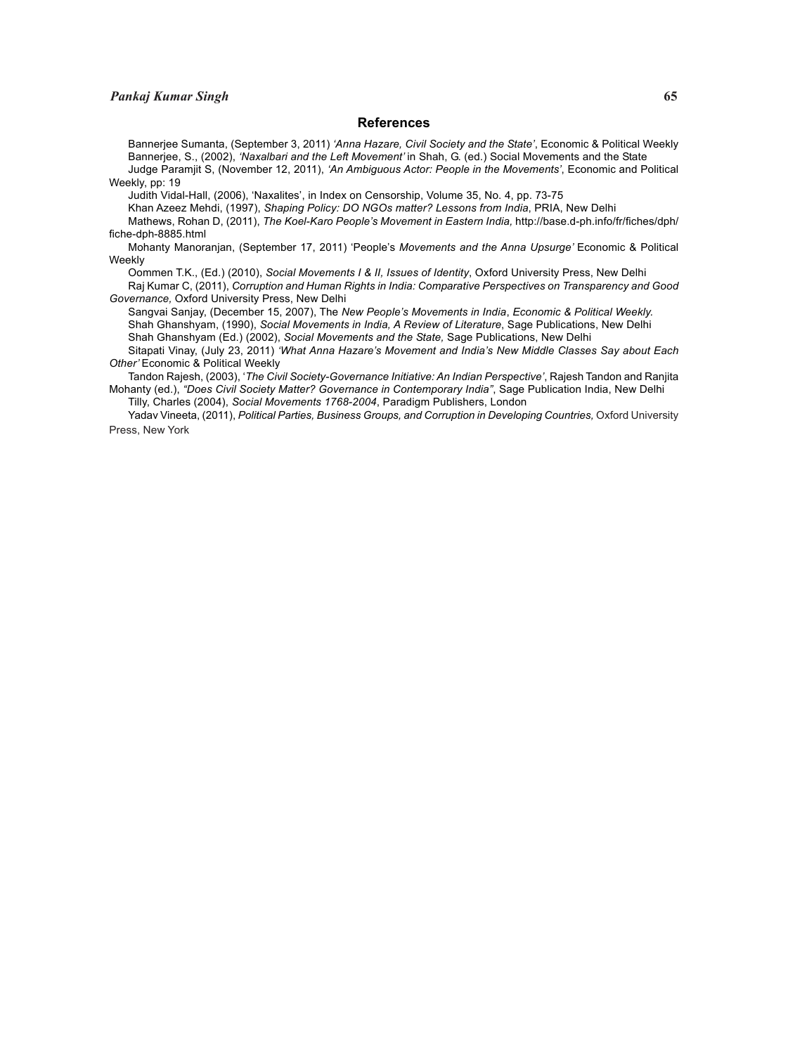## References

Bannerjee Sumanta, (September 3, 2011) *'Anna Hazare, Civil Society and the State'*, Economic & Political Weekly

Bannerjee, S., (2002), *'Naxalbari and the Left Movement'* in Shah, G. (ed.) Social Movements and the State

Judge Paramjit S, (November 12, 2011), *'An Ambiguous Actor: People in the Movements'*, Economic and Political Weekly, pp: 19

Judith Vidal-Hall, (2006), 'Naxalites', in Index on Censorship, Volume 35, No. 4, pp. 73-75

Khan Azeez Mehdi, (1997), *Shaping Policy: DO NGOs matter? Lessons from India*, PRIA, New Delhi

Mathews, Rohan D, (2011), *The Koel-Karo People's Movement in Eastern India,* http://base.d-ph.info/fr/fiches/dph/fiche-dph-8885.html

Mohanty Manoranjan, (September 17, 2011) 'People's *Movements and the Anna Upsurge'* Economic & Political Weekly

Oommen T.K., (Ed.) (2010), *Social Movements I & II, Issues of Identity*, Oxford University Press, New Delhi

Raj Kumar C, (2011), *Corruption and Human Rights in India: Comparative Perspectives on Transparency and Good Governance,* Oxford University Press, New Delhi

Sangvai Sanjay, (December 15, 2007), The *New People's Movements in India*, *Economic & Political Weekly.*

Shah Ghanshyam, (1990), *Social Movements in India, A Review of Literature*, Sage Publications, New Delhi

Shah Ghanshyam (Ed.) (2002), *Social Movements and the State,* Sage Publications, New Delhi

Sitapati Vinay, (July 23, 2011) *'What Anna Hazare's Movement and India's New Middle Classes Say about Each Other'* Economic & Political Weekly

Tandon Rajesh, (2003), '*The Civil Society-Governance Initiative: An Indian Perspective'*, Rajesh Tandon and Ranjita Mohanty (ed.), *"Does Civil Society Matter? Governance in Contemporary India"*, Sage Publication India, New Delhi

Tilly, Charles (2004), *Social Movements 1768-2004*, Paradigm Publishers, London

Yadav Vineeta, (2011), *Political Parties, Business Groups, and Corruption in Developing Countries,* Oxford University Press, New York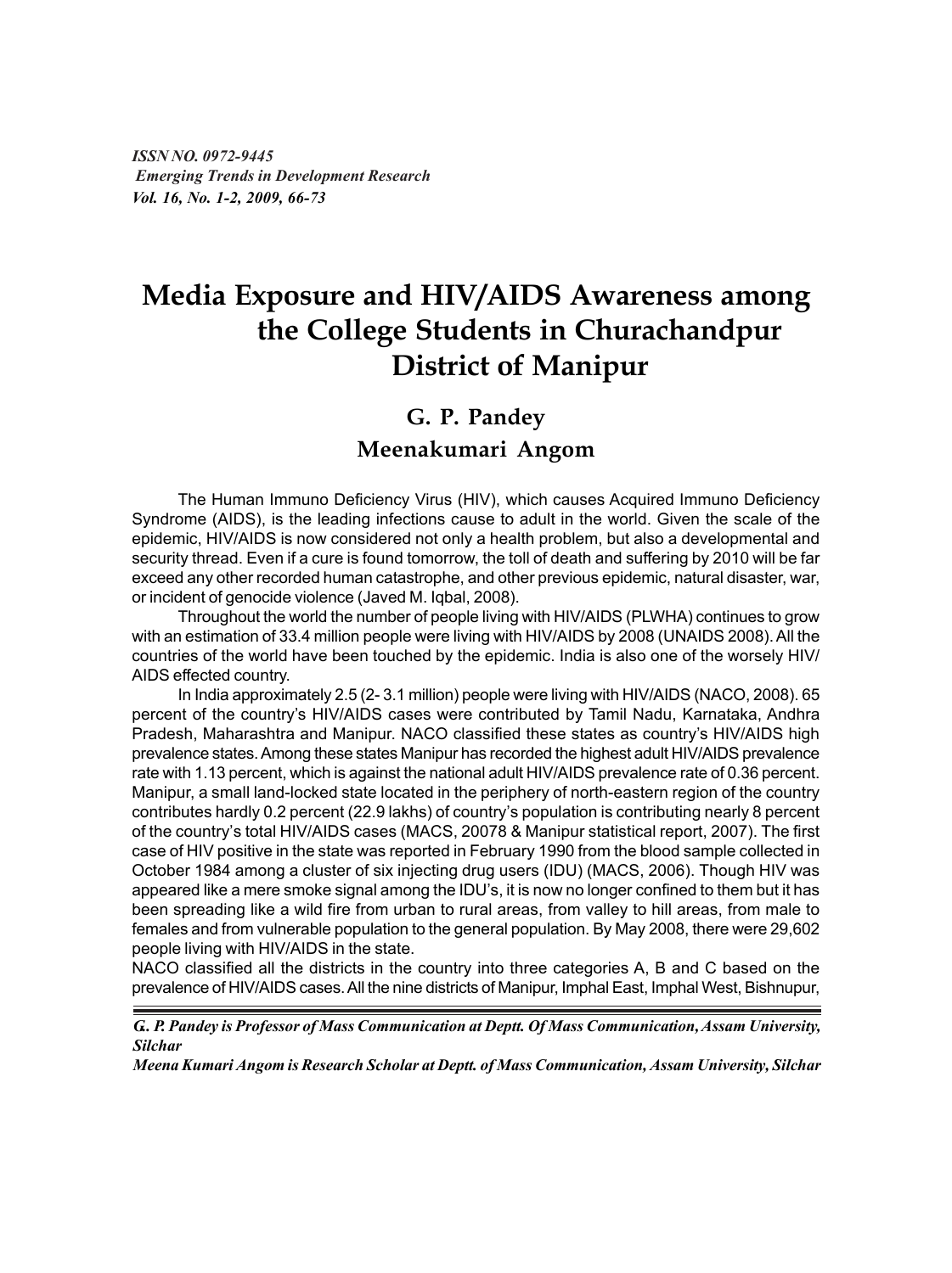*ISSN NO. 0972-9445*
*Emerging Trends in Development Research*
*Vol. 16, No. 1-2, 2009, 66-73*

# Media Exposure and HIV/AIDS Awareness among the College Students in Churachandpur District of Manipur

## G. P. Pandey
## Meenakumari Angom

The Human Immuno Deficiency Virus (HIV), which causes Acquired Immuno Deficiency Syndrome (AIDS), is the leading infections cause to adult in the world. Given the scale of the epidemic, HIV/AIDS is now considered not only a health problem, but also a developmental and security thread. Even if a cure is found tomorrow, the toll of death and suffering by 2010 will be far exceed any other recorded human catastrophe, and other previous epidemic, natural disaster, war, or incident of genocide violence (Javed M. Iqbal, 2008).

Throughout the world the number of people living with HIV/AIDS (PLWHA) continues to grow with an estimation of 33.4 million people were living with HIV/AIDS by 2008 (UNAIDS 2008). All the countries of the world have been touched by the epidemic. India is also one of the worsely HIV/AIDS effected country.

In India approximately 2.5 (2- 3.1 million) people were living with HIV/AIDS (NACO, 2008). 65 percent of the country's HIV/AIDS cases were contributed by Tamil Nadu, Karnataka, Andhra Pradesh, Maharashtra and Manipur. NACO classified these states as country's HIV/AIDS high prevalence states. Among these states Manipur has recorded the highest adult HIV/AIDS prevalence rate with 1.13 percent, which is against the national adult HIV/AIDS prevalence rate of 0.36 percent. Manipur, a small land-locked state located in the periphery of north-eastern region of the country contributes hardly 0.2 percent (22.9 lakhs) of country's population is contributing nearly 8 percent of the country's total HIV/AIDS cases (MACS, 20078 & Manipur statistical report, 2007). The first case of HIV positive in the state was reported in February 1990 from the blood sample collected in October 1984 among a cluster of six injecting drug users (IDU) (MACS, 2006). Though HIV was appeared like a mere smoke signal among the IDU's, it is now no longer confined to them but it has been spreading like a wild fire from urban to rural areas, from valley to hill areas, from male to females and from vulnerable population to the general population. By May 2008, there were 29,602 people living with HIV/AIDS in the state.

NACO classified all the districts in the country into three categories A, B and C based on the prevalence of HIV/AIDS cases. All the nine districts of Manipur, Imphal East, Imphal West, Bishnupur,

---

***G. P. Pandey is Professor of Mass Communication at Deptt. Of Mass Communication, Assam University, Silchar***

***Meena Kumari Angom is Research Scholar at Deptt. of Mass Communication, Assam University, Silchar***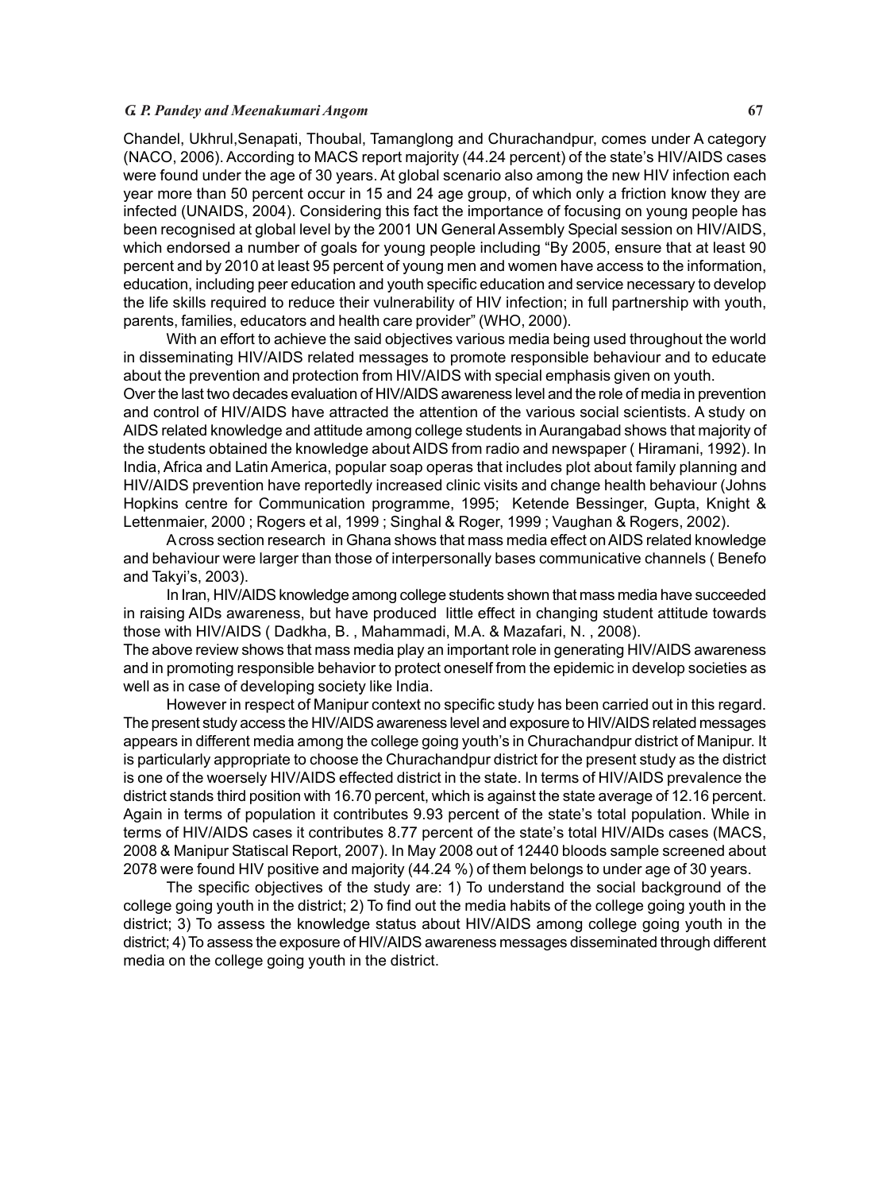Chandel, Ukhrul,Senapati, Thoubal, Tamanglong and Churachandpur, comes under A category (NACO, 2006). According to MACS report majority (44.24 percent) of the state's HIV/AIDS cases were found under the age of 30 years. At global scenario also among the new HIV infection each year more than 50 percent occur in 15 and 24 age group, of which only a friction know they are infected (UNAIDS, 2004). Considering this fact the importance of focusing on young people has been recognised at global level by the 2001 UN General Assembly Special session on HIV/AIDS, which endorsed a number of goals for young people including "By 2005, ensure that at least 90 percent and by 2010 at least 95 percent of young men and women have access to the information, education, including peer education and youth specific education and service necessary to develop the life skills required to reduce their vulnerability of HIV infection; in full partnership with youth, parents, families, educators and health care provider" (WHO, 2000).

With an effort to achieve the said objectives various media being used throughout the world in disseminating HIV/AIDS related messages to promote responsible behaviour and to educate about the prevention and protection from HIV/AIDS with special emphasis given on youth.

Over the last two decades evaluation of HIV/AIDS awareness level and the role of media in prevention and control of HIV/AIDS have attracted the attention of the various social scientists. A study on AIDS related knowledge and attitude among college students in Aurangabad shows that majority of the students obtained the knowledge about AIDS from radio and newspaper ( Hiramani, 1992). In India, Africa and Latin America, popular soap operas that includes plot about family planning and HIV/AIDS prevention have reportedly increased clinic visits and change health behaviour (Johns Hopkins centre for Communication programme, 1995; Ketende Bessinger, Gupta, Knight & Lettenmaier, 2000 ; Rogers et al, 1999 ; Singhal & Roger, 1999 ; Vaughan & Rogers, 2002).

A cross section research in Ghana shows that mass media effect on AIDS related knowledge and behaviour were larger than those of interpersonally bases communicative channels ( Benefo and Takyi's, 2003).

In Iran, HIV/AIDS knowledge among college students shown that mass media have succeeded in raising AIDs awareness, but have produced little effect in changing student attitude towards those with HIV/AIDS ( Dadkha, B. , Mahammadi, M.A. & Mazafari, N. , 2008).

The above review shows that mass media play an important role in generating HIV/AIDS awareness and in promoting responsible behavior to protect oneself from the epidemic in develop societies as well as in case of developing society like India.

However in respect of Manipur context no specific study has been carried out in this regard. The present study access the HIV/AIDS awareness level and exposure to HIV/AIDS related messages appears in different media among the college going youth's in Churachandpur district of Manipur. It is particularly appropriate to choose the Churachandpur district for the present study as the district is one of the woersely HIV/AIDS effected district in the state. In terms of HIV/AIDS prevalence the district stands third position with 16.70 percent, which is against the state average of 12.16 percent. Again in terms of population it contributes 9.93 percent of the state's total population. While in terms of HIV/AIDS cases it contributes 8.77 percent of the state's total HIV/AIDs cases (MACS, 2008 & Manipur Statiscal Report, 2007). In May 2008 out of 12440 bloods sample screened about 2078 were found HIV positive and majority (44.24 %) of them belongs to under age of 30 years.

The specific objectives of the study are: 1) To understand the social background of the college going youth in the district; 2) To find out the media habits of the college going youth in the district; 3) To assess the knowledge status about HIV/AIDS among college going youth in the district; 4) To assess the exposure of HIV/AIDS awareness messages disseminated through different media on the college going youth in the district.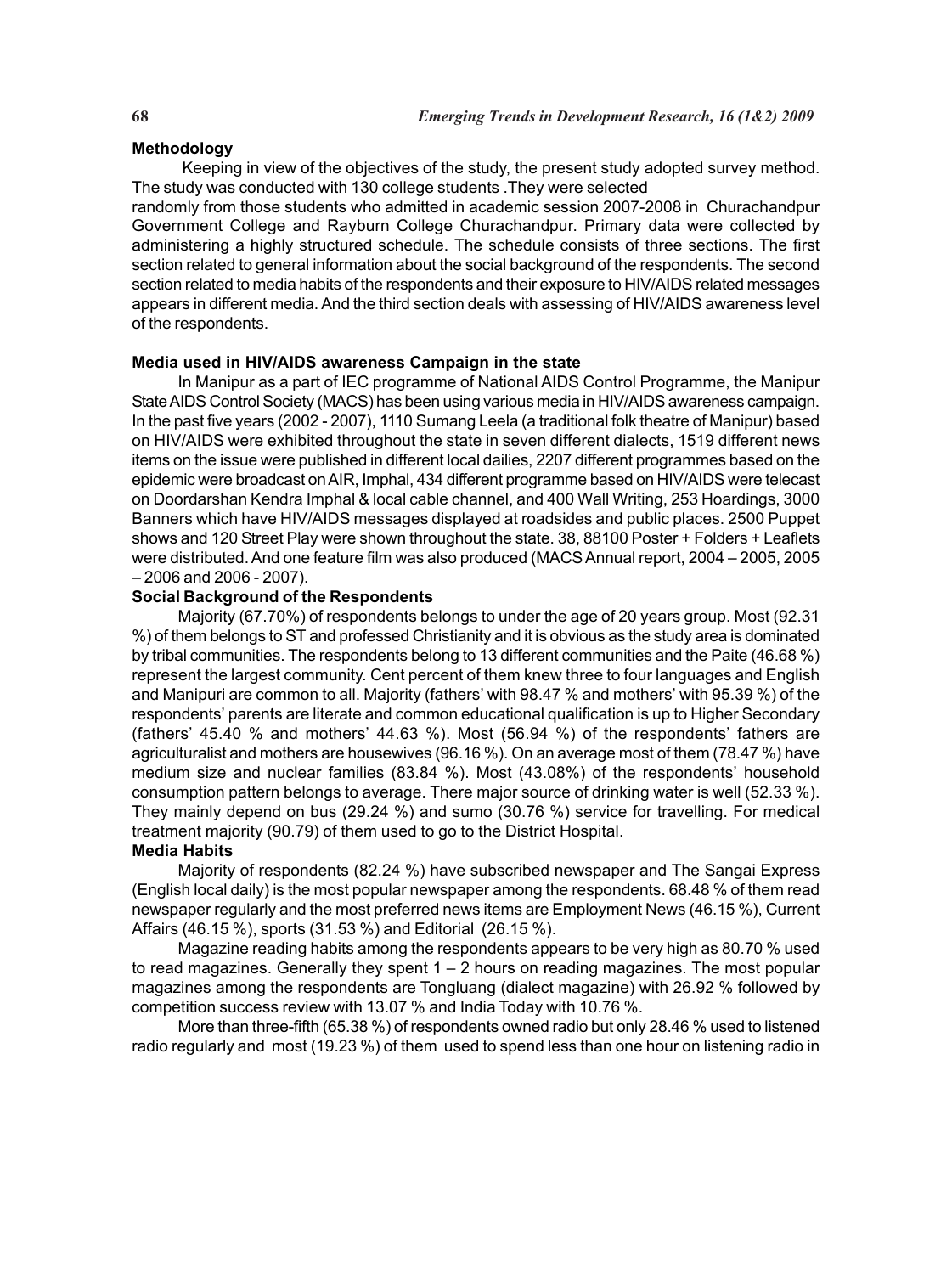### Methodology

Keeping in view of the objectives of the study, the present study adopted survey method. The study was conducted with 130 college students .They were selected randomly from those students who admitted in academic session 2007-2008 in Churachandpur Government College and Rayburn College Churachandpur. Primary data were collected by administering a highly structured schedule. The schedule consists of three sections. The first section related to general information about the social background of the respondents. The second section related to media habits of the respondents and their exposure to HIV/AIDS related messages appears in different media. And the third section deals with assessing of HIV/AIDS awareness level of the respondents.

### Media used in HIV/AIDS awareness Campaign in the state

In Manipur as a part of IEC programme of National AIDS Control Programme, the Manipur State AIDS Control Society (MACS) has been using various media in HIV/AIDS awareness campaign. In the past five years (2002 - 2007), 1110 Sumang Leela (a traditional folk theatre of Manipur) based on HIV/AIDS were exhibited throughout the state in seven different dialects, 1519 different news items on the issue were published in different local dailies, 2207 different programmes based on the epidemic were broadcast on AIR, Imphal, 434 different programme based on HIV/AIDS were telecast on Doordarshan Kendra Imphal & local cable channel, and 400 Wall Writing, 253 Hoardings, 3000 Banners which have HIV/AIDS messages displayed at roadsides and public places. 2500 Puppet shows and 120 Street Play were shown throughout the state. 38, 88100 Poster + Folders + Leaflets were distributed. And one feature film was also produced (MACS Annual report, 2004 – 2005, 2005 – 2006 and 2006 - 2007).

### Social Background of the Respondents

Majority (67.70%) of respondents belongs to under the age of 20 years group. Most (92.31 %) of them belongs to ST and professed Christianity and it is obvious as the study area is dominated by tribal communities. The respondents belong to 13 different communities and the Paite (46.68 %) represent the largest community. Cent percent of them knew three to four languages and English and Manipuri are common to all. Majority (fathers' with 98.47 % and mothers' with 95.39 %) of the respondents' parents are literate and common educational qualification is up to Higher Secondary (fathers' 45.40 % and mothers' 44.63 %). Most (56.94 %) of the respondents' fathers are agriculturalist and mothers are housewives (96.16 %). On an average most of them (78.47 %) have medium size and nuclear families (83.84 %). Most (43.08%) of the respondents' household consumption pattern belongs to average. There major source of drinking water is well (52.33 %). They mainly depend on bus (29.24 %) and sumo (30.76 %) service for travelling. For medical treatment majority (90.79) of them used to go to the District Hospital.

### Media Habits

Majority of respondents (82.24 %) have subscribed newspaper and The Sangai Express (English local daily) is the most popular newspaper among the respondents. 68.48 % of them read newspaper regularly and the most preferred news items are Employment News (46.15 %), Current Affairs (46.15 %), sports (31.53 %) and Editorial (26.15 %).

Magazine reading habits among the respondents appears to be very high as 80.70 % used to read magazines. Generally they spent 1 – 2 hours on reading magazines. The most popular magazines among the respondents are Tongluang (dialect magazine) with 26.92 % followed by competition success review with 13.07 % and India Today with 10.76 %.

More than three-fifth (65.38 %) of respondents owned radio but only 28.46 % used to listened radio regularly and most (19.23 %) of them used to spend less than one hour on listening radio in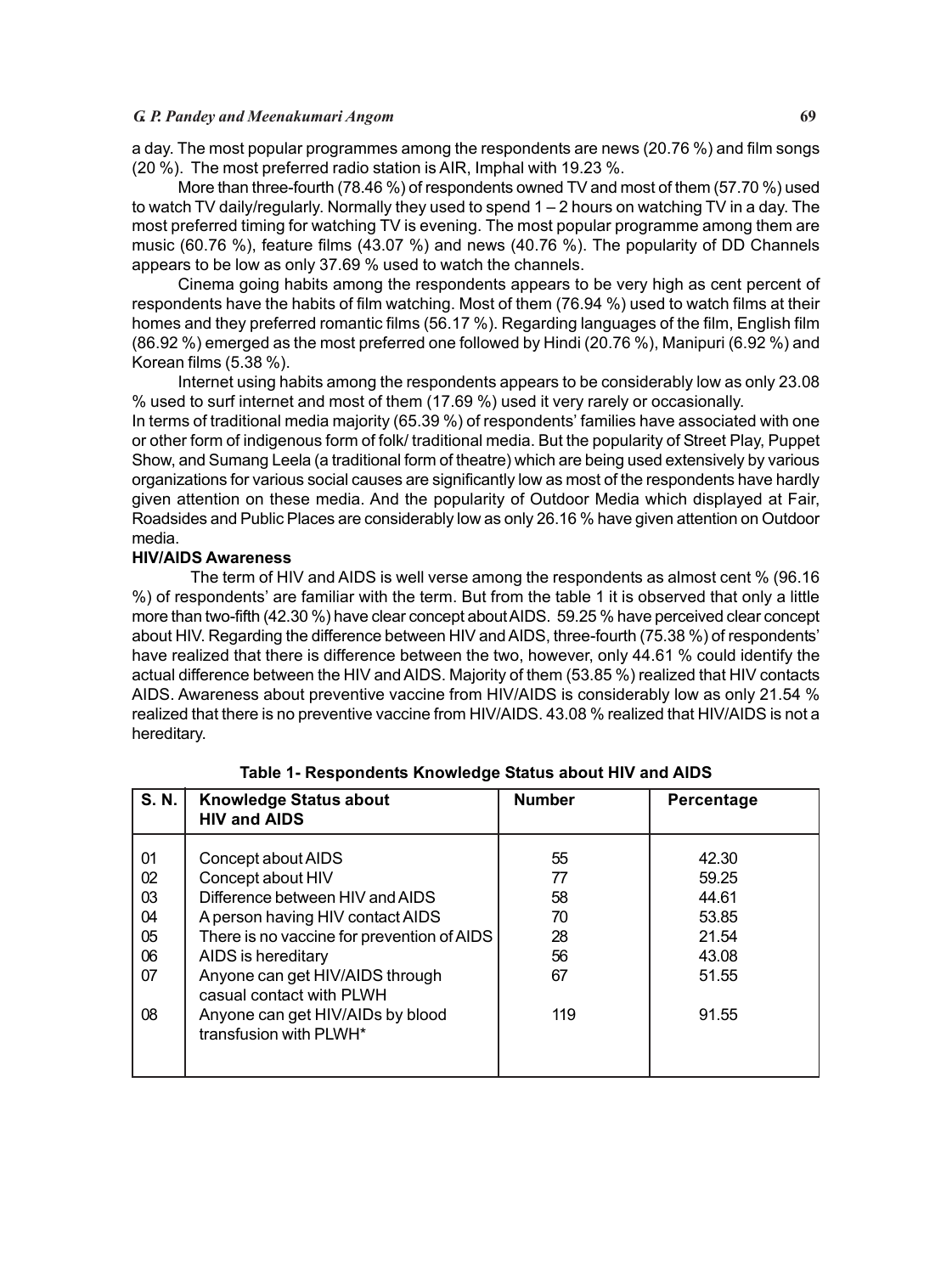a day. The most popular programmes among the respondents are news (20.76 %) and film songs (20 %). The most preferred radio station is AIR, Imphal with 19.23 %.

More than three-fourth (78.46 %) of respondents owned TV and most of them (57.70 %) used to watch TV daily/regularly. Normally they used to spend 1 – 2 hours on watching TV in a day. The most preferred timing for watching TV is evening. The most popular programme among them are music (60.76 %), feature films (43.07 %) and news (40.76 %). The popularity of DD Channels appears to be low as only 37.69 % used to watch the channels.

Cinema going habits among the respondents appears to be very high as cent percent of respondents have the habits of film watching. Most of them (76.94 %) used to watch films at their homes and they preferred romantic films (56.17 %). Regarding languages of the film, English film (86.92 %) emerged as the most preferred one followed by Hindi (20.76 %), Manipuri (6.92 %) and Korean films (5.38 %).

Internet using habits among the respondents appears to be considerably low as only 23.08 % used to surf internet and most of them (17.69 %) used it very rarely or occasionally.

In terms of traditional media majority (65.39 %) of respondents' families have associated with one or other form of indigenous form of folk/ traditional media. But the popularity of Street Play, Puppet Show, and Sumang Leela (a traditional form of theatre) which are being used extensively by various organizations for various social causes are significantly low as most of the respondents have hardly given attention on these media. And the popularity of Outdoor Media which displayed at Fair, Roadsides and Public Places are considerably low as only 26.16 % have given attention on Outdoor media.

**HIV/AIDS Awareness**

The term of HIV and AIDS is well verse among the respondents as almost cent % (96.16 %) of respondents' are familiar with the term. But from the table 1 it is observed that only a little more than two-fifth (42.30 %) have clear concept about AIDS. 59.25 % have perceived clear concept about HIV. Regarding the difference between HIV and AIDS, three-fourth (75.38 %) of respondents' have realized that there is difference between the two, however, only 44.61 % could identify the actual difference between the HIV and AIDS. Majority of them (53.85 %) realized that HIV contacts AIDS. Awareness about preventive vaccine from HIV/AIDS is considerably low as only 21.54 % realized that there is no preventive vaccine from HIV/AIDS. 43.08 % realized that HIV/AIDS is not a hereditary.

**Table 1- Respondents Knowledge Status about HIV and AIDS**

| S. N. | Knowledge Status about HIV and AIDS | Number | Percentage |
|---|---|---|---|
| 01 | Concept about AIDS | 55 | 42.30 |
| 02 | Concept about HIV | 77 | 59.25 |
| 03 | Difference between HIV and AIDS | 58 | 44.61 |
| 04 | A person having HIV contact AIDS | 70 | 53.85 |
| 05 | There is no vaccine for prevention of AIDS | 28 | 21.54 |
| 06 | AIDS is hereditary | 56 | 43.08 |
| 07 | Anyone can get HIV/AIDS through casual contact with PLWH | 67 | 51.55 |
| 08 | Anyone can get HIV/AIDs by blood transfusion with PLWH* | 119 | 91.55 |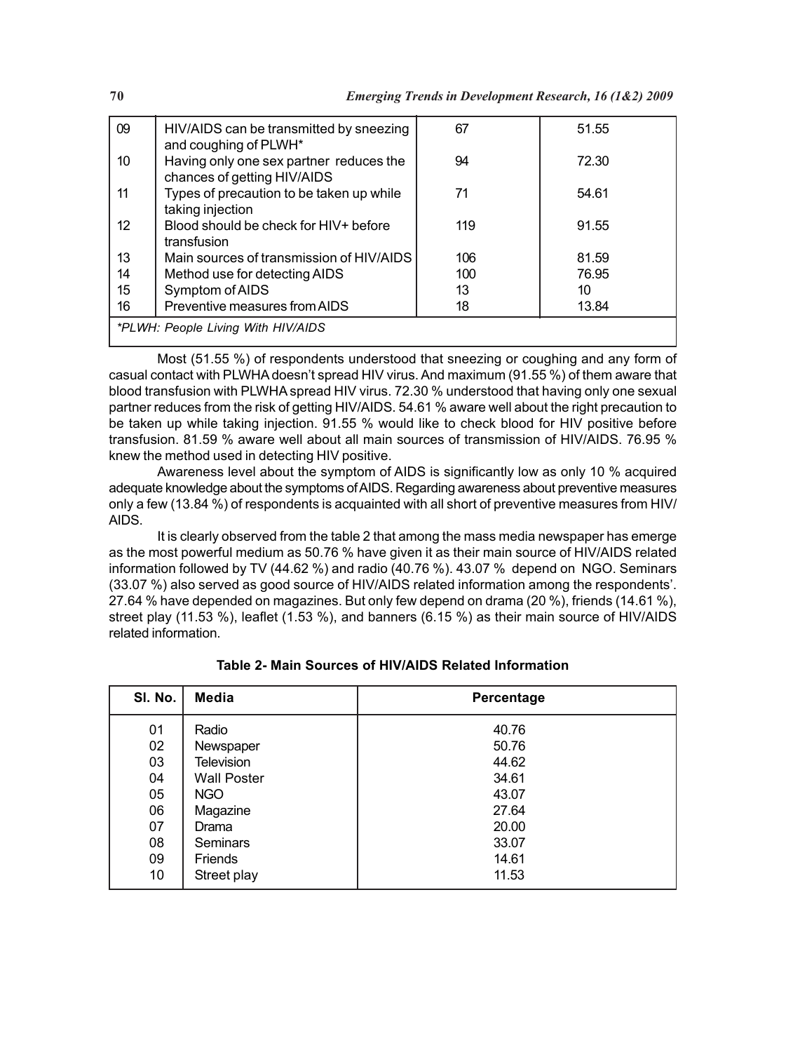| 09 | HIV/AIDS can be transmitted by sneezing and coughing of PLWH* | 67 | 51.55 |
|---|---|---|---|
| 10 | Having only one sex partner reduces the chances of getting HIV/AIDS | 94 | 72.30 |
| 11 | Types of precaution to be taken up while taking injection | 71 | 54.61 |
| 12 | Blood should be check for HIV+ before transfusion | 119 | 91.55 |
| 13 | Main sources of transmission of HIV/AIDS | 106 | 81.59 |
| 14 | Method use for detecting AIDS | 100 | 76.95 |
| 15 | Symptom of AIDS | 13 | 10 |
| 16 | Preventive measures from AIDS | 18 | 13.84 |

*PLWH: People Living With HIV/AIDS*

Most (51.55 %) of respondents understood that sneezing or coughing and any form of casual contact with PLWHA doesn't spread HIV virus. And maximum (91.55 %) of them aware that blood transfusion with PLWHA spread HIV virus. 72.30 % understood that having only one sexual partner reduces from the risk of getting HIV/AIDS. 54.61 % aware well about the right precaution to be taken up while taking injection. 91.55 % would like to check blood for HIV positive before transfusion. 81.59 % aware well about all main sources of transmission of HIV/AIDS. 76.95 % knew the method used in detecting HIV positive.

Awareness level about the symptom of AIDS is significantly low as only 10 % acquired adequate knowledge about the symptoms of AIDS. Regarding awareness about preventive measures only a few (13.84 %) of respondents is acquainted with all short of preventive measures from HIV/AIDS.

It is clearly observed from the table 2 that among the mass media newspaper has emerge as the most powerful medium as 50.76 % have given it as their main source of HIV/AIDS related information followed by TV (44.62 %) and radio (40.76 %). 43.07 % depend on NGO. Seminars (33.07 %) also served as good source of HIV/AIDS related information among the respondents'. 27.64 % have depended on magazines. But only few depend on drama (20 %), friends (14.61 %), street play (11.53 %), leaflet (1.53 %), and banners (6.15 %) as their main source of HIV/AIDS related information.

**Table 2- Main Sources of HIV/AIDS Related Information**

| Sl. No. | Media | Percentage |
|---|---|---|
| 01 | Radio | 40.76 |
| 02 | Newspaper | 50.76 |
| 03 | Television | 44.62 |
| 04 | Wall Poster | 34.61 |
| 05 | NGO | 43.07 |
| 06 | Magazine | 27.64 |
| 07 | Drama | 20.00 |
| 08 | Seminars | 33.07 |
| 09 | Friends | 14.61 |
| 10 | Street play | 11.53 |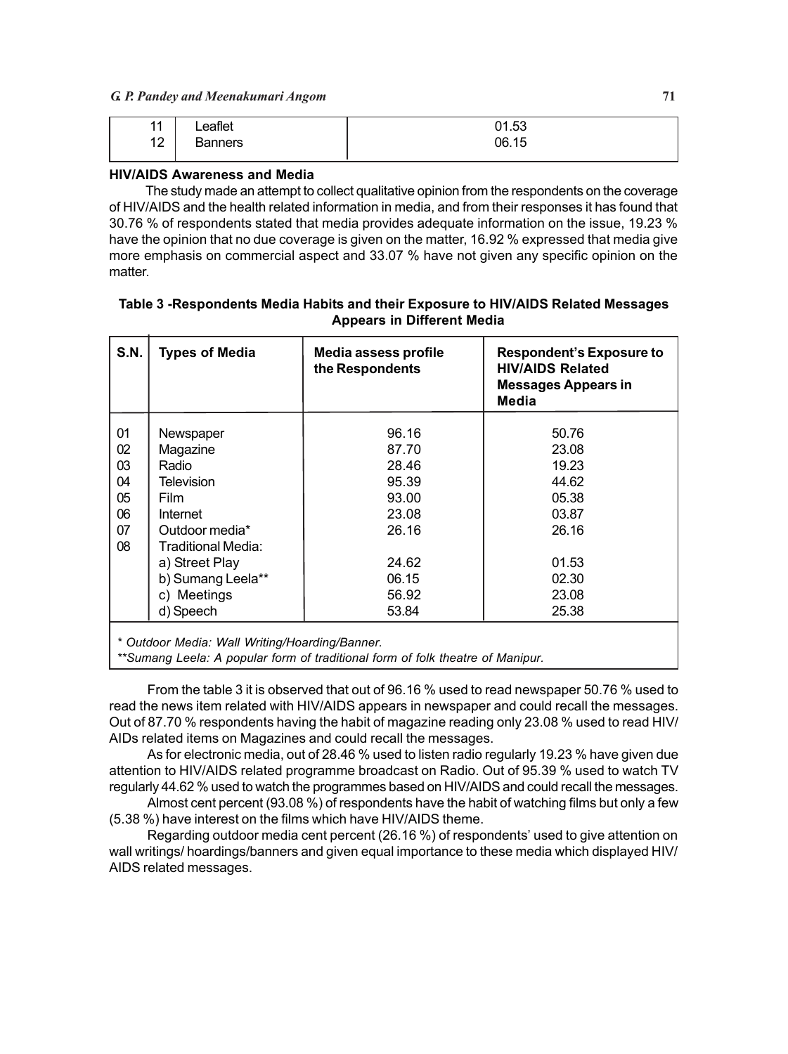| 11 | Leaflet | 01.53 |
|---|---|---|
| 12 | Banners | 06.15 |

**HIV/AIDS Awareness and Media**

The study made an attempt to collect qualitative opinion from the respondents on the coverage of HIV/AIDS and the health related information in media, and from their responses it has found that 30.76 % of respondents stated that media provides adequate information on the issue, 19.23 % have the opinion that no due coverage is given on the matter, 16.92 % expressed that media give more emphasis on commercial aspect and 33.07 % have not given any specific opinion on the matter.

**Table 3 -Respondents Media Habits and their Exposure to HIV/AIDS Related Messages Appears in Different Media**

| S.N. | Types of Media | Media assess profile the Respondents | Respondent's Exposure to HIV/AIDS Related Messages Appears in Media |
|---|---|---|---|
| 01 | Newspaper | 96.16 | 50.76 |
| 02 | Magazine | 87.70 | 23.08 |
| 03 | Radio | 28.46 | 19.23 |
| 04 | Television | 95.39 | 44.62 |
| 05 | Film | 93.00 | 05.38 |
| 06 | Internet | 23.08 | 03.87 |
| 07 | Outdoor media* | 26.16 | 26.16 |
| 08 | Traditional Media: | | |
| | a) Street Play | 24.62 | 01.53 |
| | b) Sumang Leela** | 06.15 | 02.30 |
| | c) Meetings | 56.92 | 23.08 |
| | d) Speech | 53.84 | 25.38 |

*\* Outdoor Media: Wall Writing/Hoarding/Banner.*
*\*\*Sumang Leela: A popular form of traditional form of folk theatre of Manipur.*

From the table 3 it is observed that out of 96.16 % used to read newspaper 50.76 % used to read the news item related with HIV/AIDS appears in newspaper and could recall the messages. Out of 87.70 % respondents having the habit of magazine reading only 23.08 % used to read HIV/AIDs related items on Magazines and could recall the messages.

As for electronic media, out of 28.46 % used to listen radio regularly 19.23 % have given due attention to HIV/AIDS related programme broadcast on Radio. Out of 95.39 % used to watch TV regularly 44.62 % used to watch the programmes based on HIV/AIDS and could recall the messages.

Almost cent percent (93.08 %) of respondents have the habit of watching films but only a few (5.38 %) have interest on the films which have HIV/AIDS theme.

Regarding outdoor media cent percent (26.16 %) of respondents' used to give attention on wall writings/ hoardings/banners and given equal importance to these media which displayed HIV/AIDS related messages.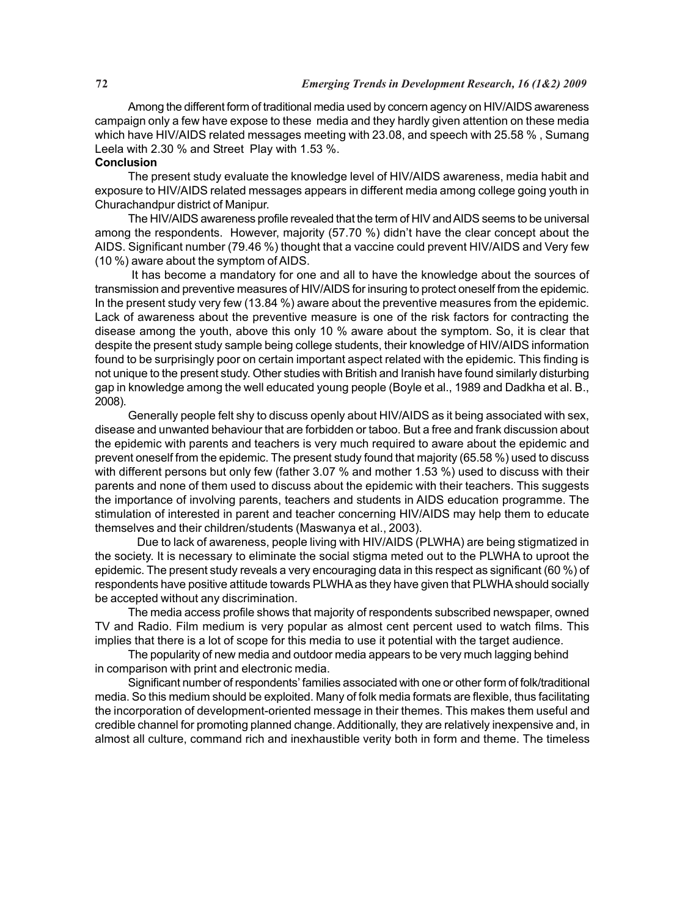Among the different form of traditional media used by concern agency on HIV/AIDS awareness campaign only a few have expose to these media and they hardly given attention on these media which have HIV/AIDS related messages meeting with 23.08, and speech with 25.58 % , Sumang Leela with 2.30 % and Street Play with 1.53 %.

**Conclusion**

The present study evaluate the knowledge level of HIV/AIDS awareness, media habit and exposure to HIV/AIDS related messages appears in different media among college going youth in Churachandpur district of Manipur.

The HIV/AIDS awareness profile revealed that the term of HIV and AIDS seems to be universal among the respondents. However, majority (57.70 %) didn't have the clear concept about the AIDS. Significant number (79.46 %) thought that a vaccine could prevent HIV/AIDS and Very few (10 %) aware about the symptom of AIDS.

It has become a mandatory for one and all to have the knowledge about the sources of transmission and preventive measures of HIV/AIDS for insuring to protect oneself from the epidemic. In the present study very few (13.84 %) aware about the preventive measures from the epidemic. Lack of awareness about the preventive measure is one of the risk factors for contracting the disease among the youth, above this only 10 % aware about the symptom. So, it is clear that despite the present study sample being college students, their knowledge of HIV/AIDS information found to be surprisingly poor on certain important aspect related with the epidemic. This finding is not unique to the present study. Other studies with British and Iranish have found similarly disturbing gap in knowledge among the well educated young people (Boyle et al., 1989 and Dadkha et al. B., 2008).

Generally people felt shy to discuss openly about HIV/AIDS as it being associated with sex, disease and unwanted behaviour that are forbidden or taboo. But a free and frank discussion about the epidemic with parents and teachers is very much required to aware about the epidemic and prevent oneself from the epidemic. The present study found that majority (65.58 %) used to discuss with different persons but only few (father 3.07 % and mother 1.53 %) used to discuss with their parents and none of them used to discuss about the epidemic with their teachers. This suggests the importance of involving parents, teachers and students in AIDS education programme. The stimulation of interested in parent and teacher concerning HIV/AIDS may help them to educate themselves and their children/students (Maswanya et al., 2003).

Due to lack of awareness, people living with HIV/AIDS (PLWHA) are being stigmatized in the society. It is necessary to eliminate the social stigma meted out to the PLWHA to uproot the epidemic. The present study reveals a very encouraging data in this respect as significant (60 %) of respondents have positive attitude towards PLWHA as they have given that PLWHA should socially be accepted without any discrimination.

The media access profile shows that majority of respondents subscribed newspaper, owned TV and Radio. Film medium is very popular as almost cent percent used to watch films. This implies that there is a lot of scope for this media to use it potential with the target audience.

The popularity of new media and outdoor media appears to be very much lagging behind in comparison with print and electronic media.

Significant number of respondents' families associated with one or other form of folk/traditional media. So this medium should be exploited. Many of folk media formats are flexible, thus facilitating the incorporation of development-oriented message in their themes. This makes them useful and credible channel for promoting planned change. Additionally, they are relatively inexpensive and, in almost all culture, command rich and inexhaustible verity both in form and theme. The timeless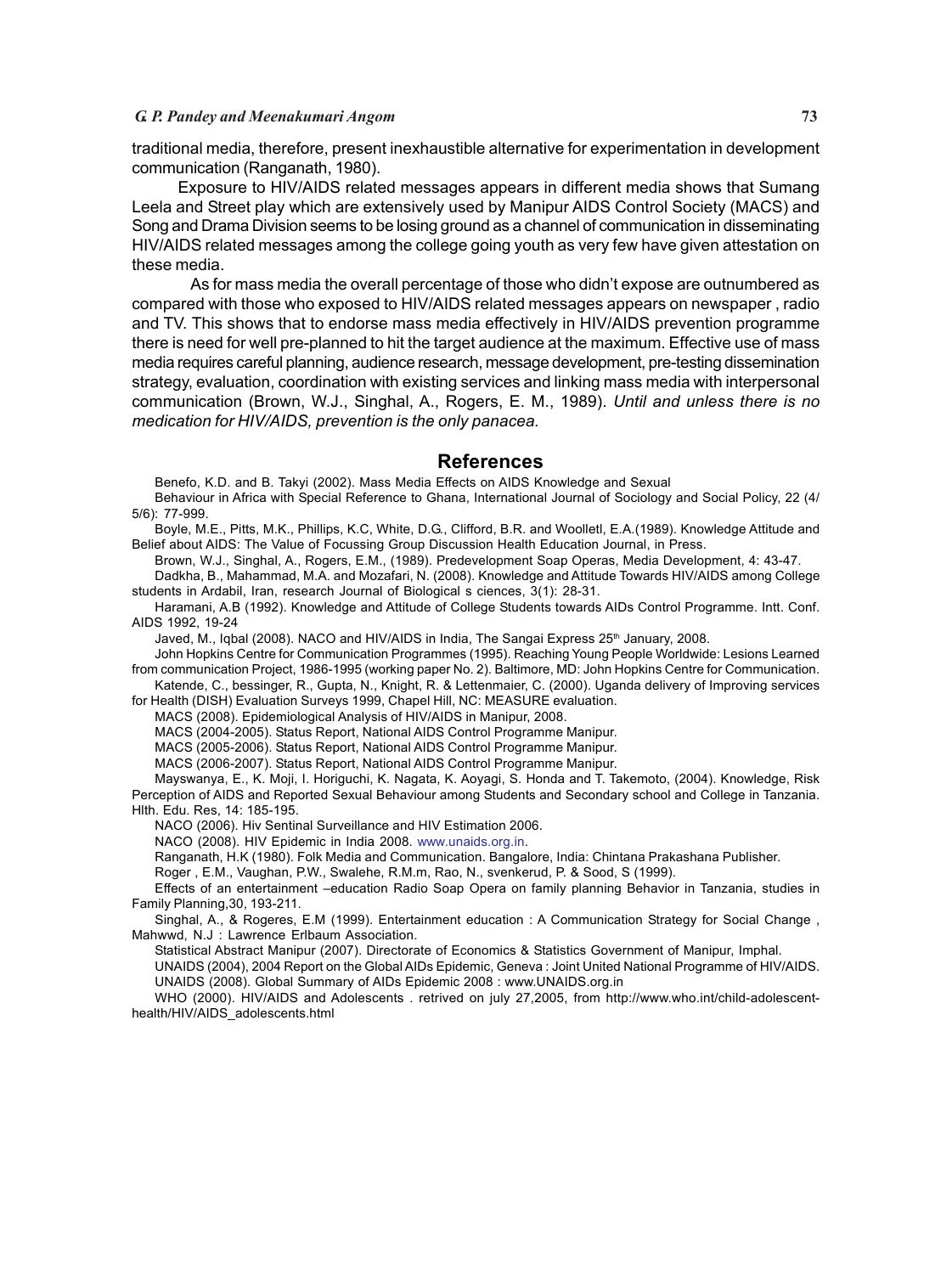traditional media, therefore, present inexhaustible alternative for experimentation in development communication (Ranganath, 1980).

Exposure to HIV/AIDS related messages appears in different media shows that Sumang Leela and Street play which are extensively used by Manipur AIDS Control Society (MACS) and Song and Drama Division seems to be losing ground as a channel of communication in disseminating HIV/AIDS related messages among the college going youth as very few have given attestation on these media.

As for mass media the overall percentage of those who didn't expose are outnumbered as compared with those who exposed to HIV/AIDS related messages appears on newspaper , radio and TV. This shows that to endorse mass media effectively in HIV/AIDS prevention programme there is need for well pre-planned to hit the target audience at the maximum. Effective use of mass media requires careful planning, audience research, message development, pre-testing dissemination strategy, evaluation, coordination with existing services and linking mass media with interpersonal communication (Brown, W.J., Singhal, A., Rogers, E. M., 1989). *Until and unless there is no medication for HIV/AIDS, prevention is the only panacea.*

## References

Benefo, K.D. and B. Takyi (2002). Mass Media Effects on AIDS Knowledge and Sexual

Behaviour in Africa with Special Reference to Ghana, International Journal of Sociology and Social Policy, 22 (4/5/6): 77-999.

Boyle, M.E., Pitts, M.K., Phillips, K.C, White, D.G., Clifford, B.R. and Woolletl, E.A.(1989). Knowledge Attitude and Belief about AIDS: The Value of Focussing Group Discussion Health Education Journal, in Press.

Brown, W.J., Singhal, A., Rogers, E.M., (1989). Predevelopment Soap Operas, Media Development, 4: 43-47.

Dadkha, B., Mahammad, M.A. and Mozafari, N. (2008). Knowledge and Attitude Towards HIV/AIDS among College students in Ardabil, Iran, research Journal of Biological s ciences, 3(1): 28-31.

Haramani, A.B (1992). Knowledge and Attitude of College Students towards AIDs Control Programme. Intt. Conf. AIDS 1992, 19-24

Javed, M., Iqbal (2008). NACO and HIV/AIDS in India, The Sangai Express 25th January, 2008.

John Hopkins Centre for Communication Programmes (1995). Reaching Young People Worldwide: Lesions Learned from communication Project, 1986-1995 (working paper No. 2). Baltimore, MD: John Hopkins Centre for Communication.

Katende, C., bessinger, R., Gupta, N., Knight, R. & Lettenmaier, C. (2000). Uganda delivery of Improving services for Health (DISH) Evaluation Surveys 1999, Chapel Hill, NC: MEASURE evaluation.

MACS (2008). Epidemiological Analysis of HIV/AIDS in Manipur, 2008.

MACS (2004-2005). Status Report, National AIDS Control Programme Manipur.

MACS (2005-2006). Status Report, National AIDS Control Programme Manipur.

MACS (2006-2007). Status Report, National AIDS Control Programme Manipur.

Mayswanya, E., K. Moji, I. Horiguchi, K. Nagata, K. Aoyagi, S. Honda and T. Takemoto, (2004). Knowledge, Risk Perception of AIDS and Reported Sexual Behaviour among Students and Secondary school and College in Tanzania. Hlth. Edu. Res, 14: 185-195.

NACO (2006). Hiv Sentinal Surveillance and HIV Estimation 2006.

NACO (2008). HIV Epidemic in India 2008. www.unaids.org.in.

Ranganath, H.K (1980). Folk Media and Communication. Bangalore, India: Chintana Prakashana Publisher.

Roger , E.M., Vaughan, P.W., Swalehe, R.M.m, Rao, N., svenkerud, P. & Sood, S (1999).

Effects of an entertainment –education Radio Soap Opera on family planning Behavior in Tanzania, studies in Family Planning,30, 193-211.

Singhal, A., & Rogeres, E.M (1999). Entertainment education : A Communication Strategy for Social Change , Mahwwd, N.J : Lawrence Erlbaum Association.

Statistical Abstract Manipur (2007). Directorate of Economics & Statistics Government of Manipur, Imphal.

UNAIDS (2004), 2004 Report on the Global AIDs Epidemic, Geneva : Joint United National Programme of HIV/AIDS.

UNAIDS (2008). Global Summary of AIDs Epidemic 2008 : www.UNAIDS.org.in

WHO (2000). HIV/AIDS and Adolescents . retrived on july 27,2005, from http://www.who.int/child-adolescent-health/HIV/AIDS_adolescents.html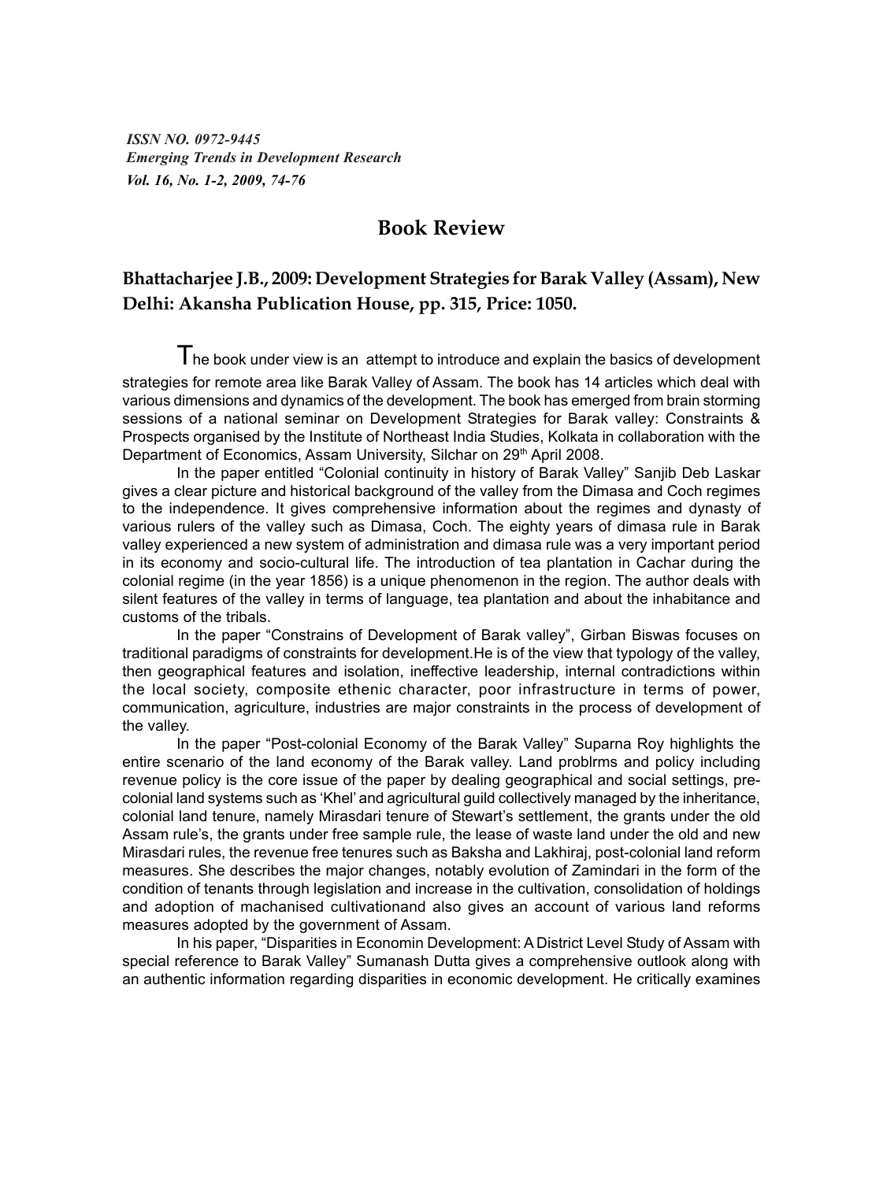## Book Review

### Bhattacharjee J.B., 2009: Development Strategies for Barak Valley (Assam), New Delhi: Akansha Publication House, pp. 315, Price: 1050.

The book under view is an attempt to introduce and explain the basics of development strategies for remote area like Barak Valley of Assam. The book has 14 articles which deal with various dimensions and dynamics of the development. The book has emerged from brain storming sessions of a national seminar on Development Strategies for Barak valley: Constraints & Prospects organised by the Institute of Northeast India Studies, Kolkata in collaboration with the Department of Economics, Assam University, Silchar on 29th April 2008.

In the paper entitled "Colonial continuity in history of Barak Valley" Sanjib Deb Laskar gives a clear picture and historical background of the valley from the Dimasa and Coch regimes to the independence. It gives comprehensive information about the regimes and dynasty of various rulers of the valley such as Dimasa, Coch. The eighty years of dimasa rule in Barak valley experienced a new system of administration and dimasa rule was a very important period in its economy and socio-cultural life. The introduction of tea plantation in Cachar during the colonial regime (in the year 1856) is a unique phenomenon in the region. The author deals with silent features of the valley in terms of language, tea plantation and about the inhabitance and customs of the tribals.

In the paper "Constrains of Development of Barak valley", Girban Biswas focuses on traditional paradigms of constraints for development.He is of the view that typology of the valley, then geographical features and isolation, ineffective leadership, internal contradictions within the local society, composite ethenic character, poor infrastructure in terms of power, communication, agriculture, industries are major constraints in the process of development of the valley.

In the paper "Post-colonial Economy of the Barak Valley" Suparna Roy highlights the entire scenario of the land economy of the Barak valley. Land problrms and policy including revenue policy is the core issue of the paper by dealing geographical and social settings, pre-colonial land systems such as 'Khel' and agricultural guild collectively managed by the inheritance, colonial land tenure, namely Mirasdari tenure of Stewart's settlement, the grants under the old Assam rule's, the grants under free sample rule, the lease of waste land under the old and new Mirasdari rules, the revenue free tenures such as Baksha and Lakhiraj, post-colonial land reform measures. She describes the major changes, notably evolution of Zamindari in the form of the condition of tenants through legislation and increase in the cultivation, consolidation of holdings and adoption of machanised cultivationand also gives an account of various land reforms measures adopted by the government of Assam.

In his paper, "Disparities in Economin Development: A District Level Study of Assam with special reference to Barak Valley" Sumanash Dutta gives a comprehensive outlook along with an authentic information regarding disparities in economic development. He critically examines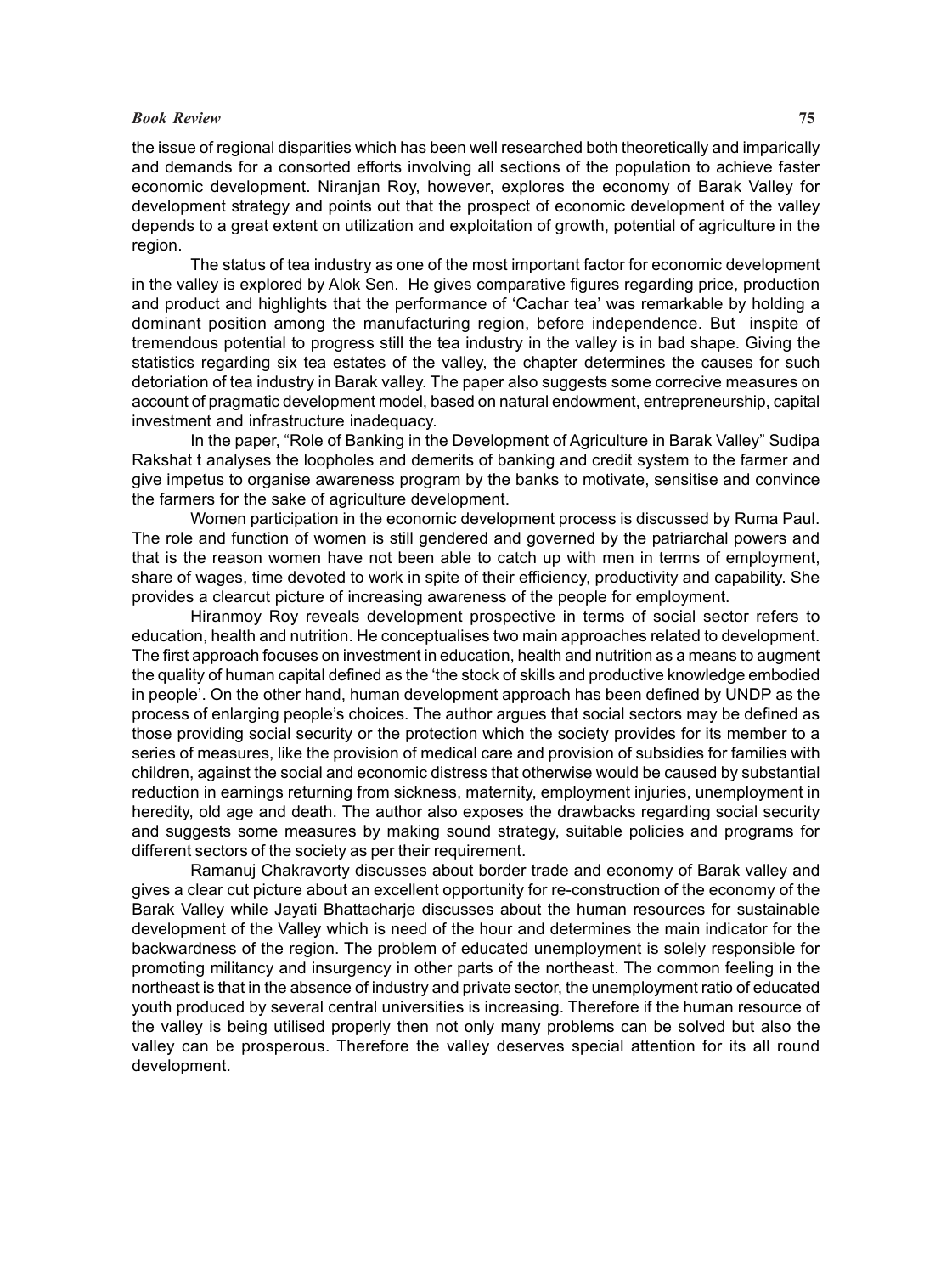the issue of regional disparities which has been well researched both theoretically and imparically and demands for a consorted efforts involving all sections of the population to achieve faster economic development. Niranjan Roy, however, explores the economy of Barak Valley for development strategy and points out that the prospect of economic development of the valley depends to a great extent on utilization and exploitation of growth, potential of agriculture in the region.

The status of tea industry as one of the most important factor for economic development in the valley is explored by Alok Sen. He gives comparative figures regarding price, production and product and highlights that the performance of 'Cachar tea' was remarkable by holding a dominant position among the manufacturing region, before independence. But inspite of tremendous potential to progress still the tea industry in the valley is in bad shape. Giving the statistics regarding six tea estates of the valley, the chapter determines the causes for such detoriation of tea industry in Barak valley. The paper also suggests some correcive measures on account of pragmatic development model, based on natural endowment, entrepreneurship, capital investment and infrastructure inadequacy.

In the paper, "Role of Banking in the Development of Agriculture in Barak Valley" Sudipa Rakshat t analyses the loopholes and demerits of banking and credit system to the farmer and give impetus to organise awareness program by the banks to motivate, sensitise and convince the farmers for the sake of agriculture development.

Women participation in the economic development process is discussed by Ruma Paul. The role and function of women is still gendered and governed by the patriarchal powers and that is the reason women have not been able to catch up with men in terms of employment, share of wages, time devoted to work in spite of their efficiency, productivity and capability. She provides a clearcut picture of increasing awareness of the people for employment.

Hiranmoy Roy reveals development prospective in terms of social sector refers to education, health and nutrition. He conceptualises two main approaches related to development. The first approach focuses on investment in education, health and nutrition as a means to augment the quality of human capital defined as the 'the stock of skills and productive knowledge embodied in people'. On the other hand, human development approach has been defined by UNDP as the process of enlarging people's choices. The author argues that social sectors may be defined as those providing social security or the protection which the society provides for its member to a series of measures, like the provision of medical care and provision of subsidies for families with children, against the social and economic distress that otherwise would be caused by substantial reduction in earnings returning from sickness, maternity, employment injuries, unemployment in heredity, old age and death. The author also exposes the drawbacks regarding social security and suggests some measures by making sound strategy, suitable policies and programs for different sectors of the society as per their requirement.

Ramanuj Chakravorty discusses about border trade and economy of Barak valley and gives a clear cut picture about an excellent opportunity for re-construction of the economy of the Barak Valley while Jayati Bhattacharje discusses about the human resources for sustainable development of the Valley which is need of the hour and determines the main indicator for the backwardness of the region. The problem of educated unemployment is solely responsible for promoting militancy and insurgency in other parts of the northeast. The common feeling in the northeast is that in the absence of industry and private sector, the unemployment ratio of educated youth produced by several central universities is increasing. Therefore if the human resource of the valley is being utilised properly then not only many problems can be solved but also the valley can be prosperous. Therefore the valley deserves special attention for its all round development.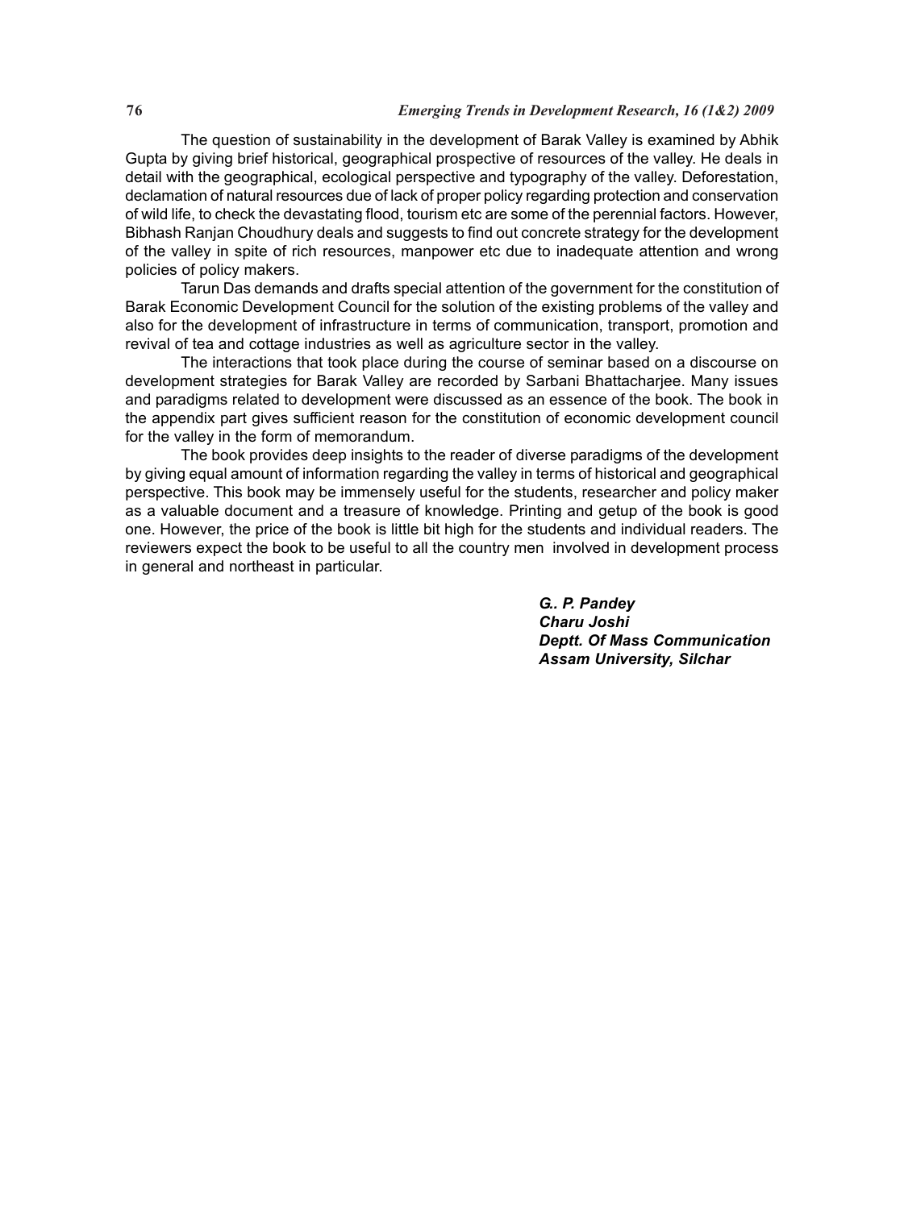The question of sustainability in the development of Barak Valley is examined by Abhik Gupta by giving brief historical, geographical prospective of resources of the valley. He deals in detail with the geographical, ecological perspective and typography of the valley. Deforestation, declamation of natural resources due of lack of proper policy regarding protection and conservation of wild life, to check the devastating flood, tourism etc are some of the perennial factors. However, Bibhash Ranjan Choudhury deals and suggests to find out concrete strategy for the development of the valley in spite of rich resources, manpower etc due to inadequate attention and wrong policies of policy makers.

Tarun Das demands and drafts special attention of the government for the constitution of Barak Economic Development Council for the solution of the existing problems of the valley and also for the development of infrastructure in terms of communication, transport, promotion and revival of tea and cottage industries as well as agriculture sector in the valley.

The interactions that took place during the course of seminar based on a discourse on development strategies for Barak Valley are recorded by Sarbani Bhattacharjee. Many issues and paradigms related to development were discussed as an essence of the book. The book in the appendix part gives sufficient reason for the constitution of economic development council for the valley in the form of memorandum.

The book provides deep insights to the reader of diverse paradigms of the development by giving equal amount of information regarding the valley in terms of historical and geographical perspective. This book may be immensely useful for the students, researcher and policy maker as a valuable document and a treasure of knowledge. Printing and getup of the book is good one. However, the price of the book is little bit high for the students and individual readers. The reviewers expect the book to be useful to all the country men involved in development process in general and northeast in particular.

***G.. P. Pandey***
***Charu Joshi***
***Deptt. Of Mass Communication***
***Assam University, Silchar***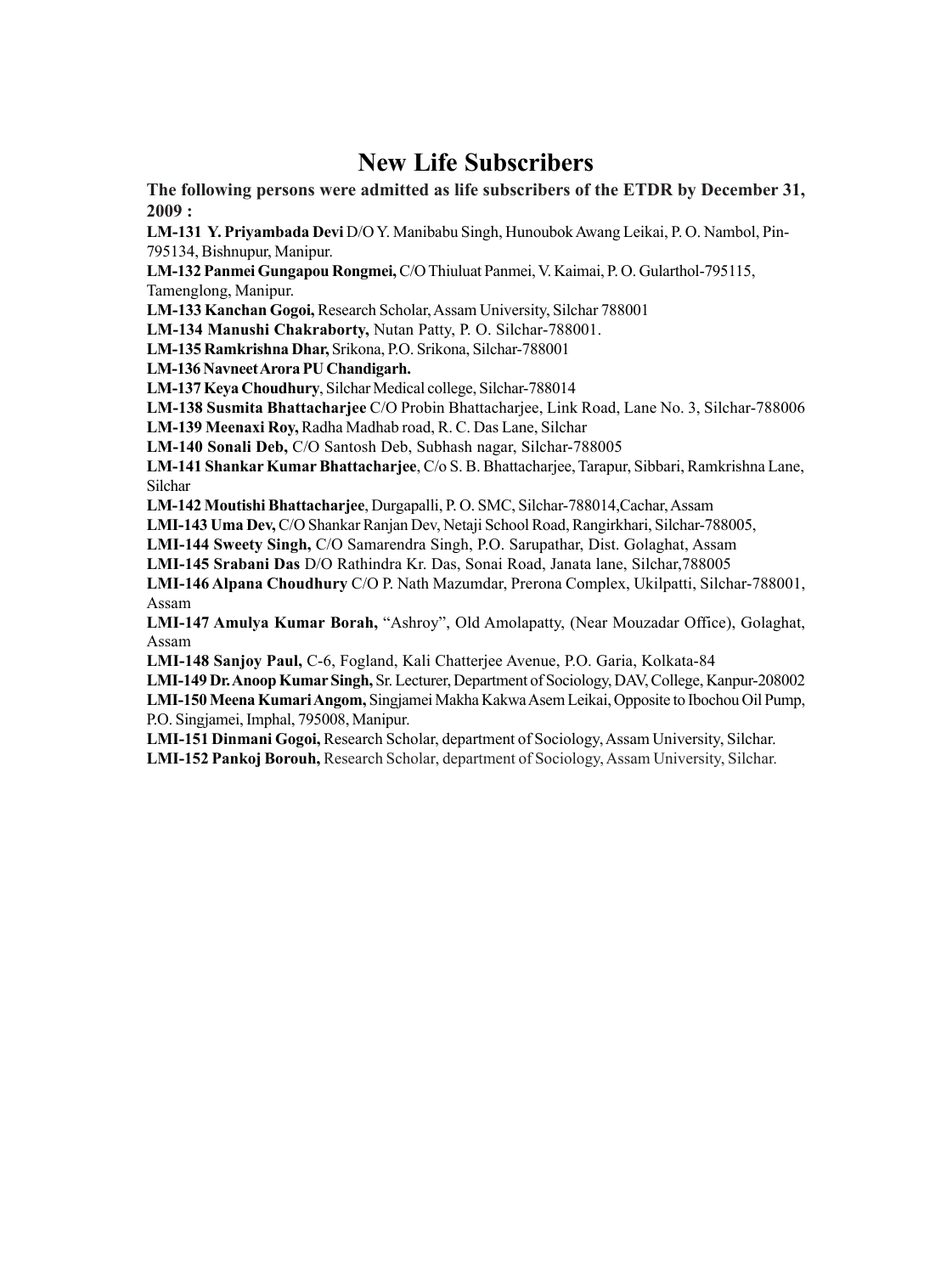# New Life Subscribers

**The following persons were admitted as life subscribers of the ETDR by December 31, 2009 :**

**LM-131 Y. Priyambada Devi** D/O Y. Manibabu Singh, Hunoubok Awang Leikai, P. O. Nambol, Pin-795134, Bishnupur, Manipur.

**LM-132 Panmei Gungapou Rongmei,** C/O Thiuluat Panmei, V. Kaimai, P. O. Gularthol-795115, Tamenglong, Manipur.

**LM-133 Kanchan Gogoi,** Research Scholar, Assam University, Silchar 788001

**LM-134 Manushi Chakraborty,** Nutan Patty, P. O. Silchar-788001.

**LM-135 Ramkrishna Dhar,** Srikona, P.O. Srikona, Silchar-788001

**LM-136 Navneet Arora PU Chandigarh.**

**LM-137 Keya Choudhury**, Silchar Medical college, Silchar-788014

**LM-138 Susmita Bhattacharjee** C/O Probin Bhattacharjee, Link Road, Lane No. 3, Silchar-788006

**LM-139 Meenaxi Roy,** Radha Madhab road, R. C. Das Lane, Silchar

**LM-140 Sonali Deb,** C/O Santosh Deb, Subhash nagar, Silchar-788005

**LM-141 Shankar Kumar Bhattacharjee**, C/o S. B. Bhattacharjee, Tarapur, Sibbari, Ramkrishna Lane, Silchar

**LM-142 Moutishi Bhattacharjee**, Durgapalli, P. O. SMC, Silchar-788014,Cachar, Assam

**LMI-143 Uma Dev,** C/O Shankar Ranjan Dev, Netaji School Road, Rangirkhari, Silchar-788005,

**LMI-144 Sweety Singh,** C/O Samarendra Singh, P.O. Sarupathar, Dist. Golaghat, Assam

**LMI-145 Srabani Das** D/O Rathindra Kr. Das, Sonai Road, Janata lane, Silchar,788005

**LMI-146 Alpana Choudhury** C/O P. Nath Mazumdar, Prerona Complex, Ukilpatti, Silchar-788001, Assam

**LMI-147 Amulya Kumar Borah,** "Ashroy", Old Amolapatty, (Near Mouzadar Office), Golaghat, Assam

**LMI-148 Sanjoy Paul,** C-6, Fogland, Kali Chatterjee Avenue, P.O. Garia, Kolkata-84

**LMI-149 Dr. Anoop Kumar Singh,** Sr. Lecturer, Department of Sociology, DAV, College, Kanpur-208002

**LMI-150 Meena Kumari Angom,** Singjamei Makha Kakwa Asem Leikai, Opposite to Ibochou Oil Pump, P.O. Singjamei, Imphal, 795008, Manipur.

**LMI-151 Dinmani Gogoi,** Research Scholar, department of Sociology, Assam University, Silchar.

**LMI-152 Pankoj Borouh,** Research Scholar, department of Sociology, Assam University, Silchar.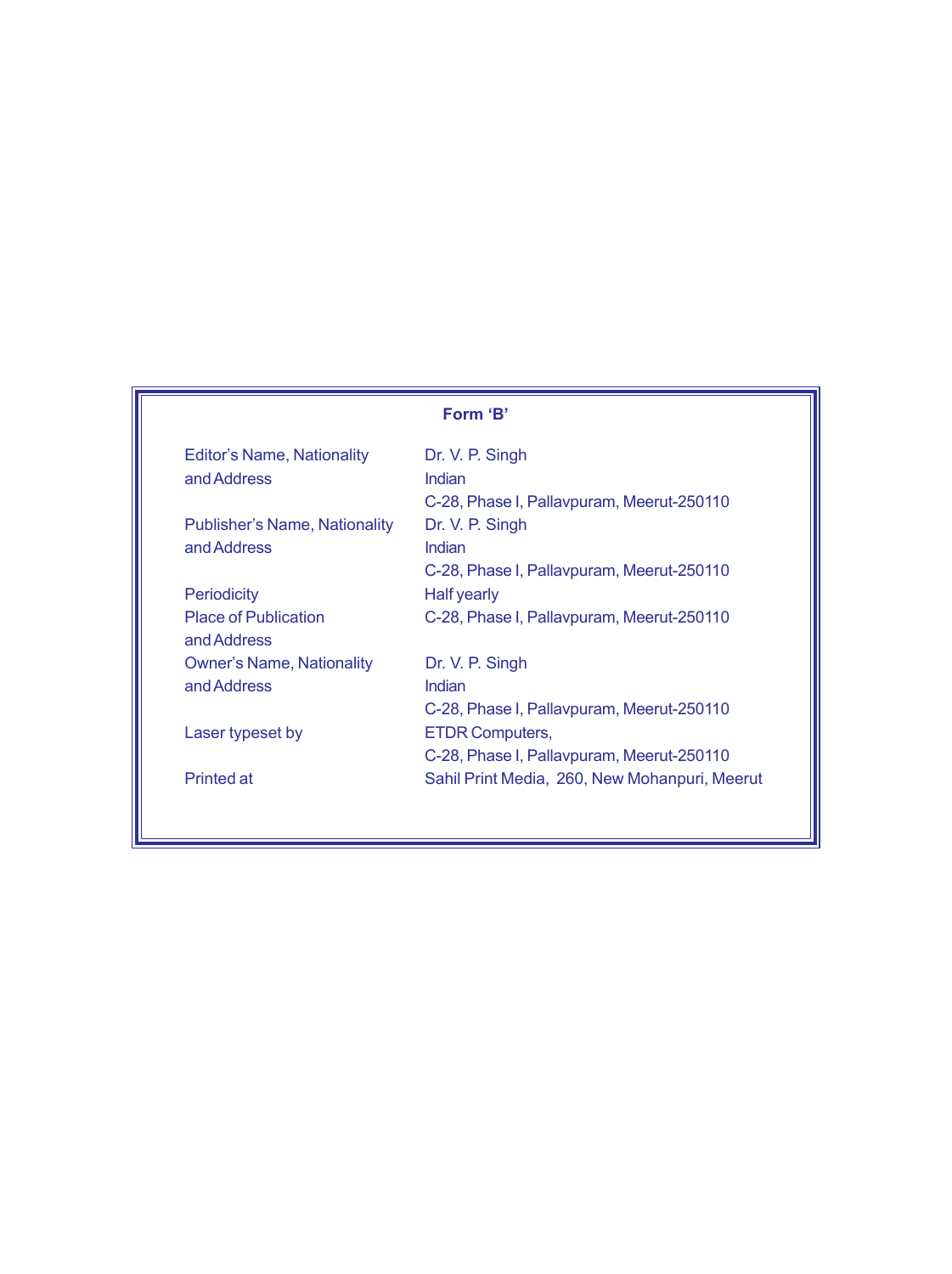## Form 'B'

| | |
|---|---|
| Editor's Name, Nationality and Address | Dr. V. P. Singh<br>Indian<br>C-28, Phase I, Pallavpuram, Meerut-250110 |
| Publisher's Name, Nationality and Address | Dr. V. P. Singh<br>Indian<br>C-28, Phase I, Pallavpuram, Meerut-250110 |
| Periodicity | Half yearly |
| Place of Publication and Address | C-28, Phase I, Pallavpuram, Meerut-250110 |
| Owner's Name, Nationality and Address | Dr. V. P. Singh<br>Indian<br>C-28, Phase I, Pallavpuram, Meerut-250110 |
| Laser typeset by | ETDR Computers,<br>C-28, Phase I, Pallavpuram, Meerut-250110 |
| Printed at | Sahil Print Media, 260, New Mohanpuri, Meerut |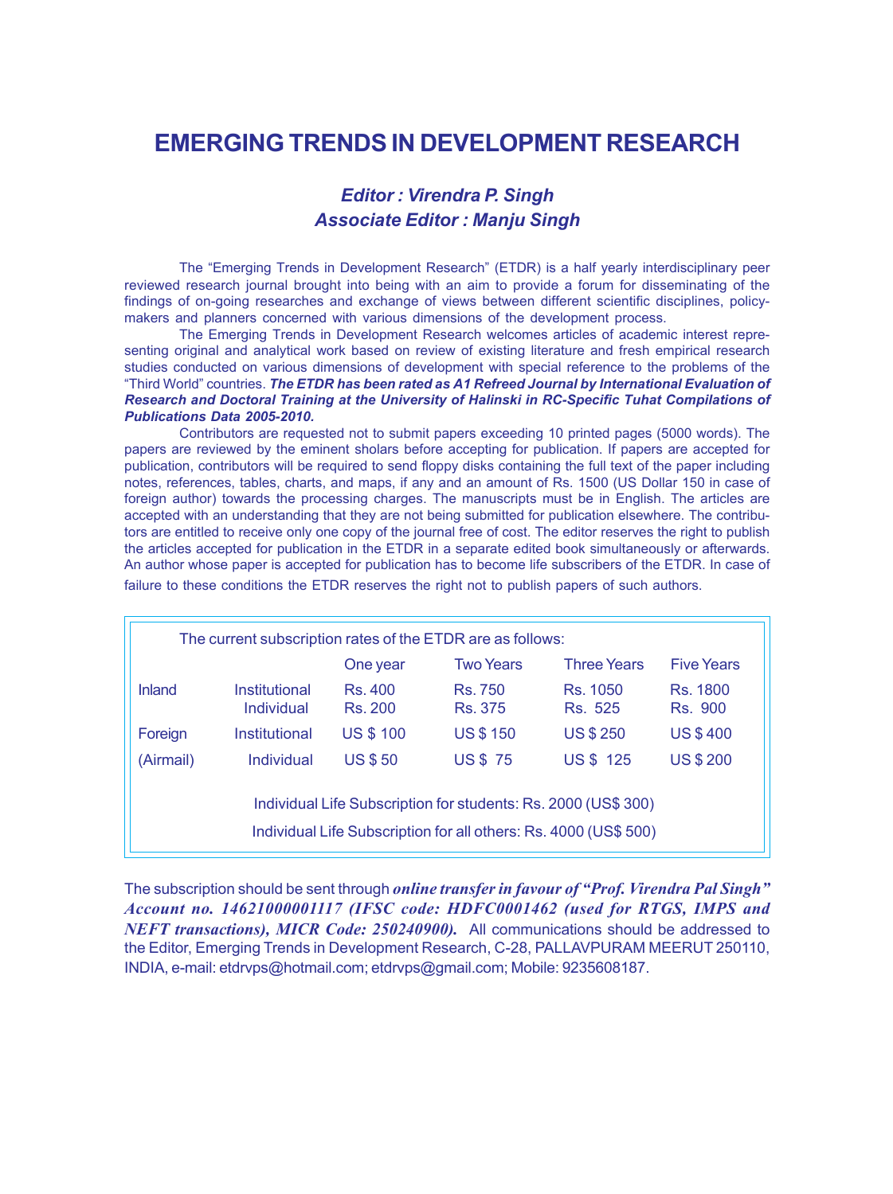# EMERGING TRENDS IN DEVELOPMENT RESEARCH

***Editor : Virendra P. Singh***

***Associate Editor : Manju Singh***

The "Emerging Trends in Development Research" (ETDR) is a half yearly interdisciplinary peer reviewed research journal brought into being with an aim to provide a forum for disseminating of the findings of on-going researches and exchange of views between different scientific disciplines, policy-makers and planners concerned with various dimensions of the development process.

The Emerging Trends in Development Research welcomes articles of academic interest representing original and analytical work based on review of existing literature and fresh empirical research studies conducted on various dimensions of development with special reference to the problems of the "Third World" countries. ***The ETDR has been rated as A1 Refreed Journal by International Evaluation of Research and Doctoral Training at the University of Halinski in RC-Specific Tuhat Compilations of Publications Data 2005-2010.***

Contributors are requested not to submit papers exceeding 10 printed pages (5000 words). The papers are reviewed by the eminent sholars before accepting for publication. If papers are accepted for publication, contributors will be required to send floppy disks containing the full text of the paper including notes, references, tables, charts, and maps, if any and an amount of Rs. 1500 (US Dollar 150 in case of foreign author) towards the processing charges. The manuscripts must be in English. The articles are accepted with an understanding that they are not being submitted for publication elsewhere. The contributors are entitled to receive only one copy of the journal free of cost. The editor reserves the right to publish the articles accepted for publication in the ETDR in a separate edited book simultaneously or afterwards. An author whose paper is accepted for publication has to become life subscribers of the ETDR. In case of failure to these conditions the ETDR reserves the right not to publish papers of such authors.

The current subscription rates of the ETDR are as follows:

| | | One year | Two Years | Three Years | Five Years |
|---|---|---|---|---|---|
| Inland | Institutional | Rs. 400 | Rs. 750 | Rs. 1050 | Rs. 1800 |
| | Individual | Rs. 200 | Rs. 375 | Rs. 525 | Rs. 900 |
| Foreign | Institutional | US $ 100 | US $ 150 | US $ 250 | US $ 400 |
| (Airmail) | Individual | US $ 50 | US $ 75 | US $ 125 | US $ 200 |

Individual Life Subscription for students: Rs. 2000 (US$ 300)

Individual Life Subscription for all others: Rs. 4000 (US$ 500)

The subscription should be sent through ***online transfer in favour of "Prof. Virendra Pal Singh" Account no. 14621000001117 (IFSC code: HDFC0001462 (used for RTGS, IMPS and NEFT transactions), MICR Code: 250240900).*** All communications should be addressed to the Editor, Emerging Trends in Development Research, C-28, PALLAVPURAM MEERUT 250110, INDIA, e-mail: etdrvps@hotmail.com; etdrvps@gmail.com; Mobile: 9235608187.